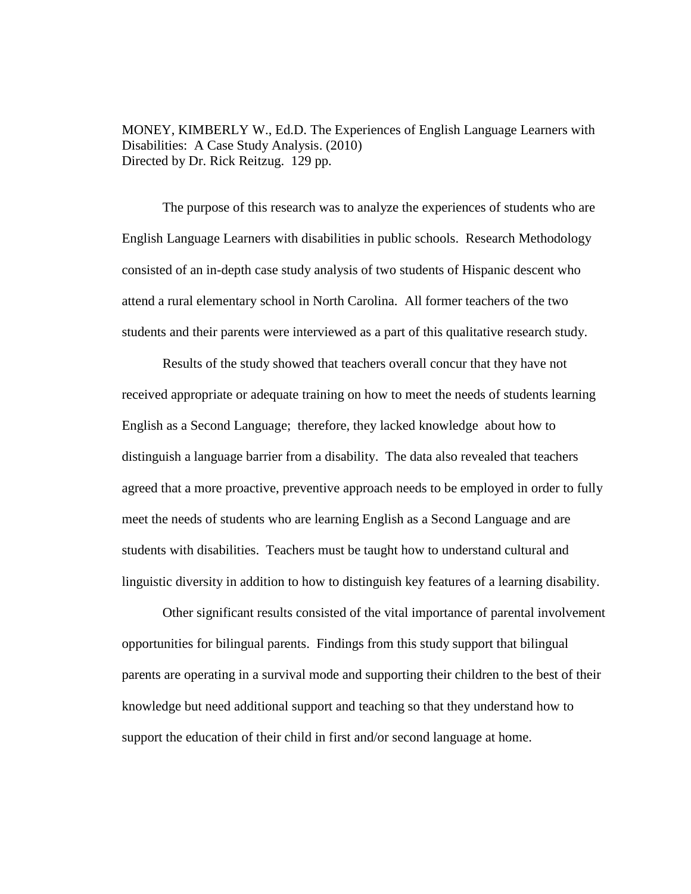MONEY, KIMBERLY W., Ed.D. The Experiences of English Language Learners with Disabilities: A Case Study Analysis. (2010)
Directed by Dr. Rick Reitzug. 129 pp.

The purpose of this research was to analyze the experiences of students who are English Language Learners with disabilities in public schools. Research Methodology consisted of an in-depth case study analysis of two students of Hispanic descent who attend a rural elementary school in North Carolina. All former teachers of the two students and their parents were interviewed as a part of this qualitative research study.

Results of the study showed that teachers overall concur that they have not received appropriate or adequate training on how to meet the needs of students learning English as a Second Language; therefore, they lacked knowledge about how to distinguish a language barrier from a disability. The data also revealed that teachers agreed that a more proactive, preventive approach needs to be employed in order to fully meet the needs of students who are learning English as a Second Language and are students with disabilities. Teachers must be taught how to understand cultural and linguistic diversity in addition to how to distinguish key features of a learning disability.

Other significant results consisted of the vital importance of parental involvement opportunities for bilingual parents. Findings from this study support that bilingual parents are operating in a survival mode and supporting their children to the best of their knowledge but need additional support and teaching so that they understand how to support the education of their child in first and/or second language at home.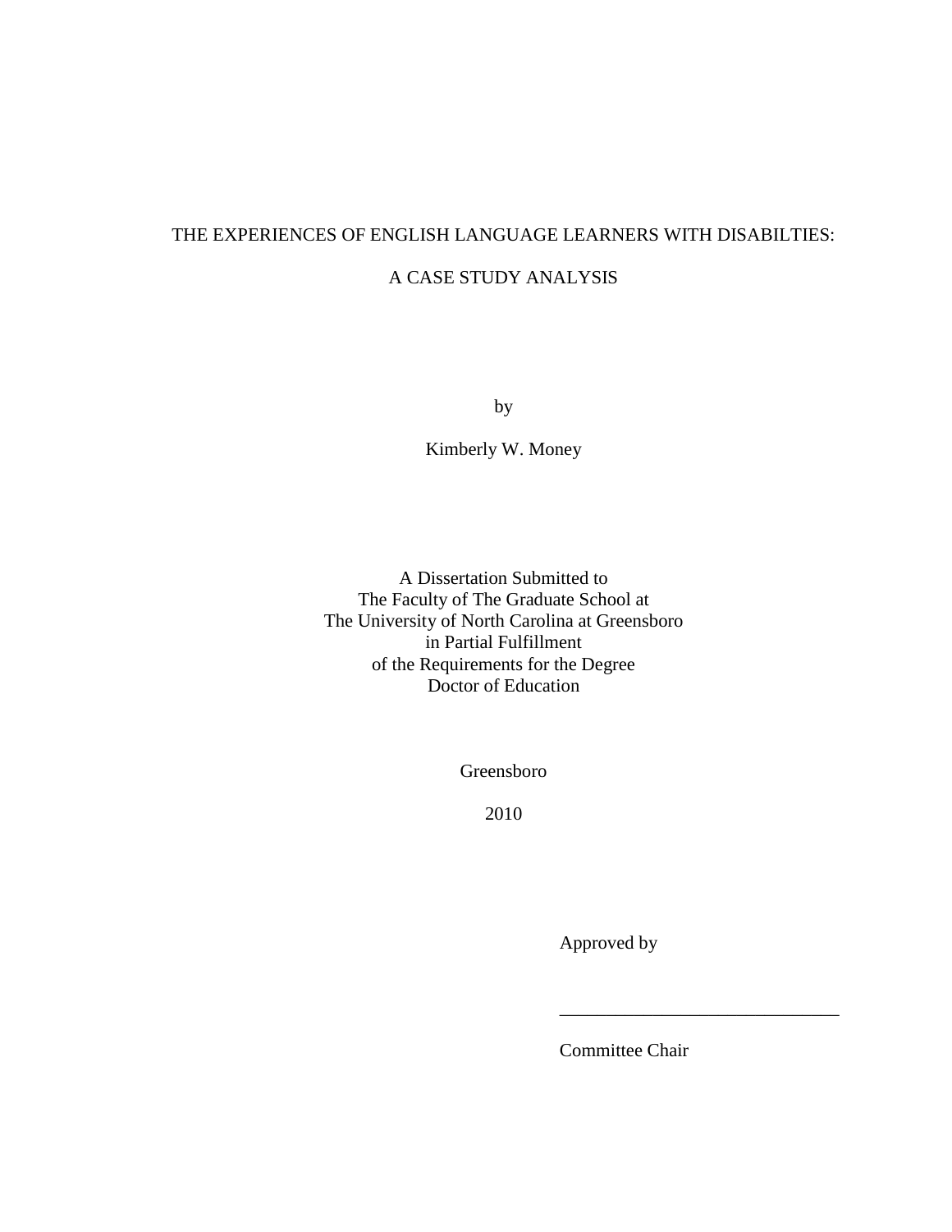THE EXPERIENCES OF ENGLISH LANGUAGE LEARNERS WITH DISABILTIES:

A CASE STUDY ANALYSIS

by

Kimberly W. Money

A Dissertation Submitted to
The Faculty of The Graduate School at
The University of North Carolina at Greensboro
in Partial Fulfillment
of the Requirements for the Degree
Doctor of Education

Greensboro

2010

Approved by

______________________________

Committee Chair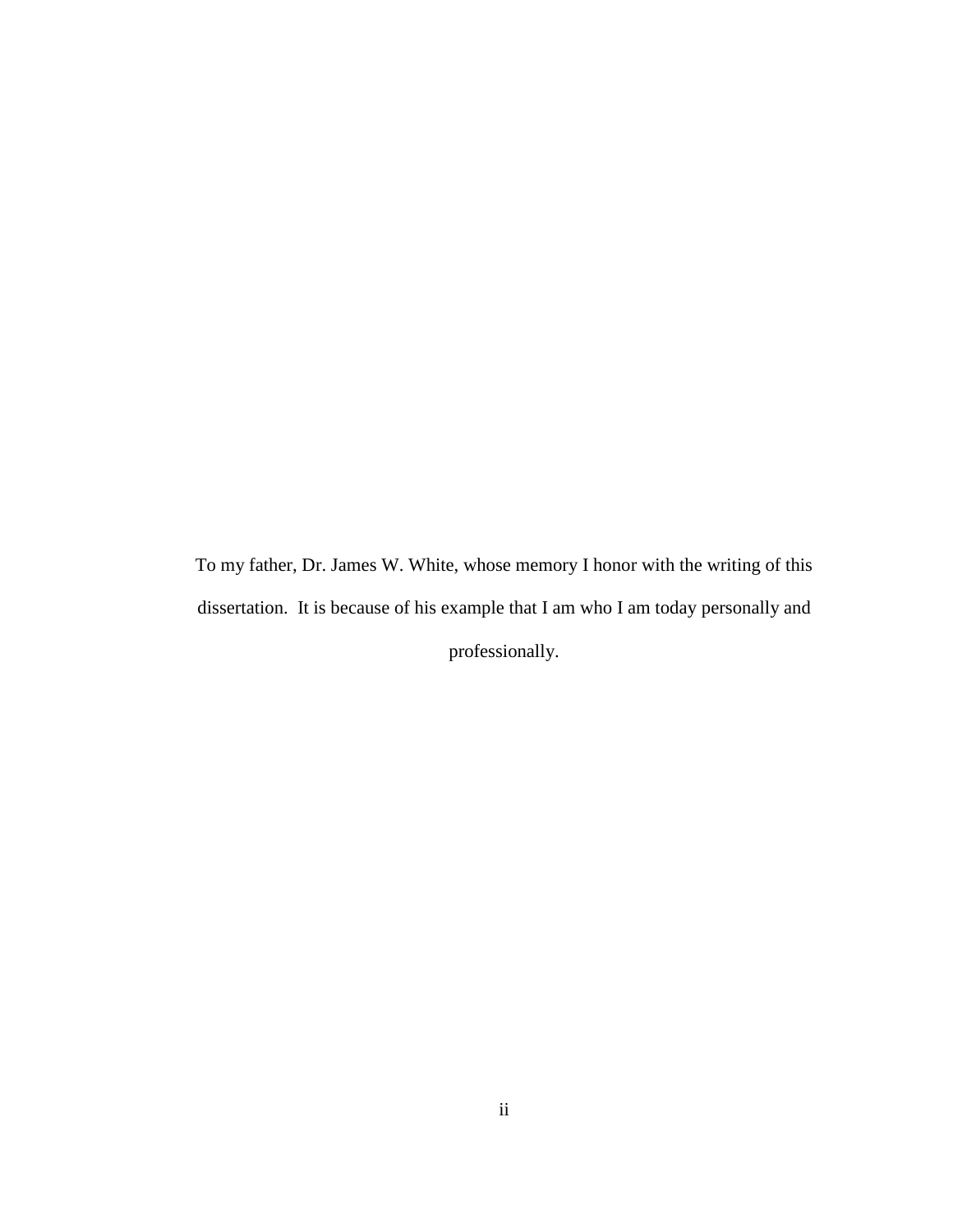To my father, Dr. James W. White, whose memory I honor with the writing of this dissertation. It is because of his example that I am who I am today personally and professionally.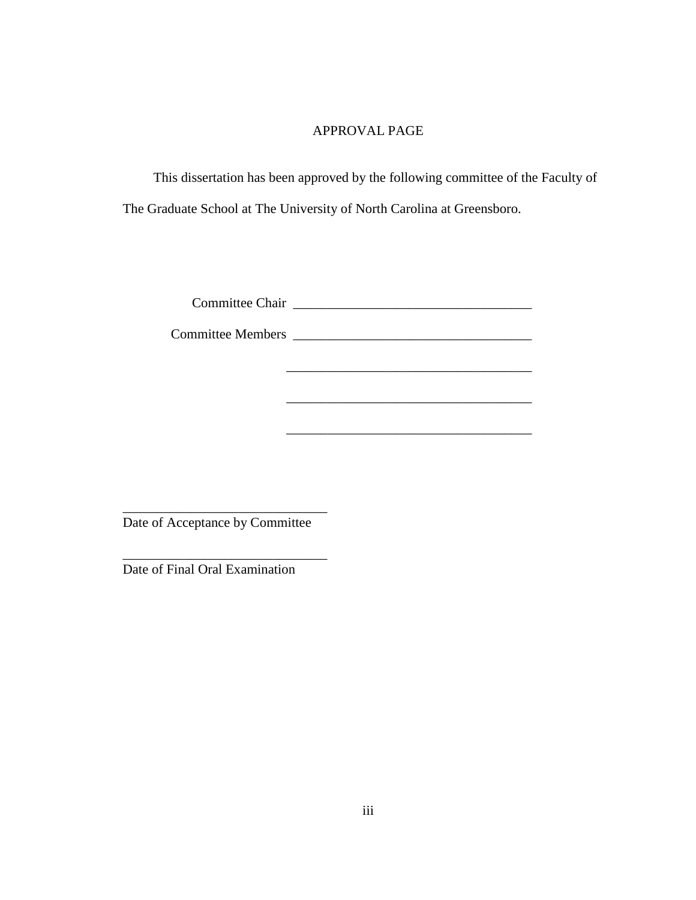# APPROVAL PAGE

This dissertation has been approved by the following committee of the Faculty of The Graduate School at The University of North Carolina at Greensboro.

Committee Chair ___________________________________

Committee Members ___________________________________

___________________________________

___________________________________

___________________________________

______________________________
Date of Acceptance by Committee

______________________________
Date of Final Oral Examination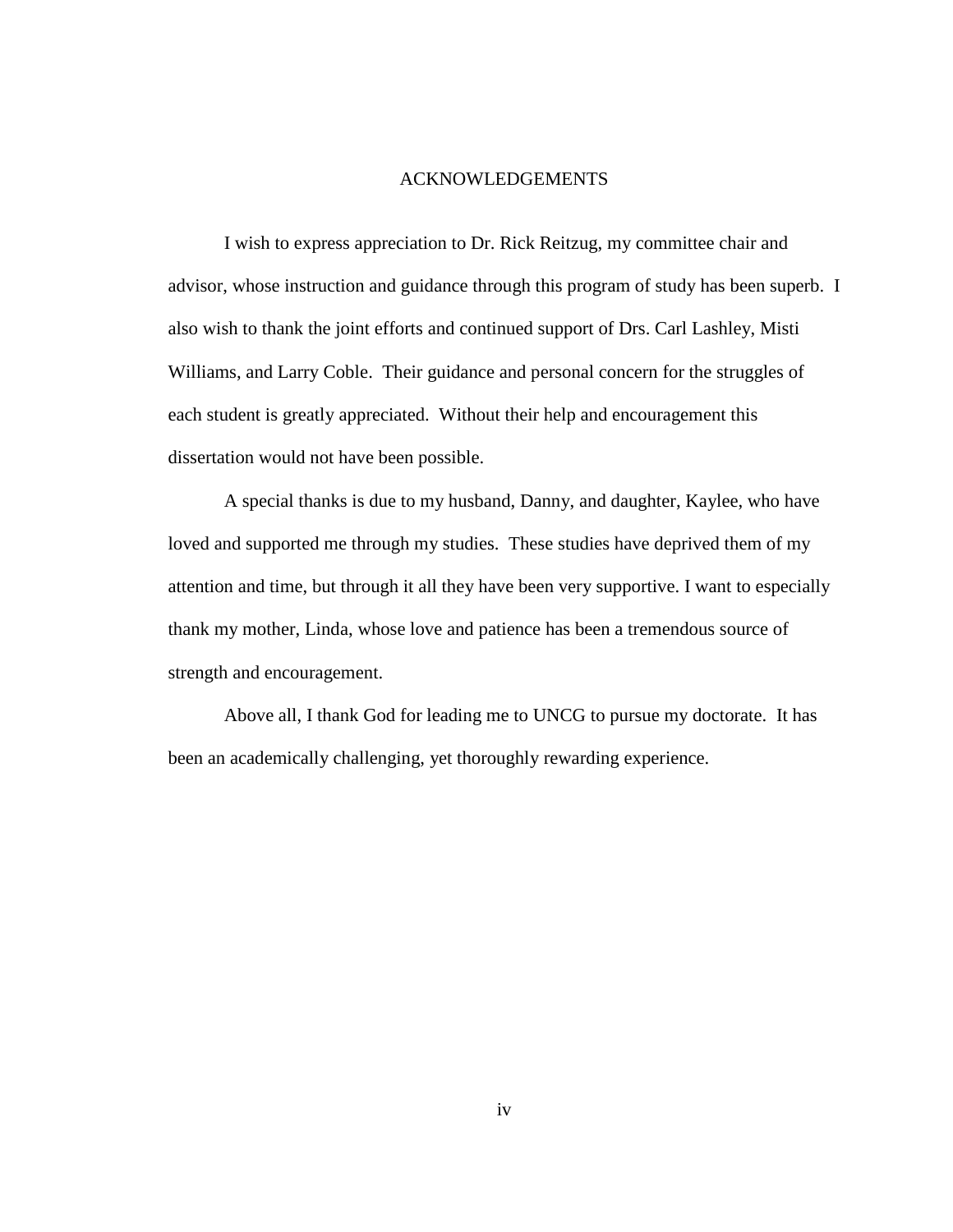# ACKNOWLEDGEMENTS

I wish to express appreciation to Dr. Rick Reitzug, my committee chair and advisor, whose instruction and guidance through this program of study has been superb. I also wish to thank the joint efforts and continued support of Drs. Carl Lashley, Misti Williams, and Larry Coble. Their guidance and personal concern for the struggles of each student is greatly appreciated. Without their help and encouragement this dissertation would not have been possible.

A special thanks is due to my husband, Danny, and daughter, Kaylee, who have loved and supported me through my studies. These studies have deprived them of my attention and time, but through it all they have been very supportive. I want to especially thank my mother, Linda, whose love and patience has been a tremendous source of strength and encouragement.

Above all, I thank God for leading me to UNCG to pursue my doctorate. It has been an academically challenging, yet thoroughly rewarding experience.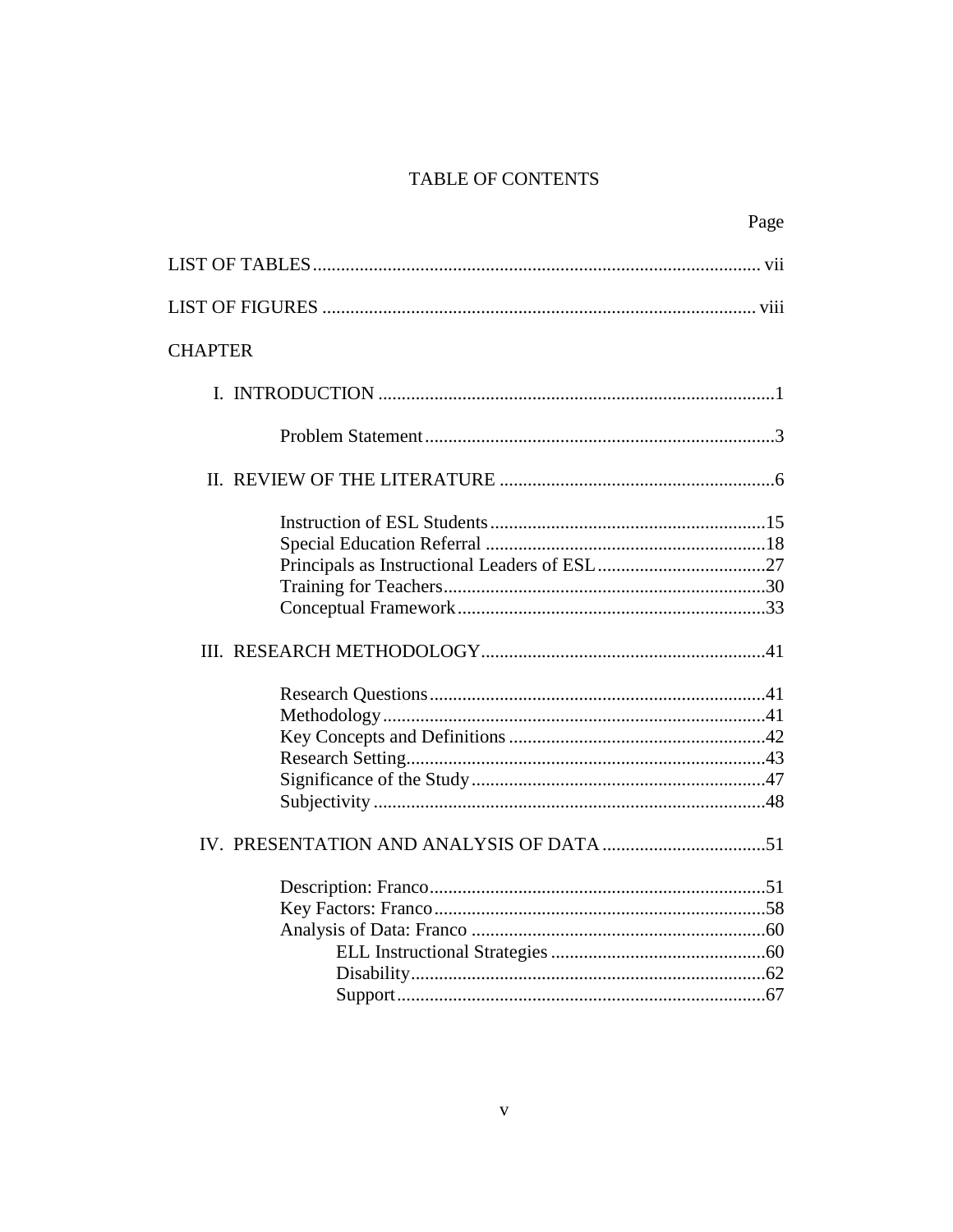# TABLE OF CONTENTS

Page

LIST OF TABLES .......................................................................................... vii

LIST OF FIGURES ........................................................................................ viii

CHAPTER

I. INTRODUCTION ...................................................................................1

- Problem Statement ..........................................................................3

II. REVIEW OF THE LITERATURE ..........................................................6

- Instruction of ESL Students ..........................................................15
- Special Education Referral ...........................................................18
- Principals as Instructional Leaders of ESL ....................................27
- Training for Teachers ....................................................................30
- Conceptual Framework .................................................................33

III. RESEARCH METHODOLOGY .............................................................41

- Research Questions .......................................................................41
- Methodology .................................................................................41
- Key Concepts and Definitions .......................................................42
- Research Setting ............................................................................43
- Significance of the Study ..............................................................47
- Subjectivity ...................................................................................48

IV. PRESENTATION AND ANALYSIS OF DATA ...................................51

- Description: Franco .......................................................................51
- Key Factors: Franco .......................................................................58
- Analysis of Data: Franco ...............................................................60
  - ELL Instructional Strategies ..............................................60
  - Disability ............................................................................62
  - Support ...............................................................................67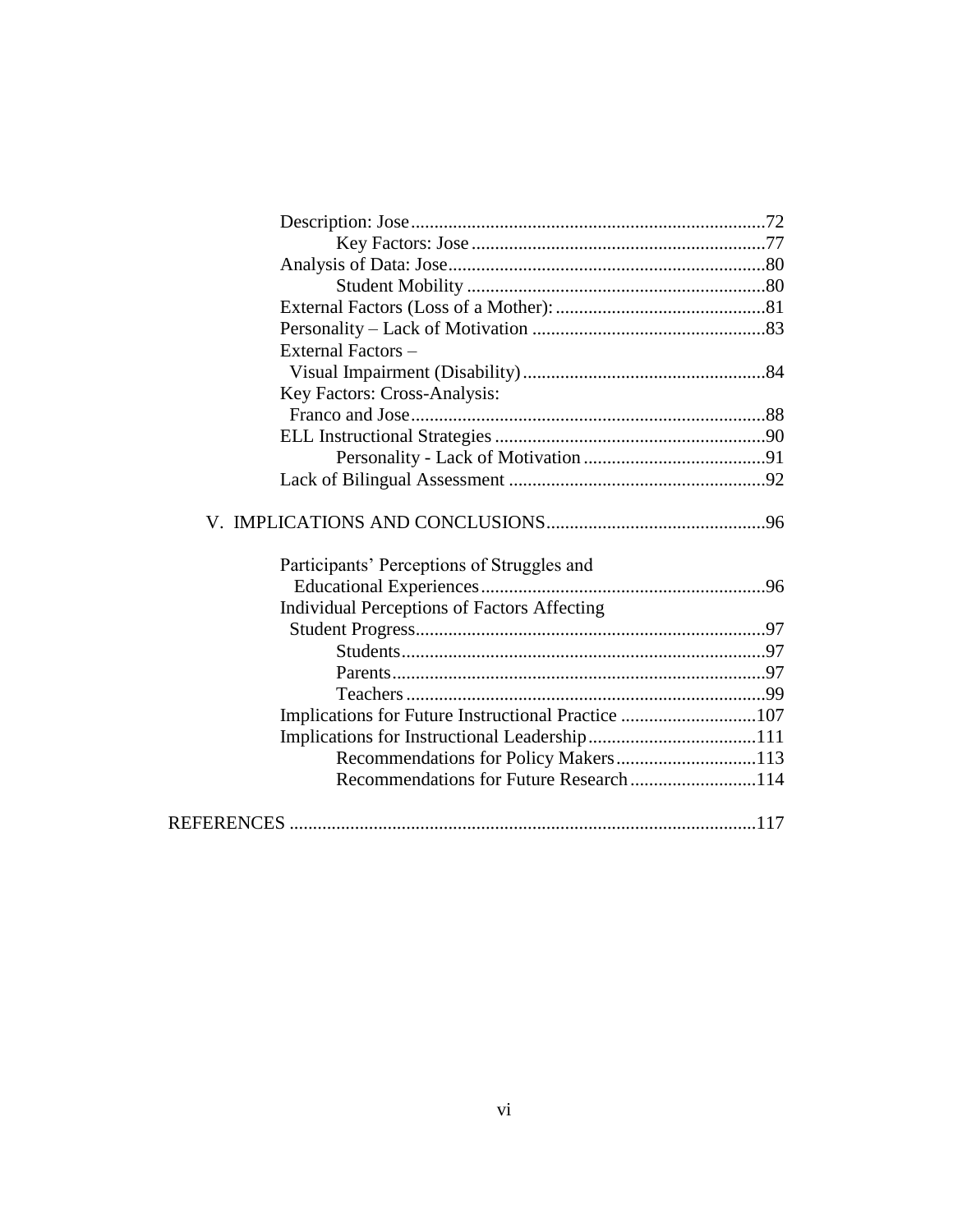Description: Jose ........................................................................ 72
  Key Factors: Jose ........................................................................ 77
Analysis of Data: Jose ........................................................................ 80
  Student Mobility ........................................................................ 80
External Factors (Loss of a Mother): ........................................................ 81
Personality – Lack of Motivation ............................................................ 83
External Factors –
  Visual Impairment (Disability) ............................................................ 84
Key Factors: Cross-Analysis:
  Franco and Jose ........................................................................ 88
ELL Instructional Strategies ................................................................ 90
  Personality - Lack of Motivation ............................................................ 91
Lack of Bilingual Assessment ................................................................ 92

V. IMPLICATIONS AND CONCLUSIONS ............................................................ 96

Participants' Perceptions of Struggles and
  Educational Experiences ........................................................................ 96
Individual Perceptions of Factors Affecting
  Student Progress ........................................................................ 97
  Students ........................................................................ 97
  Parents ........................................................................ 97
  Teachers ........................................................................ 99
Implications for Future Instructional Practice ................................................ 107
Implications for Instructional Leadership ...................................................... 111
  Recommendations for Policy Makers ........................................................ 113
  Recommendations for Future Research ...................................................... 114

REFERENCES ........................................................................ 117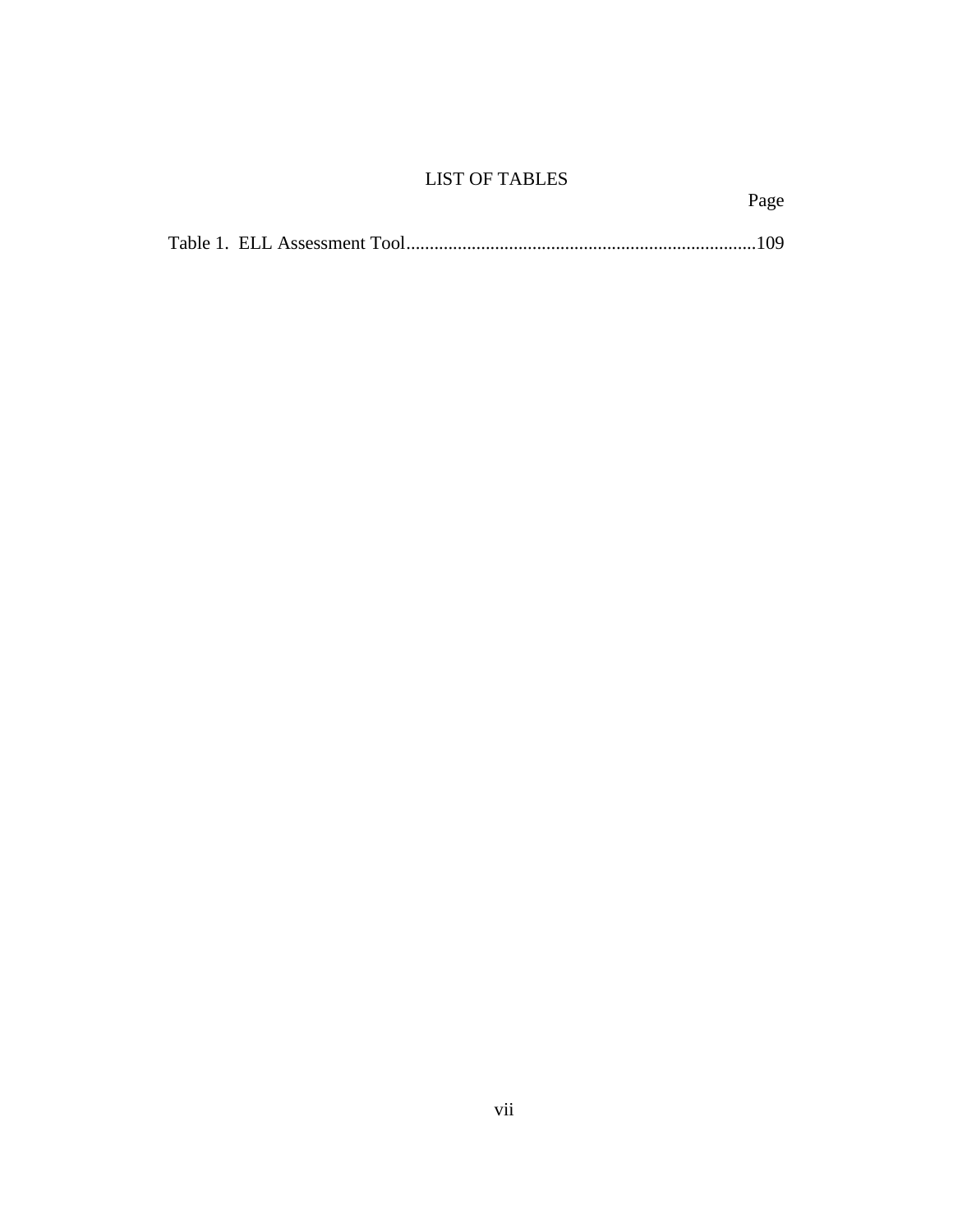# LIST OF TABLES

Page

Table 1. ELL Assessment Tool..........................................................................109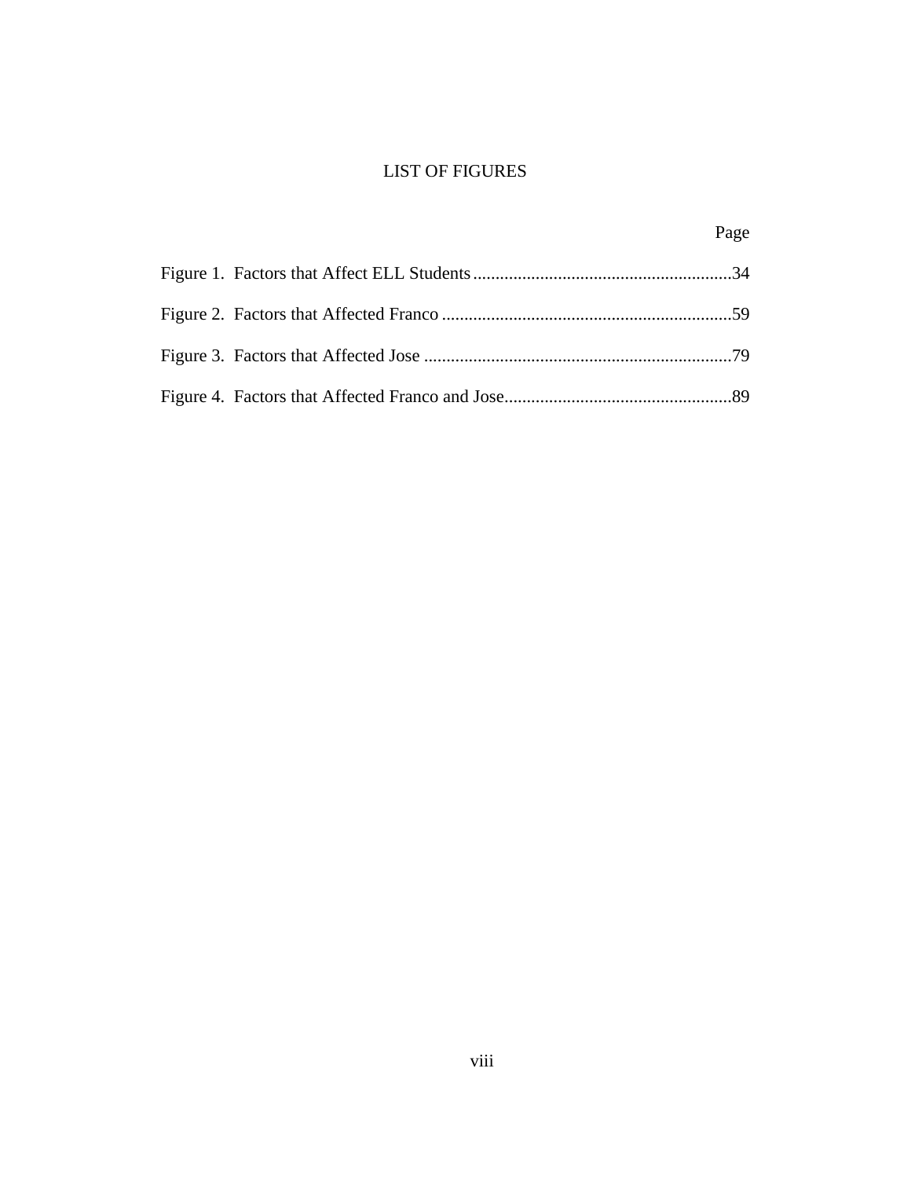# LIST OF FIGURES

| | Page |
|---|---|
| Figure 1. Factors that Affect ELL Students | 34 |
| Figure 2. Factors that Affected Franco | 59 |
| Figure 3. Factors that Affected Jose | 79 |
| Figure 4. Factors that Affected Franco and Jose | 89 |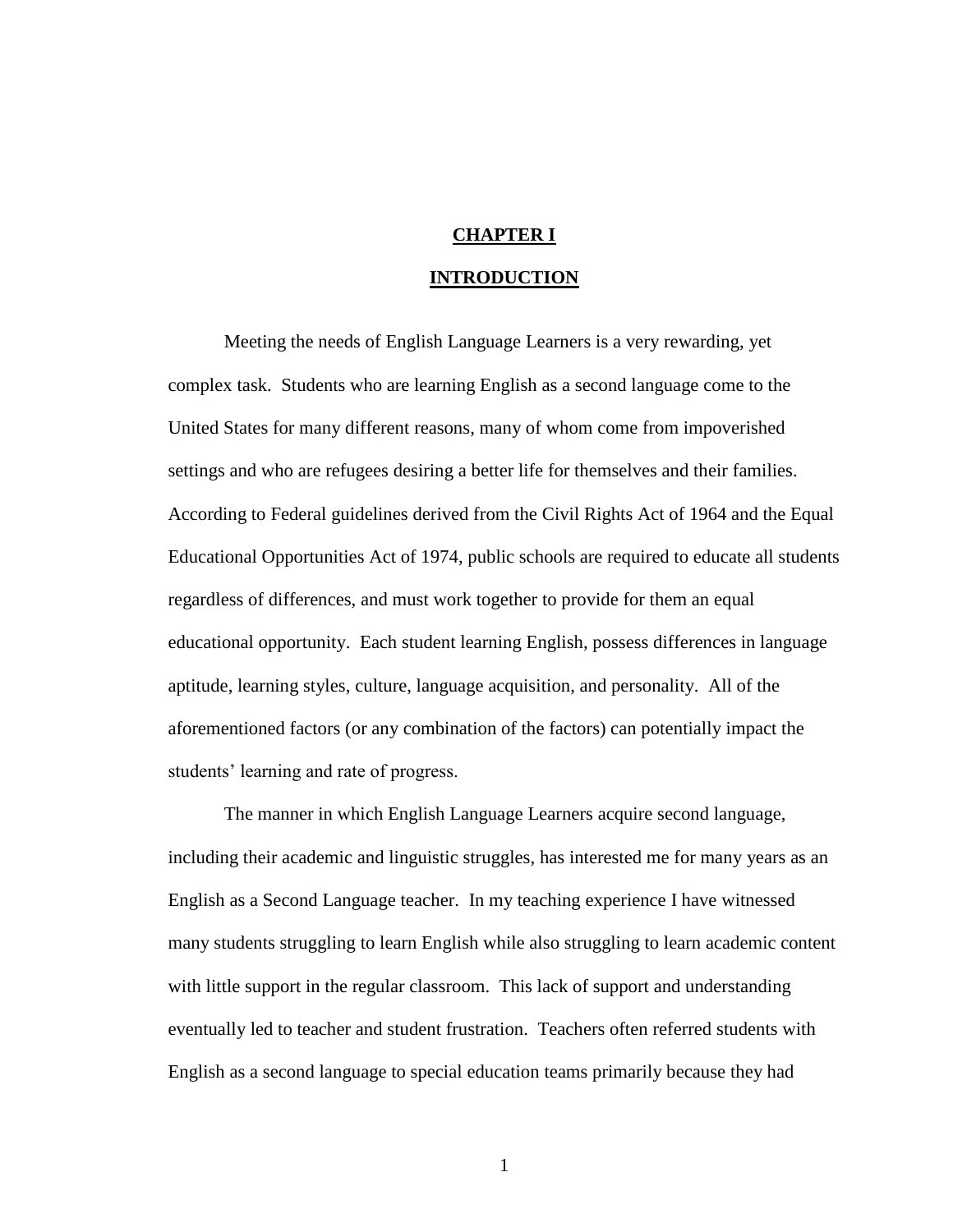# CHAPTER I

# INTRODUCTION

Meeting the needs of English Language Learners is a very rewarding, yet complex task. Students who are learning English as a second language come to the United States for many different reasons, many of whom come from impoverished settings and who are refugees desiring a better life for themselves and their families. According to Federal guidelines derived from the Civil Rights Act of 1964 and the Equal Educational Opportunities Act of 1974, public schools are required to educate all students regardless of differences, and must work together to provide for them an equal educational opportunity. Each student learning English, possess differences in language aptitude, learning styles, culture, language acquisition, and personality. All of the aforementioned factors (or any combination of the factors) can potentially impact the students' learning and rate of progress.

The manner in which English Language Learners acquire second language, including their academic and linguistic struggles, has interested me for many years as an English as a Second Language teacher. In my teaching experience I have witnessed many students struggling to learn English while also struggling to learn academic content with little support in the regular classroom. This lack of support and understanding eventually led to teacher and student frustration. Teachers often referred students with English as a second language to special education teams primarily because they had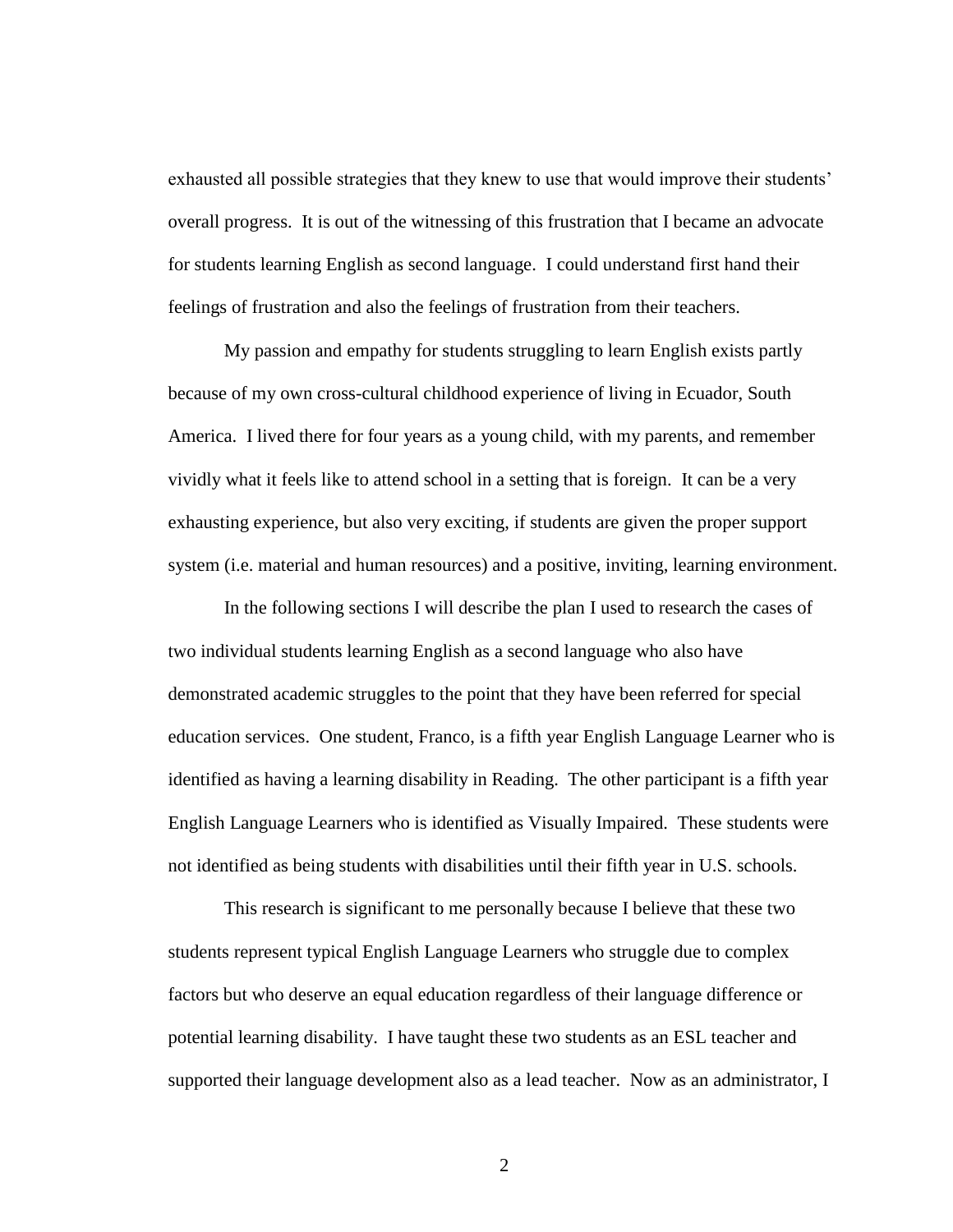exhausted all possible strategies that they knew to use that would improve their students' overall progress. It is out of the witnessing of this frustration that I became an advocate for students learning English as second language. I could understand first hand their feelings of frustration and also the feelings of frustration from their teachers.

My passion and empathy for students struggling to learn English exists partly because of my own cross-cultural childhood experience of living in Ecuador, South America. I lived there for four years as a young child, with my parents, and remember vividly what it feels like to attend school in a setting that is foreign. It can be a very exhausting experience, but also very exciting, if students are given the proper support system (i.e. material and human resources) and a positive, inviting, learning environment.

In the following sections I will describe the plan I used to research the cases of two individual students learning English as a second language who also have demonstrated academic struggles to the point that they have been referred for special education services. One student, Franco, is a fifth year English Language Learner who is identified as having a learning disability in Reading. The other participant is a fifth year English Language Learners who is identified as Visually Impaired. These students were not identified as being students with disabilities until their fifth year in U.S. schools.

This research is significant to me personally because I believe that these two students represent typical English Language Learners who struggle due to complex factors but who deserve an equal education regardless of their language difference or potential learning disability. I have taught these two students as an ESL teacher and supported their language development also as a lead teacher. Now as an administrator, I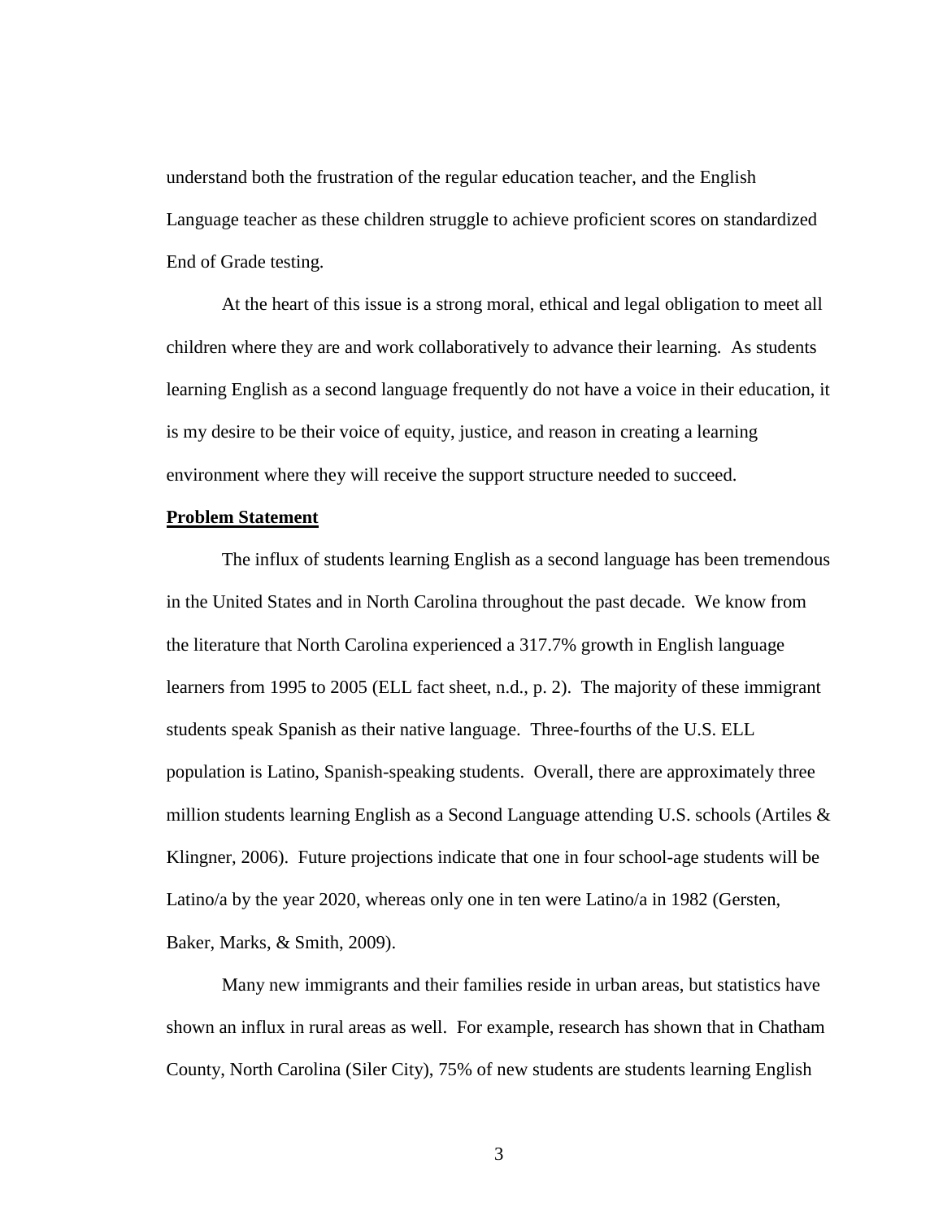understand both the frustration of the regular education teacher, and the English Language teacher as these children struggle to achieve proficient scores on standardized End of Grade testing.

At the heart of this issue is a strong moral, ethical and legal obligation to meet all children where they are and work collaboratively to advance their learning. As students learning English as a second language frequently do not have a voice in their education, it is my desire to be their voice of equity, justice, and reason in creating a learning environment where they will receive the support structure needed to succeed.

**Problem Statement**

The influx of students learning English as a second language has been tremendous in the United States and in North Carolina throughout the past decade. We know from the literature that North Carolina experienced a 317.7% growth in English language learners from 1995 to 2005 (ELL fact sheet, n.d., p. 2). The majority of these immigrant students speak Spanish as their native language. Three-fourths of the U.S. ELL population is Latino, Spanish-speaking students. Overall, there are approximately three million students learning English as a Second Language attending U.S. schools (Artiles & Klingner, 2006). Future projections indicate that one in four school-age students will be Latino/a by the year 2020, whereas only one in ten were Latino/a in 1982 (Gersten, Baker, Marks, & Smith, 2009).

Many new immigrants and their families reside in urban areas, but statistics have shown an influx in rural areas as well. For example, research has shown that in Chatham County, North Carolina (Siler City), 75% of new students are students learning English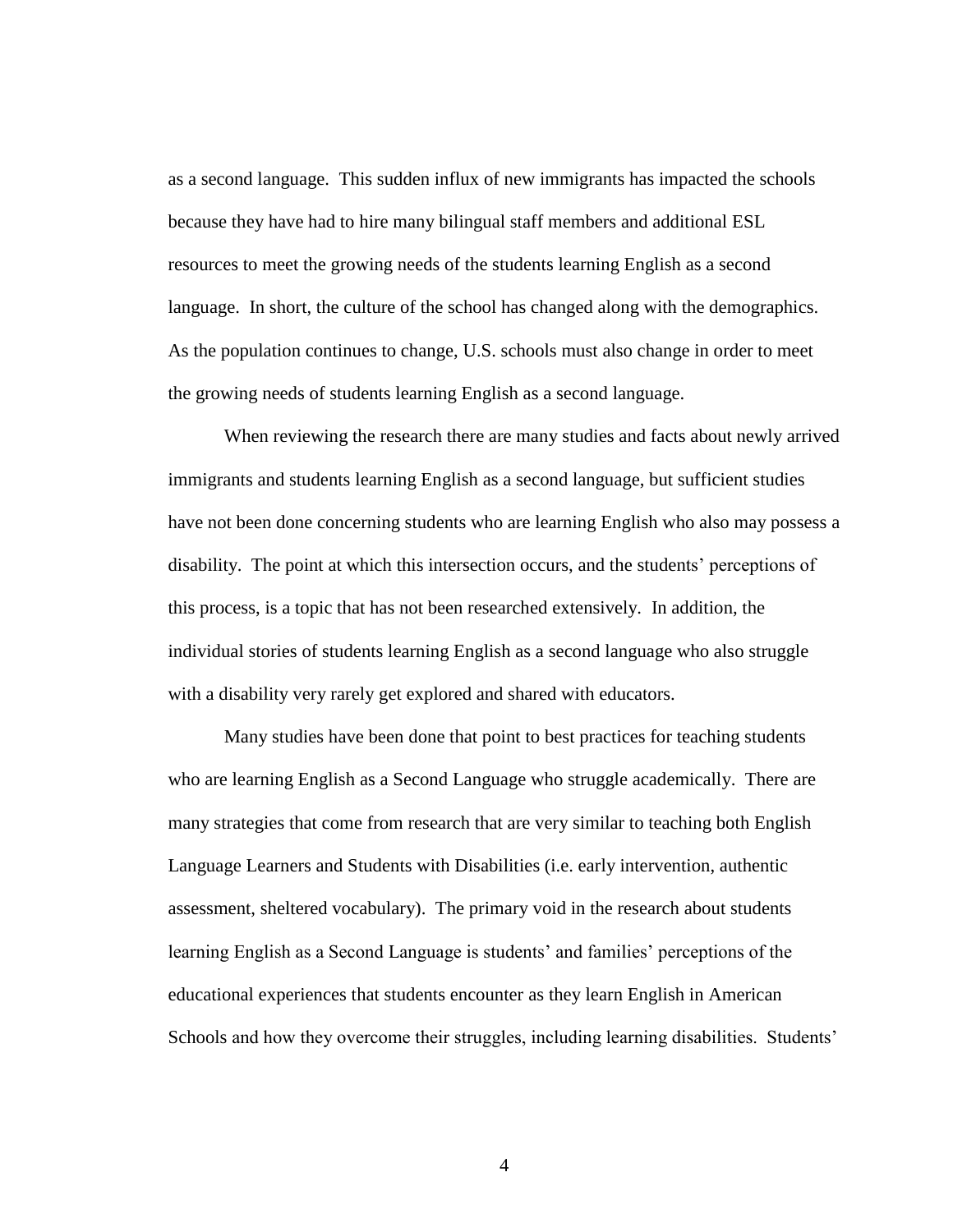as a second language. This sudden influx of new immigrants has impacted the schools because they have had to hire many bilingual staff members and additional ESL resources to meet the growing needs of the students learning English as a second language. In short, the culture of the school has changed along with the demographics. As the population continues to change, U.S. schools must also change in order to meet the growing needs of students learning English as a second language.

When reviewing the research there are many studies and facts about newly arrived immigrants and students learning English as a second language, but sufficient studies have not been done concerning students who are learning English who also may possess a disability. The point at which this intersection occurs, and the students' perceptions of this process, is a topic that has not been researched extensively. In addition, the individual stories of students learning English as a second language who also struggle with a disability very rarely get explored and shared with educators.

Many studies have been done that point to best practices for teaching students who are learning English as a Second Language who struggle academically. There are many strategies that come from research that are very similar to teaching both English Language Learners and Students with Disabilities (i.e. early intervention, authentic assessment, sheltered vocabulary). The primary void in the research about students learning English as a Second Language is students' and families' perceptions of the educational experiences that students encounter as they learn English in American Schools and how they overcome their struggles, including learning disabilities. Students'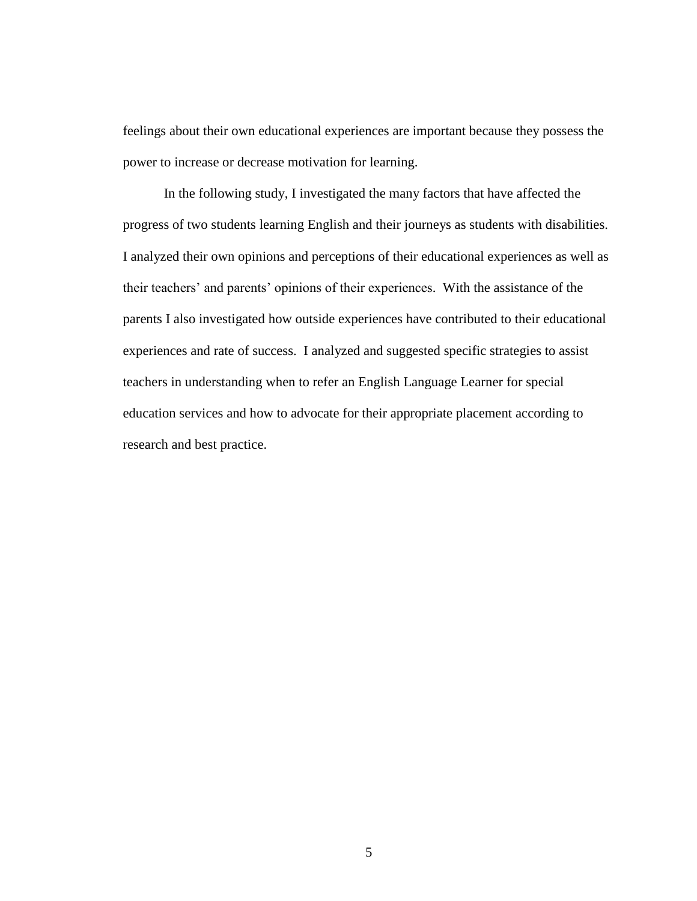feelings about their own educational experiences are important because they possess the power to increase or decrease motivation for learning.

In the following study, I investigated the many factors that have affected the progress of two students learning English and their journeys as students with disabilities. I analyzed their own opinions and perceptions of their educational experiences as well as their teachers' and parents' opinions of their experiences. With the assistance of the parents I also investigated how outside experiences have contributed to their educational experiences and rate of success. I analyzed and suggested specific strategies to assist teachers in understanding when to refer an English Language Learner for special education services and how to advocate for their appropriate placement according to research and best practice.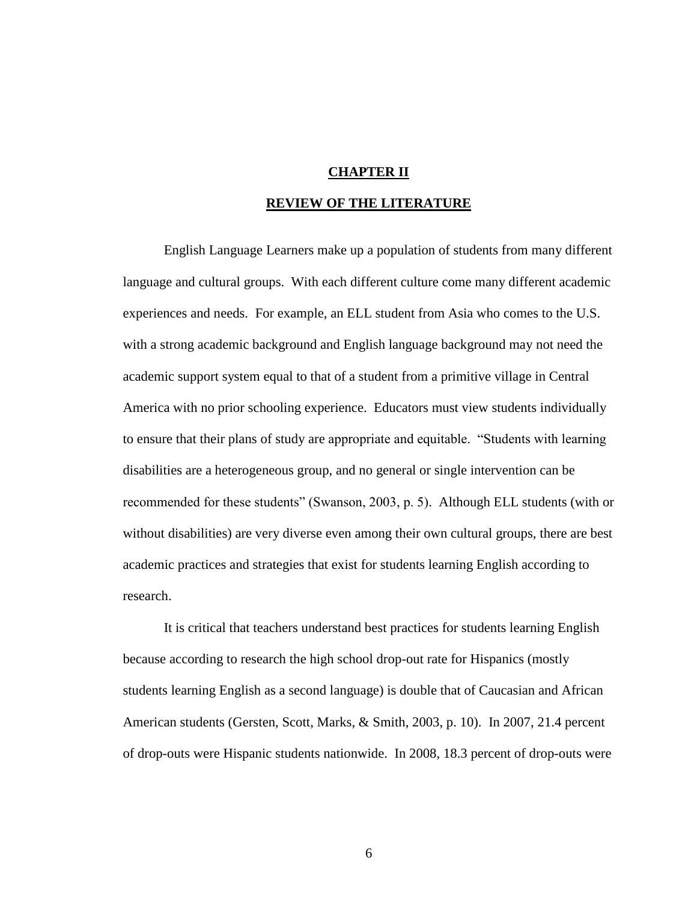# CHAPTER II

## REVIEW OF THE LITERATURE

English Language Learners make up a population of students from many different language and cultural groups. With each different culture come many different academic experiences and needs. For example, an ELL student from Asia who comes to the U.S. with a strong academic background and English language background may not need the academic support system equal to that of a student from a primitive village in Central America with no prior schooling experience. Educators must view students individually to ensure that their plans of study are appropriate and equitable. "Students with learning disabilities are a heterogeneous group, and no general or single intervention can be recommended for these students" (Swanson, 2003, p. 5). Although ELL students (with or without disabilities) are very diverse even among their own cultural groups, there are best academic practices and strategies that exist for students learning English according to research.

It is critical that teachers understand best practices for students learning English because according to research the high school drop-out rate for Hispanics (mostly students learning English as a second language) is double that of Caucasian and African American students (Gersten, Scott, Marks, & Smith, 2003, p. 10). In 2007, 21.4 percent of drop-outs were Hispanic students nationwide. In 2008, 18.3 percent of drop-outs were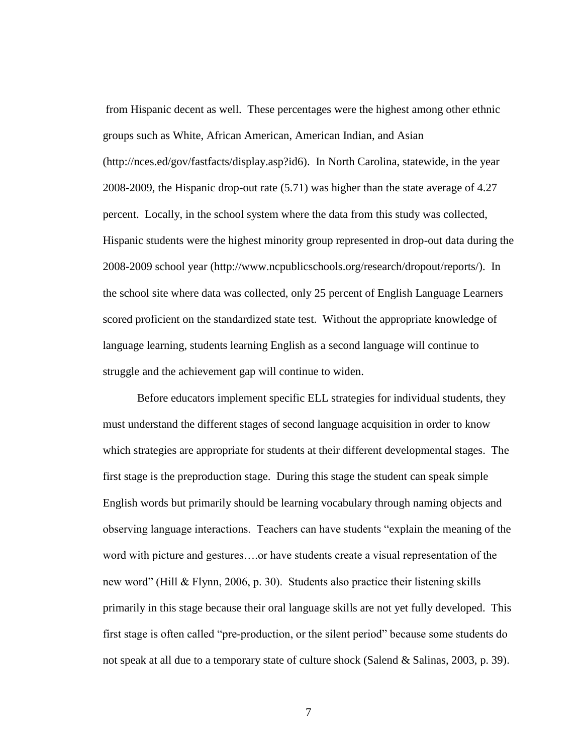from Hispanic decent as well. These percentages were the highest among other ethnic groups such as White, African American, American Indian, and Asian (http://nces.ed/gov/fastfacts/display.asp?id6). In North Carolina, statewide, in the year 2008-2009, the Hispanic drop-out rate (5.71) was higher than the state average of 4.27 percent. Locally, in the school system where the data from this study was collected, Hispanic students were the highest minority group represented in drop-out data during the 2008-2009 school year (http://www.ncpublicschools.org/research/dropout/reports/). In the school site where data was collected, only 25 percent of English Language Learners scored proficient on the standardized state test. Without the appropriate knowledge of language learning, students learning English as a second language will continue to struggle and the achievement gap will continue to widen.

Before educators implement specific ELL strategies for individual students, they must understand the different stages of second language acquisition in order to know which strategies are appropriate for students at their different developmental stages. The first stage is the preproduction stage. During this stage the student can speak simple English words but primarily should be learning vocabulary through naming objects and observing language interactions. Teachers can have students "explain the meaning of the word with picture and gestures….or have students create a visual representation of the new word" (Hill & Flynn, 2006, p. 30). Students also practice their listening skills primarily in this stage because their oral language skills are not yet fully developed. This first stage is often called "pre-production, or the silent period" because some students do not speak at all due to a temporary state of culture shock (Salend & Salinas, 2003, p. 39).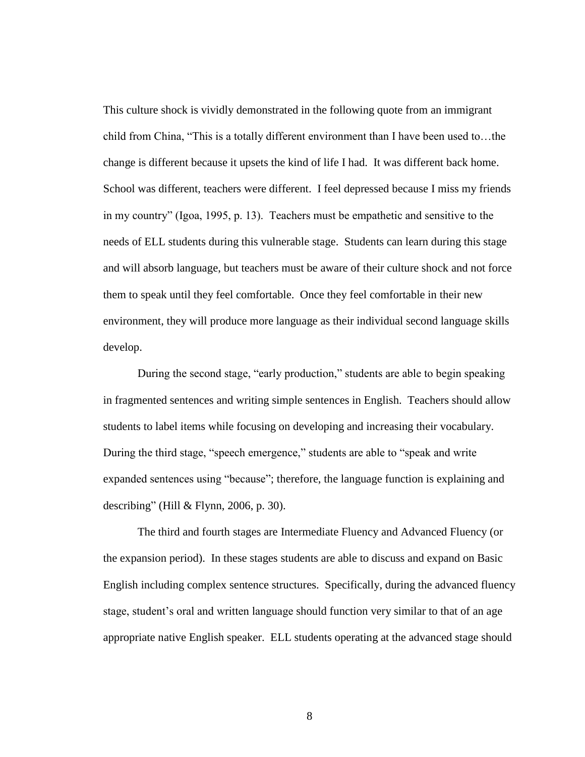This culture shock is vividly demonstrated in the following quote from an immigrant child from China, “This is a totally different environment than I have been used to…the change is different because it upsets the kind of life I had. It was different back home. School was different, teachers were different. I feel depressed because I miss my friends in my country” (Igoa, 1995, p. 13). Teachers must be empathetic and sensitive to the needs of ELL students during this vulnerable stage. Students can learn during this stage and will absorb language, but teachers must be aware of their culture shock and not force them to speak until they feel comfortable. Once they feel comfortable in their new environment, they will produce more language as their individual second language skills develop.

During the second stage, “early production,” students are able to begin speaking in fragmented sentences and writing simple sentences in English. Teachers should allow students to label items while focusing on developing and increasing their vocabulary. During the third stage, “speech emergence,” students are able to “speak and write expanded sentences using “because”; therefore, the language function is explaining and describing” (Hill & Flynn, 2006, p. 30).

The third and fourth stages are Intermediate Fluency and Advanced Fluency (or the expansion period). In these stages students are able to discuss and expand on Basic English including complex sentence structures. Specifically, during the advanced fluency stage, student’s oral and written language should function very similar to that of an age appropriate native English speaker. ELL students operating at the advanced stage should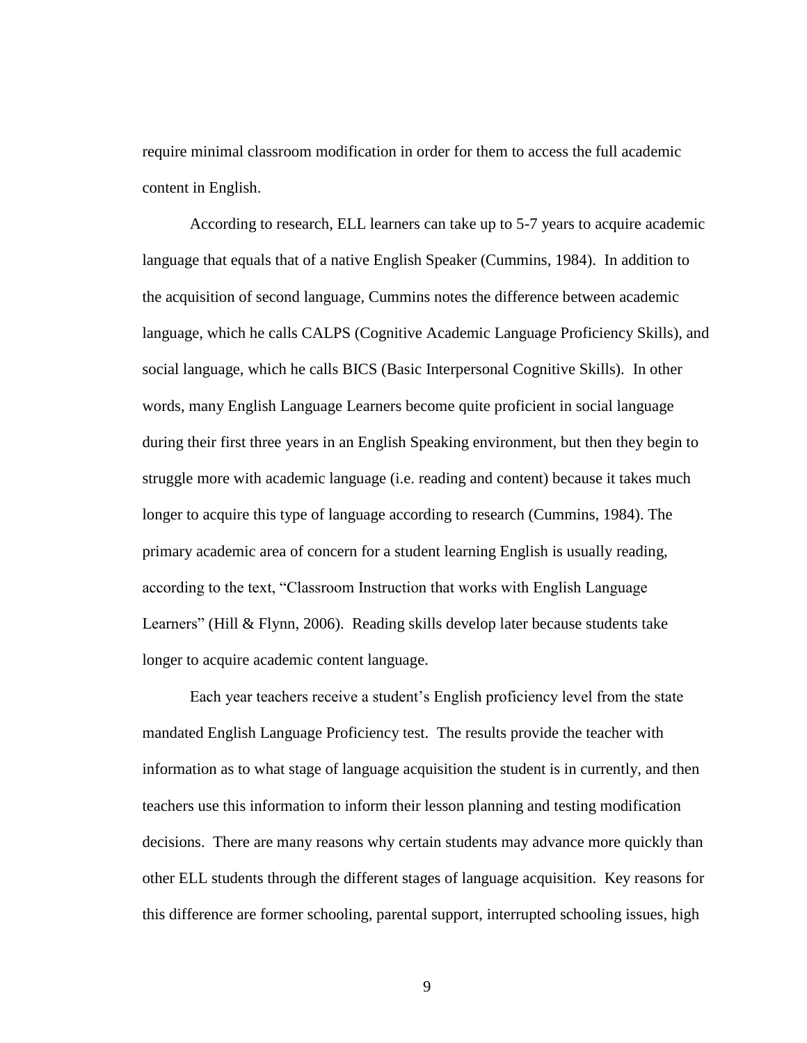require minimal classroom modification in order for them to access the full academic content in English.

According to research, ELL learners can take up to 5-7 years to acquire academic language that equals that of a native English Speaker (Cummins, 1984). In addition to the acquisition of second language, Cummins notes the difference between academic language, which he calls CALPS (Cognitive Academic Language Proficiency Skills), and social language, which he calls BICS (Basic Interpersonal Cognitive Skills). In other words, many English Language Learners become quite proficient in social language during their first three years in an English Speaking environment, but then they begin to struggle more with academic language (i.e. reading and content) because it takes much longer to acquire this type of language according to research (Cummins, 1984). The primary academic area of concern for a student learning English is usually reading, according to the text, "Classroom Instruction that works with English Language Learners" (Hill & Flynn, 2006). Reading skills develop later because students take longer to acquire academic content language.

Each year teachers receive a student's English proficiency level from the state mandated English Language Proficiency test. The results provide the teacher with information as to what stage of language acquisition the student is in currently, and then teachers use this information to inform their lesson planning and testing modification decisions. There are many reasons why certain students may advance more quickly than other ELL students through the different stages of language acquisition. Key reasons for this difference are former schooling, parental support, interrupted schooling issues, high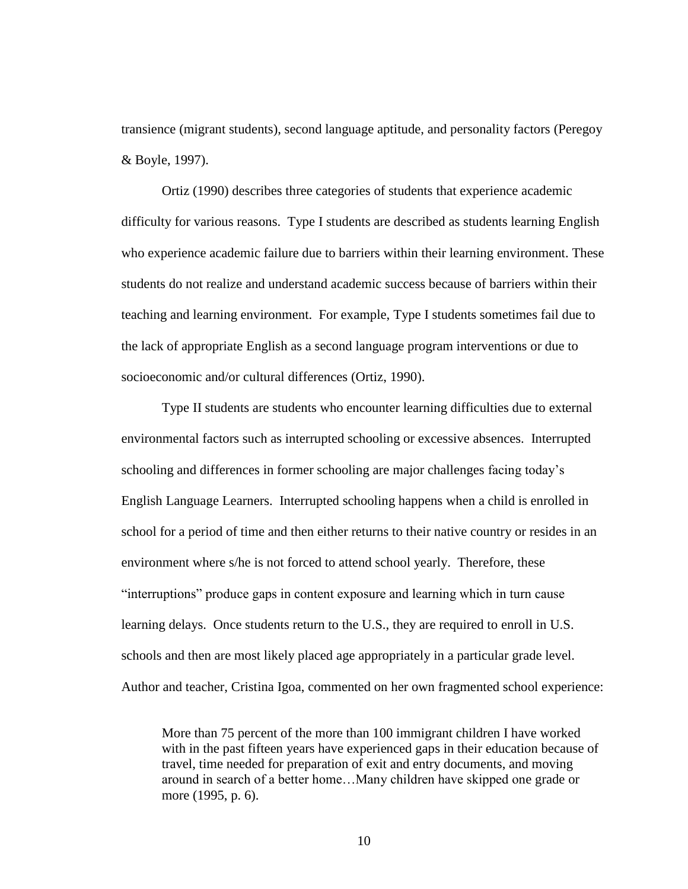transience (migrant students), second language aptitude, and personality factors (Peregoy & Boyle, 1997).

Ortiz (1990) describes three categories of students that experience academic difficulty for various reasons. Type I students are described as students learning English who experience academic failure due to barriers within their learning environment. These students do not realize and understand academic success because of barriers within their teaching and learning environment. For example, Type I students sometimes fail due to the lack of appropriate English as a second language program interventions or due to socioeconomic and/or cultural differences (Ortiz, 1990).

Type II students are students who encounter learning difficulties due to external environmental factors such as interrupted schooling or excessive absences. Interrupted schooling and differences in former schooling are major challenges facing today's English Language Learners. Interrupted schooling happens when a child is enrolled in school for a period of time and then either returns to their native country or resides in an environment where s/he is not forced to attend school yearly. Therefore, these "interruptions" produce gaps in content exposure and learning which in turn cause learning delays. Once students return to the U.S., they are required to enroll in U.S. schools and then are most likely placed age appropriately in a particular grade level. Author and teacher, Cristina Igoa, commented on her own fragmented school experience:

> More than 75 percent of the more than 100 immigrant children I have worked with in the past fifteen years have experienced gaps in their education because of travel, time needed for preparation of exit and entry documents, and moving around in search of a better home…Many children have skipped one grade or more (1995, p. 6).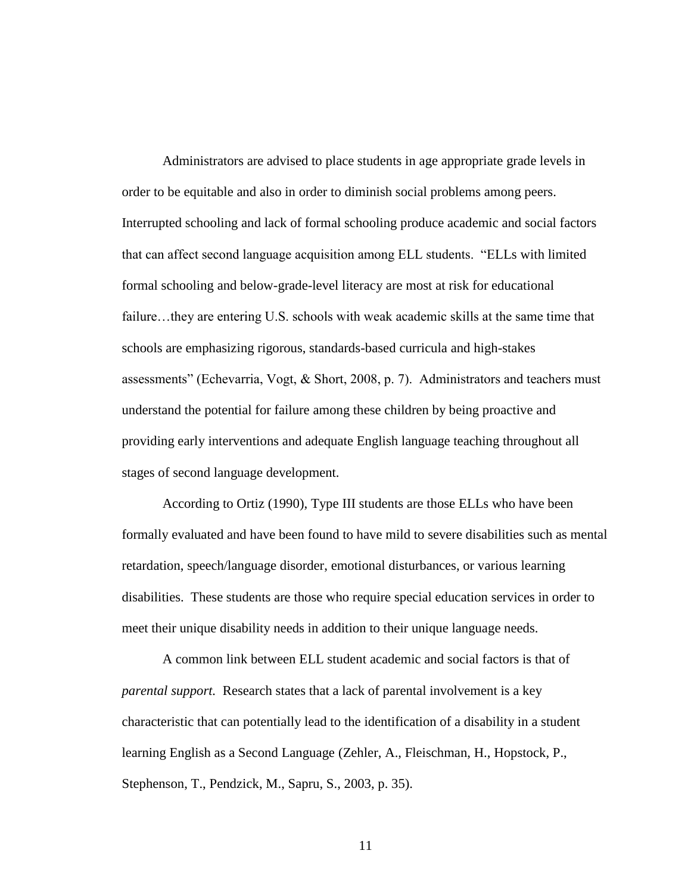Administrators are advised to place students in age appropriate grade levels in order to be equitable and also in order to diminish social problems among peers. Interrupted schooling and lack of formal schooling produce academic and social factors that can affect second language acquisition among ELL students. "ELLs with limited formal schooling and below-grade-level literacy are most at risk for educational failure…they are entering U.S. schools with weak academic skills at the same time that schools are emphasizing rigorous, standards-based curricula and high-stakes assessments" (Echevarria, Vogt, & Short, 2008, p. 7). Administrators and teachers must understand the potential for failure among these children by being proactive and providing early interventions and adequate English language teaching throughout all stages of second language development.

According to Ortiz (1990), Type III students are those ELLs who have been formally evaluated and have been found to have mild to severe disabilities such as mental retardation, speech/language disorder, emotional disturbances, or various learning disabilities. These students are those who require special education services in order to meet their unique disability needs in addition to their unique language needs.

A common link between ELL student academic and social factors is that of *parental support.* Research states that a lack of parental involvement is a key characteristic that can potentially lead to the identification of a disability in a student learning English as a Second Language (Zehler, A., Fleischman, H., Hopstock, P., Stephenson, T., Pendzick, M., Sapru, S., 2003, p. 35).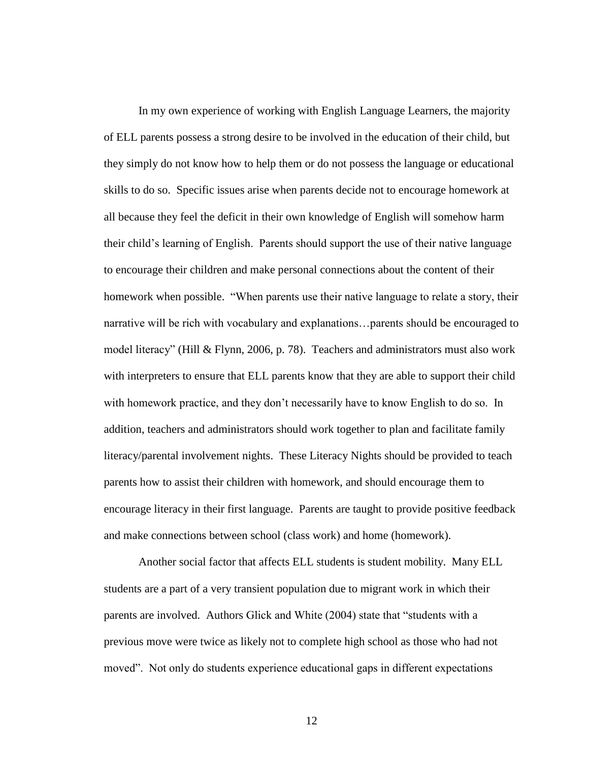In my own experience of working with English Language Learners, the majority of ELL parents possess a strong desire to be involved in the education of their child, but they simply do not know how to help them or do not possess the language or educational skills to do so. Specific issues arise when parents decide not to encourage homework at all because they feel the deficit in their own knowledge of English will somehow harm their child's learning of English. Parents should support the use of their native language to encourage their children and make personal connections about the content of their homework when possible. "When parents use their native language to relate a story, their narrative will be rich with vocabulary and explanations…parents should be encouraged to model literacy" (Hill & Flynn, 2006, p. 78). Teachers and administrators must also work with interpreters to ensure that ELL parents know that they are able to support their child with homework practice, and they don't necessarily have to know English to do so. In addition, teachers and administrators should work together to plan and facilitate family literacy/parental involvement nights. These Literacy Nights should be provided to teach parents how to assist their children with homework, and should encourage them to encourage literacy in their first language. Parents are taught to provide positive feedback and make connections between school (class work) and home (homework).

Another social factor that affects ELL students is student mobility. Many ELL students are a part of a very transient population due to migrant work in which their parents are involved. Authors Glick and White (2004) state that "students with a previous move were twice as likely not to complete high school as those who had not moved". Not only do students experience educational gaps in different expectations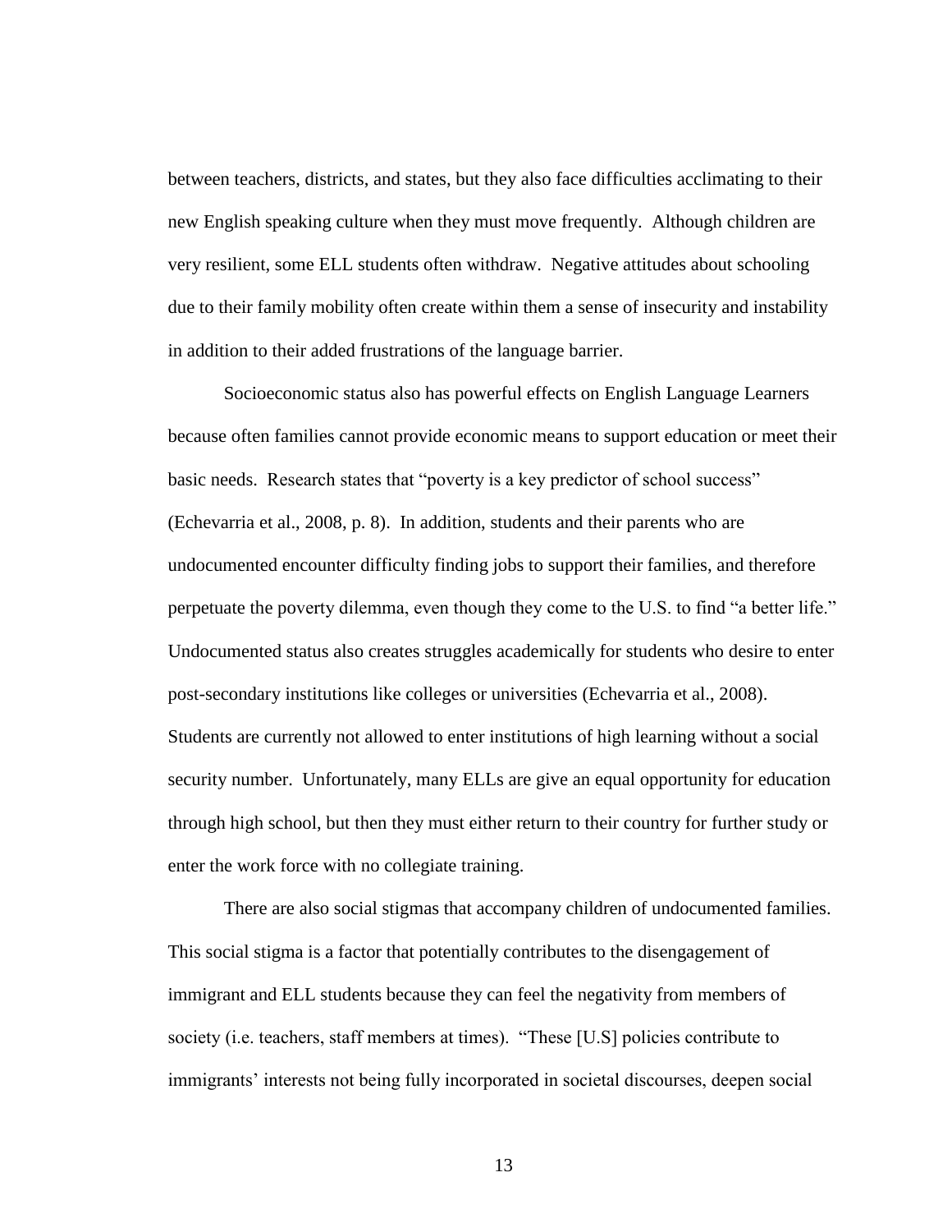between teachers, districts, and states, but they also face difficulties acclimating to their new English speaking culture when they must move frequently. Although children are very resilient, some ELL students often withdraw. Negative attitudes about schooling due to their family mobility often create within them a sense of insecurity and instability in addition to their added frustrations of the language barrier.

Socioeconomic status also has powerful effects on English Language Learners because often families cannot provide economic means to support education or meet their basic needs. Research states that "poverty is a key predictor of school success" (Echevarria et al., 2008, p. 8). In addition, students and their parents who are undocumented encounter difficulty finding jobs to support their families, and therefore perpetuate the poverty dilemma, even though they come to the U.S. to find "a better life." Undocumented status also creates struggles academically for students who desire to enter post-secondary institutions like colleges or universities (Echevarria et al., 2008). Students are currently not allowed to enter institutions of high learning without a social security number. Unfortunately, many ELLs are give an equal opportunity for education through high school, but then they must either return to their country for further study or enter the work force with no collegiate training.

There are also social stigmas that accompany children of undocumented families. This social stigma is a factor that potentially contributes to the disengagement of immigrant and ELL students because they can feel the negativity from members of society (i.e. teachers, staff members at times). "These [U.S] policies contribute to immigrants' interests not being fully incorporated in societal discourses, deepen social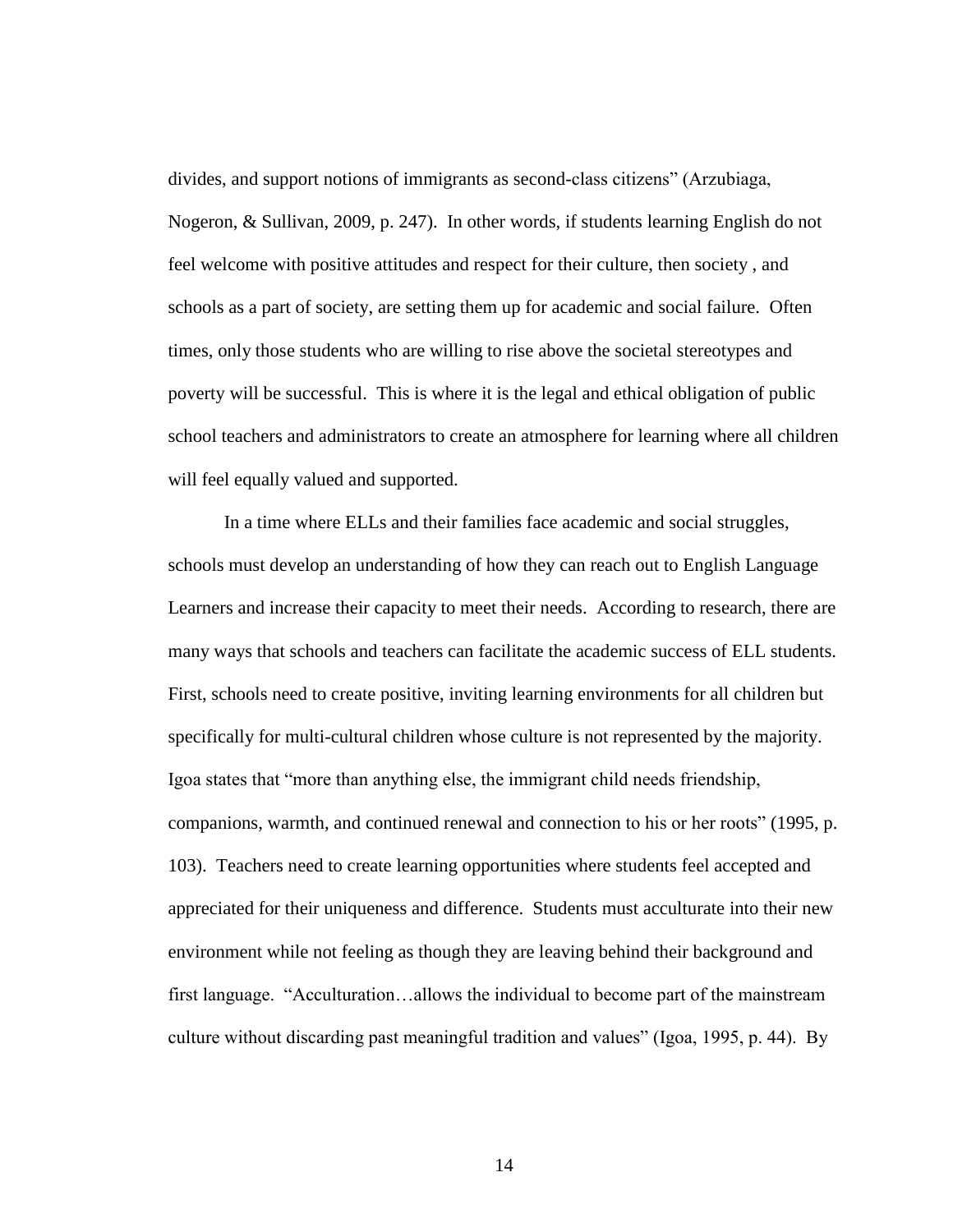divides, and support notions of immigrants as second-class citizens" (Arzubiaga, Nogeron, & Sullivan, 2009, p. 247). In other words, if students learning English do not feel welcome with positive attitudes and respect for their culture, then society , and schools as a part of society, are setting them up for academic and social failure. Often times, only those students who are willing to rise above the societal stereotypes and poverty will be successful. This is where it is the legal and ethical obligation of public school teachers and administrators to create an atmosphere for learning where all children will feel equally valued and supported.

In a time where ELLs and their families face academic and social struggles, schools must develop an understanding of how they can reach out to English Language Learners and increase their capacity to meet their needs. According to research, there are many ways that schools and teachers can facilitate the academic success of ELL students. First, schools need to create positive, inviting learning environments for all children but specifically for multi-cultural children whose culture is not represented by the majority. Igoa states that "more than anything else, the immigrant child needs friendship, companions, warmth, and continued renewal and connection to his or her roots" (1995, p. 103). Teachers need to create learning opportunities where students feel accepted and appreciated for their uniqueness and difference. Students must acculturate into their new environment while not feeling as though they are leaving behind their background and first language. "Acculturation…allows the individual to become part of the mainstream culture without discarding past meaningful tradition and values" (Igoa, 1995, p. 44). By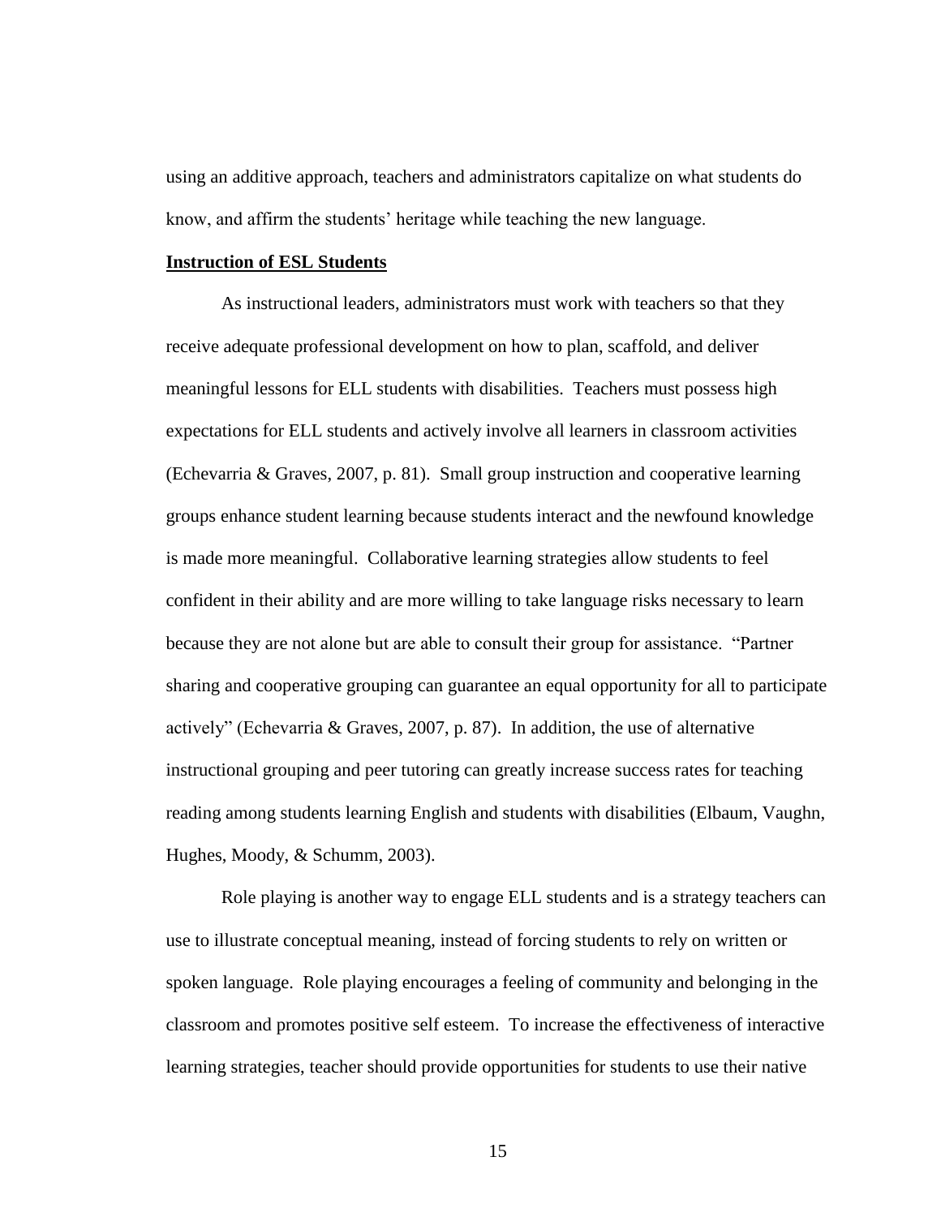using an additive approach, teachers and administrators capitalize on what students do know, and affirm the students' heritage while teaching the new language.

**Instruction of ESL Students**

As instructional leaders, administrators must work with teachers so that they receive adequate professional development on how to plan, scaffold, and deliver meaningful lessons for ELL students with disabilities. Teachers must possess high expectations for ELL students and actively involve all learners in classroom activities (Echevarria & Graves, 2007, p. 81). Small group instruction and cooperative learning groups enhance student learning because students interact and the newfound knowledge is made more meaningful. Collaborative learning strategies allow students to feel confident in their ability and are more willing to take language risks necessary to learn because they are not alone but are able to consult their group for assistance. "Partner sharing and cooperative grouping can guarantee an equal opportunity for all to participate actively" (Echevarria & Graves, 2007, p. 87). In addition, the use of alternative instructional grouping and peer tutoring can greatly increase success rates for teaching reading among students learning English and students with disabilities (Elbaum, Vaughn, Hughes, Moody, & Schumm, 2003).

Role playing is another way to engage ELL students and is a strategy teachers can use to illustrate conceptual meaning, instead of forcing students to rely on written or spoken language. Role playing encourages a feeling of community and belonging in the classroom and promotes positive self esteem. To increase the effectiveness of interactive learning strategies, teacher should provide opportunities for students to use their native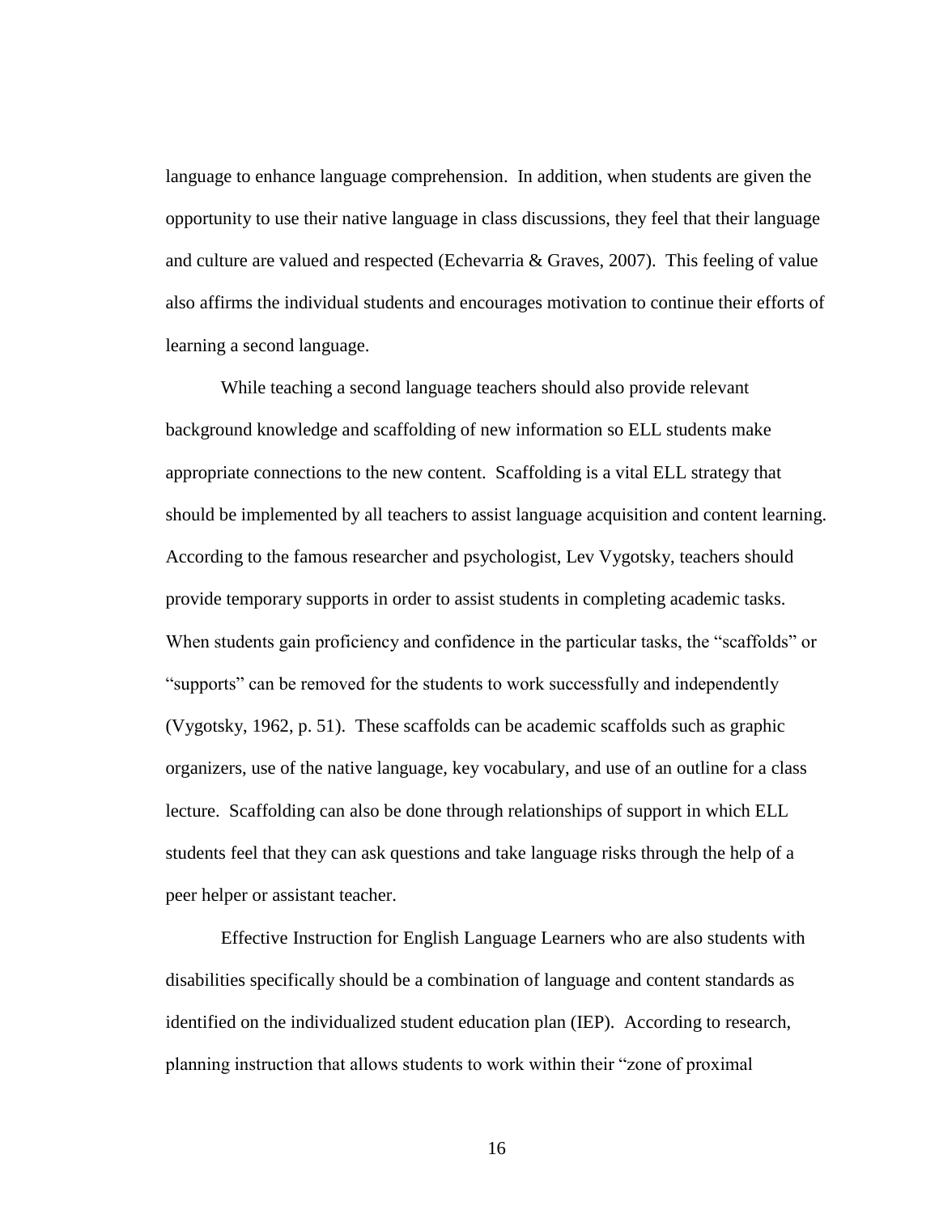language to enhance language comprehension. In addition, when students are given the opportunity to use their native language in class discussions, they feel that their language and culture are valued and respected (Echevarria & Graves, 2007). This feeling of value also affirms the individual students and encourages motivation to continue their efforts of learning a second language.

While teaching a second language teachers should also provide relevant background knowledge and scaffolding of new information so ELL students make appropriate connections to the new content. Scaffolding is a vital ELL strategy that should be implemented by all teachers to assist language acquisition and content learning. According to the famous researcher and psychologist, Lev Vygotsky, teachers should provide temporary supports in order to assist students in completing academic tasks. When students gain proficiency and confidence in the particular tasks, the "scaffolds" or "supports" can be removed for the students to work successfully and independently (Vygotsky, 1962, p. 51). These scaffolds can be academic scaffolds such as graphic organizers, use of the native language, key vocabulary, and use of an outline for a class lecture. Scaffolding can also be done through relationships of support in which ELL students feel that they can ask questions and take language risks through the help of a peer helper or assistant teacher.

Effective Instruction for English Language Learners who are also students with disabilities specifically should be a combination of language and content standards as identified on the individualized student education plan (IEP). According to research, planning instruction that allows students to work within their "zone of proximal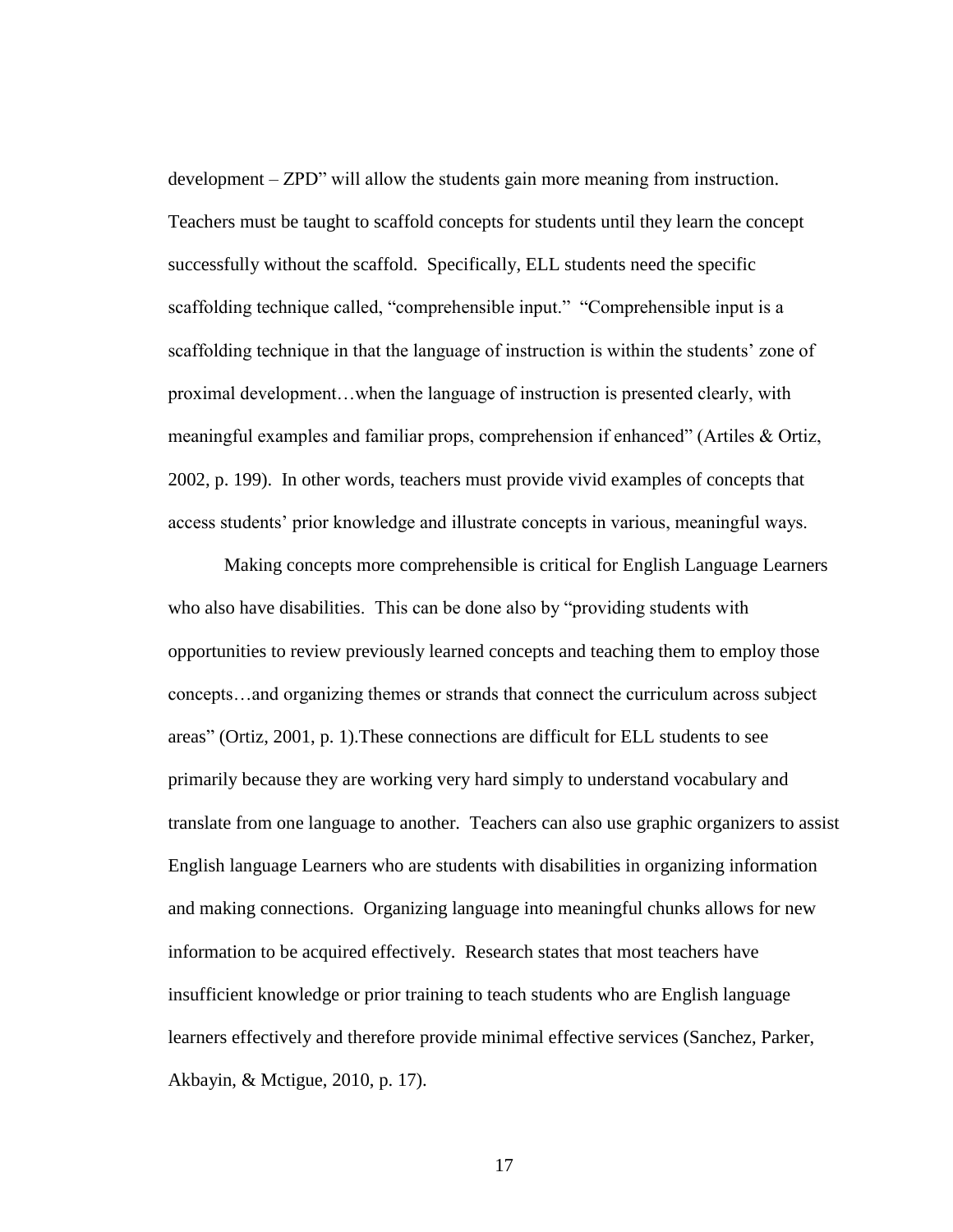development – ZPD" will allow the students gain more meaning from instruction. Teachers must be taught to scaffold concepts for students until they learn the concept successfully without the scaffold. Specifically, ELL students need the specific scaffolding technique called, "comprehensible input." "Comprehensible input is a scaffolding technique in that the language of instruction is within the students' zone of proximal development…when the language of instruction is presented clearly, with meaningful examples and familiar props, comprehension if enhanced" (Artiles & Ortiz, 2002, p. 199). In other words, teachers must provide vivid examples of concepts that access students' prior knowledge and illustrate concepts in various, meaningful ways.

Making concepts more comprehensible is critical for English Language Learners who also have disabilities. This can be done also by "providing students with opportunities to review previously learned concepts and teaching them to employ those concepts…and organizing themes or strands that connect the curriculum across subject areas" (Ortiz, 2001, p. 1).These connections are difficult for ELL students to see primarily because they are working very hard simply to understand vocabulary and translate from one language to another. Teachers can also use graphic organizers to assist English language Learners who are students with disabilities in organizing information and making connections. Organizing language into meaningful chunks allows for new information to be acquired effectively. Research states that most teachers have insufficient knowledge or prior training to teach students who are English language learners effectively and therefore provide minimal effective services (Sanchez, Parker, Akbayin, & Mctigue, 2010, p. 17).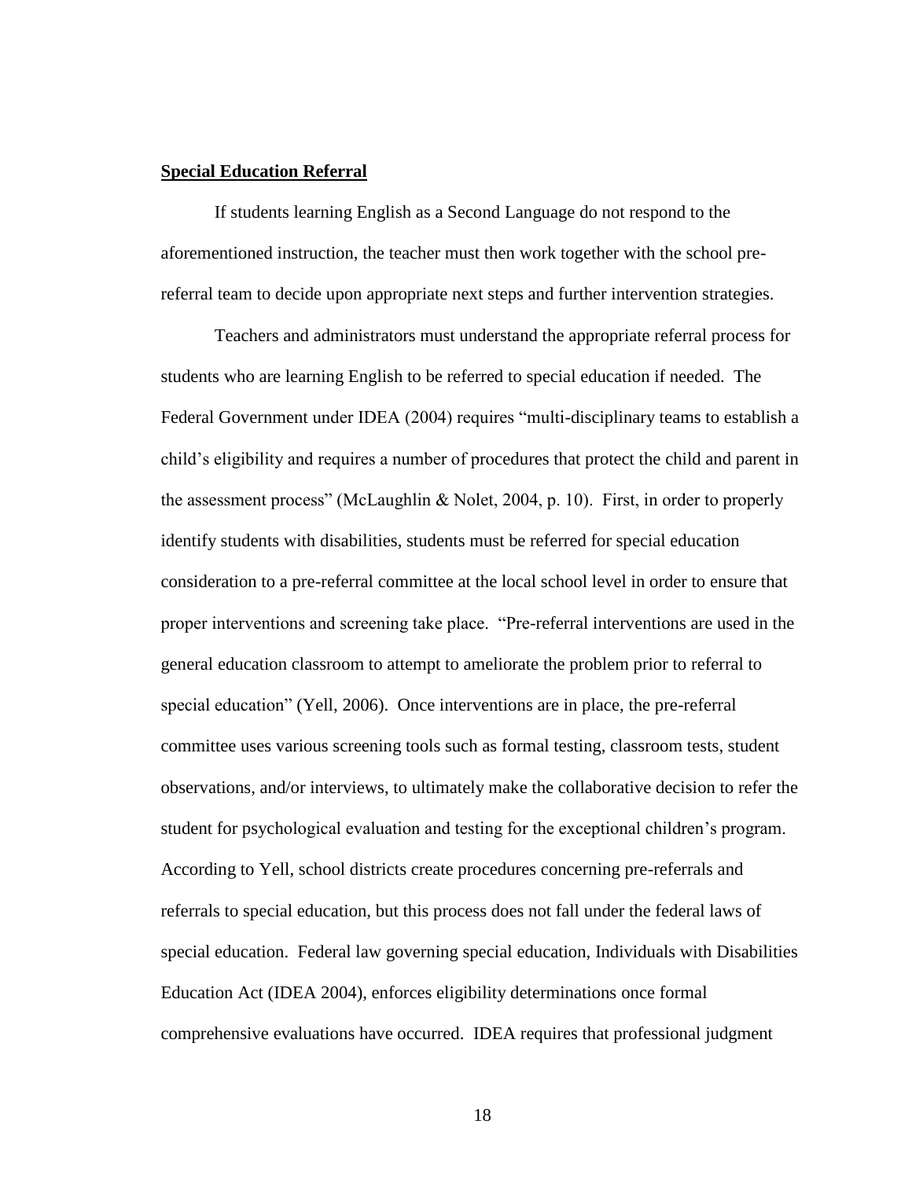**Special Education Referral**

If students learning English as a Second Language do not respond to the aforementioned instruction, the teacher must then work together with the school pre-referral team to decide upon appropriate next steps and further intervention strategies.

Teachers and administrators must understand the appropriate referral process for students who are learning English to be referred to special education if needed. The Federal Government under IDEA (2004) requires "multi-disciplinary teams to establish a child's eligibility and requires a number of procedures that protect the child and parent in the assessment process" (McLaughlin & Nolet, 2004, p. 10). First, in order to properly identify students with disabilities, students must be referred for special education consideration to a pre-referral committee at the local school level in order to ensure that proper interventions and screening take place. "Pre-referral interventions are used in the general education classroom to attempt to ameliorate the problem prior to referral to special education" (Yell, 2006). Once interventions are in place, the pre-referral committee uses various screening tools such as formal testing, classroom tests, student observations, and/or interviews, to ultimately make the collaborative decision to refer the student for psychological evaluation and testing for the exceptional children's program. According to Yell, school districts create procedures concerning pre-referrals and referrals to special education, but this process does not fall under the federal laws of special education. Federal law governing special education, Individuals with Disabilities Education Act (IDEA 2004), enforces eligibility determinations once formal comprehensive evaluations have occurred. IDEA requires that professional judgment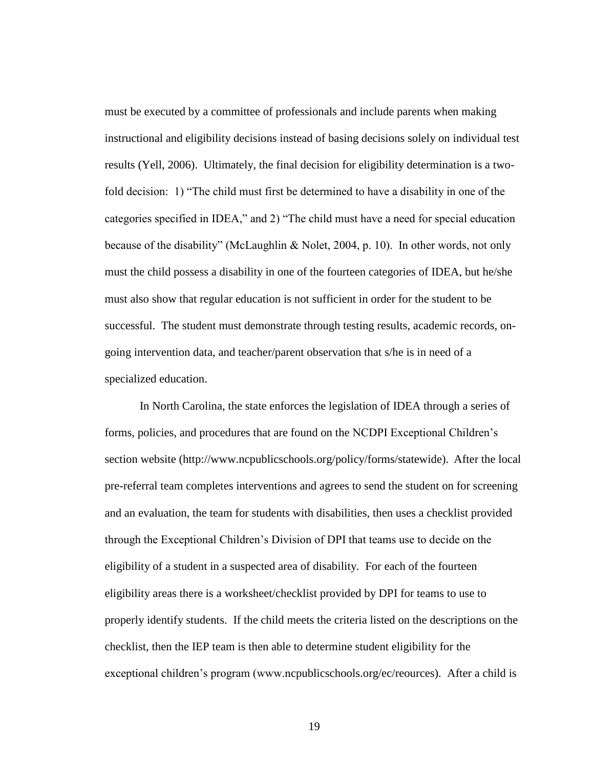must be executed by a committee of professionals and include parents when making instructional and eligibility decisions instead of basing decisions solely on individual test results (Yell, 2006). Ultimately, the final decision for eligibility determination is a two-fold decision: 1) "The child must first be determined to have a disability in one of the categories specified in IDEA," and 2) "The child must have a need for special education because of the disability" (McLaughlin & Nolet, 2004, p. 10). In other words, not only must the child possess a disability in one of the fourteen categories of IDEA, but he/she must also show that regular education is not sufficient in order for the student to be successful. The student must demonstrate through testing results, academic records, on-going intervention data, and teacher/parent observation that s/he is in need of a specialized education.

In North Carolina, the state enforces the legislation of IDEA through a series of forms, policies, and procedures that are found on the NCDPI Exceptional Children's section website (http://www.ncpublicschools.org/policy/forms/statewide). After the local pre-referral team completes interventions and agrees to send the student on for screening and an evaluation, the team for students with disabilities, then uses a checklist provided through the Exceptional Children's Division of DPI that teams use to decide on the eligibility of a student in a suspected area of disability. For each of the fourteen eligibility areas there is a worksheet/checklist provided by DPI for teams to use to properly identify students. If the child meets the criteria listed on the descriptions on the checklist, then the IEP team is then able to determine student eligibility for the exceptional children's program (www.ncpublicschools.org/ec/reources). After a child is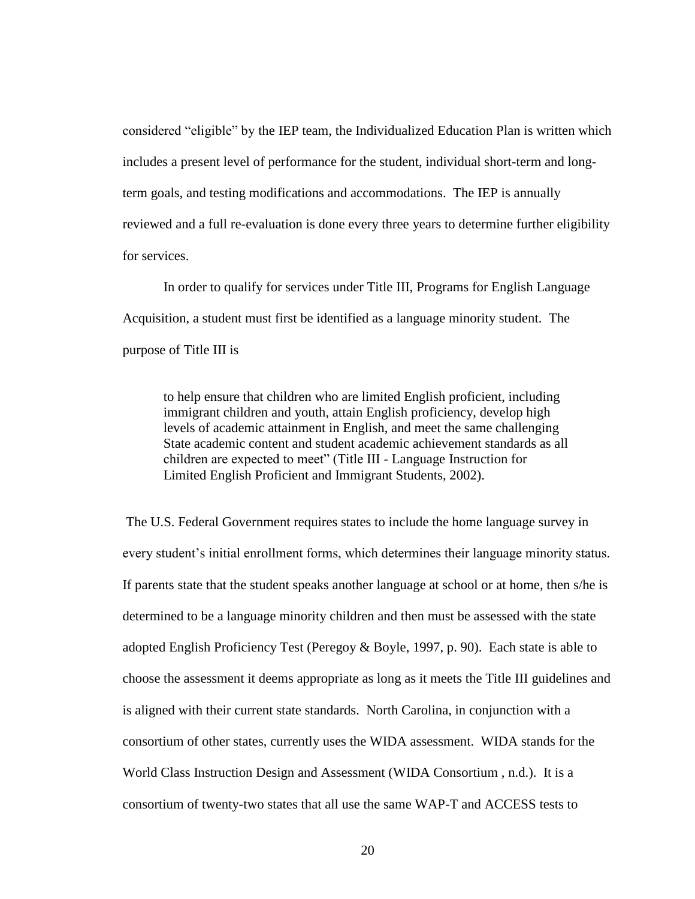considered “eligible” by the IEP team, the Individualized Education Plan is written which includes a present level of performance for the student, individual short-term and long-term goals, and testing modifications and accommodations. The IEP is annually reviewed and a full re-evaluation is done every three years to determine further eligibility for services.

In order to qualify for services under Title III, Programs for English Language Acquisition, a student must first be identified as a language minority student. The purpose of Title III is

> to help ensure that children who are limited English proficient, including immigrant children and youth, attain English proficiency, develop high levels of academic attainment in English, and meet the same challenging State academic content and student academic achievement standards as all children are expected to meet” (Title III - Language Instruction for Limited English Proficient and Immigrant Students, 2002).

The U.S. Federal Government requires states to include the home language survey in every student’s initial enrollment forms, which determines their language minority status. If parents state that the student speaks another language at school or at home, then s/he is determined to be a language minority children and then must be assessed with the state adopted English Proficiency Test (Peregoy & Boyle, 1997, p. 90). Each state is able to choose the assessment it deems appropriate as long as it meets the Title III guidelines and is aligned with their current state standards. North Carolina, in conjunction with a consortium of other states, currently uses the WIDA assessment. WIDA stands for the World Class Instruction Design and Assessment (WIDA Consortium , n.d.). It is a consortium of twenty-two states that all use the same WAP-T and ACCESS tests to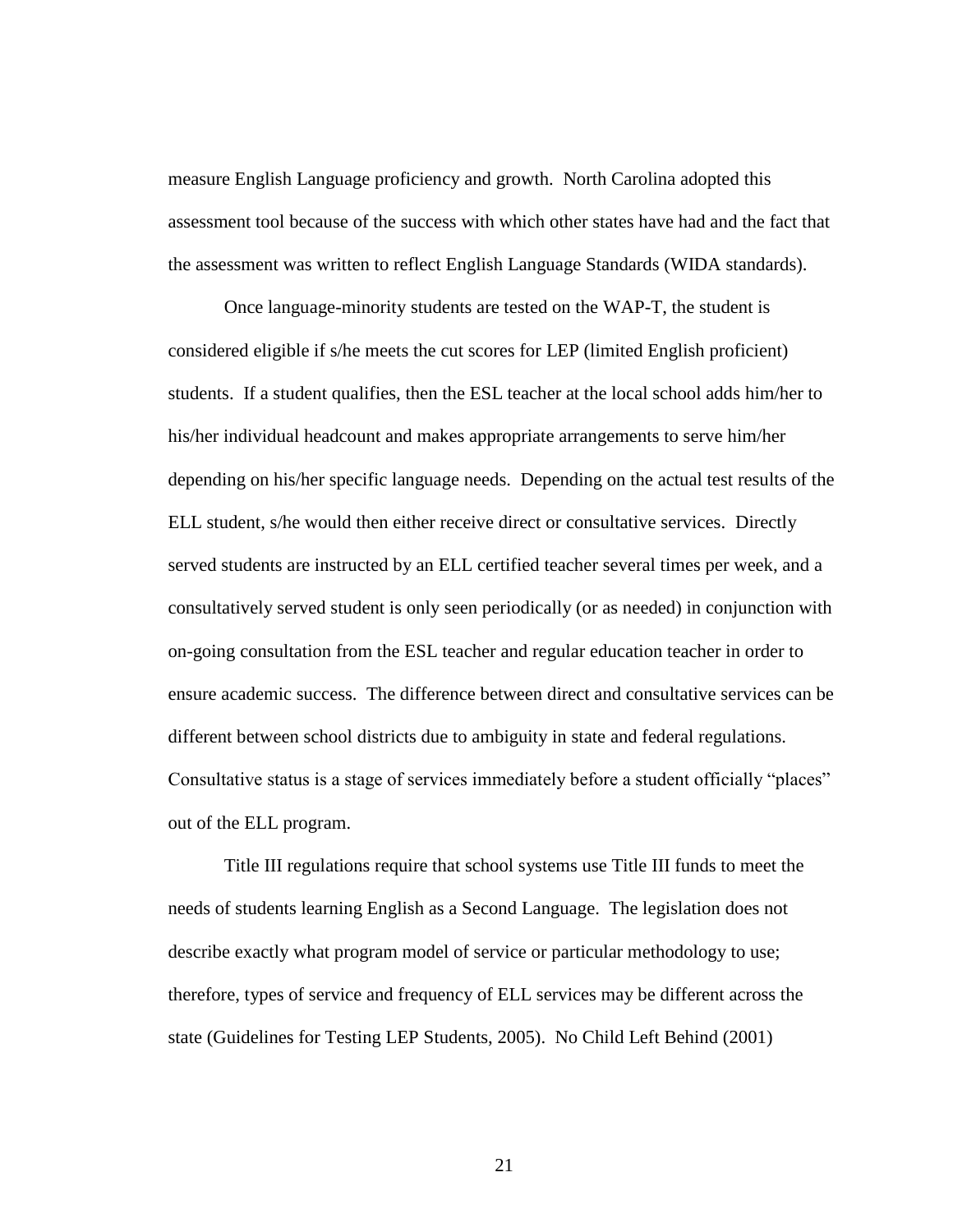measure English Language proficiency and growth. North Carolina adopted this assessment tool because of the success with which other states have had and the fact that the assessment was written to reflect English Language Standards (WIDA standards).

Once language-minority students are tested on the WAP-T, the student is considered eligible if s/he meets the cut scores for LEP (limited English proficient) students. If a student qualifies, then the ESL teacher at the local school adds him/her to his/her individual headcount and makes appropriate arrangements to serve him/her depending on his/her specific language needs. Depending on the actual test results of the ELL student, s/he would then either receive direct or consultative services. Directly served students are instructed by an ELL certified teacher several times per week, and a consultatively served student is only seen periodically (or as needed) in conjunction with on-going consultation from the ESL teacher and regular education teacher in order to ensure academic success. The difference between direct and consultative services can be different between school districts due to ambiguity in state and federal regulations. Consultative status is a stage of services immediately before a student officially "places" out of the ELL program.

Title III regulations require that school systems use Title III funds to meet the needs of students learning English as a Second Language. The legislation does not describe exactly what program model of service or particular methodology to use; therefore, types of service and frequency of ELL services may be different across the state (Guidelines for Testing LEP Students, 2005). No Child Left Behind (2001)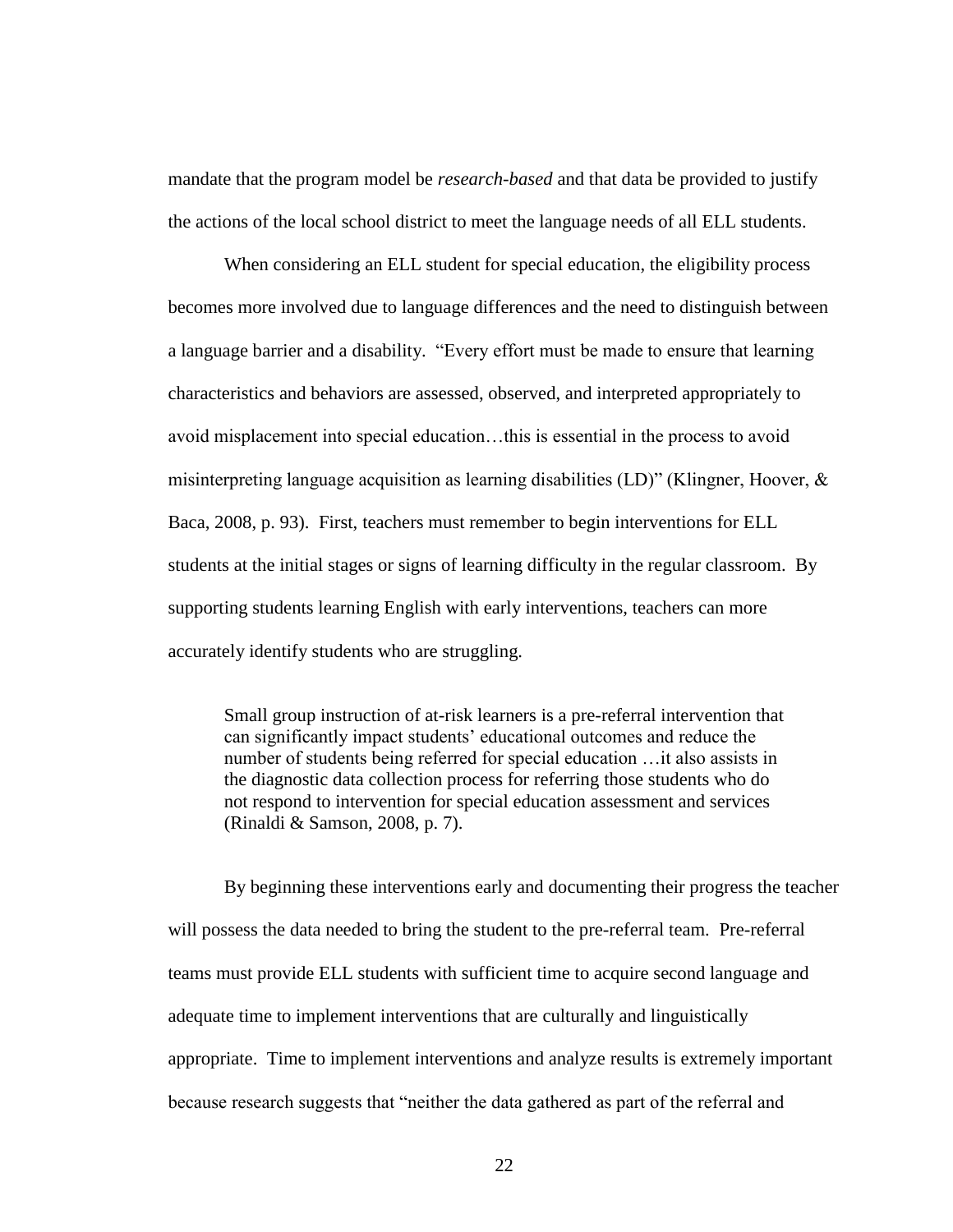mandate that the program model be *research-based* and that data be provided to justify the actions of the local school district to meet the language needs of all ELL students.

When considering an ELL student for special education, the eligibility process becomes more involved due to language differences and the need to distinguish between a language barrier and a disability. "Every effort must be made to ensure that learning characteristics and behaviors are assessed, observed, and interpreted appropriately to avoid misplacement into special education…this is essential in the process to avoid misinterpreting language acquisition as learning disabilities (LD)" (Klingner, Hoover, & Baca, 2008, p. 93). First, teachers must remember to begin interventions for ELL students at the initial stages or signs of learning difficulty in the regular classroom. By supporting students learning English with early interventions, teachers can more accurately identify students who are struggling.

> Small group instruction of at-risk learners is a pre-referral intervention that can significantly impact students' educational outcomes and reduce the number of students being referred for special education …it also assists in the diagnostic data collection process for referring those students who do not respond to intervention for special education assessment and services (Rinaldi & Samson, 2008, p. 7).

By beginning these interventions early and documenting their progress the teacher will possess the data needed to bring the student to the pre-referral team. Pre-referral teams must provide ELL students with sufficient time to acquire second language and adequate time to implement interventions that are culturally and linguistically appropriate. Time to implement interventions and analyze results is extremely important because research suggests that "neither the data gathered as part of the referral and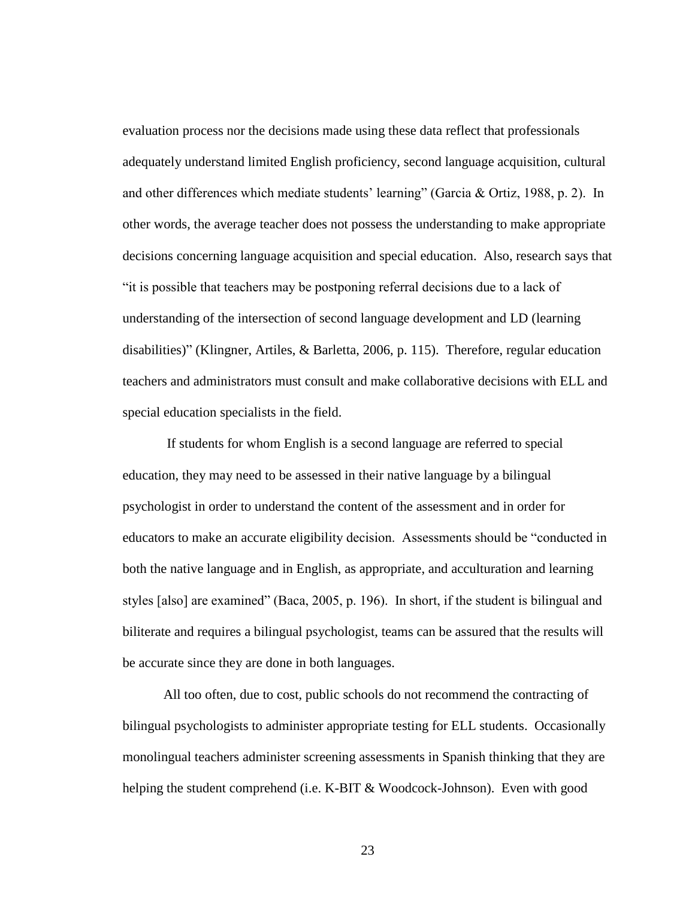evaluation process nor the decisions made using these data reflect that professionals adequately understand limited English proficiency, second language acquisition, cultural and other differences which mediate students' learning" (Garcia & Ortiz, 1988, p. 2). In other words, the average teacher does not possess the understanding to make appropriate decisions concerning language acquisition and special education. Also, research says that "it is possible that teachers may be postponing referral decisions due to a lack of understanding of the intersection of second language development and LD (learning disabilities)" (Klingner, Artiles, & Barletta, 2006, p. 115). Therefore, regular education teachers and administrators must consult and make collaborative decisions with ELL and special education specialists in the field.

If students for whom English is a second language are referred to special education, they may need to be assessed in their native language by a bilingual psychologist in order to understand the content of the assessment and in order for educators to make an accurate eligibility decision. Assessments should be "conducted in both the native language and in English, as appropriate, and acculturation and learning styles [also] are examined" (Baca, 2005, p. 196). In short, if the student is bilingual and biliterate and requires a bilingual psychologist, teams can be assured that the results will be accurate since they are done in both languages.

All too often, due to cost, public schools do not recommend the contracting of bilingual psychologists to administer appropriate testing for ELL students. Occasionally monolingual teachers administer screening assessments in Spanish thinking that they are helping the student comprehend (i.e. K-BIT & Woodcock-Johnson). Even with good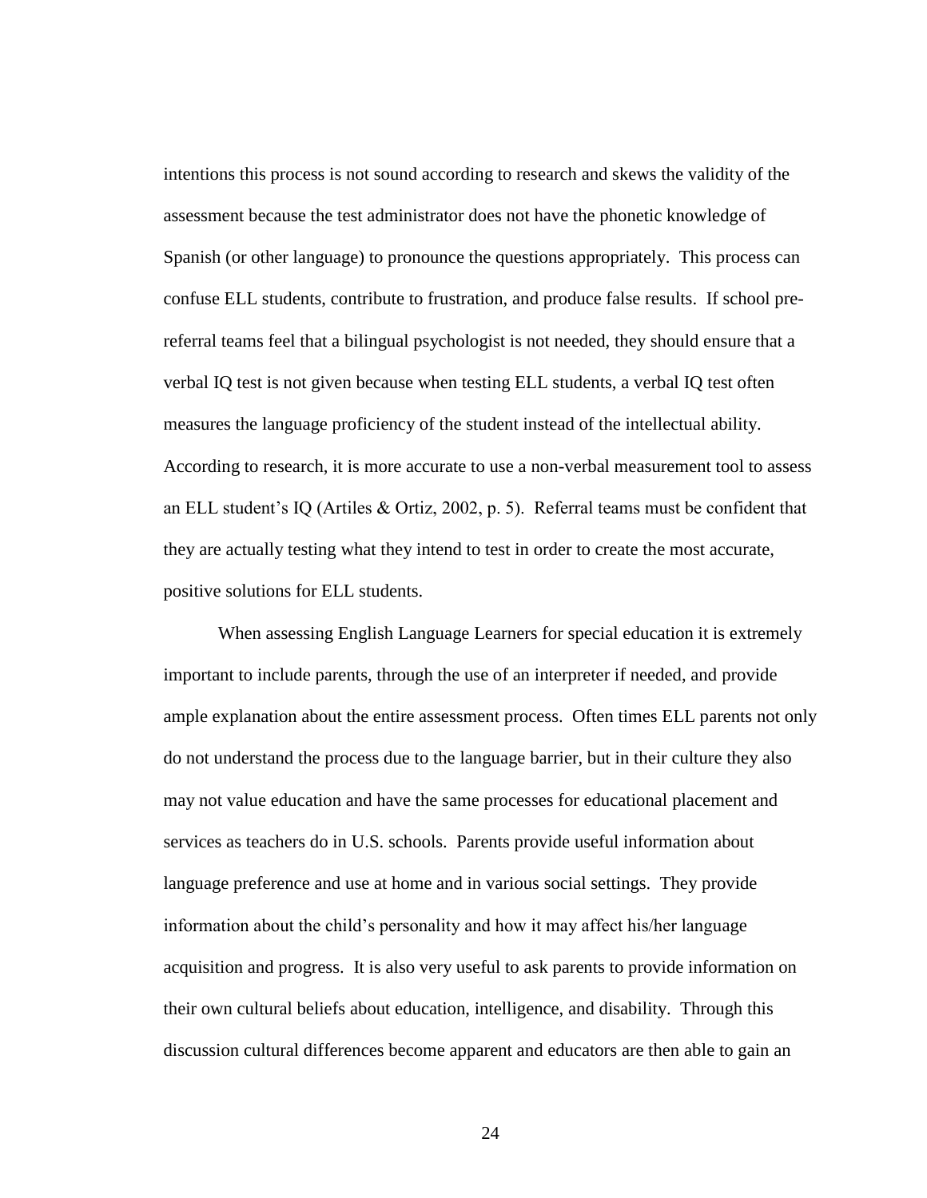intentions this process is not sound according to research and skews the validity of the assessment because the test administrator does not have the phonetic knowledge of Spanish (or other language) to pronounce the questions appropriately. This process can confuse ELL students, contribute to frustration, and produce false results. If school pre-referral teams feel that a bilingual psychologist is not needed, they should ensure that a verbal IQ test is not given because when testing ELL students, a verbal IQ test often measures the language proficiency of the student instead of the intellectual ability. According to research, it is more accurate to use a non-verbal measurement tool to assess an ELL student's IQ (Artiles & Ortiz, 2002, p. 5). Referral teams must be confident that they are actually testing what they intend to test in order to create the most accurate, positive solutions for ELL students.

When assessing English Language Learners for special education it is extremely important to include parents, through the use of an interpreter if needed, and provide ample explanation about the entire assessment process. Often times ELL parents not only do not understand the process due to the language barrier, but in their culture they also may not value education and have the same processes for educational placement and services as teachers do in U.S. schools. Parents provide useful information about language preference and use at home and in various social settings. They provide information about the child's personality and how it may affect his/her language acquisition and progress. It is also very useful to ask parents to provide information on their own cultural beliefs about education, intelligence, and disability. Through this discussion cultural differences become apparent and educators are then able to gain an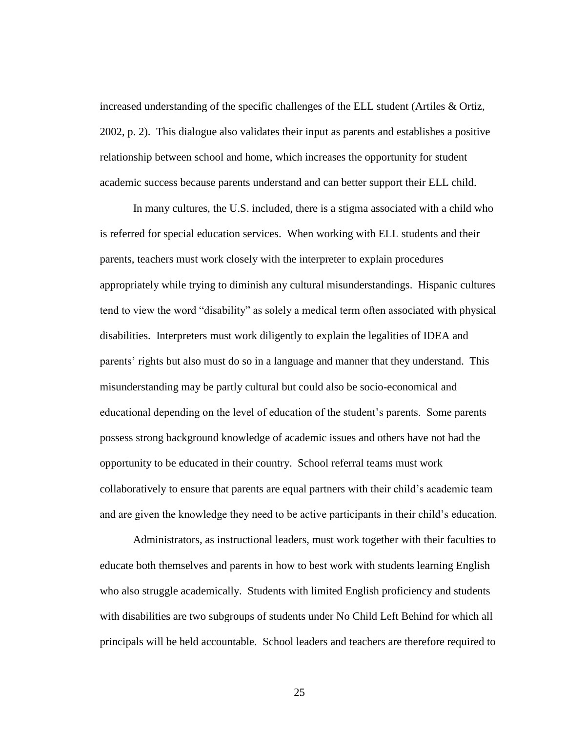increased understanding of the specific challenges of the ELL student (Artiles & Ortiz, 2002, p. 2). This dialogue also validates their input as parents and establishes a positive relationship between school and home, which increases the opportunity for student academic success because parents understand and can better support their ELL child.

In many cultures, the U.S. included, there is a stigma associated with a child who is referred for special education services. When working with ELL students and their parents, teachers must work closely with the interpreter to explain procedures appropriately while trying to diminish any cultural misunderstandings. Hispanic cultures tend to view the word "disability" as solely a medical term often associated with physical disabilities. Interpreters must work diligently to explain the legalities of IDEA and parents' rights but also must do so in a language and manner that they understand. This misunderstanding may be partly cultural but could also be socio-economical and educational depending on the level of education of the student's parents. Some parents possess strong background knowledge of academic issues and others have not had the opportunity to be educated in their country. School referral teams must work collaboratively to ensure that parents are equal partners with their child's academic team and are given the knowledge they need to be active participants in their child's education.

Administrators, as instructional leaders, must work together with their faculties to educate both themselves and parents in how to best work with students learning English who also struggle academically. Students with limited English proficiency and students with disabilities are two subgroups of students under No Child Left Behind for which all principals will be held accountable. School leaders and teachers are therefore required to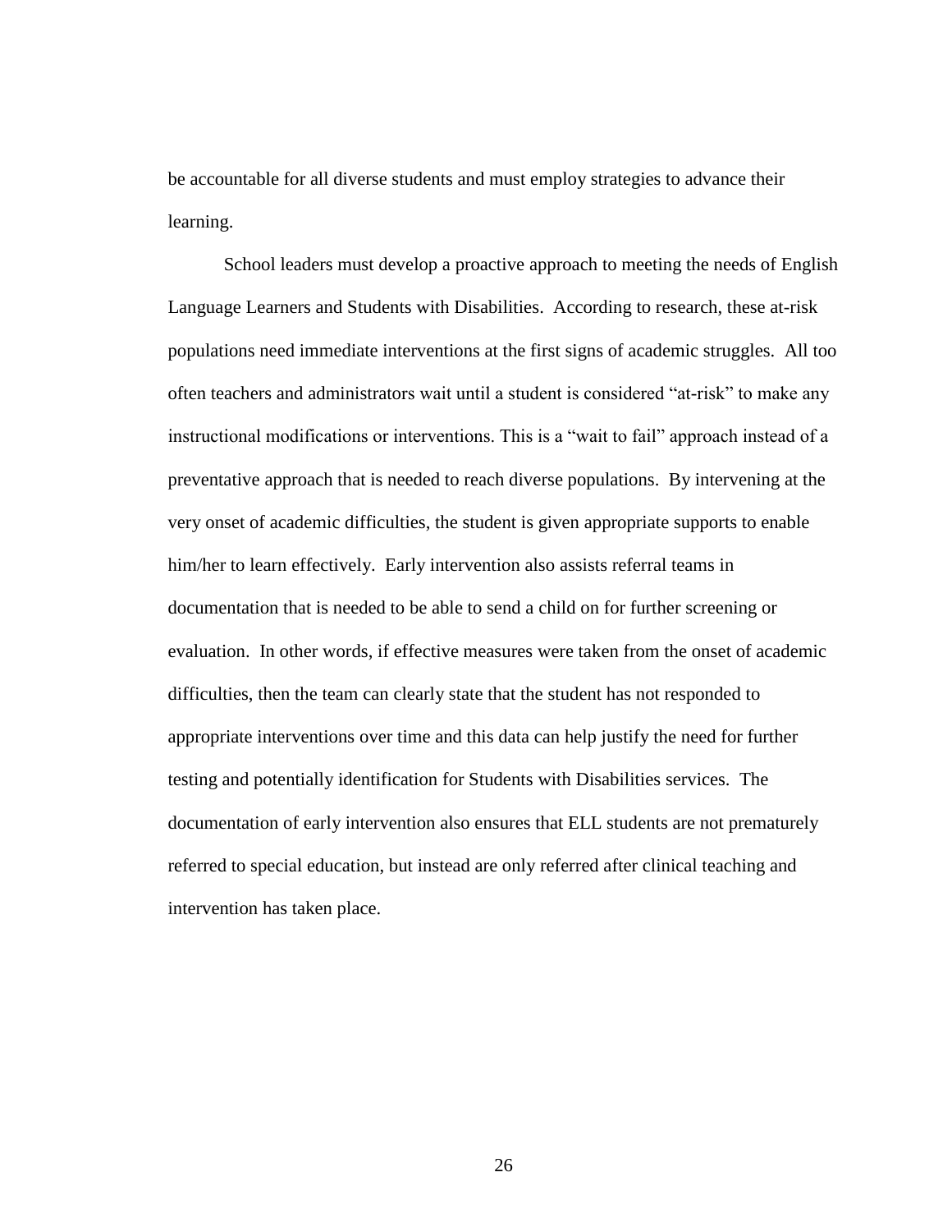be accountable for all diverse students and must employ strategies to advance their learning.

School leaders must develop a proactive approach to meeting the needs of English Language Learners and Students with Disabilities. According to research, these at-risk populations need immediate interventions at the first signs of academic struggles. All too often teachers and administrators wait until a student is considered "at-risk" to make any instructional modifications or interventions. This is a "wait to fail" approach instead of a preventative approach that is needed to reach diverse populations. By intervening at the very onset of academic difficulties, the student is given appropriate supports to enable him/her to learn effectively. Early intervention also assists referral teams in documentation that is needed to be able to send a child on for further screening or evaluation. In other words, if effective measures were taken from the onset of academic difficulties, then the team can clearly state that the student has not responded to appropriate interventions over time and this data can help justify the need for further testing and potentially identification for Students with Disabilities services. The documentation of early intervention also ensures that ELL students are not prematurely referred to special education, but instead are only referred after clinical teaching and intervention has taken place.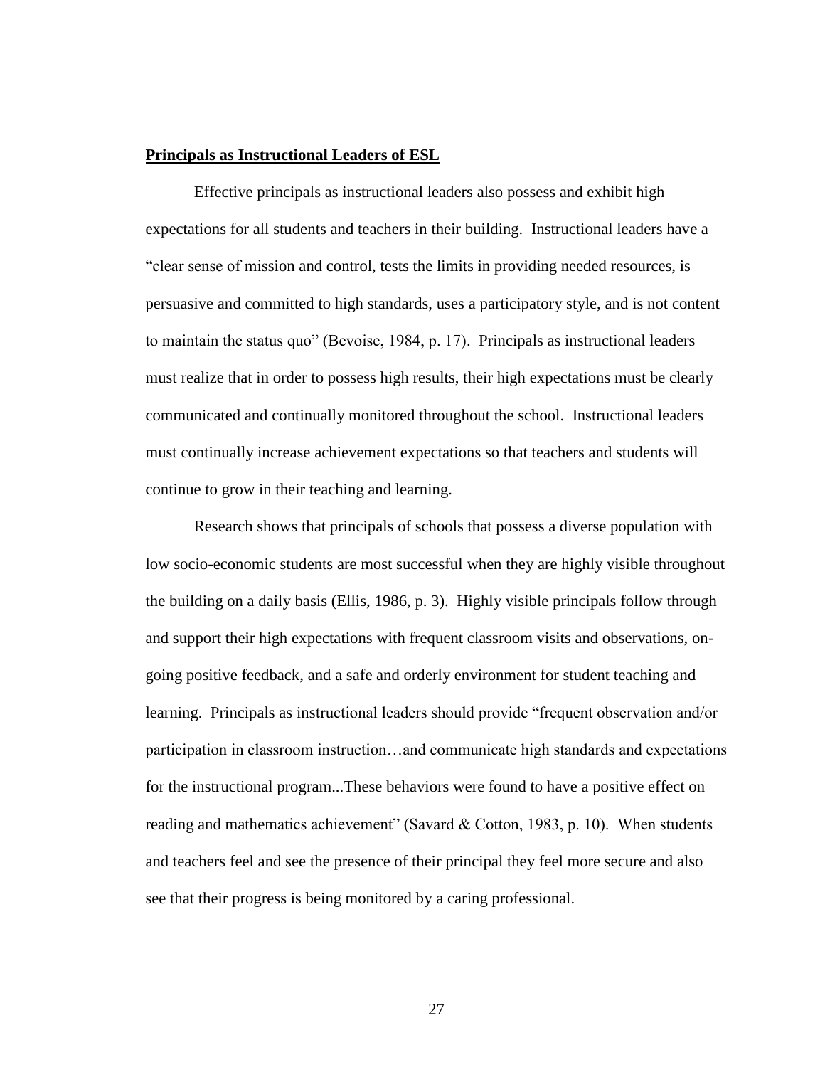**<u>Principals as Instructional Leaders of ESL</u>**

Effective principals as instructional leaders also possess and exhibit high expectations for all students and teachers in their building. Instructional leaders have a "clear sense of mission and control, tests the limits in providing needed resources, is persuasive and committed to high standards, uses a participatory style, and is not content to maintain the status quo" (Bevoise, 1984, p. 17). Principals as instructional leaders must realize that in order to possess high results, their high expectations must be clearly communicated and continually monitored throughout the school. Instructional leaders must continually increase achievement expectations so that teachers and students will continue to grow in their teaching and learning.

Research shows that principals of schools that possess a diverse population with low socio-economic students are most successful when they are highly visible throughout the building on a daily basis (Ellis, 1986, p. 3). Highly visible principals follow through and support their high expectations with frequent classroom visits and observations, on-going positive feedback, and a safe and orderly environment for student teaching and learning. Principals as instructional leaders should provide "frequent observation and/or participation in classroom instruction…and communicate high standards and expectations for the instructional program...These behaviors were found to have a positive effect on reading and mathematics achievement" (Savard & Cotton, 1983, p. 10). When students and teachers feel and see the presence of their principal they feel more secure and also see that their progress is being monitored by a caring professional.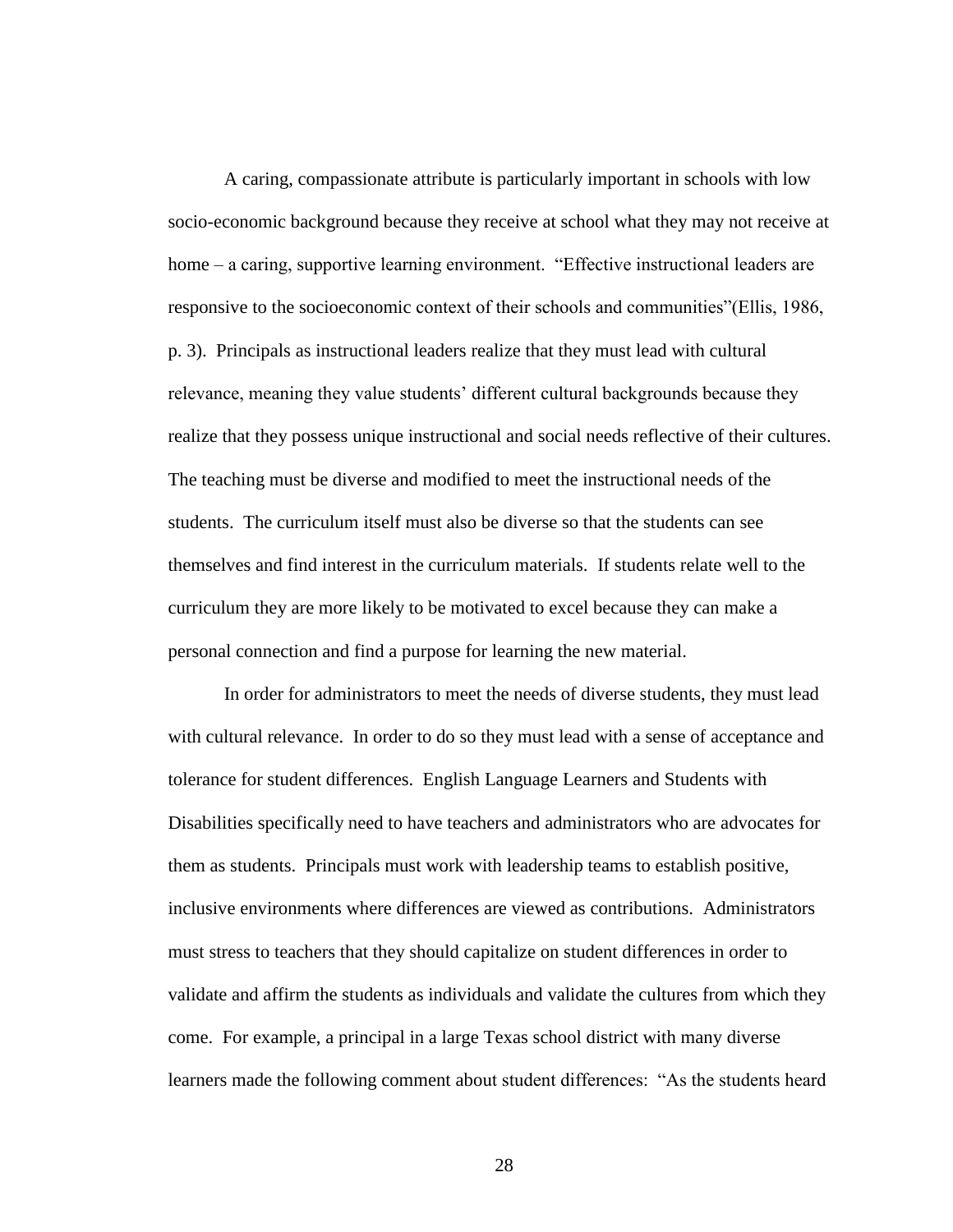A caring, compassionate attribute is particularly important in schools with low socio-economic background because they receive at school what they may not receive at home – a caring, supportive learning environment. "Effective instructional leaders are responsive to the socioeconomic context of their schools and communities"(Ellis, 1986, p. 3). Principals as instructional leaders realize that they must lead with cultural relevance, meaning they value students' different cultural backgrounds because they realize that they possess unique instructional and social needs reflective of their cultures. The teaching must be diverse and modified to meet the instructional needs of the students. The curriculum itself must also be diverse so that the students can see themselves and find interest in the curriculum materials. If students relate well to the curriculum they are more likely to be motivated to excel because they can make a personal connection and find a purpose for learning the new material.

In order for administrators to meet the needs of diverse students, they must lead with cultural relevance. In order to do so they must lead with a sense of acceptance and tolerance for student differences. English Language Learners and Students with Disabilities specifically need to have teachers and administrators who are advocates for them as students. Principals must work with leadership teams to establish positive, inclusive environments where differences are viewed as contributions. Administrators must stress to teachers that they should capitalize on student differences in order to validate and affirm the students as individuals and validate the cultures from which they come. For example, a principal in a large Texas school district with many diverse learners made the following comment about student differences: "As the students heard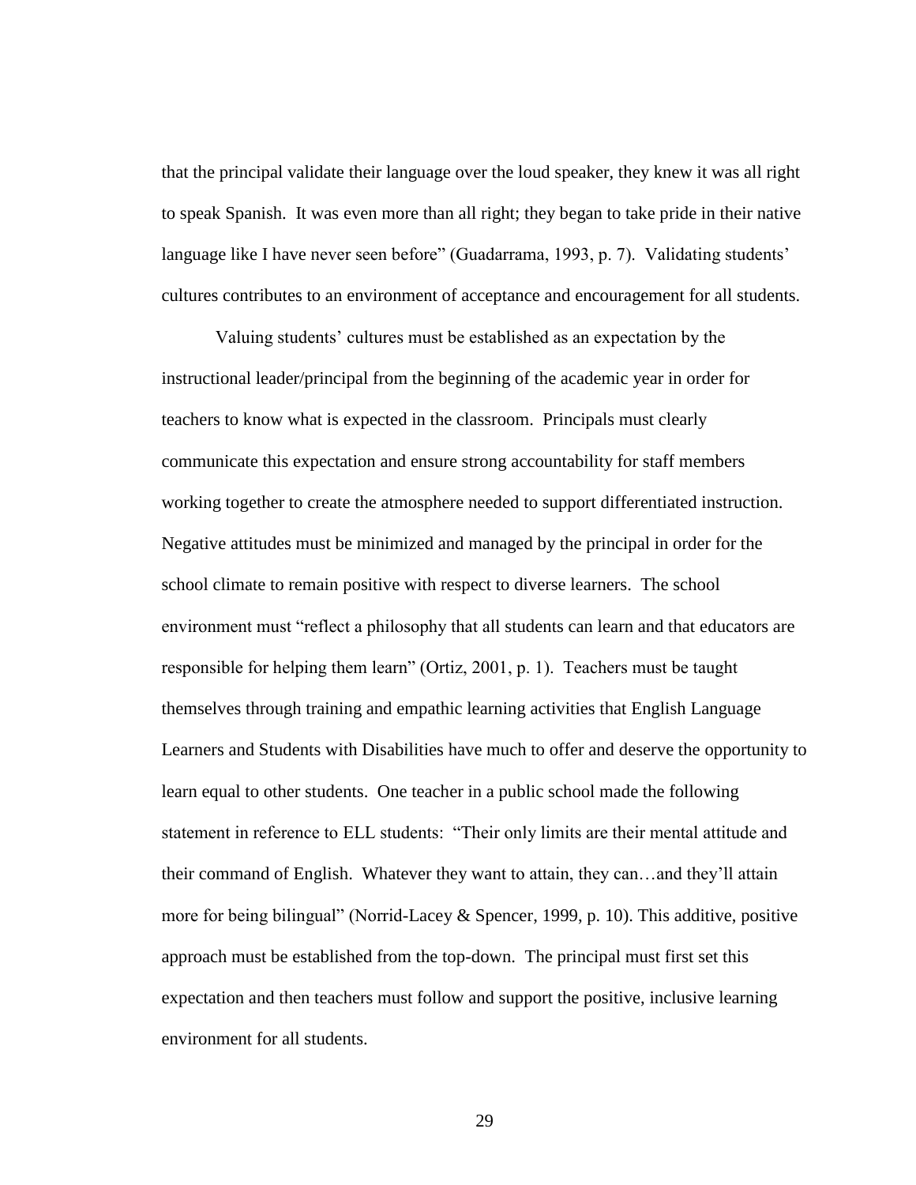that the principal validate their language over the loud speaker, they knew it was all right to speak Spanish. It was even more than all right; they began to take pride in their native language like I have never seen before" (Guadarrama, 1993, p. 7). Validating students' cultures contributes to an environment of acceptance and encouragement for all students.

Valuing students' cultures must be established as an expectation by the instructional leader/principal from the beginning of the academic year in order for teachers to know what is expected in the classroom. Principals must clearly communicate this expectation and ensure strong accountability for staff members working together to create the atmosphere needed to support differentiated instruction. Negative attitudes must be minimized and managed by the principal in order for the school climate to remain positive with respect to diverse learners. The school environment must "reflect a philosophy that all students can learn and that educators are responsible for helping them learn" (Ortiz, 2001, p. 1). Teachers must be taught themselves through training and empathic learning activities that English Language Learners and Students with Disabilities have much to offer and deserve the opportunity to learn equal to other students. One teacher in a public school made the following statement in reference to ELL students: "Their only limits are their mental attitude and their command of English. Whatever they want to attain, they can…and they'll attain more for being bilingual" (Norrid-Lacey & Spencer, 1999, p. 10). This additive, positive approach must be established from the top-down. The principal must first set this expectation and then teachers must follow and support the positive, inclusive learning environment for all students.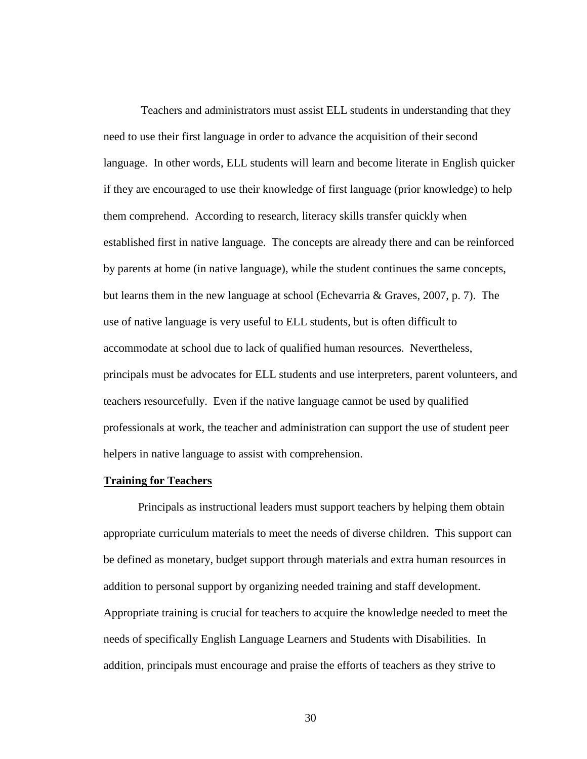Teachers and administrators must assist ELL students in understanding that they need to use their first language in order to advance the acquisition of their second language. In other words, ELL students will learn and become literate in English quicker if they are encouraged to use their knowledge of first language (prior knowledge) to help them comprehend. According to research, literacy skills transfer quickly when established first in native language. The concepts are already there and can be reinforced by parents at home (in native language), while the student continues the same concepts, but learns them in the new language at school (Echevarria & Graves, 2007, p. 7). The use of native language is very useful to ELL students, but is often difficult to accommodate at school due to lack of qualified human resources. Nevertheless, principals must be advocates for ELL students and use interpreters, parent volunteers, and teachers resourcefully. Even if the native language cannot be used by qualified professionals at work, the teacher and administration can support the use of student peer helpers in native language to assist with comprehension.

## Training for Teachers

Principals as instructional leaders must support teachers by helping them obtain appropriate curriculum materials to meet the needs of diverse children. This support can be defined as monetary, budget support through materials and extra human resources in addition to personal support by organizing needed training and staff development. Appropriate training is crucial for teachers to acquire the knowledge needed to meet the needs of specifically English Language Learners and Students with Disabilities. In addition, principals must encourage and praise the efforts of teachers as they strive to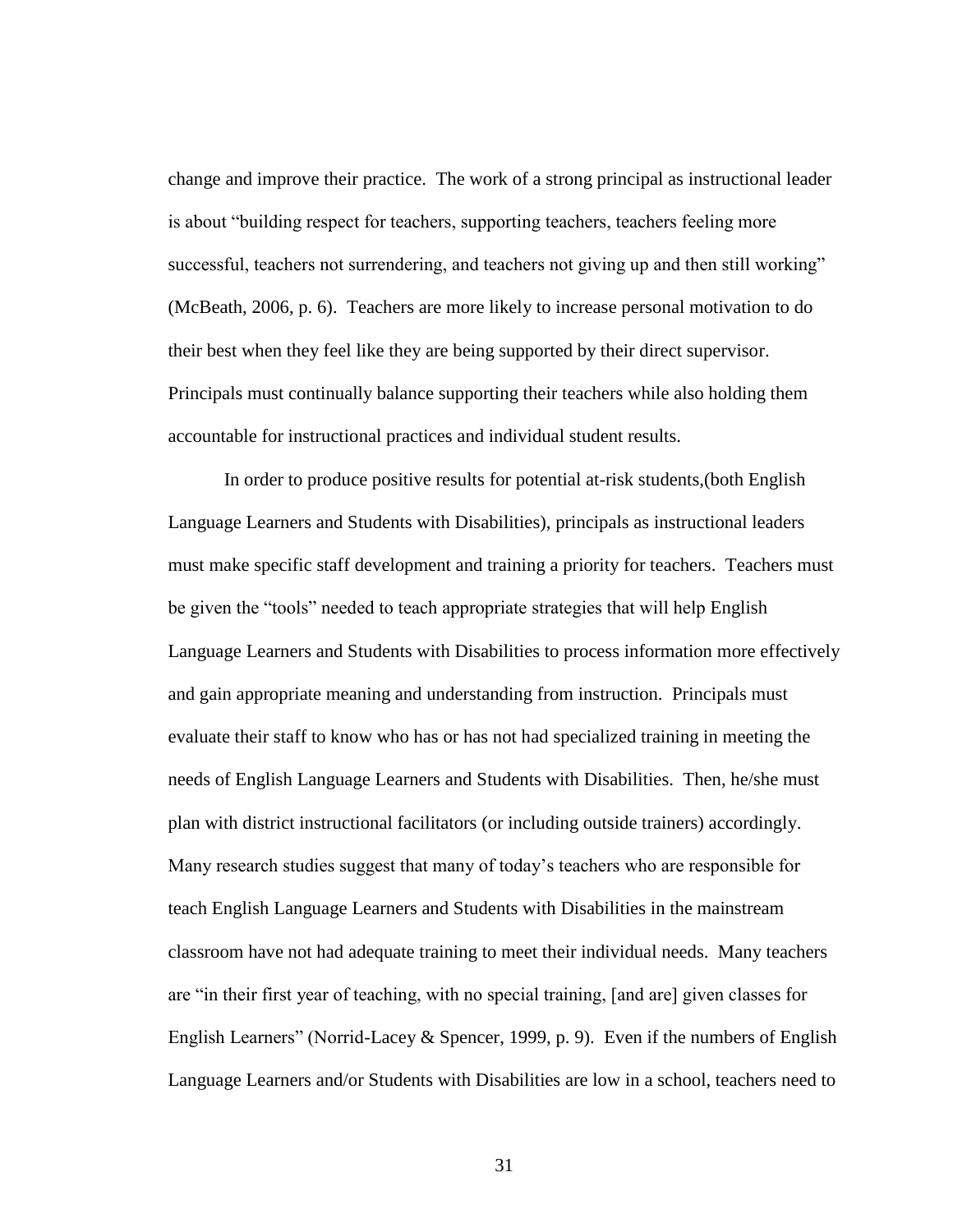change and improve their practice. The work of a strong principal as instructional leader is about "building respect for teachers, supporting teachers, teachers feeling more successful, teachers not surrendering, and teachers not giving up and then still working" (McBeath, 2006, p. 6). Teachers are more likely to increase personal motivation to do their best when they feel like they are being supported by their direct supervisor. Principals must continually balance supporting their teachers while also holding them accountable for instructional practices and individual student results.

In order to produce positive results for potential at-risk students,(both English Language Learners and Students with Disabilities), principals as instructional leaders must make specific staff development and training a priority for teachers. Teachers must be given the "tools" needed to teach appropriate strategies that will help English Language Learners and Students with Disabilities to process information more effectively and gain appropriate meaning and understanding from instruction. Principals must evaluate their staff to know who has or has not had specialized training in meeting the needs of English Language Learners and Students with Disabilities. Then, he/she must plan with district instructional facilitators (or including outside trainers) accordingly. Many research studies suggest that many of today's teachers who are responsible for teach English Language Learners and Students with Disabilities in the mainstream classroom have not had adequate training to meet their individual needs. Many teachers are "in their first year of teaching, with no special training, [and are] given classes for English Learners" (Norrid-Lacey & Spencer, 1999, p. 9). Even if the numbers of English Language Learners and/or Students with Disabilities are low in a school, teachers need to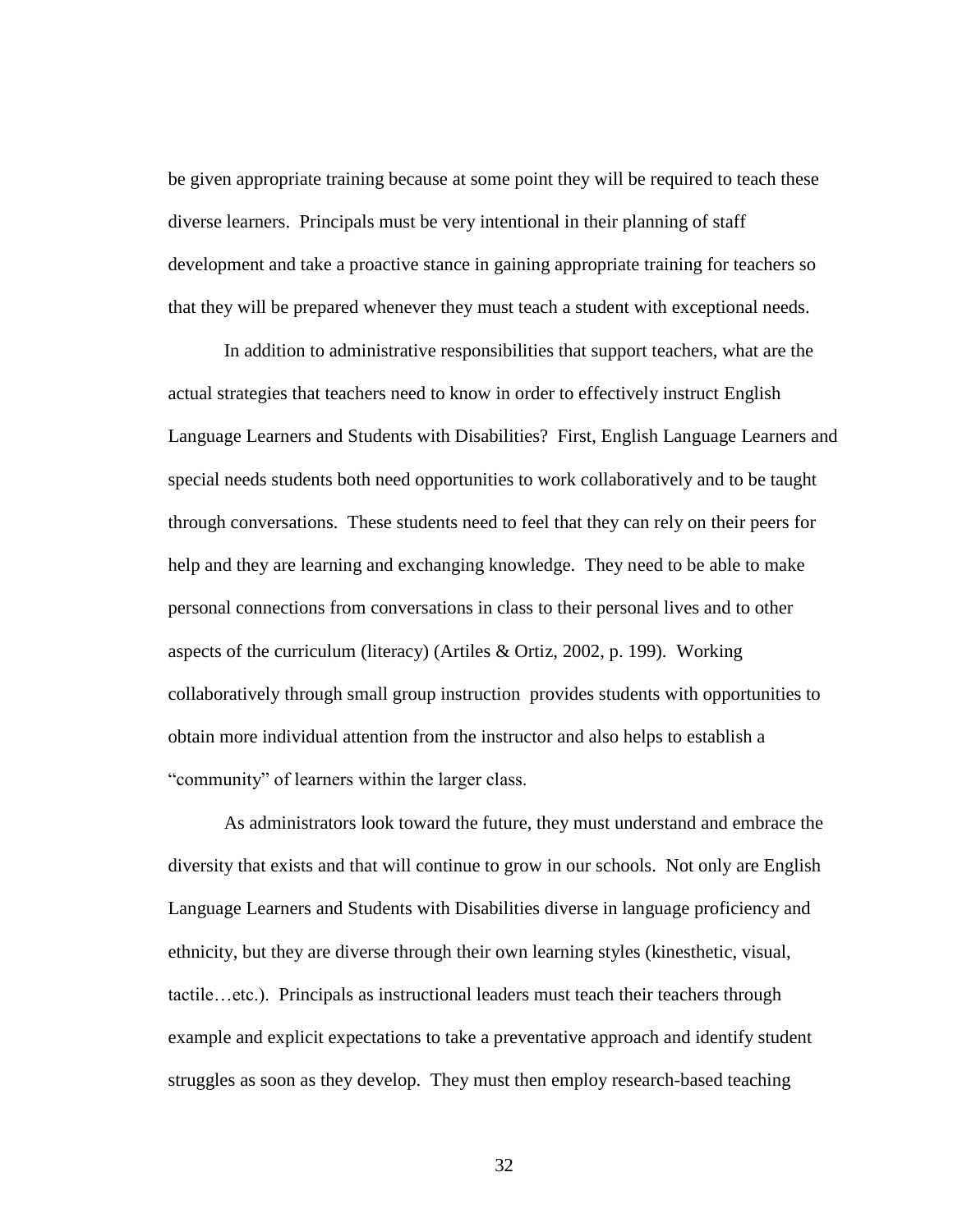be given appropriate training because at some point they will be required to teach these diverse learners. Principals must be very intentional in their planning of staff development and take a proactive stance in gaining appropriate training for teachers so that they will be prepared whenever they must teach a student with exceptional needs.

In addition to administrative responsibilities that support teachers, what are the actual strategies that teachers need to know in order to effectively instruct English Language Learners and Students with Disabilities? First, English Language Learners and special needs students both need opportunities to work collaboratively and to be taught through conversations. These students need to feel that they can rely on their peers for help and they are learning and exchanging knowledge. They need to be able to make personal connections from conversations in class to their personal lives and to other aspects of the curriculum (literacy) (Artiles & Ortiz, 2002, p. 199). Working collaboratively through small group instruction provides students with opportunities to obtain more individual attention from the instructor and also helps to establish a "community" of learners within the larger class.

As administrators look toward the future, they must understand and embrace the diversity that exists and that will continue to grow in our schools. Not only are English Language Learners and Students with Disabilities diverse in language proficiency and ethnicity, but they are diverse through their own learning styles (kinesthetic, visual, tactile…etc.). Principals as instructional leaders must teach their teachers through example and explicit expectations to take a preventative approach and identify student struggles as soon as they develop. They must then employ research-based teaching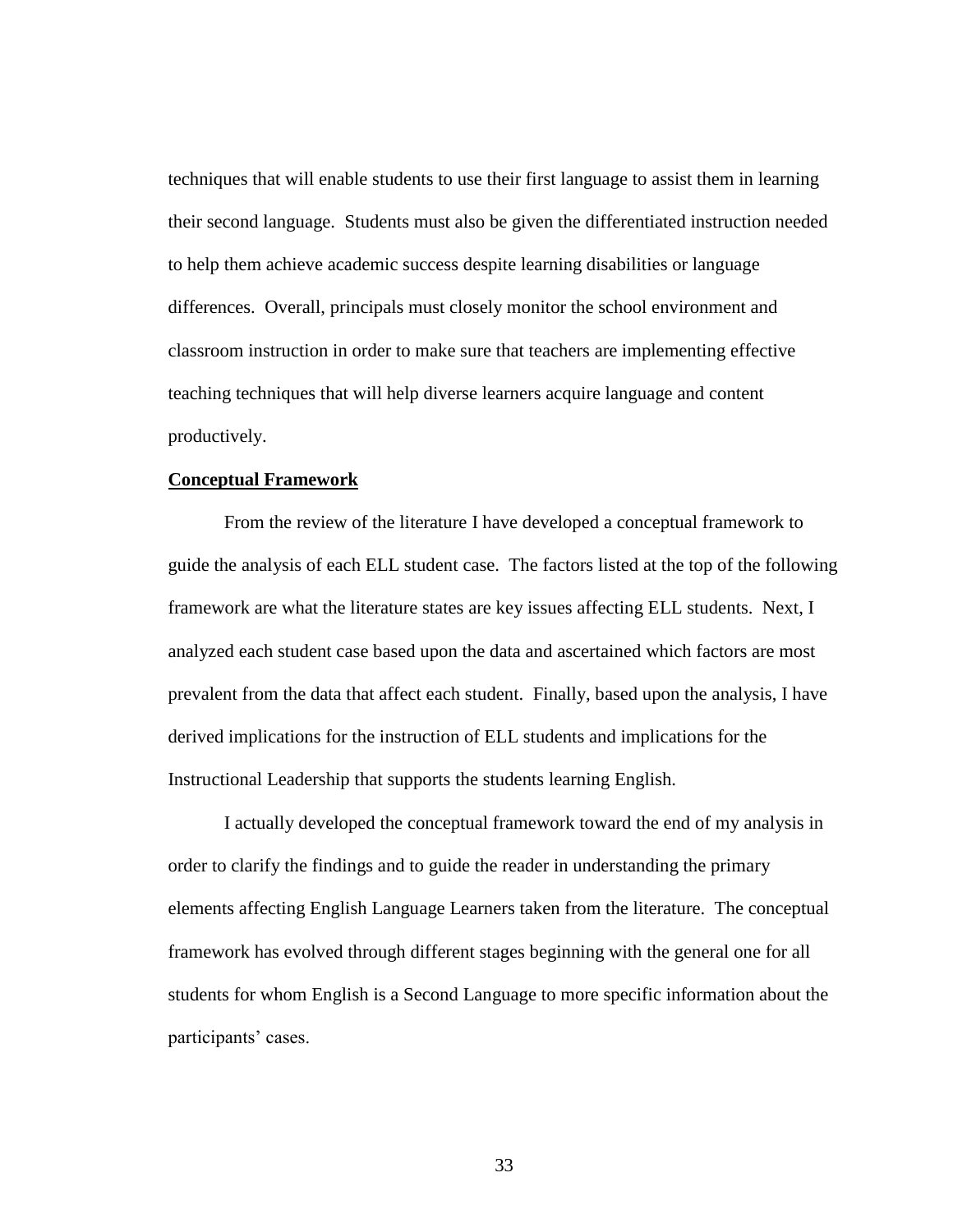techniques that will enable students to use their first language to assist them in learning their second language. Students must also be given the differentiated instruction needed to help them achieve academic success despite learning disabilities or language differences. Overall, principals must closely monitor the school environment and classroom instruction in order to make sure that teachers are implementing effective teaching techniques that will help diverse learners acquire language and content productively.

## Conceptual Framework

From the review of the literature I have developed a conceptual framework to guide the analysis of each ELL student case. The factors listed at the top of the following framework are what the literature states are key issues affecting ELL students. Next, I analyzed each student case based upon the data and ascertained which factors are most prevalent from the data that affect each student. Finally, based upon the analysis, I have derived implications for the instruction of ELL students and implications for the Instructional Leadership that supports the students learning English.

I actually developed the conceptual framework toward the end of my analysis in order to clarify the findings and to guide the reader in understanding the primary elements affecting English Language Learners taken from the literature. The conceptual framework has evolved through different stages beginning with the general one for all students for whom English is a Second Language to more specific information about the participants' cases.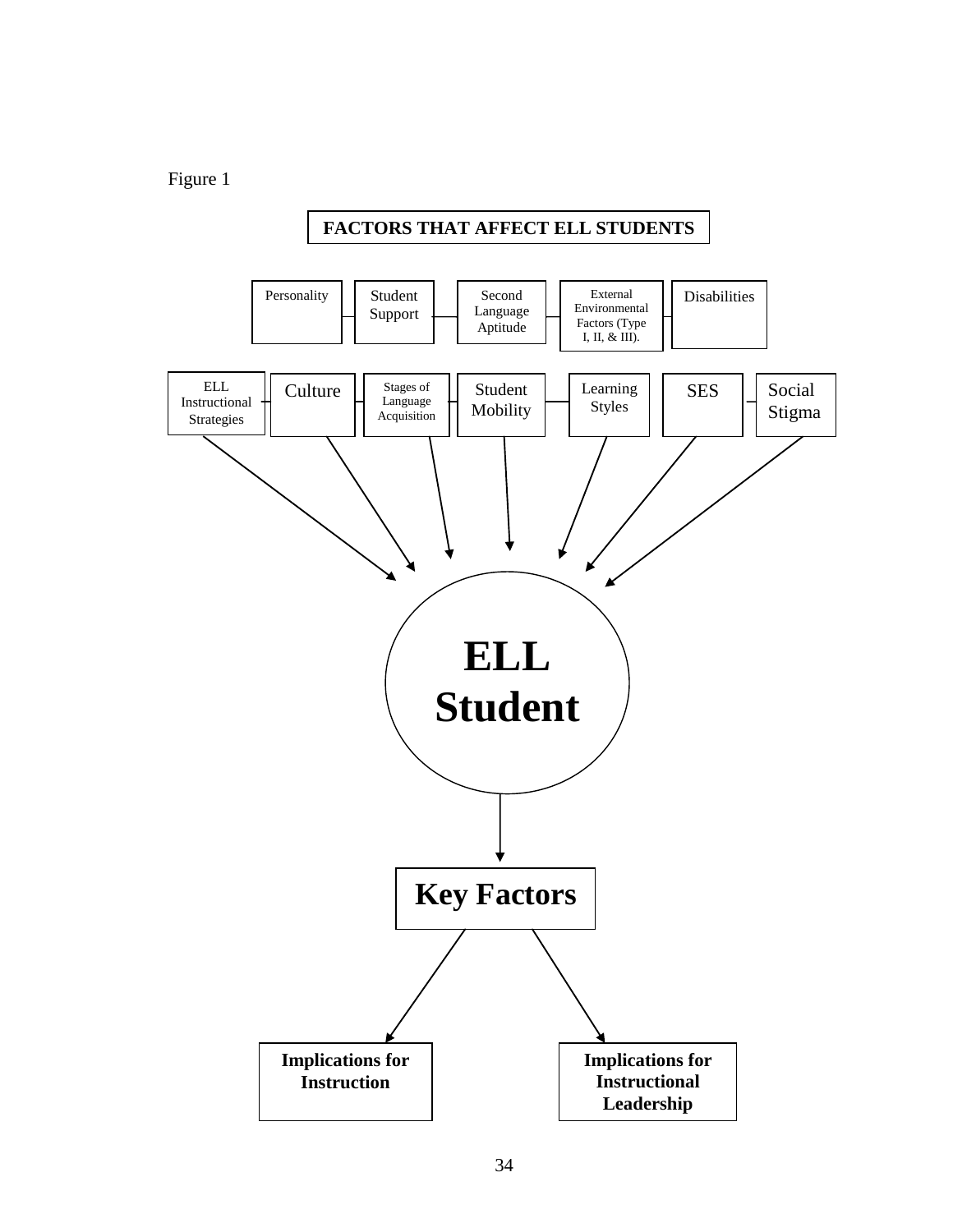Figure 1

**FACTORS THAT AFFECT ELL STUDENTS**

Personality — Student Support — Second Language Aptitude — External Environmental Factors (Type I, II, & III). — Disabilities

ELL Instructional Strategies — Culture — Stages of Language Acquisition — Student Mobility — Learning Styles — SES — Social Stigma

**ELL Student**

**Key Factors**

**Implications for Instruction**

**Implications for Instructional Leadership**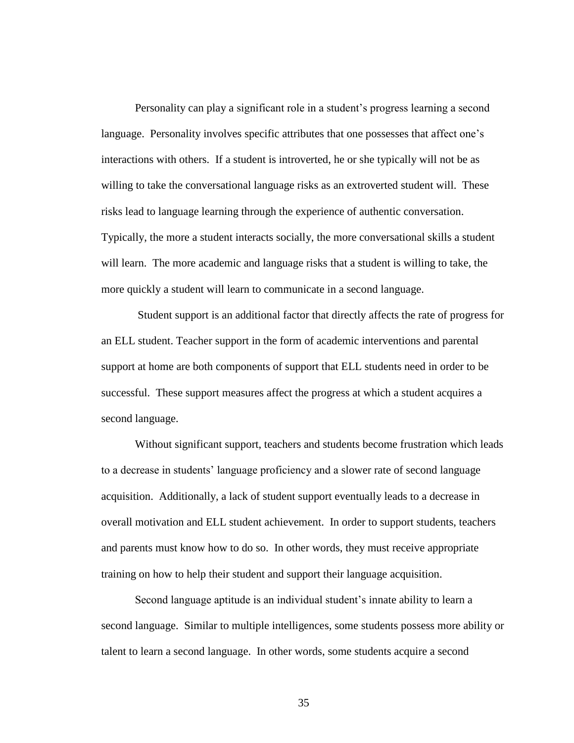Personality can play a significant role in a student's progress learning a second language. Personality involves specific attributes that one possesses that affect one's interactions with others. If a student is introverted, he or she typically will not be as willing to take the conversational language risks as an extroverted student will. These risks lead to language learning through the experience of authentic conversation. Typically, the more a student interacts socially, the more conversational skills a student will learn. The more academic and language risks that a student is willing to take, the more quickly a student will learn to communicate in a second language.

Student support is an additional factor that directly affects the rate of progress for an ELL student. Teacher support in the form of academic interventions and parental support at home are both components of support that ELL students need in order to be successful. These support measures affect the progress at which a student acquires a second language.

Without significant support, teachers and students become frustration which leads to a decrease in students' language proficiency and a slower rate of second language acquisition. Additionally, a lack of student support eventually leads to a decrease in overall motivation and ELL student achievement. In order to support students, teachers and parents must know how to do so. In other words, they must receive appropriate training on how to help their student and support their language acquisition.

Second language aptitude is an individual student's innate ability to learn a second language. Similar to multiple intelligences, some students possess more ability or talent to learn a second language. In other words, some students acquire a second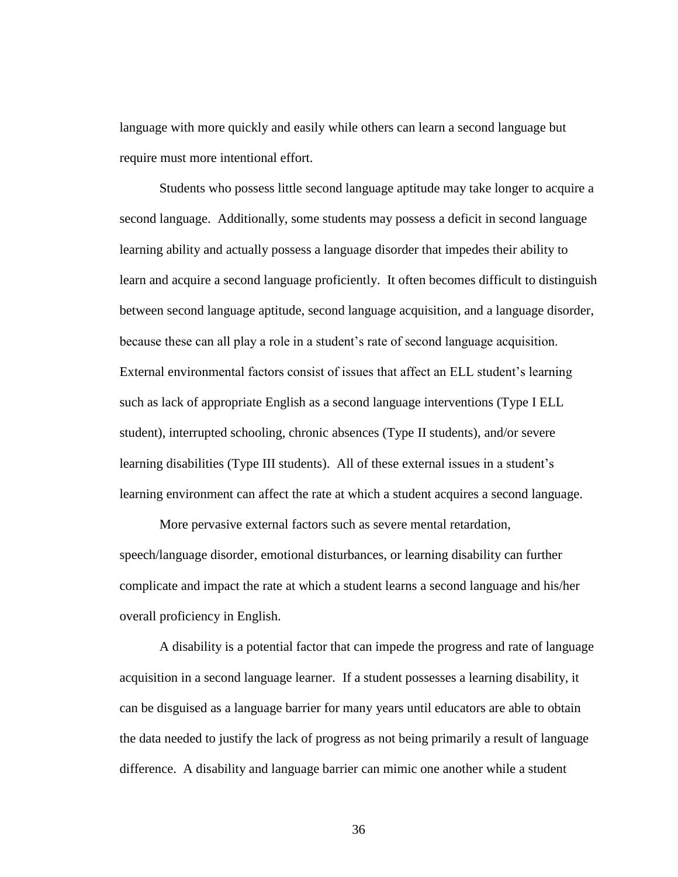language with more quickly and easily while others can learn a second language but require must more intentional effort.

Students who possess little second language aptitude may take longer to acquire a second language. Additionally, some students may possess a deficit in second language learning ability and actually possess a language disorder that impedes their ability to learn and acquire a second language proficiently. It often becomes difficult to distinguish between second language aptitude, second language acquisition, and a language disorder, because these can all play a role in a student's rate of second language acquisition. External environmental factors consist of issues that affect an ELL student's learning such as lack of appropriate English as a second language interventions (Type I ELL student), interrupted schooling, chronic absences (Type II students), and/or severe learning disabilities (Type III students). All of these external issues in a student's learning environment can affect the rate at which a student acquires a second language.

More pervasive external factors such as severe mental retardation, speech/language disorder, emotional disturbances, or learning disability can further complicate and impact the rate at which a student learns a second language and his/her overall proficiency in English.

A disability is a potential factor that can impede the progress and rate of language acquisition in a second language learner. If a student possesses a learning disability, it can be disguised as a language barrier for many years until educators are able to obtain the data needed to justify the lack of progress as not being primarily a result of language difference. A disability and language barrier can mimic one another while a student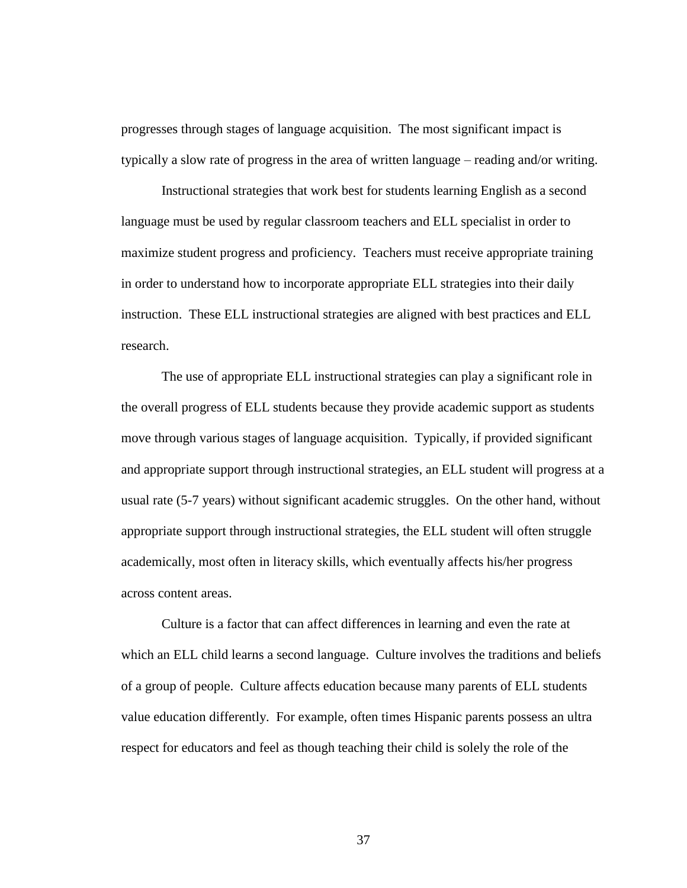progresses through stages of language acquisition. The most significant impact is typically a slow rate of progress in the area of written language – reading and/or writing.

Instructional strategies that work best for students learning English as a second language must be used by regular classroom teachers and ELL specialist in order to maximize student progress and proficiency. Teachers must receive appropriate training in order to understand how to incorporate appropriate ELL strategies into their daily instruction. These ELL instructional strategies are aligned with best practices and ELL research.

The use of appropriate ELL instructional strategies can play a significant role in the overall progress of ELL students because they provide academic support as students move through various stages of language acquisition. Typically, if provided significant and appropriate support through instructional strategies, an ELL student will progress at a usual rate (5-7 years) without significant academic struggles. On the other hand, without appropriate support through instructional strategies, the ELL student will often struggle academically, most often in literacy skills, which eventually affects his/her progress across content areas.

Culture is a factor that can affect differences in learning and even the rate at which an ELL child learns a second language. Culture involves the traditions and beliefs of a group of people. Culture affects education because many parents of ELL students value education differently. For example, often times Hispanic parents possess an ultra respect for educators and feel as though teaching their child is solely the role of the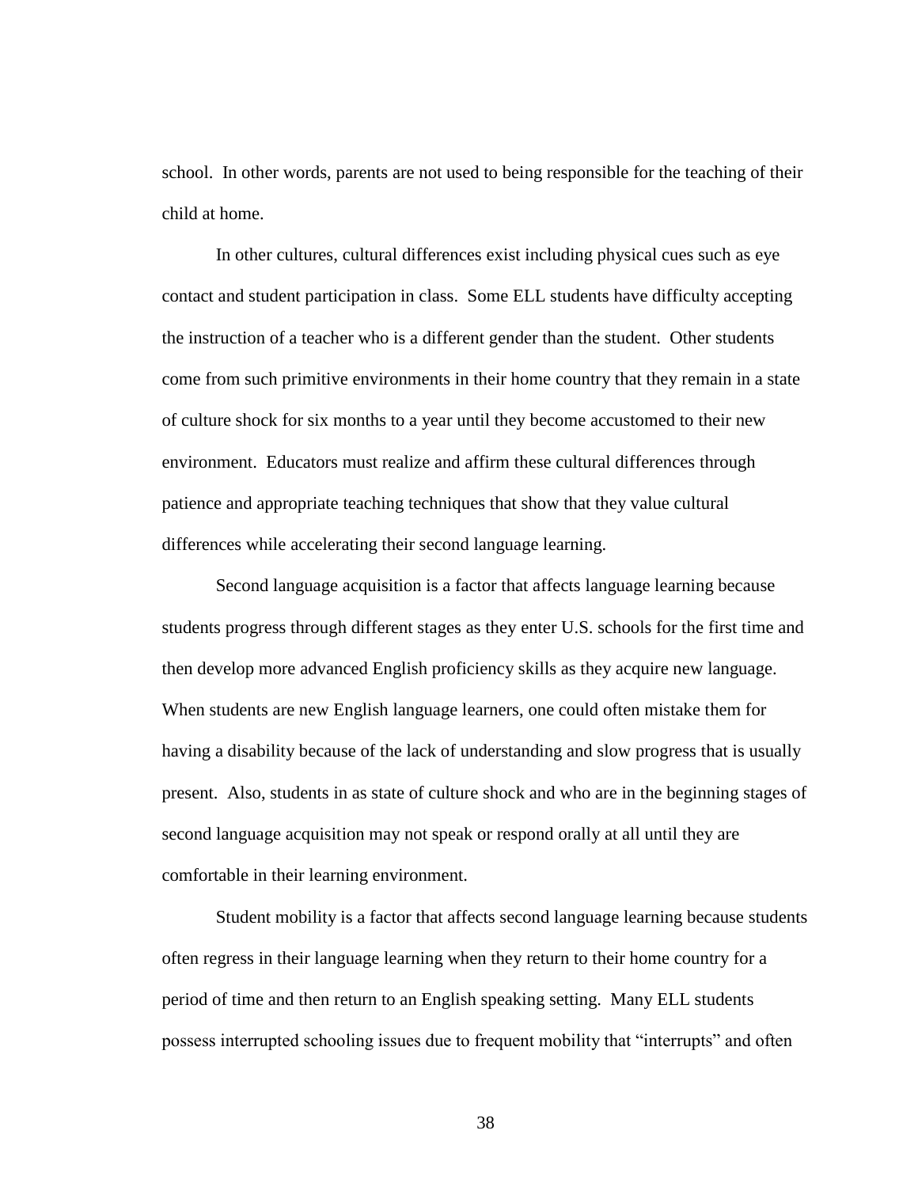school. In other words, parents are not used to being responsible for the teaching of their child at home.

In other cultures, cultural differences exist including physical cues such as eye contact and student participation in class. Some ELL students have difficulty accepting the instruction of a teacher who is a different gender than the student. Other students come from such primitive environments in their home country that they remain in a state of culture shock for six months to a year until they become accustomed to their new environment. Educators must realize and affirm these cultural differences through patience and appropriate teaching techniques that show that they value cultural differences while accelerating their second language learning.

Second language acquisition is a factor that affects language learning because students progress through different stages as they enter U.S. schools for the first time and then develop more advanced English proficiency skills as they acquire new language. When students are new English language learners, one could often mistake them for having a disability because of the lack of understanding and slow progress that is usually present. Also, students in as state of culture shock and who are in the beginning stages of second language acquisition may not speak or respond orally at all until they are comfortable in their learning environment.

Student mobility is a factor that affects second language learning because students often regress in their language learning when they return to their home country for a period of time and then return to an English speaking setting. Many ELL students possess interrupted schooling issues due to frequent mobility that "interrupts" and often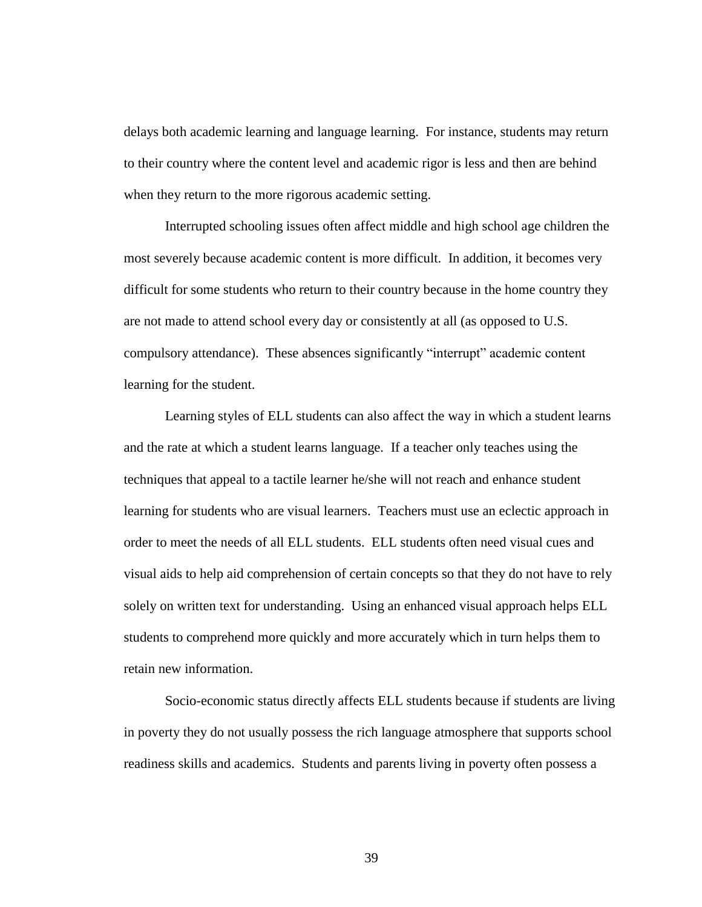delays both academic learning and language learning. For instance, students may return to their country where the content level and academic rigor is less and then are behind when they return to the more rigorous academic setting.

Interrupted schooling issues often affect middle and high school age children the most severely because academic content is more difficult. In addition, it becomes very difficult for some students who return to their country because in the home country they are not made to attend school every day or consistently at all (as opposed to U.S. compulsory attendance). These absences significantly "interrupt" academic content learning for the student.

Learning styles of ELL students can also affect the way in which a student learns and the rate at which a student learns language. If a teacher only teaches using the techniques that appeal to a tactile learner he/she will not reach and enhance student learning for students who are visual learners. Teachers must use an eclectic approach in order to meet the needs of all ELL students. ELL students often need visual cues and visual aids to help aid comprehension of certain concepts so that they do not have to rely solely on written text for understanding. Using an enhanced visual approach helps ELL students to comprehend more quickly and more accurately which in turn helps them to retain new information.

Socio-economic status directly affects ELL students because if students are living in poverty they do not usually possess the rich language atmosphere that supports school readiness skills and academics. Students and parents living in poverty often possess a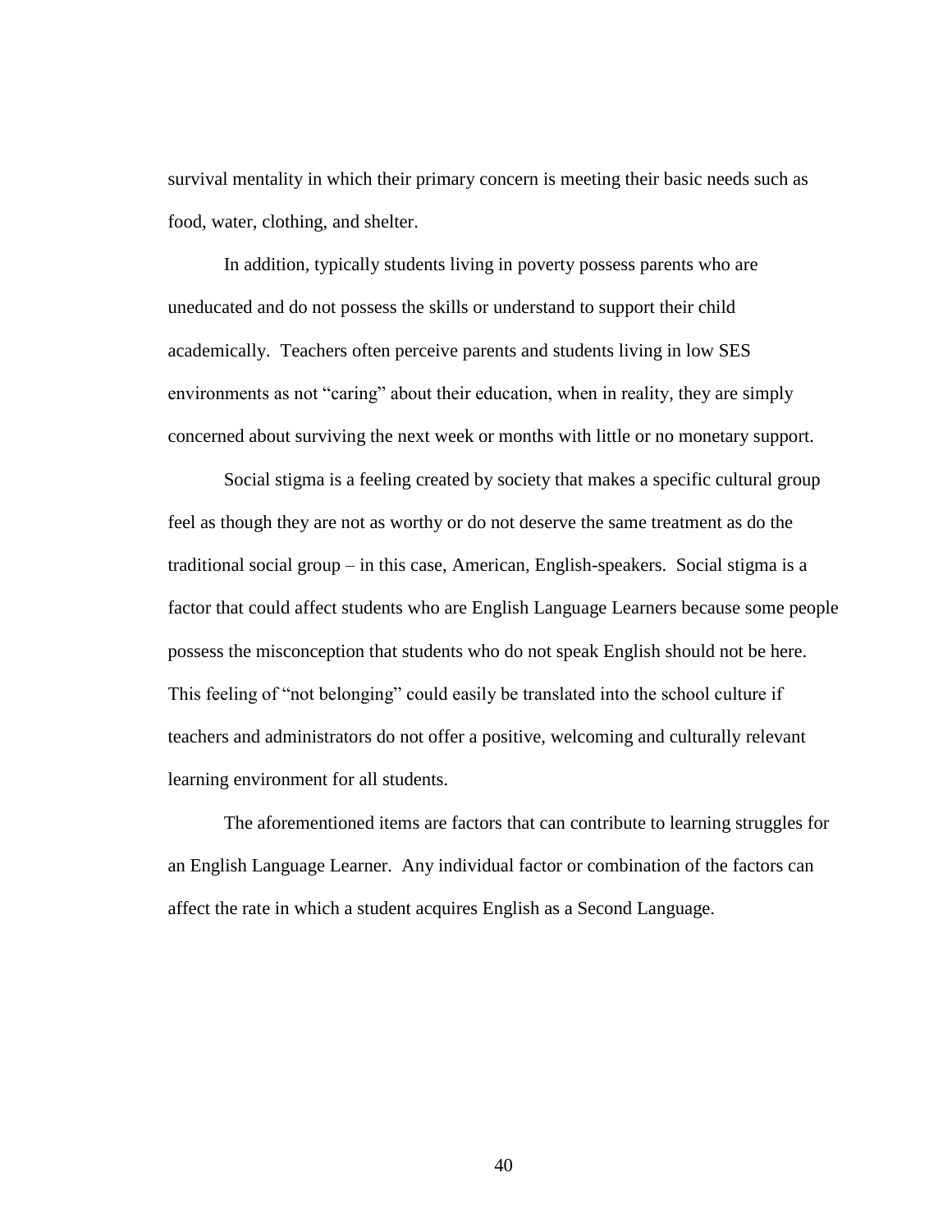survival mentality in which their primary concern is meeting their basic needs such as food, water, clothing, and shelter.

In addition, typically students living in poverty possess parents who are uneducated and do not possess the skills or understand to support their child academically. Teachers often perceive parents and students living in low SES environments as not "caring" about their education, when in reality, they are simply concerned about surviving the next week or months with little or no monetary support.

Social stigma is a feeling created by society that makes a specific cultural group feel as though they are not as worthy or do not deserve the same treatment as do the traditional social group – in this case, American, English-speakers. Social stigma is a factor that could affect students who are English Language Learners because some people possess the misconception that students who do not speak English should not be here. This feeling of "not belonging" could easily be translated into the school culture if teachers and administrators do not offer a positive, welcoming and culturally relevant learning environment for all students.

The aforementioned items are factors that can contribute to learning struggles for an English Language Learner. Any individual factor or combination of the factors can affect the rate in which a student acquires English as a Second Language.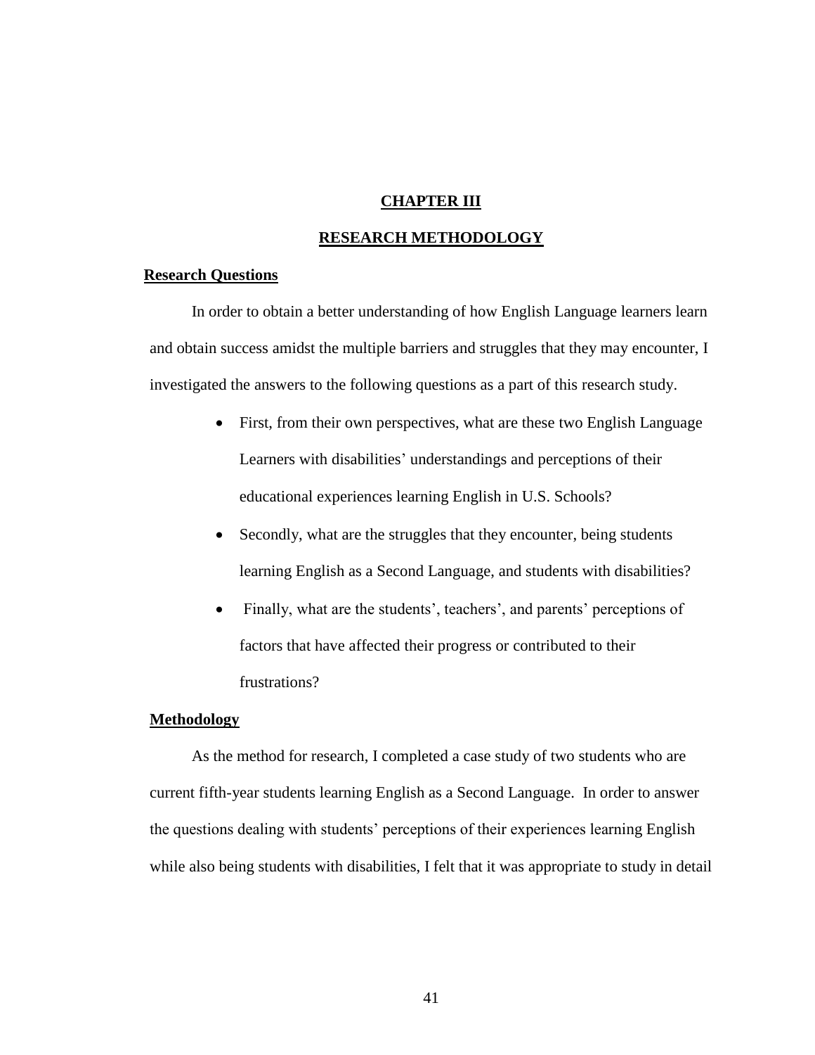# CHAPTER III

# RESEARCH METHODOLOGY

## Research Questions

In order to obtain a better understanding of how English Language learners learn and obtain success amidst the multiple barriers and struggles that they may encounter, I investigated the answers to the following questions as a part of this research study.

- First, from their own perspectives, what are these two English Language Learners with disabilities' understandings and perceptions of their educational experiences learning English in U.S. Schools?
- Secondly, what are the struggles that they encounter, being students learning English as a Second Language, and students with disabilities?
- Finally, what are the students', teachers', and parents' perceptions of factors that have affected their progress or contributed to their frustrations?

## Methodology

As the method for research, I completed a case study of two students who are current fifth-year students learning English as a Second Language. In order to answer the questions dealing with students' perceptions of their experiences learning English while also being students with disabilities, I felt that it was appropriate to study in detail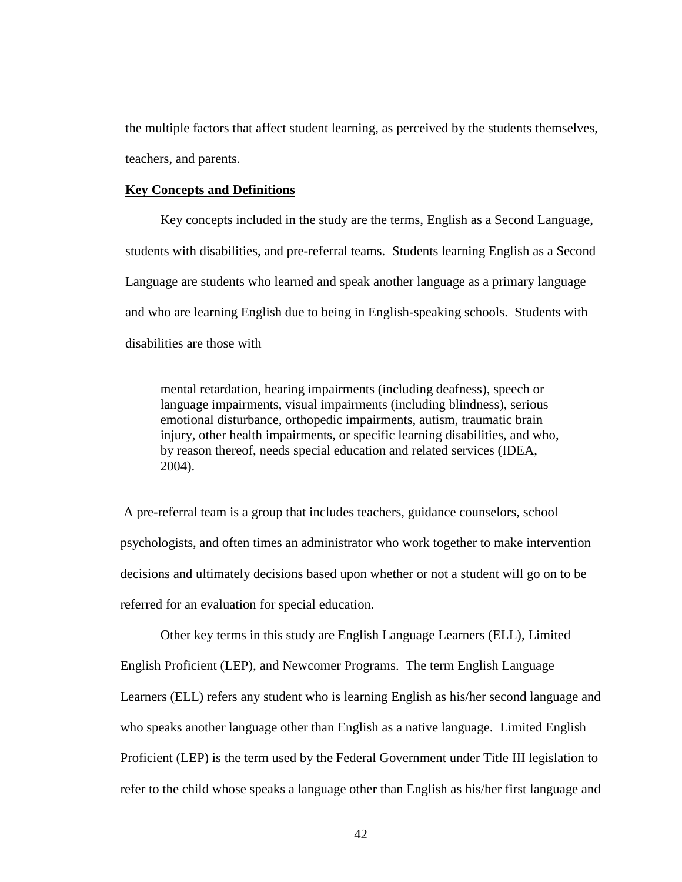the multiple factors that affect student learning, as perceived by the students themselves, teachers, and parents.

**Key Concepts and Definitions**

Key concepts included in the study are the terms, English as a Second Language, students with disabilities, and pre-referral teams. Students learning English as a Second Language are students who learned and speak another language as a primary language and who are learning English due to being in English-speaking schools. Students with disabilities are those with

> mental retardation, hearing impairments (including deafness), speech or language impairments, visual impairments (including blindness), serious emotional disturbance, orthopedic impairments, autism, traumatic brain injury, other health impairments, or specific learning disabilities, and who, by reason thereof, needs special education and related services (IDEA, 2004).

A pre-referral team is a group that includes teachers, guidance counselors, school psychologists, and often times an administrator who work together to make intervention decisions and ultimately decisions based upon whether or not a student will go on to be referred for an evaluation for special education.

Other key terms in this study are English Language Learners (ELL), Limited English Proficient (LEP), and Newcomer Programs. The term English Language Learners (ELL) refers any student who is learning English as his/her second language and who speaks another language other than English as a native language. Limited English Proficient (LEP) is the term used by the Federal Government under Title III legislation to refer to the child whose speaks a language other than English as his/her first language and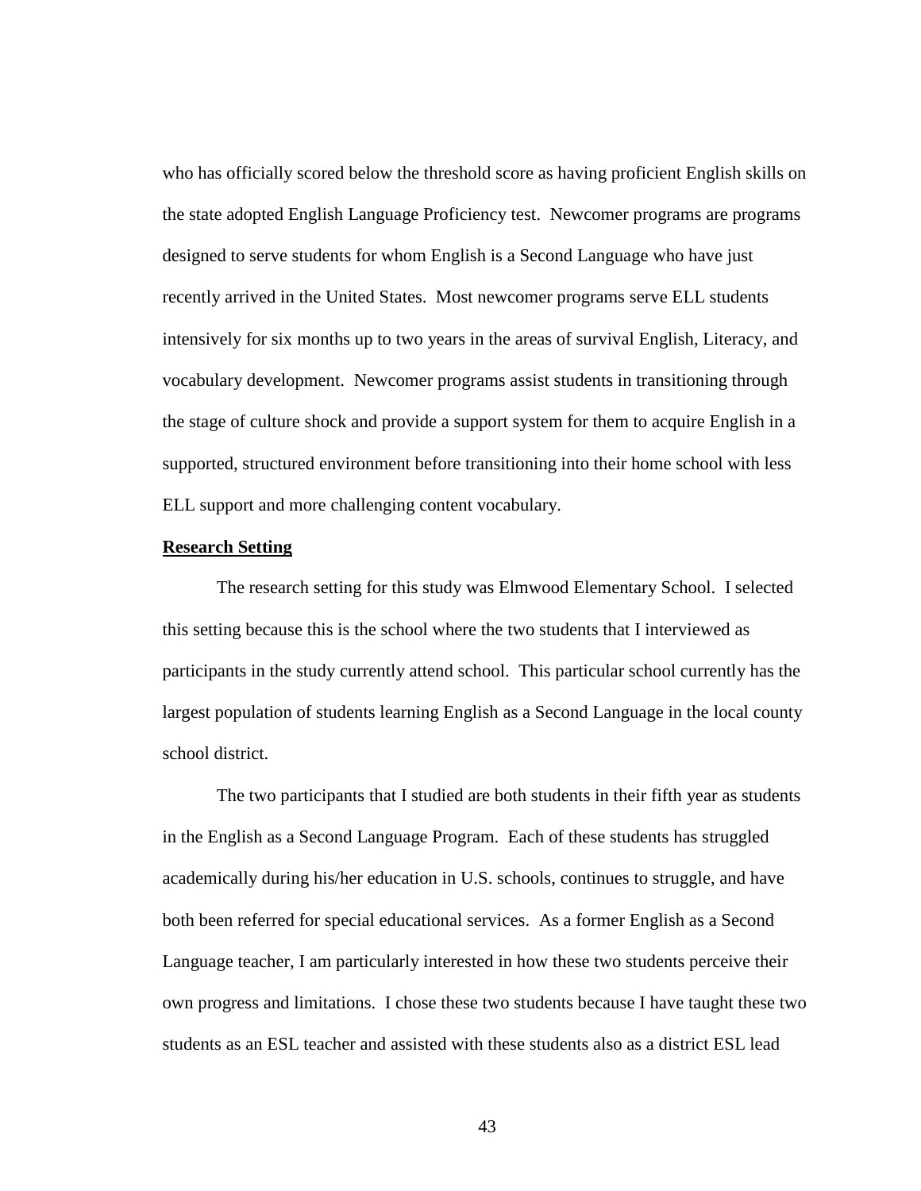who has officially scored below the threshold score as having proficient English skills on the state adopted English Language Proficiency test. Newcomer programs are programs designed to serve students for whom English is a Second Language who have just recently arrived in the United States. Most newcomer programs serve ELL students intensively for six months up to two years in the areas of survival English, Literacy, and vocabulary development. Newcomer programs assist students in transitioning through the stage of culture shock and provide a support system for them to acquire English in a supported, structured environment before transitioning into their home school with less ELL support and more challenging content vocabulary.

**Research Setting**

The research setting for this study was Elmwood Elementary School. I selected this setting because this is the school where the two students that I interviewed as participants in the study currently attend school. This particular school currently has the largest population of students learning English as a Second Language in the local county school district.

The two participants that I studied are both students in their fifth year as students in the English as a Second Language Program. Each of these students has struggled academically during his/her education in U.S. schools, continues to struggle, and have both been referred for special educational services. As a former English as a Second Language teacher, I am particularly interested in how these two students perceive their own progress and limitations. I chose these two students because I have taught these two students as an ESL teacher and assisted with these students also as a district ESL lead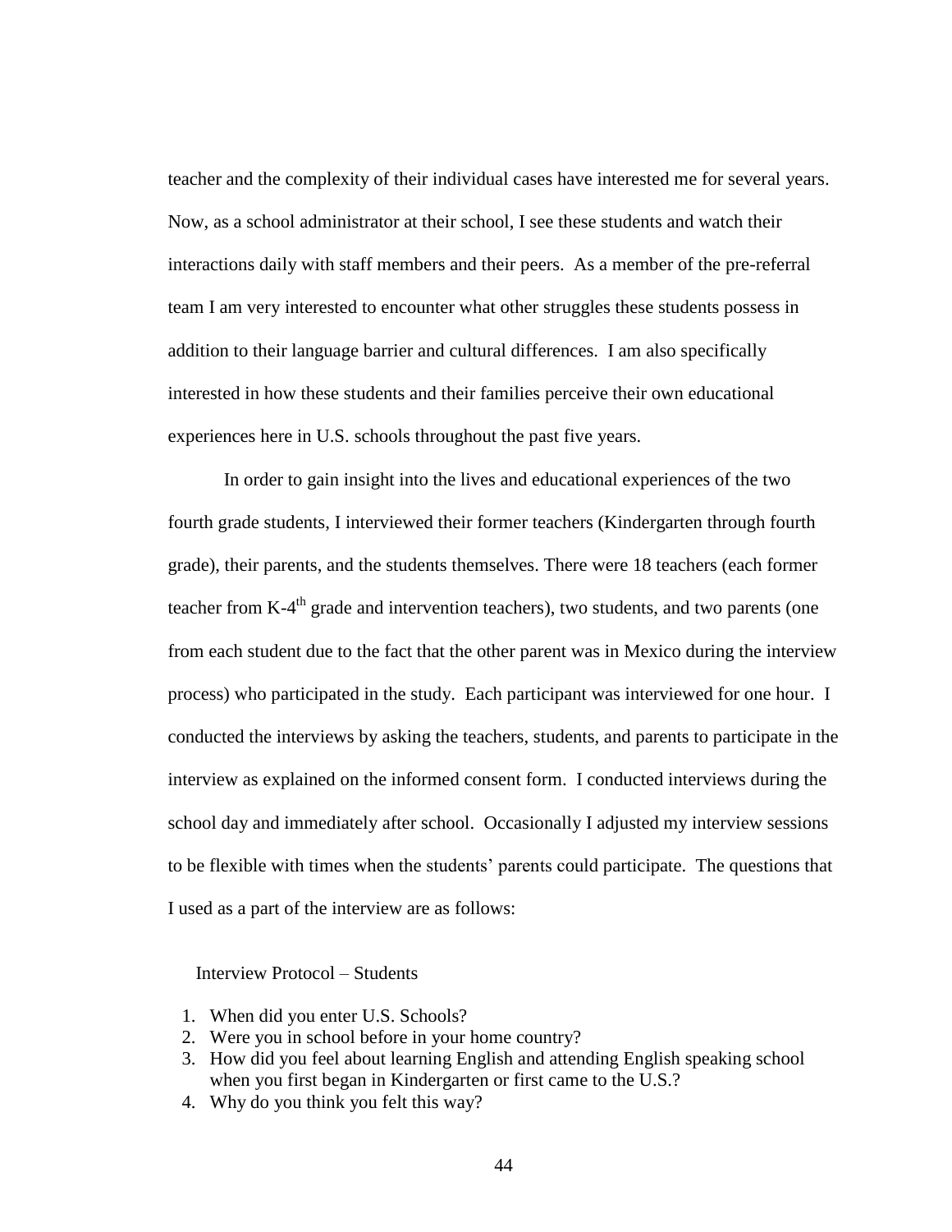teacher and the complexity of their individual cases have interested me for several years. Now, as a school administrator at their school, I see these students and watch their interactions daily with staff members and their peers. As a member of the pre-referral team I am very interested to encounter what other struggles these students possess in addition to their language barrier and cultural differences. I am also specifically interested in how these students and their families perceive their own educational experiences here in U.S. schools throughout the past five years.

In order to gain insight into the lives and educational experiences of the two fourth grade students, I interviewed their former teachers (Kindergarten through fourth grade), their parents, and the students themselves. There were 18 teachers (each former teacher from K-4th grade and intervention teachers), two students, and two parents (one from each student due to the fact that the other parent was in Mexico during the interview process) who participated in the study. Each participant was interviewed for one hour. I conducted the interviews by asking the teachers, students, and parents to participate in the interview as explained on the informed consent form. I conducted interviews during the school day and immediately after school. Occasionally I adjusted my interview sessions to be flexible with times when the students' parents could participate. The questions that I used as a part of the interview are as follows:

Interview Protocol – Students

1. When did you enter U.S. Schools?
2. Were you in school before in your home country?
3. How did you feel about learning English and attending English speaking school when you first began in Kindergarten or first came to the U.S.?
4. Why do you think you felt this way?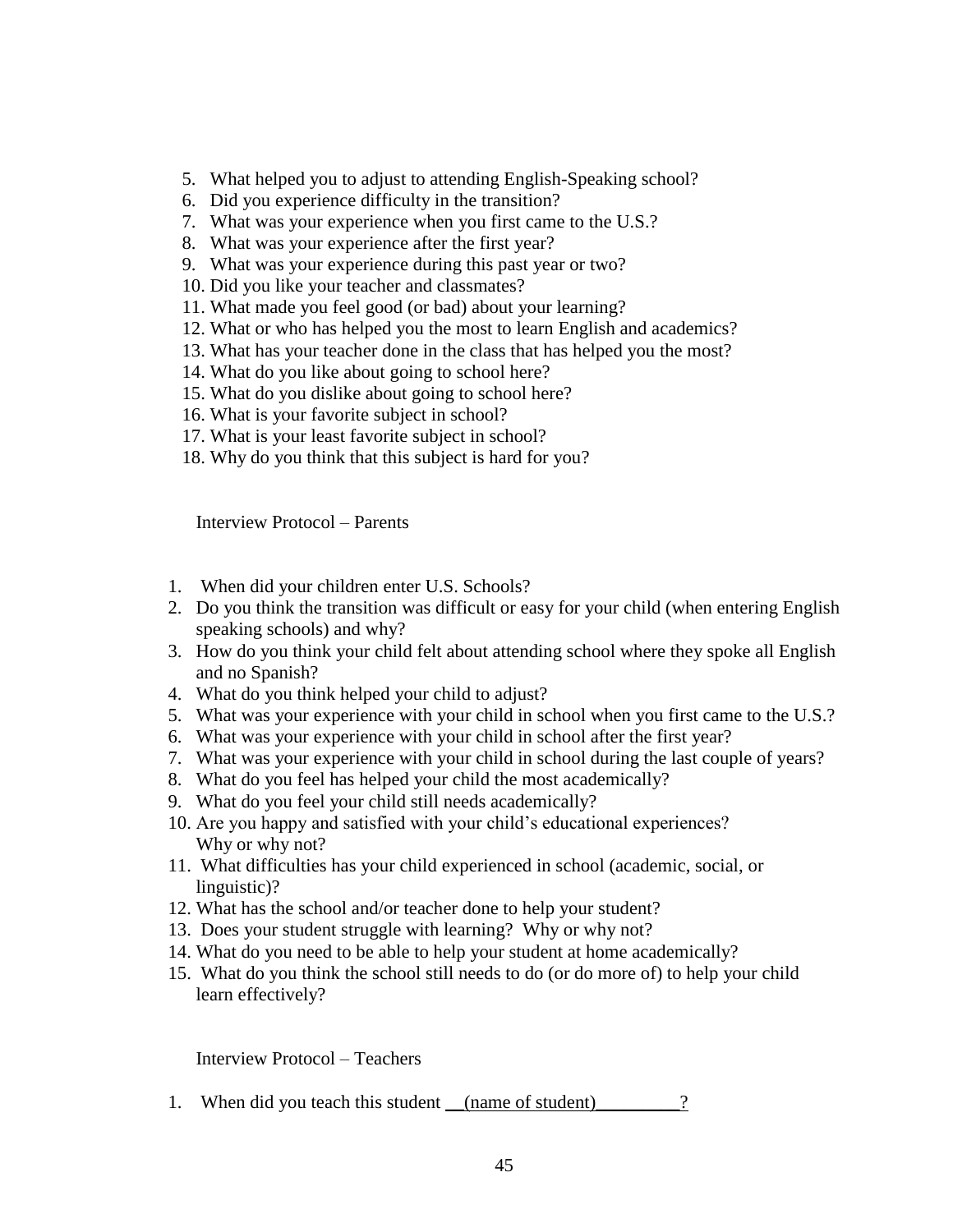5. What helped you to adjust to attending English-Speaking school?
6. Did you experience difficulty in the transition?
7. What was your experience when you first came to the U.S.?
8. What was your experience after the first year?
9. What was your experience during this past year or two?
10. Did you like your teacher and classmates?
11. What made you feel good (or bad) about your learning?
12. What or who has helped you the most to learn English and academics?
13. What has your teacher done in the class that has helped you the most?
14. What do you like about going to school here?
15. What do you dislike about going to school here?
16. What is your favorite subject in school?
17. What is your least favorite subject in school?
18. Why do you think that this subject is hard for you?

Interview Protocol – Parents

1. When did your children enter U.S. Schools?
2. Do you think the transition was difficult or easy for your child (when entering English speaking schools) and why?
3. How do you think your child felt about attending school where they spoke all English and no Spanish?
4. What do you think helped your child to adjust?
5. What was your experience with your child in school when you first came to the U.S.?
6. What was your experience with your child in school after the first year?
7. What was your experience with your child in school during the last couple of years?
8. What do you feel has helped your child the most academically?
9. What do you feel your child still needs academically?
10. Are you happy and satisfied with your child's educational experiences? Why or why not?
11. What difficulties has your child experienced in school (academic, social, or linguistic)?
12. What has the school and/or teacher done to help your student?
13. Does your student struggle with learning? Why or why not?
14. What do you need to be able to help your student at home academically?
15. What do you think the school still needs to do (or do more of) to help your child learn effectively?

Interview Protocol – Teachers

1. When did you teach this student __(name of student)_________?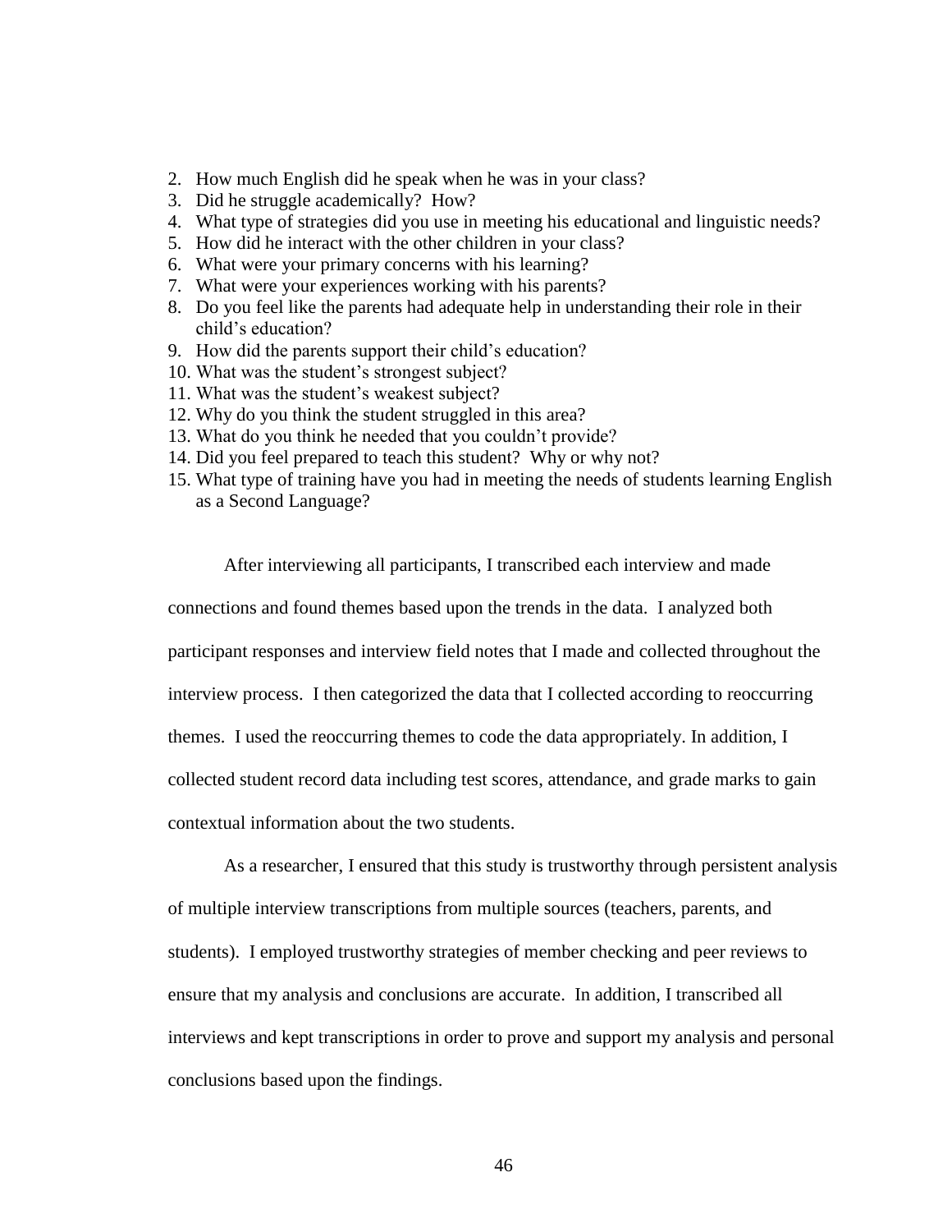2. How much English did he speak when he was in your class?
3. Did he struggle academically? How?
4. What type of strategies did you use in meeting his educational and linguistic needs?
5. How did he interact with the other children in your class?
6. What were your primary concerns with his learning?
7. What were your experiences working with his parents?
8. Do you feel like the parents had adequate help in understanding their role in their child's education?
9. How did the parents support their child's education?
10. What was the student's strongest subject?
11. What was the student's weakest subject?
12. Why do you think the student struggled in this area?
13. What do you think he needed that you couldn't provide?
14. Did you feel prepared to teach this student? Why or why not?
15. What type of training have you had in meeting the needs of students learning English as a Second Language?

After interviewing all participants, I transcribed each interview and made connections and found themes based upon the trends in the data. I analyzed both participant responses and interview field notes that I made and collected throughout the interview process. I then categorized the data that I collected according to reoccurring themes. I used the reoccurring themes to code the data appropriately. In addition, I collected student record data including test scores, attendance, and grade marks to gain contextual information about the two students.

As a researcher, I ensured that this study is trustworthy through persistent analysis of multiple interview transcriptions from multiple sources (teachers, parents, and students). I employed trustworthy strategies of member checking and peer reviews to ensure that my analysis and conclusions are accurate. In addition, I transcribed all interviews and kept transcriptions in order to prove and support my analysis and personal conclusions based upon the findings.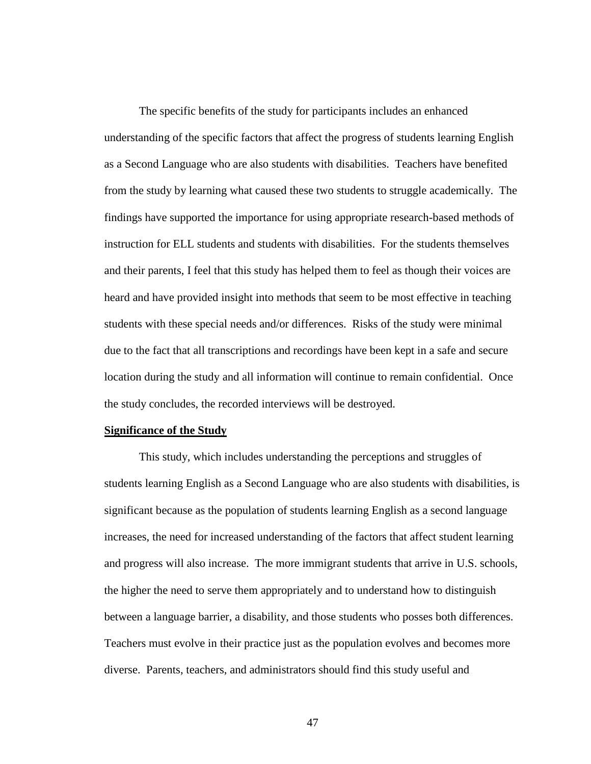The specific benefits of the study for participants includes an enhanced understanding of the specific factors that affect the progress of students learning English as a Second Language who are also students with disabilities. Teachers have benefited from the study by learning what caused these two students to struggle academically. The findings have supported the importance for using appropriate research-based methods of instruction for ELL students and students with disabilities. For the students themselves and their parents, I feel that this study has helped them to feel as though their voices are heard and have provided insight into methods that seem to be most effective in teaching students with these special needs and/or differences. Risks of the study were minimal due to the fact that all transcriptions and recordings have been kept in a safe and secure location during the study and all information will continue to remain confidential. Once the study concludes, the recorded interviews will be destroyed.

**Significance of the Study**

This study, which includes understanding the perceptions and struggles of students learning English as a Second Language who are also students with disabilities, is significant because as the population of students learning English as a second language increases, the need for increased understanding of the factors that affect student learning and progress will also increase. The more immigrant students that arrive in U.S. schools, the higher the need to serve them appropriately and to understand how to distinguish between a language barrier, a disability, and those students who posses both differences. Teachers must evolve in their practice just as the population evolves and becomes more diverse. Parents, teachers, and administrators should find this study useful and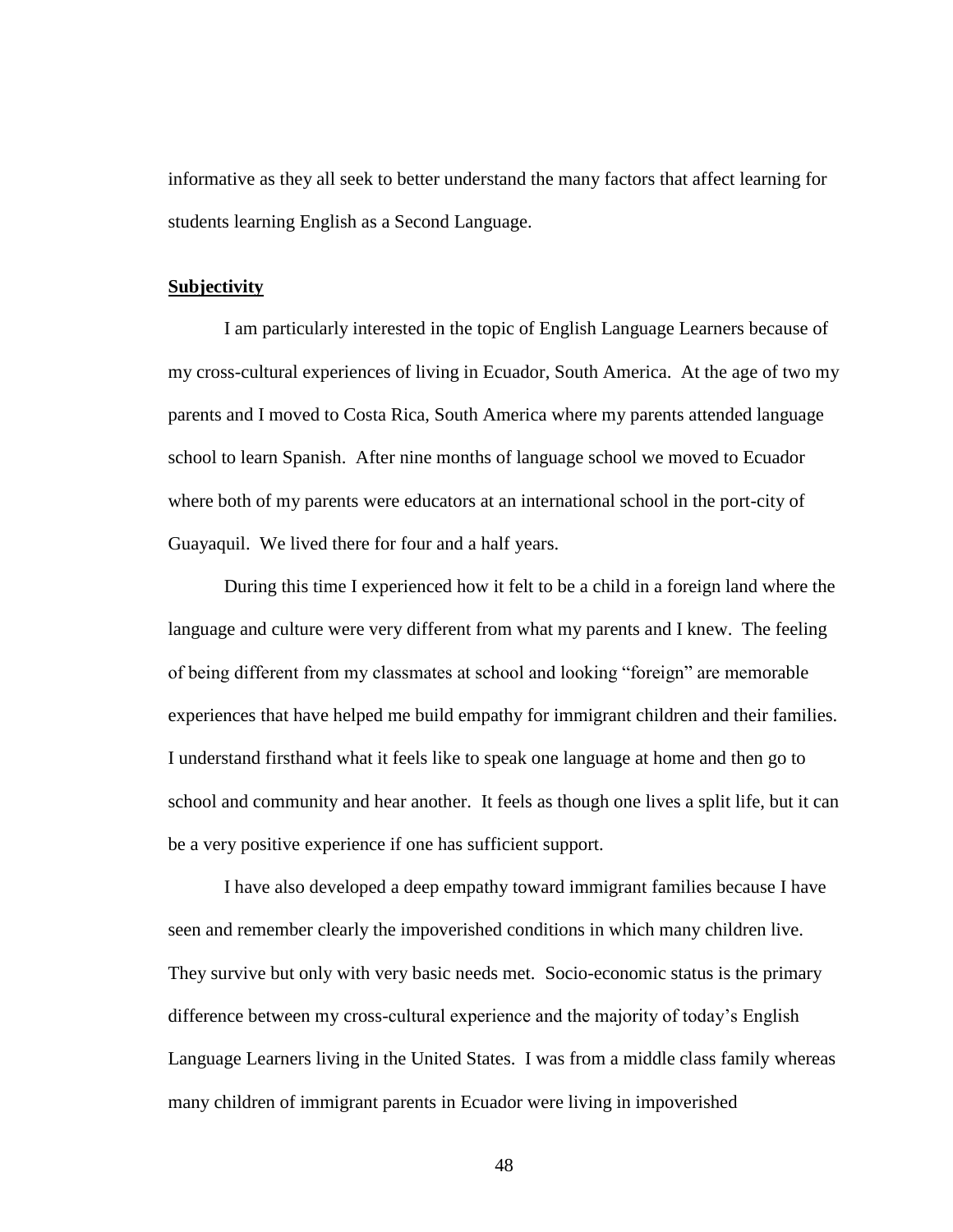informative as they all seek to better understand the many factors that affect learning for students learning English as a Second Language.

**Subjectivity**

I am particularly interested in the topic of English Language Learners because of my cross-cultural experiences of living in Ecuador, South America. At the age of two my parents and I moved to Costa Rica, South America where my parents attended language school to learn Spanish. After nine months of language school we moved to Ecuador where both of my parents were educators at an international school in the port-city of Guayaquil. We lived there for four and a half years.

During this time I experienced how it felt to be a child in a foreign land where the language and culture were very different from what my parents and I knew. The feeling of being different from my classmates at school and looking "foreign" are memorable experiences that have helped me build empathy for immigrant children and their families. I understand firsthand what it feels like to speak one language at home and then go to school and community and hear another. It feels as though one lives a split life, but it can be a very positive experience if one has sufficient support.

I have also developed a deep empathy toward immigrant families because I have seen and remember clearly the impoverished conditions in which many children live. They survive but only with very basic needs met. Socio-economic status is the primary difference between my cross-cultural experience and the majority of today's English Language Learners living in the United States. I was from a middle class family whereas many children of immigrant parents in Ecuador were living in impoverished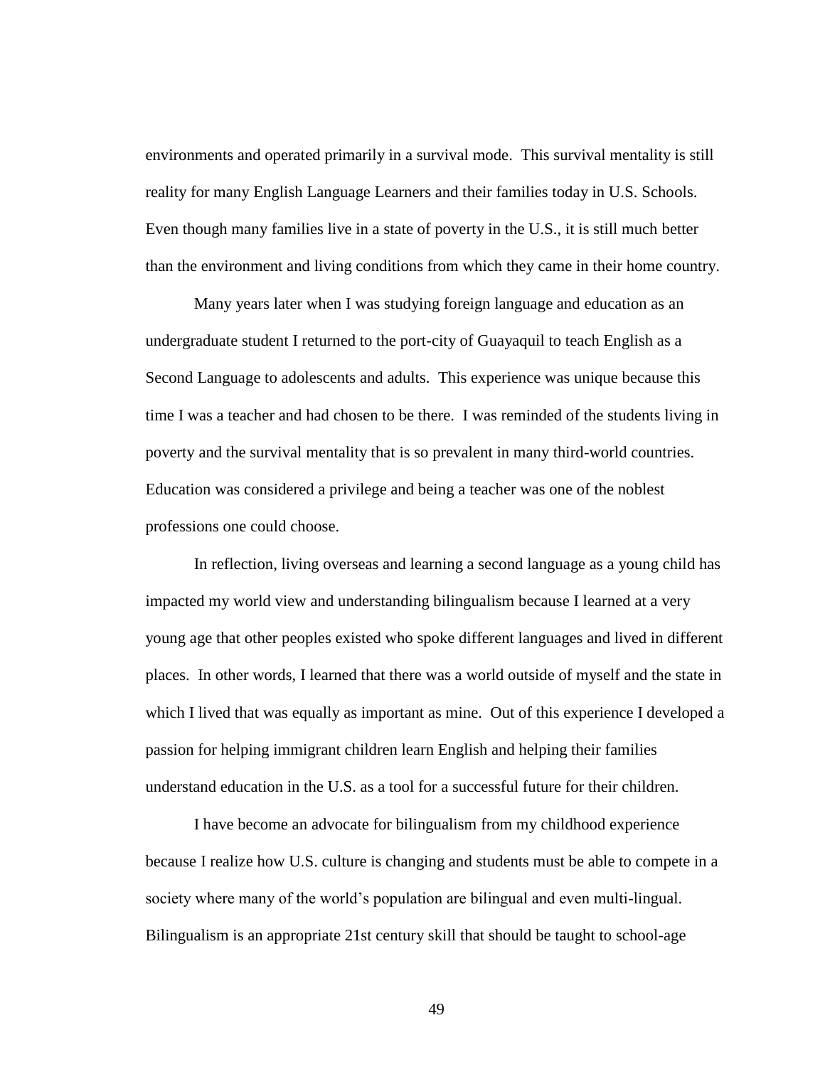environments and operated primarily in a survival mode. This survival mentality is still reality for many English Language Learners and their families today in U.S. Schools. Even though many families live in a state of poverty in the U.S., it is still much better than the environment and living conditions from which they came in their home country.

Many years later when I was studying foreign language and education as an undergraduate student I returned to the port-city of Guayaquil to teach English as a Second Language to adolescents and adults. This experience was unique because this time I was a teacher and had chosen to be there. I was reminded of the students living in poverty and the survival mentality that is so prevalent in many third-world countries. Education was considered a privilege and being a teacher was one of the noblest professions one could choose.

In reflection, living overseas and learning a second language as a young child has impacted my world view and understanding bilingualism because I learned at a very young age that other peoples existed who spoke different languages and lived in different places. In other words, I learned that there was a world outside of myself and the state in which I lived that was equally as important as mine. Out of this experience I developed a passion for helping immigrant children learn English and helping their families understand education in the U.S. as a tool for a successful future for their children.

I have become an advocate for bilingualism from my childhood experience because I realize how U.S. culture is changing and students must be able to compete in a society where many of the world's population are bilingual and even multi-lingual. Bilingualism is an appropriate 21st century skill that should be taught to school-age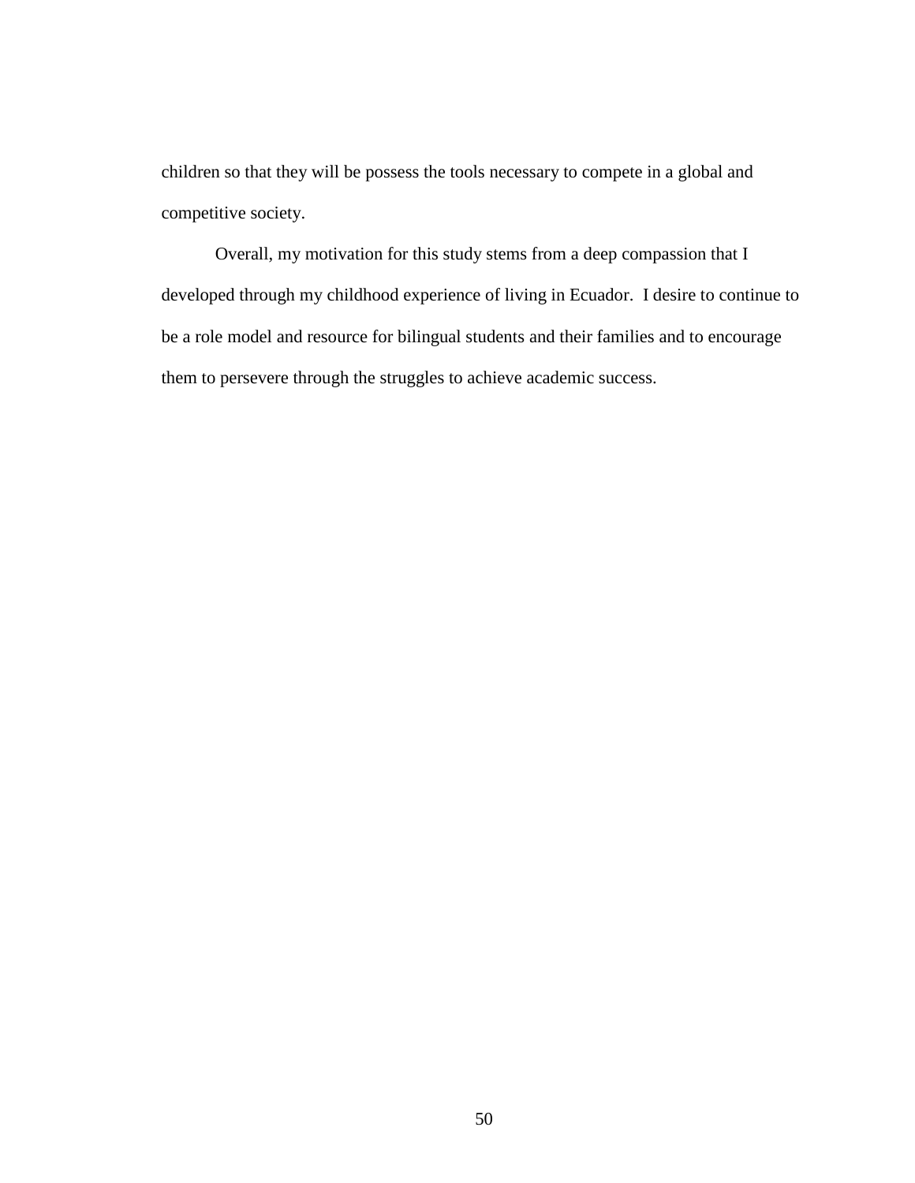children so that they will be possess the tools necessary to compete in a global and competitive society.

Overall, my motivation for this study stems from a deep compassion that I developed through my childhood experience of living in Ecuador. I desire to continue to be a role model and resource for bilingual students and their families and to encourage them to persevere through the struggles to achieve academic success.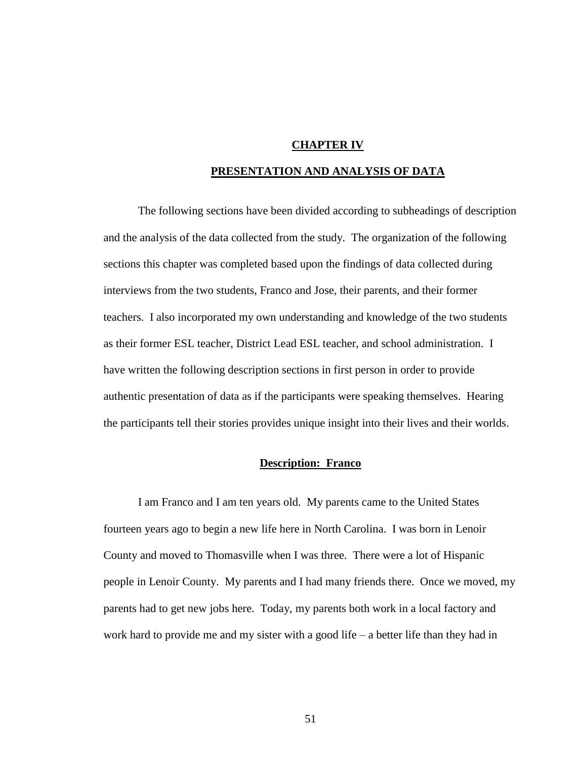# CHAPTER IV

# PRESENTATION AND ANALYSIS OF DATA

The following sections have been divided according to subheadings of description and the analysis of the data collected from the study. The organization of the following sections this chapter was completed based upon the findings of data collected during interviews from the two students, Franco and Jose, their parents, and their former teachers. I also incorporated my own understanding and knowledge of the two students as their former ESL teacher, District Lead ESL teacher, and school administration. I have written the following description sections in first person in order to provide authentic presentation of data as if the participants were speaking themselves. Hearing the participants tell their stories provides unique insight into their lives and their worlds.

## Description: Franco

I am Franco and I am ten years old. My parents came to the United States fourteen years ago to begin a new life here in North Carolina. I was born in Lenoir County and moved to Thomasville when I was three. There were a lot of Hispanic people in Lenoir County. My parents and I had many friends there. Once we moved, my parents had to get new jobs here. Today, my parents both work in a local factory and work hard to provide me and my sister with a good life – a better life than they had in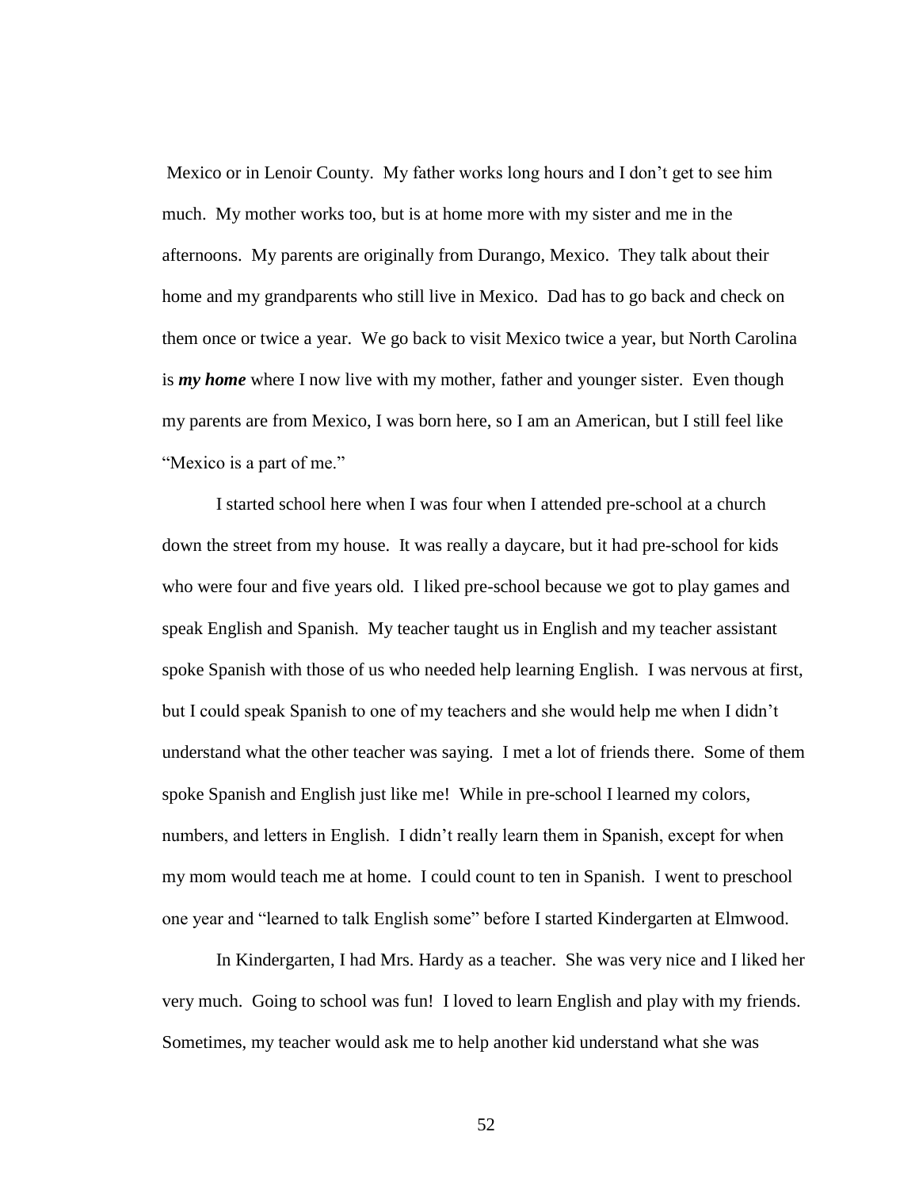Mexico or in Lenoir County. My father works long hours and I don't get to see him much. My mother works too, but is at home more with my sister and me in the afternoons. My parents are originally from Durango, Mexico. They talk about their home and my grandparents who still live in Mexico. Dad has to go back and check on them once or twice a year. We go back to visit Mexico twice a year, but North Carolina is ***my home*** where I now live with my mother, father and younger sister. Even though my parents are from Mexico, I was born here, so I am an American, but I still feel like "Mexico is a part of me."

I started school here when I was four when I attended pre-school at a church down the street from my house. It was really a daycare, but it had pre-school for kids who were four and five years old. I liked pre-school because we got to play games and speak English and Spanish. My teacher taught us in English and my teacher assistant spoke Spanish with those of us who needed help learning English. I was nervous at first, but I could speak Spanish to one of my teachers and she would help me when I didn't understand what the other teacher was saying. I met a lot of friends there. Some of them spoke Spanish and English just like me! While in pre-school I learned my colors, numbers, and letters in English. I didn't really learn them in Spanish, except for when my mom would teach me at home. I could count to ten in Spanish. I went to preschool one year and "learned to talk English some" before I started Kindergarten at Elmwood.

In Kindergarten, I had Mrs. Hardy as a teacher. She was very nice and I liked her very much. Going to school was fun! I loved to learn English and play with my friends. Sometimes, my teacher would ask me to help another kid understand what she was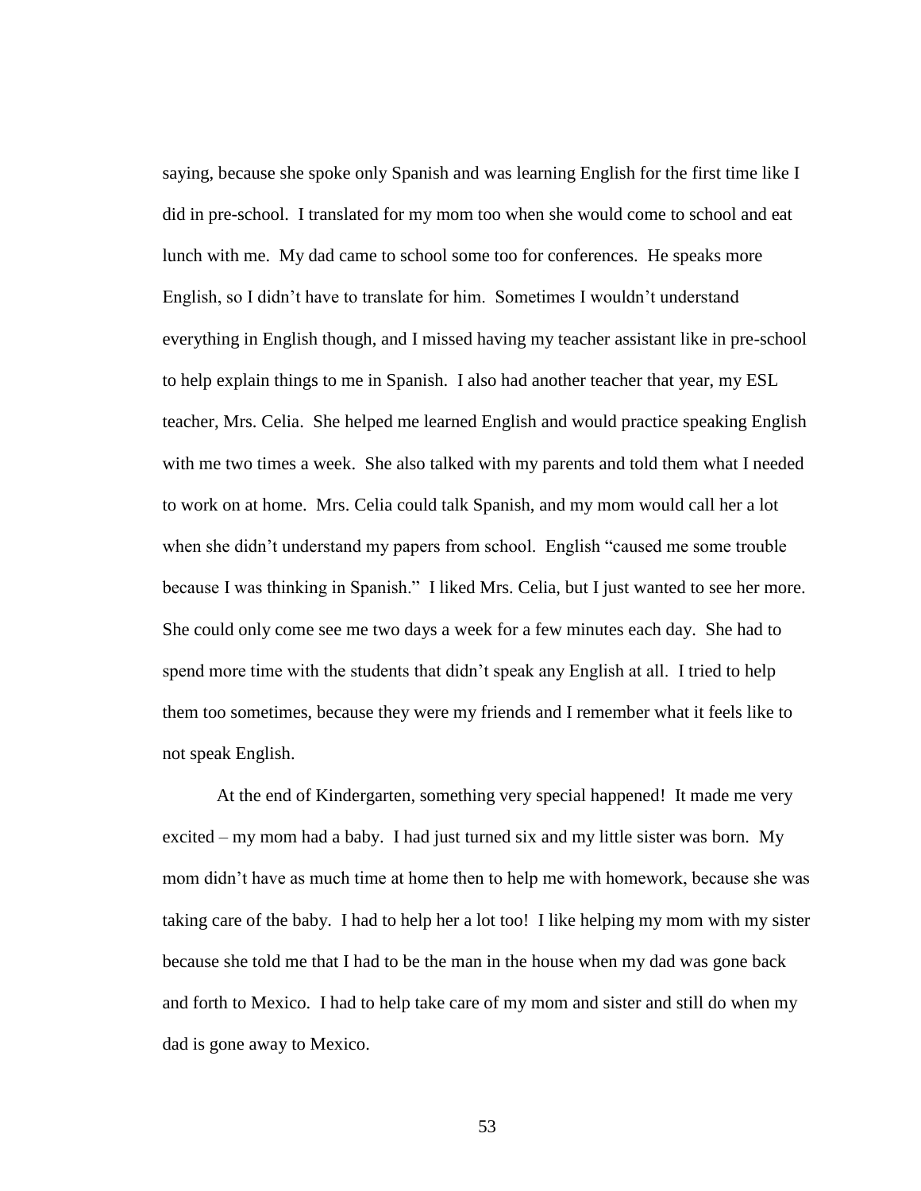saying, because she spoke only Spanish and was learning English for the first time like I did in pre-school. I translated for my mom too when she would come to school and eat lunch with me. My dad came to school some too for conferences. He speaks more English, so I didn't have to translate for him. Sometimes I wouldn't understand everything in English though, and I missed having my teacher assistant like in pre-school to help explain things to me in Spanish. I also had another teacher that year, my ESL teacher, Mrs. Celia. She helped me learned English and would practice speaking English with me two times a week. She also talked with my parents and told them what I needed to work on at home. Mrs. Celia could talk Spanish, and my mom would call her a lot when she didn't understand my papers from school. English "caused me some trouble because I was thinking in Spanish." I liked Mrs. Celia, but I just wanted to see her more. She could only come see me two days a week for a few minutes each day. She had to spend more time with the students that didn't speak any English at all. I tried to help them too sometimes, because they were my friends and I remember what it feels like to not speak English.

At the end of Kindergarten, something very special happened! It made me very excited – my mom had a baby. I had just turned six and my little sister was born. My mom didn't have as much time at home then to help me with homework, because she was taking care of the baby. I had to help her a lot too! I like helping my mom with my sister because she told me that I had to be the man in the house when my dad was gone back and forth to Mexico. I had to help take care of my mom and sister and still do when my dad is gone away to Mexico.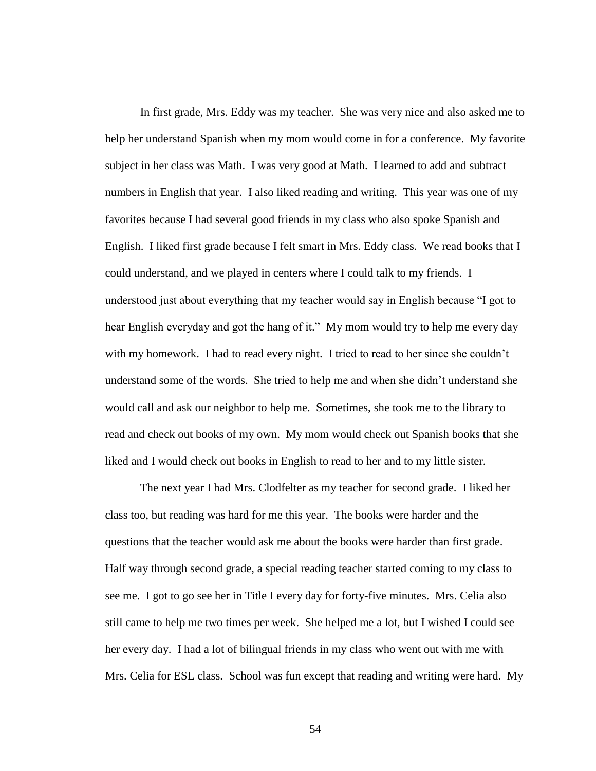In first grade, Mrs. Eddy was my teacher. She was very nice and also asked me to help her understand Spanish when my mom would come in for a conference. My favorite subject in her class was Math. I was very good at Math. I learned to add and subtract numbers in English that year. I also liked reading and writing. This year was one of my favorites because I had several good friends in my class who also spoke Spanish and English. I liked first grade because I felt smart in Mrs. Eddy class. We read books that I could understand, and we played in centers where I could talk to my friends. I understood just about everything that my teacher would say in English because "I got to hear English everyday and got the hang of it." My mom would try to help me every day with my homework. I had to read every night. I tried to read to her since she couldn't understand some of the words. She tried to help me and when she didn't understand she would call and ask our neighbor to help me. Sometimes, she took me to the library to read and check out books of my own. My mom would check out Spanish books that she liked and I would check out books in English to read to her and to my little sister.

The next year I had Mrs. Clodfelter as my teacher for second grade. I liked her class too, but reading was hard for me this year. The books were harder and the questions that the teacher would ask me about the books were harder than first grade. Half way through second grade, a special reading teacher started coming to my class to see me. I got to go see her in Title I every day for forty-five minutes. Mrs. Celia also still came to help me two times per week. She helped me a lot, but I wished I could see her every day. I had a lot of bilingual friends in my class who went out with me with Mrs. Celia for ESL class. School was fun except that reading and writing were hard. My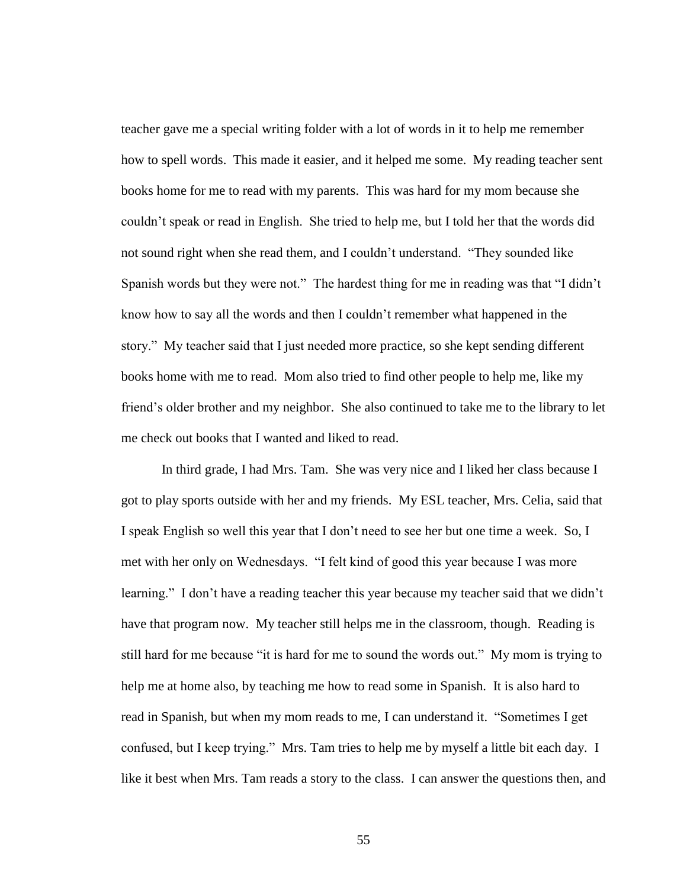teacher gave me a special writing folder with a lot of words in it to help me remember how to spell words. This made it easier, and it helped me some. My reading teacher sent books home for me to read with my parents. This was hard for my mom because she couldn't speak or read in English. She tried to help me, but I told her that the words did not sound right when she read them, and I couldn't understand. "They sounded like Spanish words but they were not." The hardest thing for me in reading was that "I didn't know how to say all the words and then I couldn't remember what happened in the story." My teacher said that I just needed more practice, so she kept sending different books home with me to read. Mom also tried to find other people to help me, like my friend's older brother and my neighbor. She also continued to take me to the library to let me check out books that I wanted and liked to read.

In third grade, I had Mrs. Tam. She was very nice and I liked her class because I got to play sports outside with her and my friends. My ESL teacher, Mrs. Celia, said that I speak English so well this year that I don't need to see her but one time a week. So, I met with her only on Wednesdays. "I felt kind of good this year because I was more learning." I don't have a reading teacher this year because my teacher said that we didn't have that program now. My teacher still helps me in the classroom, though. Reading is still hard for me because "it is hard for me to sound the words out." My mom is trying to help me at home also, by teaching me how to read some in Spanish. It is also hard to read in Spanish, but when my mom reads to me, I can understand it. "Sometimes I get confused, but I keep trying." Mrs. Tam tries to help me by myself a little bit each day. I like it best when Mrs. Tam reads a story to the class. I can answer the questions then, and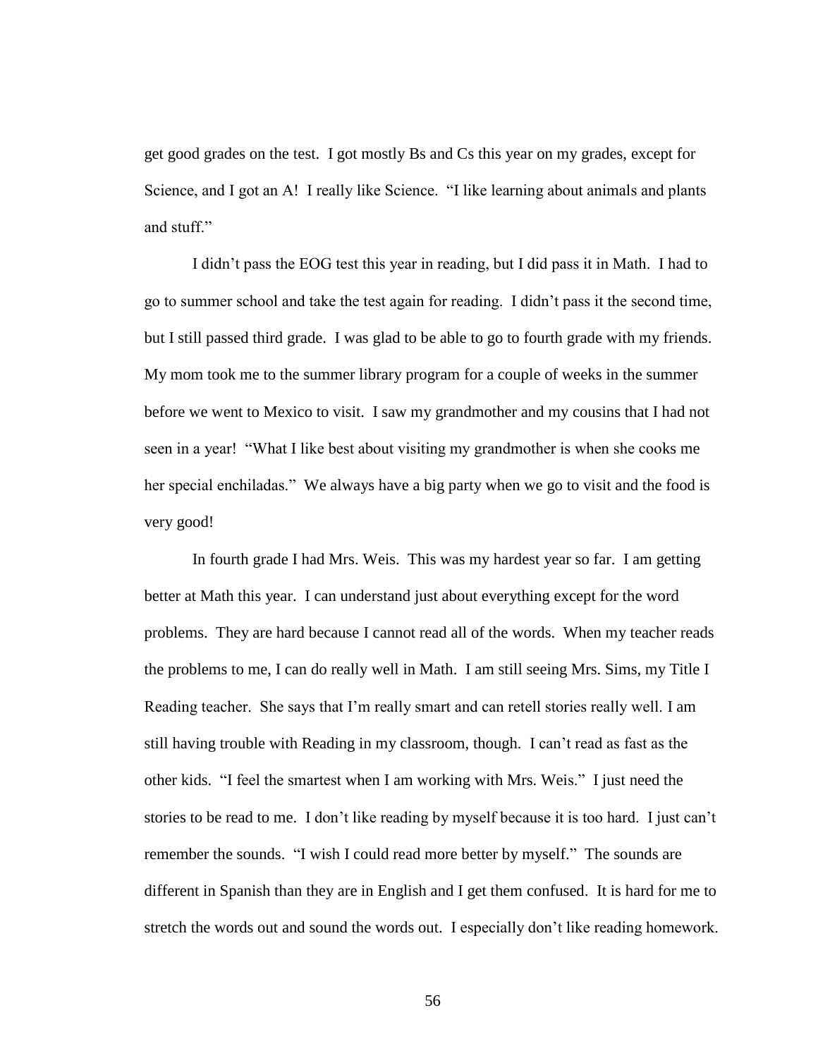get good grades on the test. I got mostly Bs and Cs this year on my grades, except for Science, and I got an A! I really like Science. "I like learning about animals and plants and stuff."

I didn't pass the EOG test this year in reading, but I did pass it in Math. I had to go to summer school and take the test again for reading. I didn't pass it the second time, but I still passed third grade. I was glad to be able to go to fourth grade with my friends. My mom took me to the summer library program for a couple of weeks in the summer before we went to Mexico to visit. I saw my grandmother and my cousins that I had not seen in a year! "What I like best about visiting my grandmother is when she cooks me her special enchiladas." We always have a big party when we go to visit and the food is very good!

In fourth grade I had Mrs. Weis. This was my hardest year so far. I am getting better at Math this year. I can understand just about everything except for the word problems. They are hard because I cannot read all of the words. When my teacher reads the problems to me, I can do really well in Math. I am still seeing Mrs. Sims, my Title I Reading teacher. She says that I'm really smart and can retell stories really well. I am still having trouble with Reading in my classroom, though. I can't read as fast as the other kids. "I feel the smartest when I am working with Mrs. Weis." I just need the stories to be read to me. I don't like reading by myself because it is too hard. I just can't remember the sounds. "I wish I could read more better by myself." The sounds are different in Spanish than they are in English and I get them confused. It is hard for me to stretch the words out and sound the words out. I especially don't like reading homework.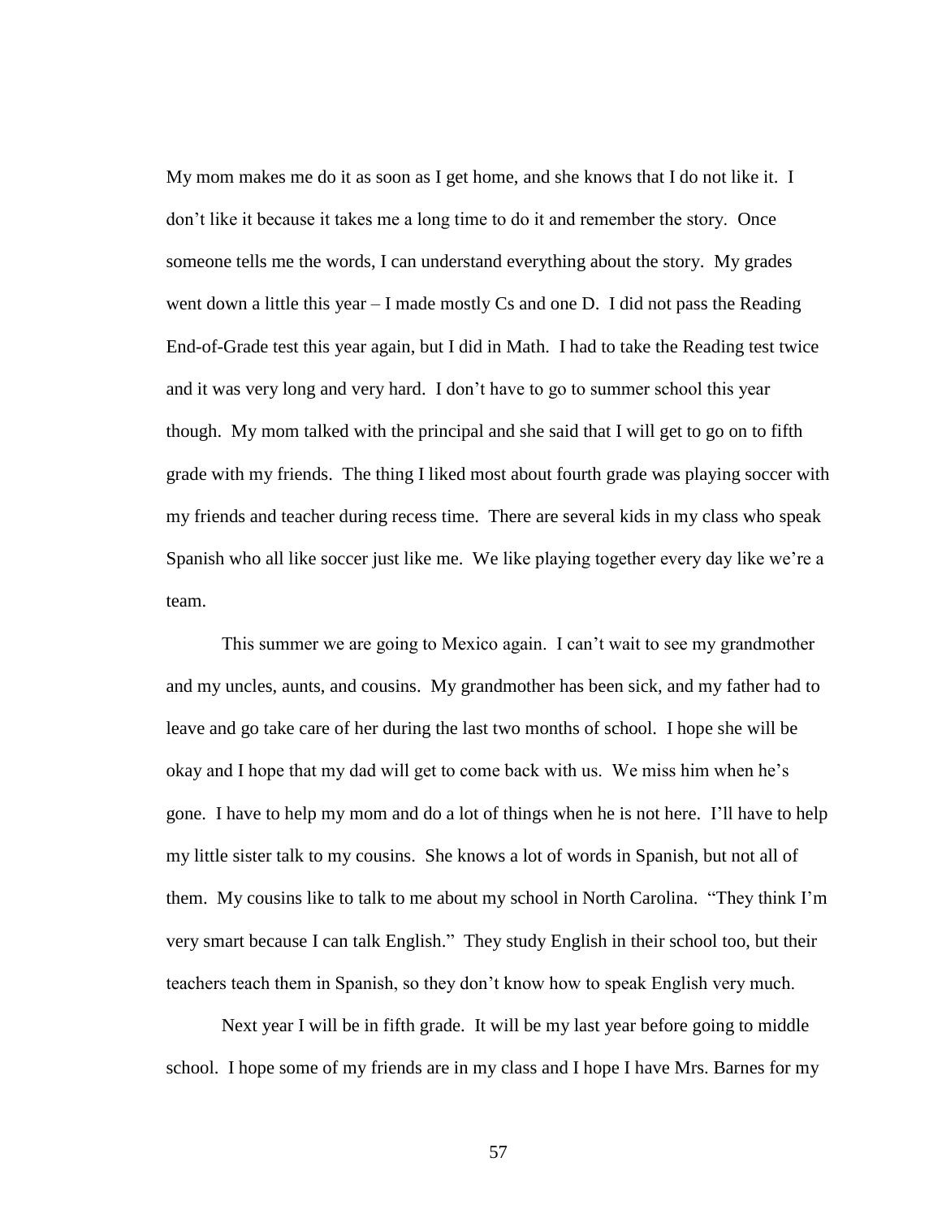My mom makes me do it as soon as I get home, and she knows that I do not like it. I don't like it because it takes me a long time to do it and remember the story. Once someone tells me the words, I can understand everything about the story. My grades went down a little this year – I made mostly Cs and one D. I did not pass the Reading End-of-Grade test this year again, but I did in Math. I had to take the Reading test twice and it was very long and very hard. I don't have to go to summer school this year though. My mom talked with the principal and she said that I will get to go on to fifth grade with my friends. The thing I liked most about fourth grade was playing soccer with my friends and teacher during recess time. There are several kids in my class who speak Spanish who all like soccer just like me. We like playing together every day like we're a team.

This summer we are going to Mexico again. I can't wait to see my grandmother and my uncles, aunts, and cousins. My grandmother has been sick, and my father had to leave and go take care of her during the last two months of school. I hope she will be okay and I hope that my dad will get to come back with us. We miss him when he's gone. I have to help my mom and do a lot of things when he is not here. I'll have to help my little sister talk to my cousins. She knows a lot of words in Spanish, but not all of them. My cousins like to talk to me about my school in North Carolina. "They think I'm very smart because I can talk English." They study English in their school too, but their teachers teach them in Spanish, so they don't know how to speak English very much.

Next year I will be in fifth grade. It will be my last year before going to middle school. I hope some of my friends are in my class and I hope I have Mrs. Barnes for my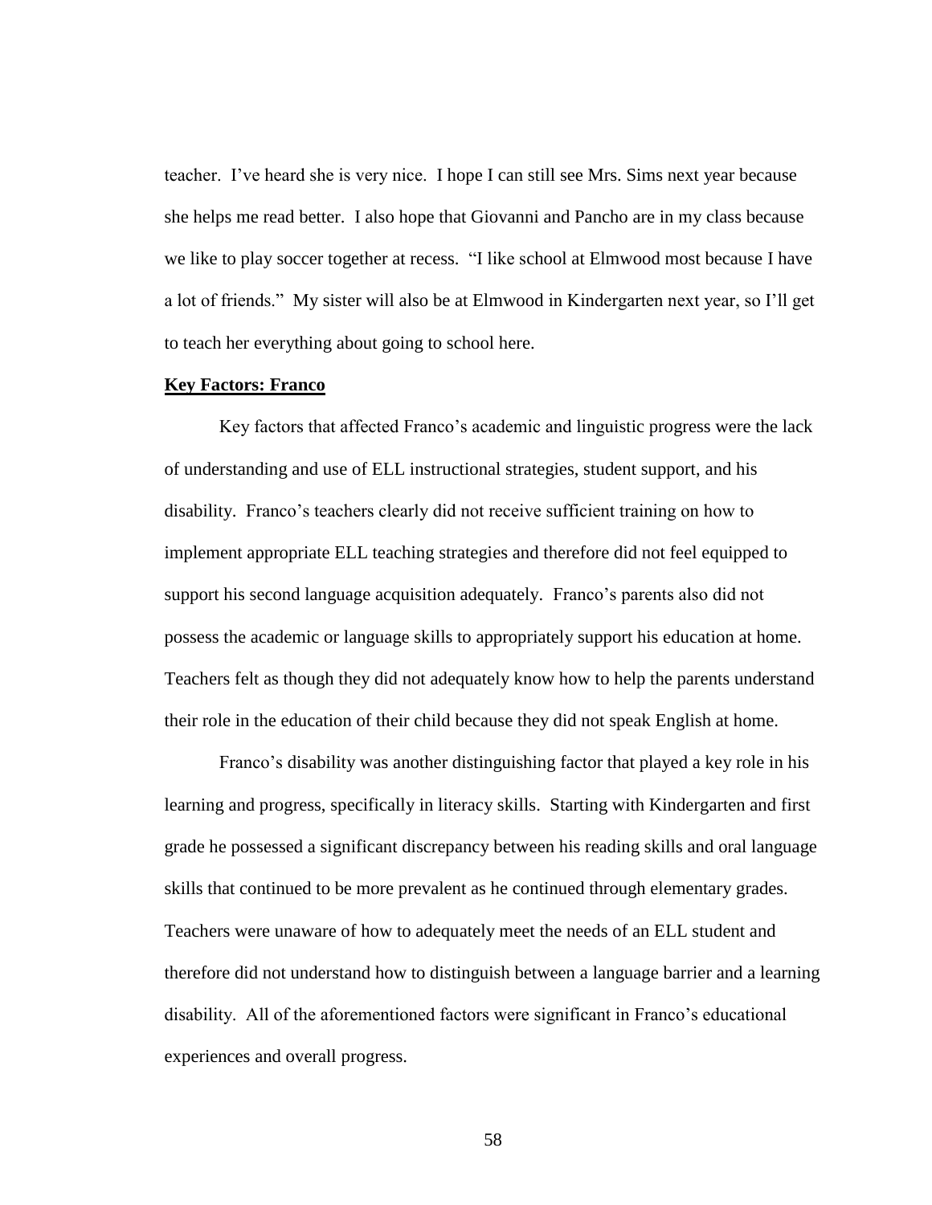teacher. I've heard she is very nice. I hope I can still see Mrs. Sims next year because she helps me read better. I also hope that Giovanni and Pancho are in my class because we like to play soccer together at recess. "I like school at Elmwood most because I have a lot of friends." My sister will also be at Elmwood in Kindergarten next year, so I'll get to teach her everything about going to school here.

**Key Factors: Franco**

Key factors that affected Franco's academic and linguistic progress were the lack of understanding and use of ELL instructional strategies, student support, and his disability. Franco's teachers clearly did not receive sufficient training on how to implement appropriate ELL teaching strategies and therefore did not feel equipped to support his second language acquisition adequately. Franco's parents also did not possess the academic or language skills to appropriately support his education at home. Teachers felt as though they did not adequately know how to help the parents understand their role in the education of their child because they did not speak English at home.

Franco's disability was another distinguishing factor that played a key role in his learning and progress, specifically in literacy skills. Starting with Kindergarten and first grade he possessed a significant discrepancy between his reading skills and oral language skills that continued to be more prevalent as he continued through elementary grades. Teachers were unaware of how to adequately meet the needs of an ELL student and therefore did not understand how to distinguish between a language barrier and a learning disability. All of the aforementioned factors were significant in Franco's educational experiences and overall progress.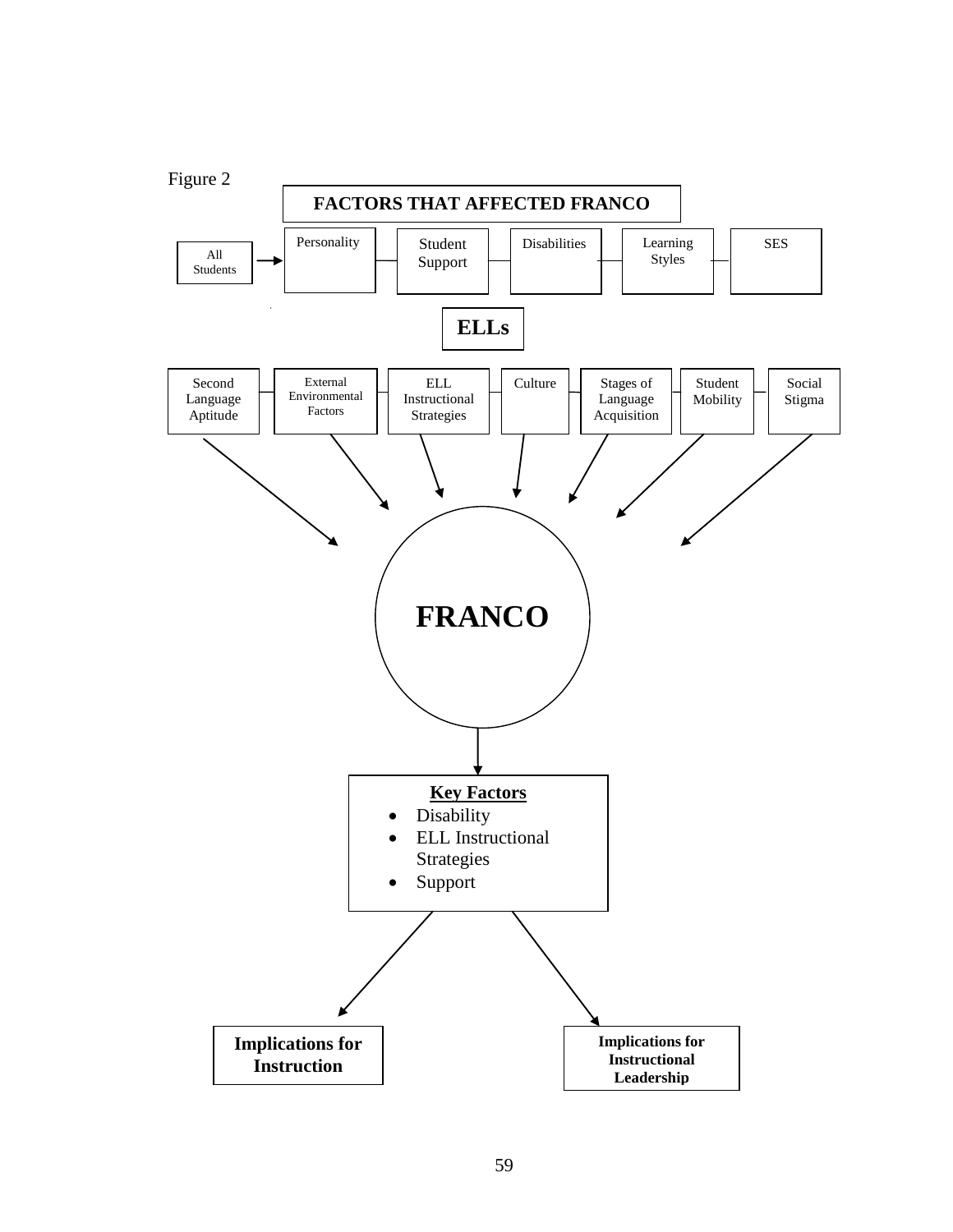Figure 2

**FACTORS THAT AFFECTED FRANCO**

All Students → Personality | Student Support | Disabilities | Learning Styles | SES

**ELLs**

Second Language Aptitude | External Environmental Factors | ELL Instructional Strategies | Culture | Stages of Language Acquisition | Student Mobility | Social Stigma

**FRANCO**

**<u>Key Factors</u>**

- Disability
- ELL Instructional Strategies
- Support

**Implications for Instruction**

**Implications for Instructional Leadership**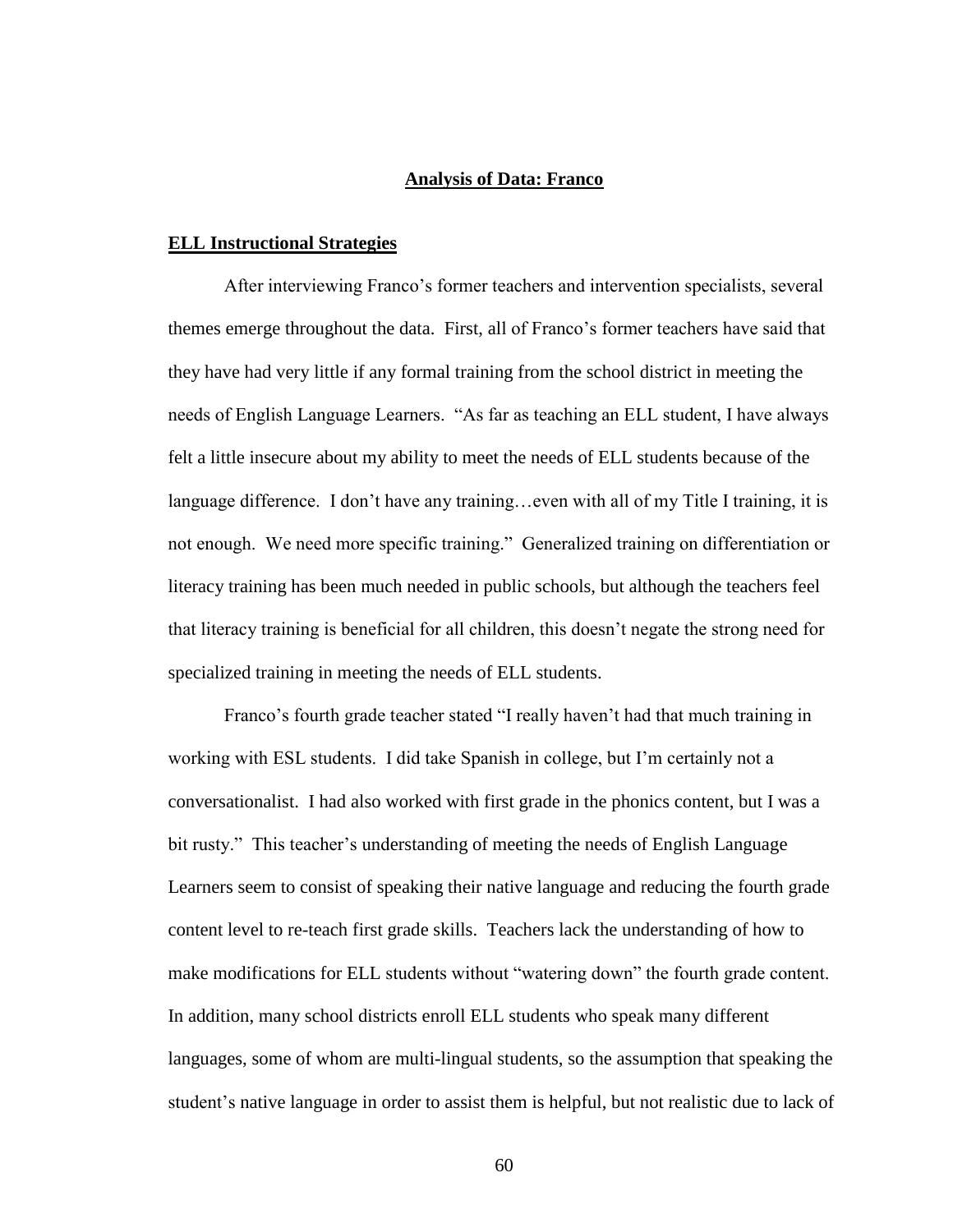## **Analysis of Data: Franco**

### **ELL Instructional Strategies**

After interviewing Franco's former teachers and intervention specialists, several themes emerge throughout the data. First, all of Franco's former teachers have said that they have had very little if any formal training from the school district in meeting the needs of English Language Learners. "As far as teaching an ELL student, I have always felt a little insecure about my ability to meet the needs of ELL students because of the language difference. I don't have any training…even with all of my Title I training, it is not enough. We need more specific training." Generalized training on differentiation or literacy training has been much needed in public schools, but although the teachers feel that literacy training is beneficial for all children, this doesn't negate the strong need for specialized training in meeting the needs of ELL students.

Franco's fourth grade teacher stated "I really haven't had that much training in working with ESL students. I did take Spanish in college, but I'm certainly not a conversationalist. I had also worked with first grade in the phonics content, but I was a bit rusty." This teacher's understanding of meeting the needs of English Language Learners seem to consist of speaking their native language and reducing the fourth grade content level to re-teach first grade skills. Teachers lack the understanding of how to make modifications for ELL students without "watering down" the fourth grade content. In addition, many school districts enroll ELL students who speak many different languages, some of whom are multi-lingual students, so the assumption that speaking the student's native language in order to assist them is helpful, but not realistic due to lack of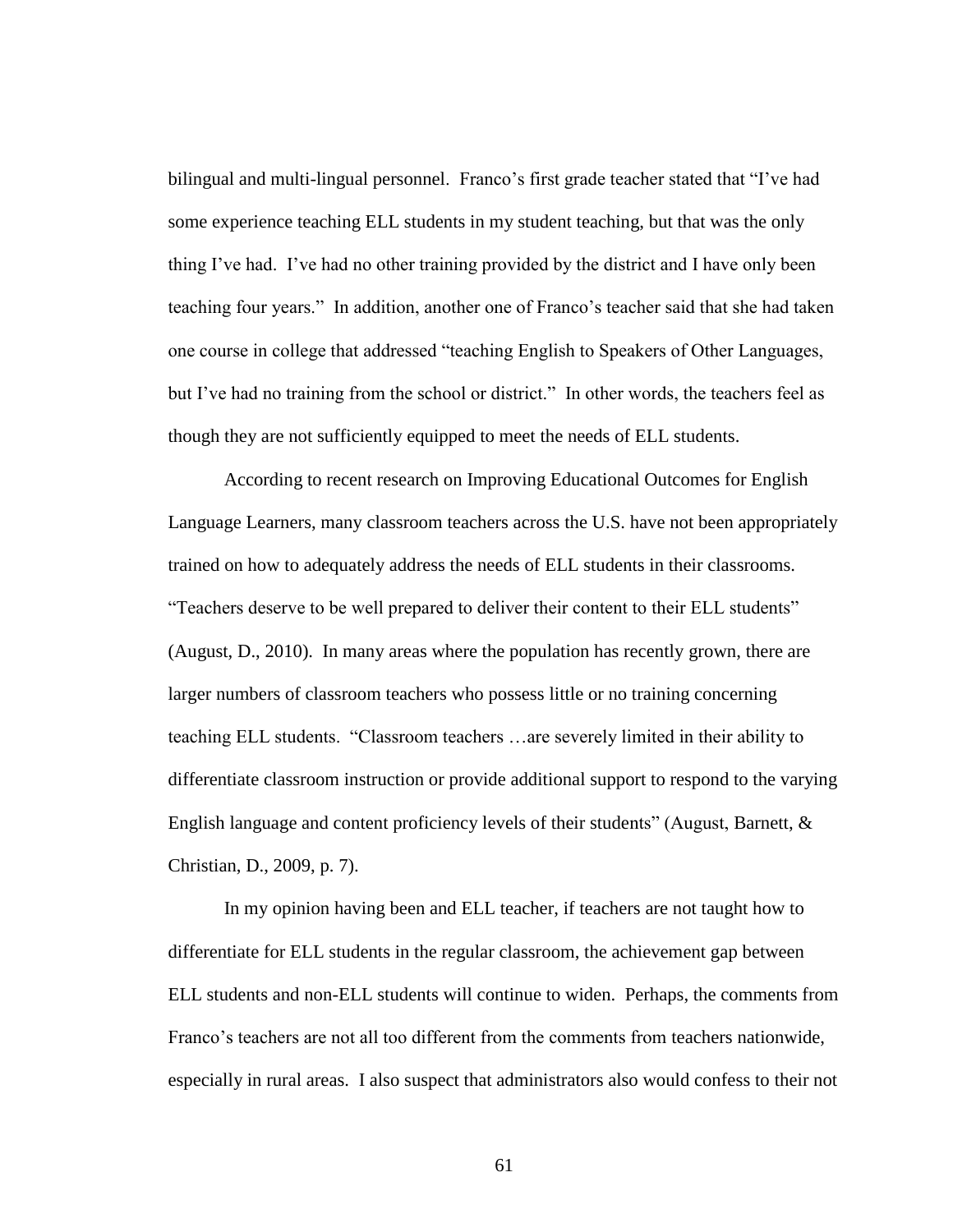bilingual and multi-lingual personnel. Franco's first grade teacher stated that "I've had some experience teaching ELL students in my student teaching, but that was the only thing I've had. I've had no other training provided by the district and I have only been teaching four years." In addition, another one of Franco's teacher said that she had taken one course in college that addressed "teaching English to Speakers of Other Languages, but I've had no training from the school or district." In other words, the teachers feel as though they are not sufficiently equipped to meet the needs of ELL students.

According to recent research on Improving Educational Outcomes for English Language Learners, many classroom teachers across the U.S. have not been appropriately trained on how to adequately address the needs of ELL students in their classrooms. "Teachers deserve to be well prepared to deliver their content to their ELL students" (August, D., 2010). In many areas where the population has recently grown, there are larger numbers of classroom teachers who possess little or no training concerning teaching ELL students. "Classroom teachers …are severely limited in their ability to differentiate classroom instruction or provide additional support to respond to the varying English language and content proficiency levels of their students" (August, Barnett, & Christian, D., 2009, p. 7).

In my opinion having been and ELL teacher, if teachers are not taught how to differentiate for ELL students in the regular classroom, the achievement gap between ELL students and non-ELL students will continue to widen. Perhaps, the comments from Franco's teachers are not all too different from the comments from teachers nationwide, especially in rural areas. I also suspect that administrators also would confess to their not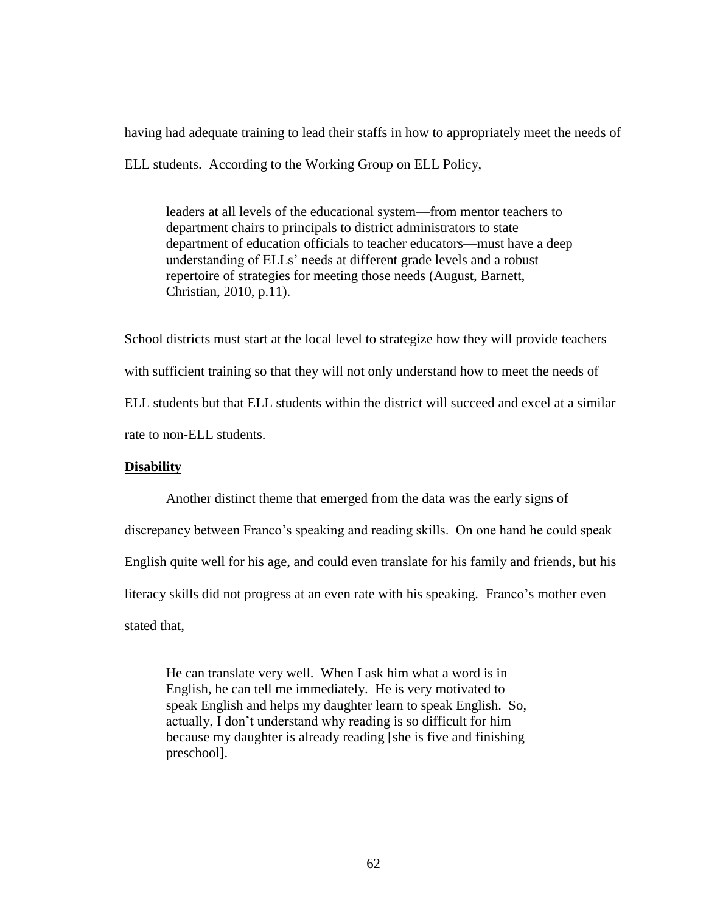having had adequate training to lead their staffs in how to appropriately meet the needs of ELL students. According to the Working Group on ELL Policy,

> leaders at all levels of the educational system—from mentor teachers to department chairs to principals to district administrators to state department of education officials to teacher educators—must have a deep understanding of ELLs' needs at different grade levels and a robust repertoire of strategies for meeting those needs (August, Barnett, Christian, 2010, p.11).

School districts must start at the local level to strategize how they will provide teachers with sufficient training so that they will not only understand how to meet the needs of ELL students but that ELL students within the district will succeed and excel at a similar rate to non-ELL students.

**<u>Disability</u>**

Another distinct theme that emerged from the data was the early signs of discrepancy between Franco's speaking and reading skills. On one hand he could speak English quite well for his age, and could even translate for his family and friends, but his literacy skills did not progress at an even rate with his speaking. Franco's mother even stated that,

> He can translate very well. When I ask him what a word is in English, he can tell me immediately. He is very motivated to speak English and helps my daughter learn to speak English. So, actually, I don't understand why reading is so difficult for him because my daughter is already reading [she is five and finishing preschool].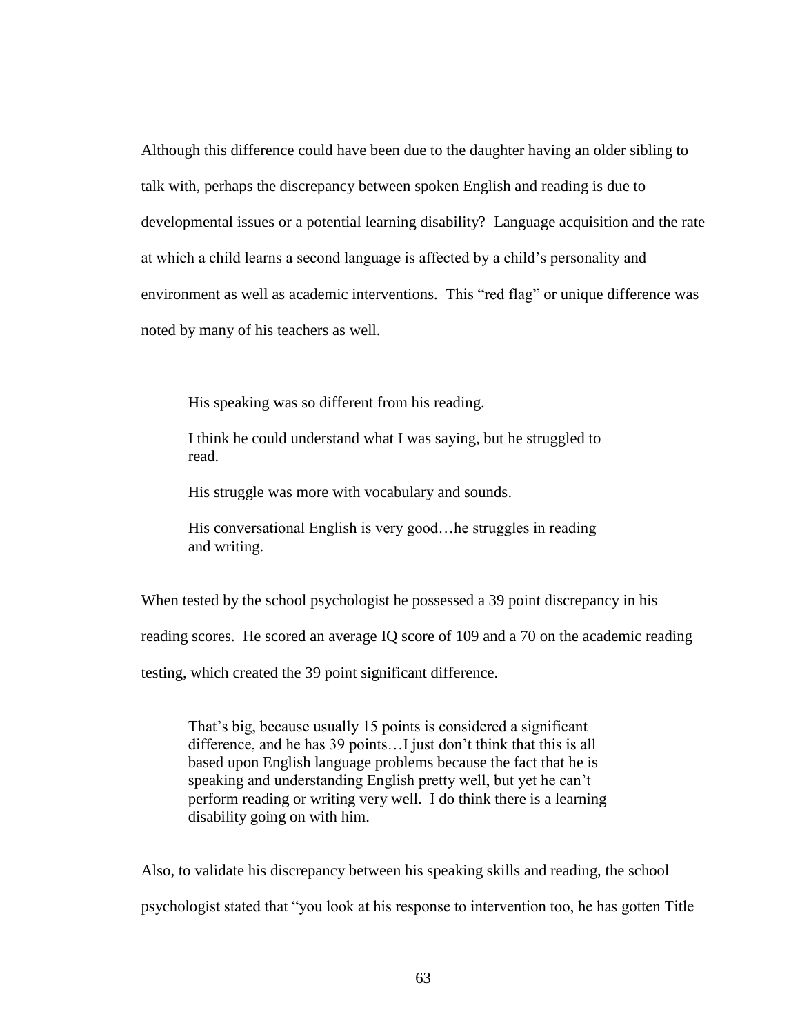Although this difference could have been due to the daughter having an older sibling to talk with, perhaps the discrepancy between spoken English and reading is due to developmental issues or a potential learning disability? Language acquisition and the rate at which a child learns a second language is affected by a child's personality and environment as well as academic interventions. This "red flag" or unique difference was noted by many of his teachers as well.

> His speaking was so different from his reading.
>
> I think he could understand what I was saying, but he struggled to read.
>
> His struggle was more with vocabulary and sounds.
>
> His conversational English is very good…he struggles in reading and writing.

When tested by the school psychologist he possessed a 39 point discrepancy in his reading scores. He scored an average IQ score of 109 and a 70 on the academic reading testing, which created the 39 point significant difference.

> That's big, because usually 15 points is considered a significant difference, and he has 39 points…I just don't think that this is all based upon English language problems because the fact that he is speaking and understanding English pretty well, but yet he can't perform reading or writing very well. I do think there is a learning disability going on with him.

Also, to validate his discrepancy between his speaking skills and reading, the school psychologist stated that "you look at his response to intervention too, he has gotten Title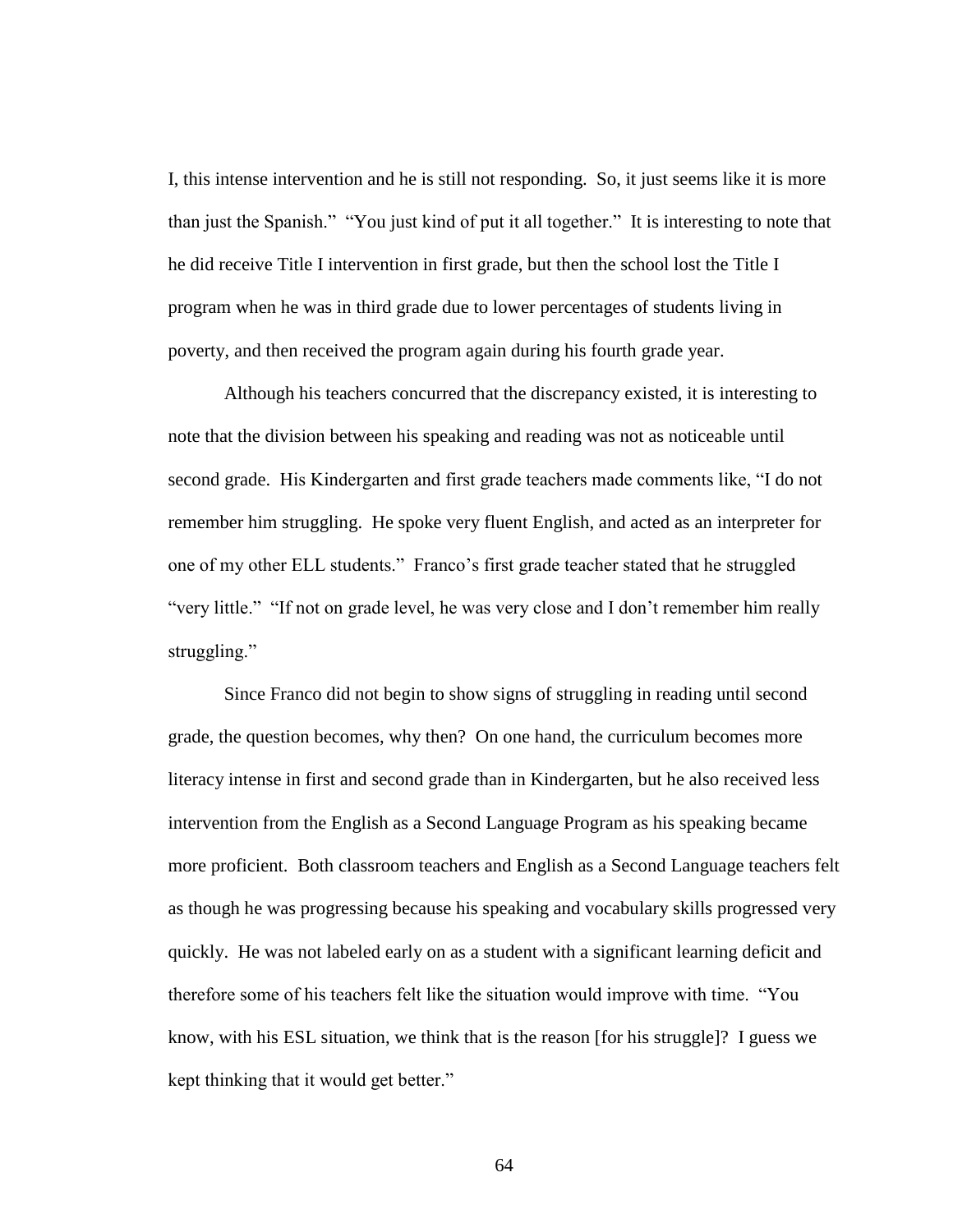I, this intense intervention and he is still not responding. So, it just seems like it is more than just the Spanish." "You just kind of put it all together." It is interesting to note that he did receive Title I intervention in first grade, but then the school lost the Title I program when he was in third grade due to lower percentages of students living in poverty, and then received the program again during his fourth grade year.

Although his teachers concurred that the discrepancy existed, it is interesting to note that the division between his speaking and reading was not as noticeable until second grade. His Kindergarten and first grade teachers made comments like, "I do not remember him struggling. He spoke very fluent English, and acted as an interpreter for one of my other ELL students." Franco's first grade teacher stated that he struggled "very little." "If not on grade level, he was very close and I don't remember him really struggling."

Since Franco did not begin to show signs of struggling in reading until second grade, the question becomes, why then? On one hand, the curriculum becomes more literacy intense in first and second grade than in Kindergarten, but he also received less intervention from the English as a Second Language Program as his speaking became more proficient. Both classroom teachers and English as a Second Language teachers felt as though he was progressing because his speaking and vocabulary skills progressed very quickly. He was not labeled early on as a student with a significant learning deficit and therefore some of his teachers felt like the situation would improve with time. "You know, with his ESL situation, we think that is the reason [for his struggle]? I guess we kept thinking that it would get better."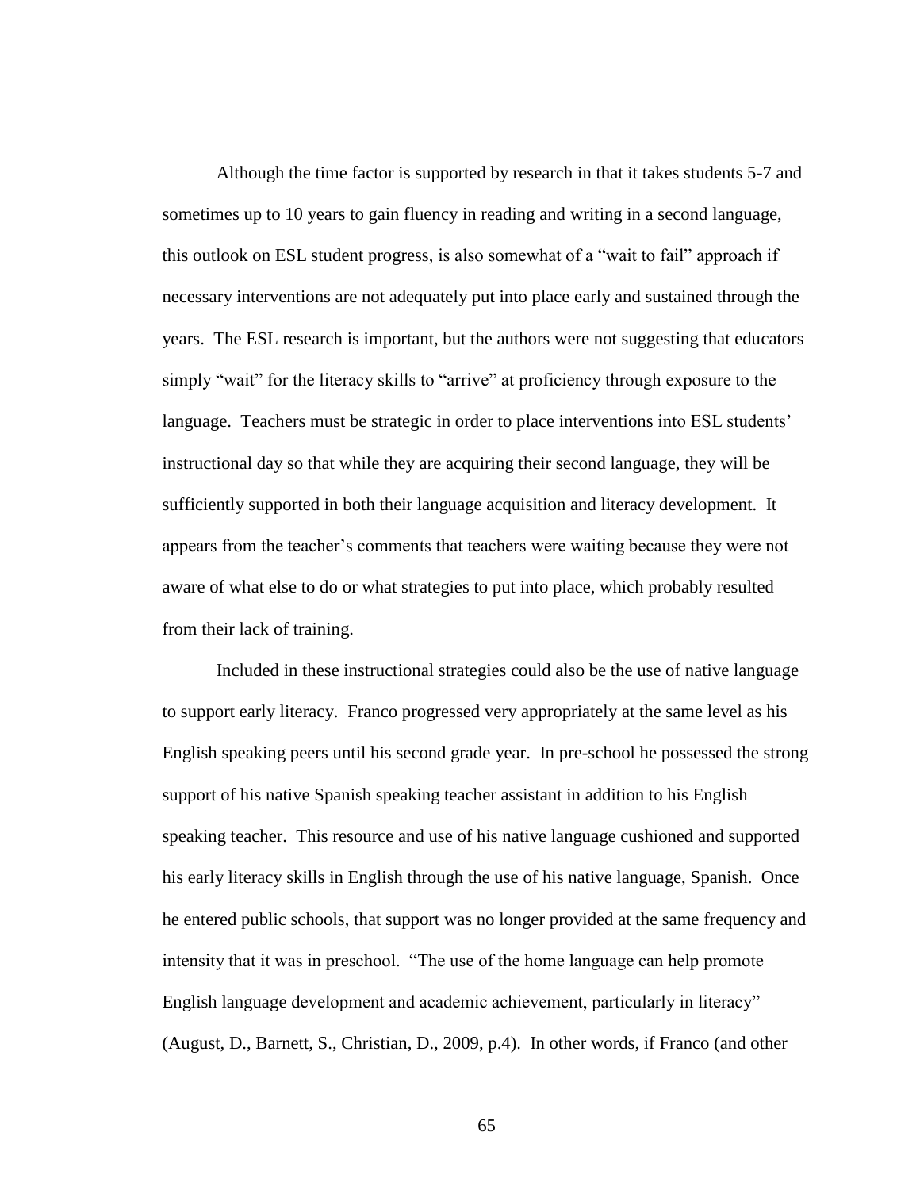Although the time factor is supported by research in that it takes students 5-7 and sometimes up to 10 years to gain fluency in reading and writing in a second language, this outlook on ESL student progress, is also somewhat of a "wait to fail" approach if necessary interventions are not adequately put into place early and sustained through the years. The ESL research is important, but the authors were not suggesting that educators simply "wait" for the literacy skills to "arrive" at proficiency through exposure to the language. Teachers must be strategic in order to place interventions into ESL students' instructional day so that while they are acquiring their second language, they will be sufficiently supported in both their language acquisition and literacy development. It appears from the teacher's comments that teachers were waiting because they were not aware of what else to do or what strategies to put into place, which probably resulted from their lack of training.

Included in these instructional strategies could also be the use of native language to support early literacy. Franco progressed very appropriately at the same level as his English speaking peers until his second grade year. In pre-school he possessed the strong support of his native Spanish speaking teacher assistant in addition to his English speaking teacher. This resource and use of his native language cushioned and supported his early literacy skills in English through the use of his native language, Spanish. Once he entered public schools, that support was no longer provided at the same frequency and intensity that it was in preschool. "The use of the home language can help promote English language development and academic achievement, particularly in literacy" (August, D., Barnett, S., Christian, D., 2009, p.4). In other words, if Franco (and other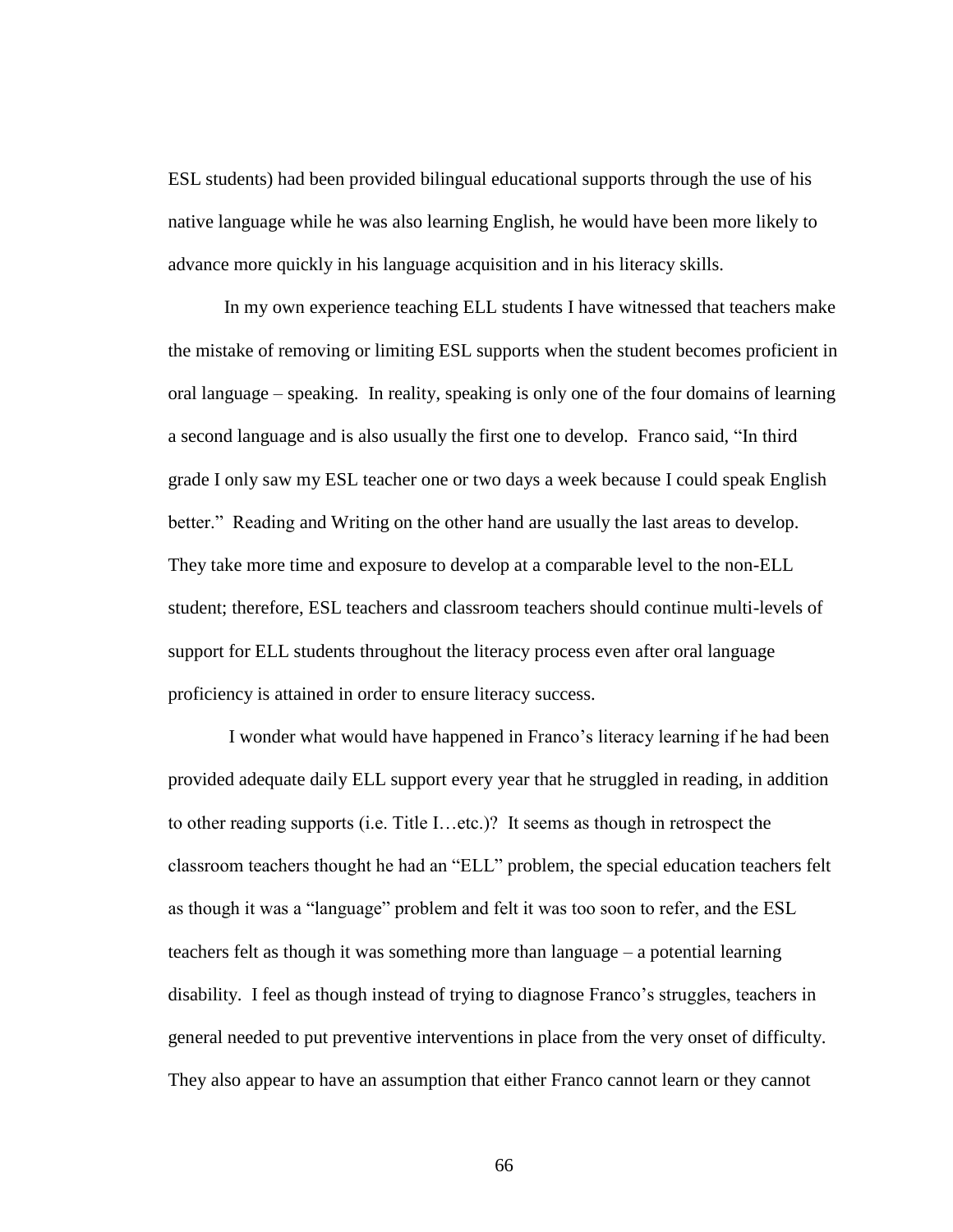ESL students) had been provided bilingual educational supports through the use of his native language while he was also learning English, he would have been more likely to advance more quickly in his language acquisition and in his literacy skills.

In my own experience teaching ELL students I have witnessed that teachers make the mistake of removing or limiting ESL supports when the student becomes proficient in oral language – speaking. In reality, speaking is only one of the four domains of learning a second language and is also usually the first one to develop. Franco said, "In third grade I only saw my ESL teacher one or two days a week because I could speak English better." Reading and Writing on the other hand are usually the last areas to develop. They take more time and exposure to develop at a comparable level to the non-ELL student; therefore, ESL teachers and classroom teachers should continue multi-levels of support for ELL students throughout the literacy process even after oral language proficiency is attained in order to ensure literacy success.

I wonder what would have happened in Franco's literacy learning if he had been provided adequate daily ELL support every year that he struggled in reading, in addition to other reading supports (i.e. Title I…etc.)? It seems as though in retrospect the classroom teachers thought he had an "ELL" problem, the special education teachers felt as though it was a "language" problem and felt it was too soon to refer, and the ESL teachers felt as though it was something more than language – a potential learning disability. I feel as though instead of trying to diagnose Franco's struggles, teachers in general needed to put preventive interventions in place from the very onset of difficulty. They also appear to have an assumption that either Franco cannot learn or they cannot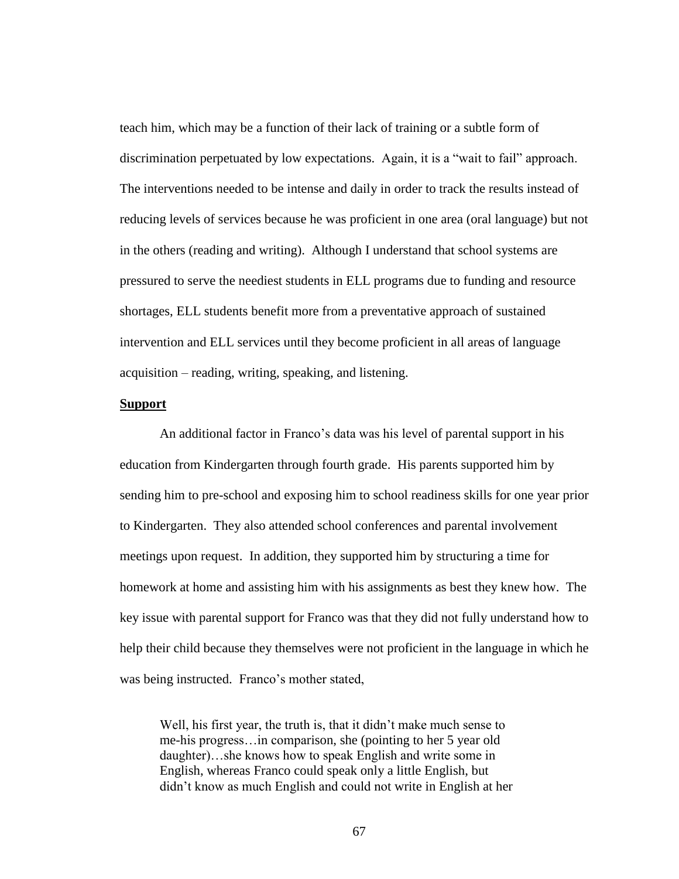teach him, which may be a function of their lack of training or a subtle form of discrimination perpetuated by low expectations. Again, it is a "wait to fail" approach. The interventions needed to be intense and daily in order to track the results instead of reducing levels of services because he was proficient in one area (oral language) but not in the others (reading and writing). Although I understand that school systems are pressured to serve the neediest students in ELL programs due to funding and resource shortages, ELL students benefit more from a preventative approach of sustained intervention and ELL services until they become proficient in all areas of language acquisition – reading, writing, speaking, and listening.

**Support**

An additional factor in Franco's data was his level of parental support in his education from Kindergarten through fourth grade. His parents supported him by sending him to pre-school and exposing him to school readiness skills for one year prior to Kindergarten. They also attended school conferences and parental involvement meetings upon request. In addition, they supported him by structuring a time for homework at home and assisting him with his assignments as best they knew how. The key issue with parental support for Franco was that they did not fully understand how to help their child because they themselves were not proficient in the language in which he was being instructed. Franco's mother stated,

> Well, his first year, the truth is, that it didn't make much sense to me-his progress…in comparison, she (pointing to her 5 year old daughter)…she knows how to speak English and write some in English, whereas Franco could speak only a little English, but didn't know as much English and could not write in English at her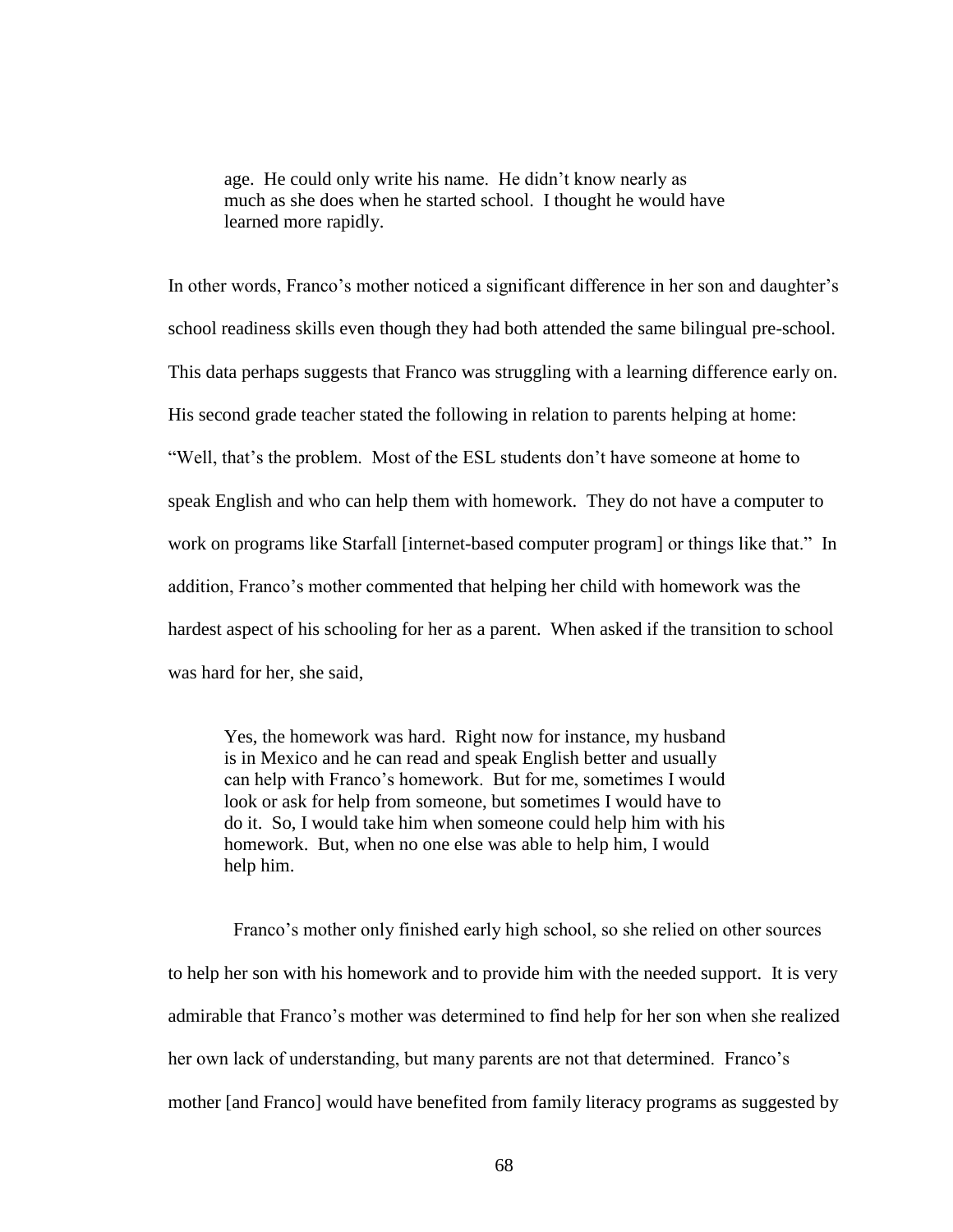> age. He could only write his name. He didn't know nearly as much as she does when he started school. I thought he would have learned more rapidly.

In other words, Franco's mother noticed a significant difference in her son and daughter's school readiness skills even though they had both attended the same bilingual pre-school. This data perhaps suggests that Franco was struggling with a learning difference early on. His second grade teacher stated the following in relation to parents helping at home: "Well, that's the problem. Most of the ESL students don't have someone at home to speak English and who can help them with homework. They do not have a computer to work on programs like Starfall [internet-based computer program] or things like that." In addition, Franco's mother commented that helping her child with homework was the hardest aspect of his schooling for her as a parent. When asked if the transition to school was hard for her, she said,

> Yes, the homework was hard. Right now for instance, my husband is in Mexico and he can read and speak English better and usually can help with Franco's homework. But for me, sometimes I would look or ask for help from someone, but sometimes I would have to do it. So, I would take him when someone could help him with his homework. But, when no one else was able to help him, I would help him.

Franco's mother only finished early high school, so she relied on other sources to help her son with his homework and to provide him with the needed support. It is very admirable that Franco's mother was determined to find help for her son when she realized her own lack of understanding, but many parents are not that determined. Franco's mother [and Franco] would have benefited from family literacy programs as suggested by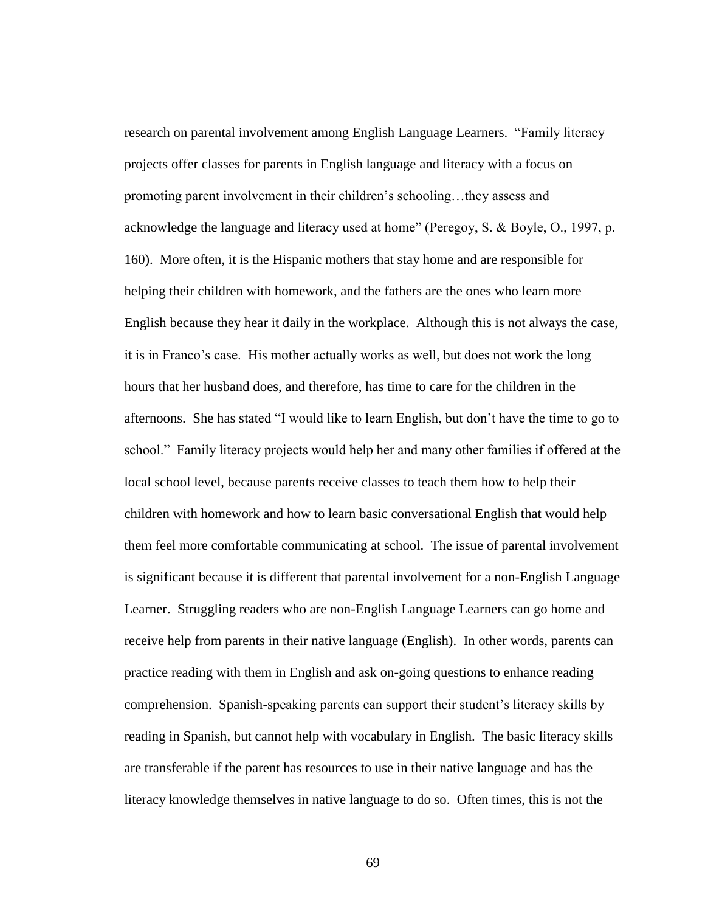research on parental involvement among English Language Learners. "Family literacy projects offer classes for parents in English language and literacy with a focus on promoting parent involvement in their children's schooling…they assess and acknowledge the language and literacy used at home" (Peregoy, S. & Boyle, O., 1997, p. 160). More often, it is the Hispanic mothers that stay home and are responsible for helping their children with homework, and the fathers are the ones who learn more English because they hear it daily in the workplace. Although this is not always the case, it is in Franco's case. His mother actually works as well, but does not work the long hours that her husband does, and therefore, has time to care for the children in the afternoons. She has stated "I would like to learn English, but don't have the time to go to school." Family literacy projects would help her and many other families if offered at the local school level, because parents receive classes to teach them how to help their children with homework and how to learn basic conversational English that would help them feel more comfortable communicating at school. The issue of parental involvement is significant because it is different that parental involvement for a non-English Language Learner. Struggling readers who are non-English Language Learners can go home and receive help from parents in their native language (English). In other words, parents can practice reading with them in English and ask on-going questions to enhance reading comprehension. Spanish-speaking parents can support their student's literacy skills by reading in Spanish, but cannot help with vocabulary in English. The basic literacy skills are transferable if the parent has resources to use in their native language and has the literacy knowledge themselves in native language to do so. Often times, this is not the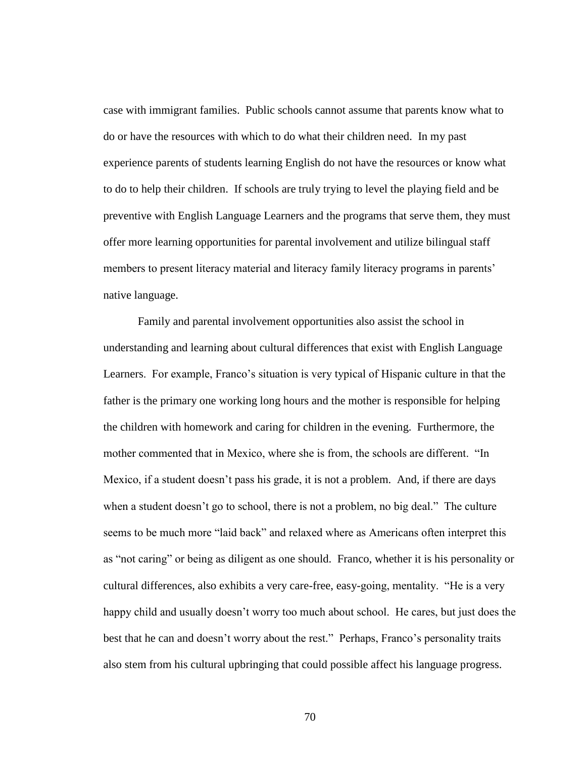case with immigrant families. Public schools cannot assume that parents know what to do or have the resources with which to do what their children need. In my past experience parents of students learning English do not have the resources or know what to do to help their children. If schools are truly trying to level the playing field and be preventive with English Language Learners and the programs that serve them, they must offer more learning opportunities for parental involvement and utilize bilingual staff members to present literacy material and literacy family literacy programs in parents' native language.

Family and parental involvement opportunities also assist the school in understanding and learning about cultural differences that exist with English Language Learners. For example, Franco's situation is very typical of Hispanic culture in that the father is the primary one working long hours and the mother is responsible for helping the children with homework and caring for children in the evening. Furthermore, the mother commented that in Mexico, where she is from, the schools are different. "In Mexico, if a student doesn't pass his grade, it is not a problem. And, if there are days when a student doesn't go to school, there is not a problem, no big deal." The culture seems to be much more "laid back" and relaxed where as Americans often interpret this as "not caring" or being as diligent as one should. Franco, whether it is his personality or cultural differences, also exhibits a very care-free, easy-going, mentality. "He is a very happy child and usually doesn't worry too much about school. He cares, but just does the best that he can and doesn't worry about the rest." Perhaps, Franco's personality traits also stem from his cultural upbringing that could possible affect his language progress.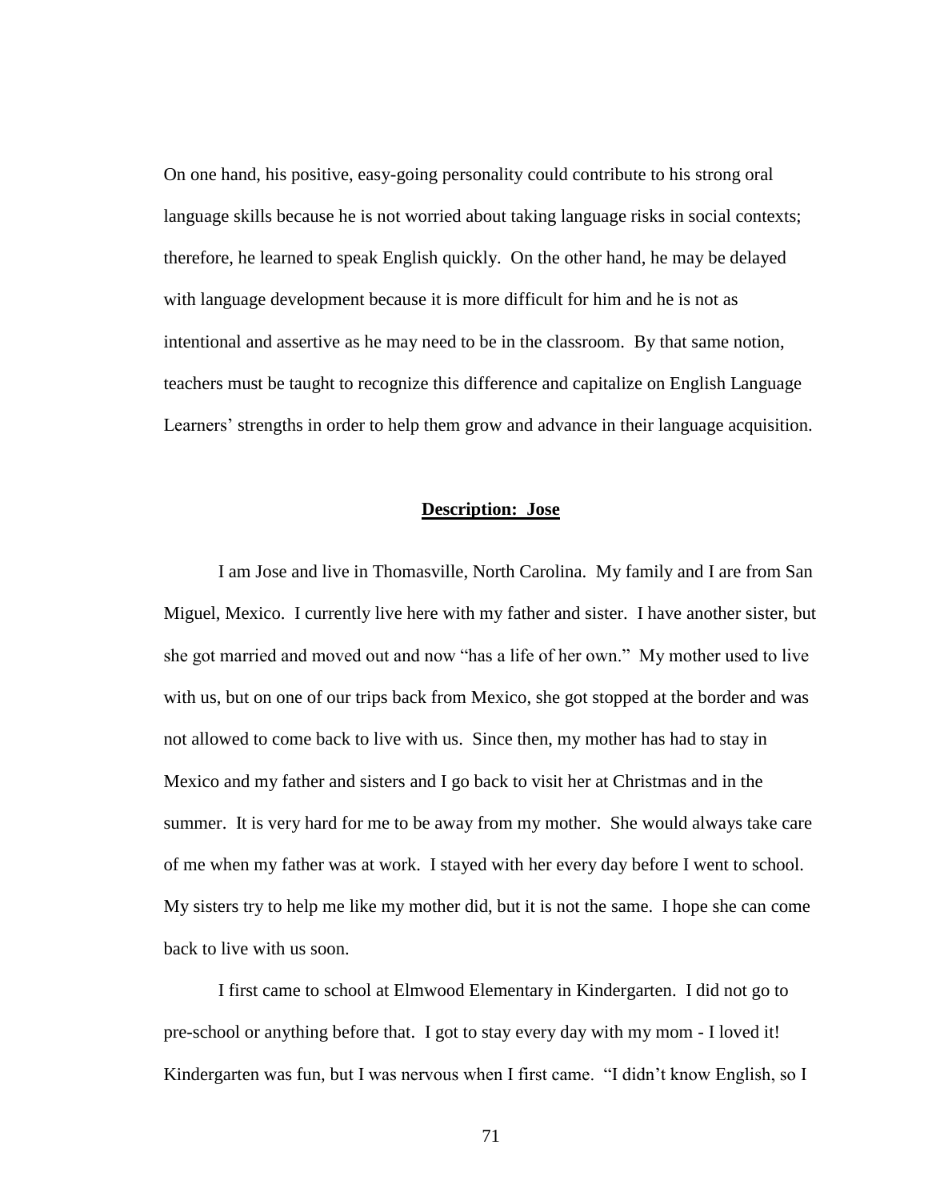On one hand, his positive, easy-going personality could contribute to his strong oral language skills because he is not worried about taking language risks in social contexts; therefore, he learned to speak English quickly. On the other hand, he may be delayed with language development because it is more difficult for him and he is not as intentional and assertive as he may need to be in the classroom. By that same notion, teachers must be taught to recognize this difference and capitalize on English Language Learners' strengths in order to help them grow and advance in their language acquisition.

## **Description: Jose**

I am Jose and live in Thomasville, North Carolina. My family and I are from San Miguel, Mexico. I currently live here with my father and sister. I have another sister, but she got married and moved out and now "has a life of her own." My mother used to live with us, but on one of our trips back from Mexico, she got stopped at the border and was not allowed to come back to live with us. Since then, my mother has had to stay in Mexico and my father and sisters and I go back to visit her at Christmas and in the summer. It is very hard for me to be away from my mother. She would always take care of me when my father was at work. I stayed with her every day before I went to school. My sisters try to help me like my mother did, but it is not the same. I hope she can come back to live with us soon.

I first came to school at Elmwood Elementary in Kindergarten. I did not go to pre-school or anything before that. I got to stay every day with my mom - I loved it! Kindergarten was fun, but I was nervous when I first came. "I didn't know English, so I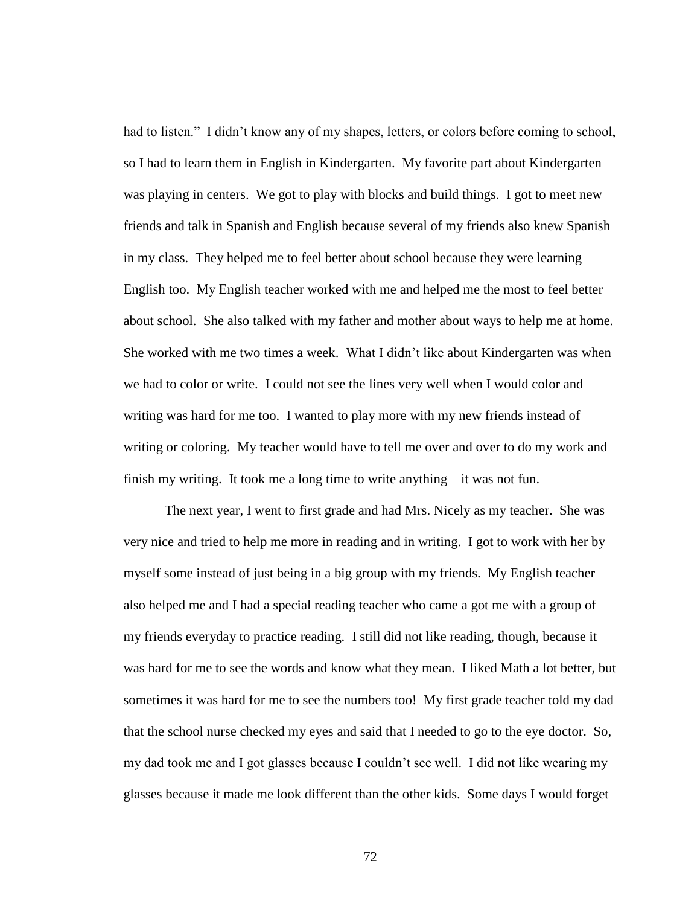had to listen." I didn't know any of my shapes, letters, or colors before coming to school, so I had to learn them in English in Kindergarten. My favorite part about Kindergarten was playing in centers. We got to play with blocks and build things. I got to meet new friends and talk in Spanish and English because several of my friends also knew Spanish in my class. They helped me to feel better about school because they were learning English too. My English teacher worked with me and helped me the most to feel better about school. She also talked with my father and mother about ways to help me at home. She worked with me two times a week. What I didn't like about Kindergarten was when we had to color or write. I could not see the lines very well when I would color and writing was hard for me too. I wanted to play more with my new friends instead of writing or coloring. My teacher would have to tell me over and over to do my work and finish my writing. It took me a long time to write anything – it was not fun.

The next year, I went to first grade and had Mrs. Nicely as my teacher. She was very nice and tried to help me more in reading and in writing. I got to work with her by myself some instead of just being in a big group with my friends. My English teacher also helped me and I had a special reading teacher who came a got me with a group of my friends everyday to practice reading. I still did not like reading, though, because it was hard for me to see the words and know what they mean. I liked Math a lot better, but sometimes it was hard for me to see the numbers too! My first grade teacher told my dad that the school nurse checked my eyes and said that I needed to go to the eye doctor. So, my dad took me and I got glasses because I couldn't see well. I did not like wearing my glasses because it made me look different than the other kids. Some days I would forget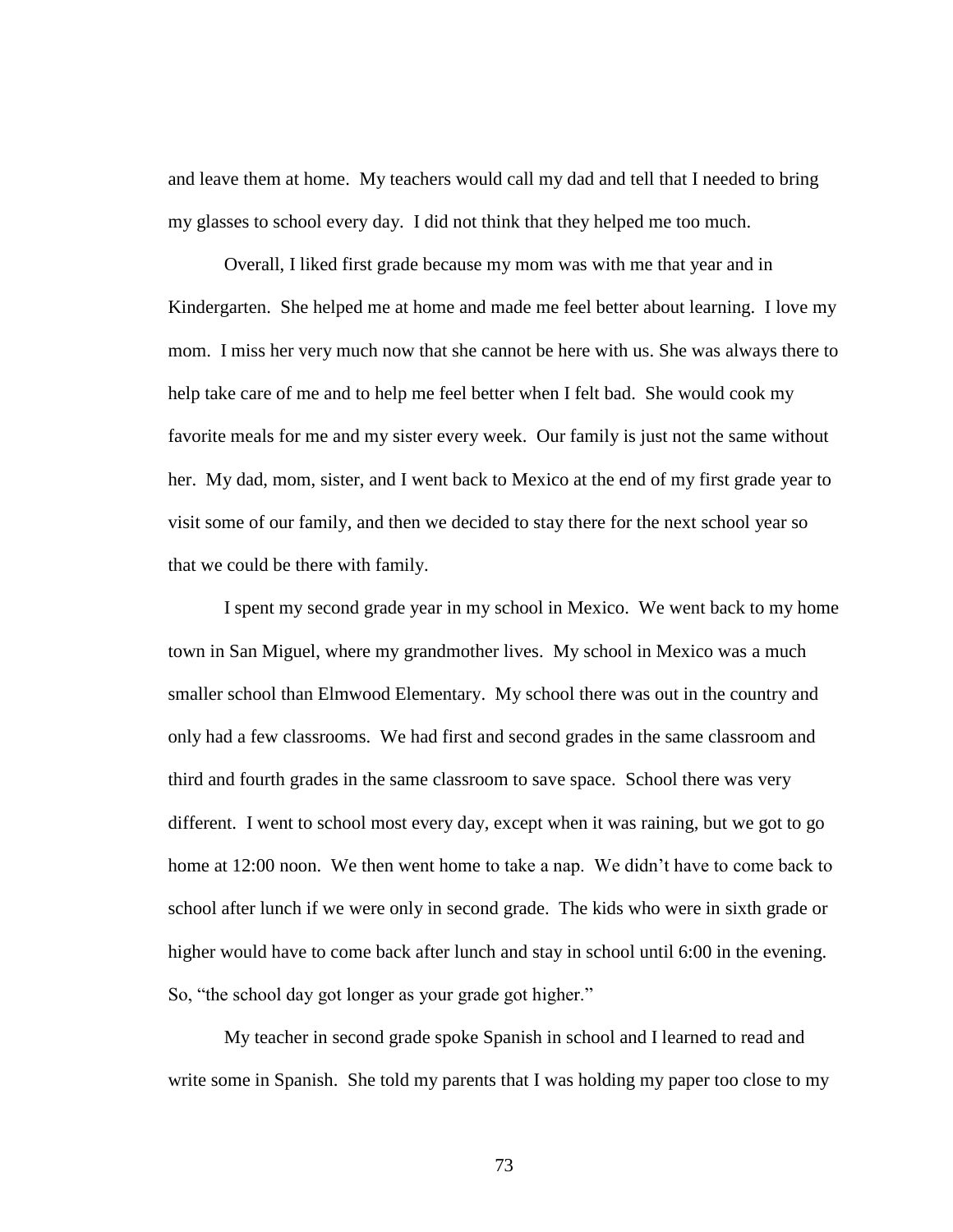and leave them at home. My teachers would call my dad and tell that I needed to bring my glasses to school every day. I did not think that they helped me too much.

Overall, I liked first grade because my mom was with me that year and in Kindergarten. She helped me at home and made me feel better about learning. I love my mom. I miss her very much now that she cannot be here with us. She was always there to help take care of me and to help me feel better when I felt bad. She would cook my favorite meals for me and my sister every week. Our family is just not the same without her. My dad, mom, sister, and I went back to Mexico at the end of my first grade year to visit some of our family, and then we decided to stay there for the next school year so that we could be there with family.

I spent my second grade year in my school in Mexico. We went back to my home town in San Miguel, where my grandmother lives. My school in Mexico was a much smaller school than Elmwood Elementary. My school there was out in the country and only had a few classrooms. We had first and second grades in the same classroom and third and fourth grades in the same classroom to save space. School there was very different. I went to school most every day, except when it was raining, but we got to go home at 12:00 noon. We then went home to take a nap. We didn't have to come back to school after lunch if we were only in second grade. The kids who were in sixth grade or higher would have to come back after lunch and stay in school until 6:00 in the evening. So, "the school day got longer as your grade got higher."

My teacher in second grade spoke Spanish in school and I learned to read and write some in Spanish. She told my parents that I was holding my paper too close to my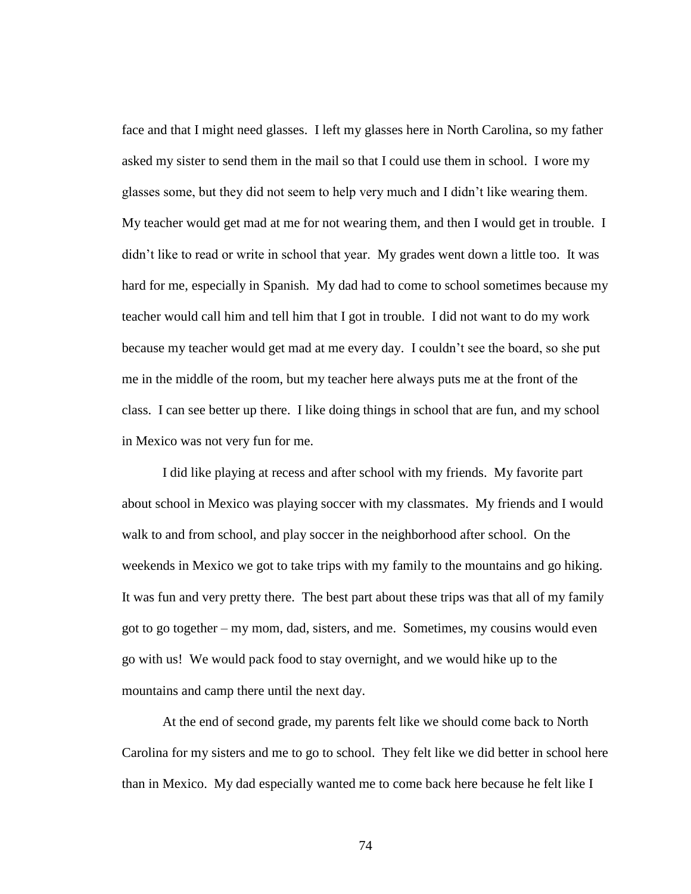face and that I might need glasses. I left my glasses here in North Carolina, so my father asked my sister to send them in the mail so that I could use them in school. I wore my glasses some, but they did not seem to help very much and I didn't like wearing them. My teacher would get mad at me for not wearing them, and then I would get in trouble. I didn't like to read or write in school that year. My grades went down a little too. It was hard for me, especially in Spanish. My dad had to come to school sometimes because my teacher would call him and tell him that I got in trouble. I did not want to do my work because my teacher would get mad at me every day. I couldn't see the board, so she put me in the middle of the room, but my teacher here always puts me at the front of the class. I can see better up there. I like doing things in school that are fun, and my school in Mexico was not very fun for me.

I did like playing at recess and after school with my friends. My favorite part about school in Mexico was playing soccer with my classmates. My friends and I would walk to and from school, and play soccer in the neighborhood after school. On the weekends in Mexico we got to take trips with my family to the mountains and go hiking. It was fun and very pretty there. The best part about these trips was that all of my family got to go together – my mom, dad, sisters, and me. Sometimes, my cousins would even go with us! We would pack food to stay overnight, and we would hike up to the mountains and camp there until the next day.

At the end of second grade, my parents felt like we should come back to North Carolina for my sisters and me to go to school. They felt like we did better in school here than in Mexico. My dad especially wanted me to come back here because he felt like I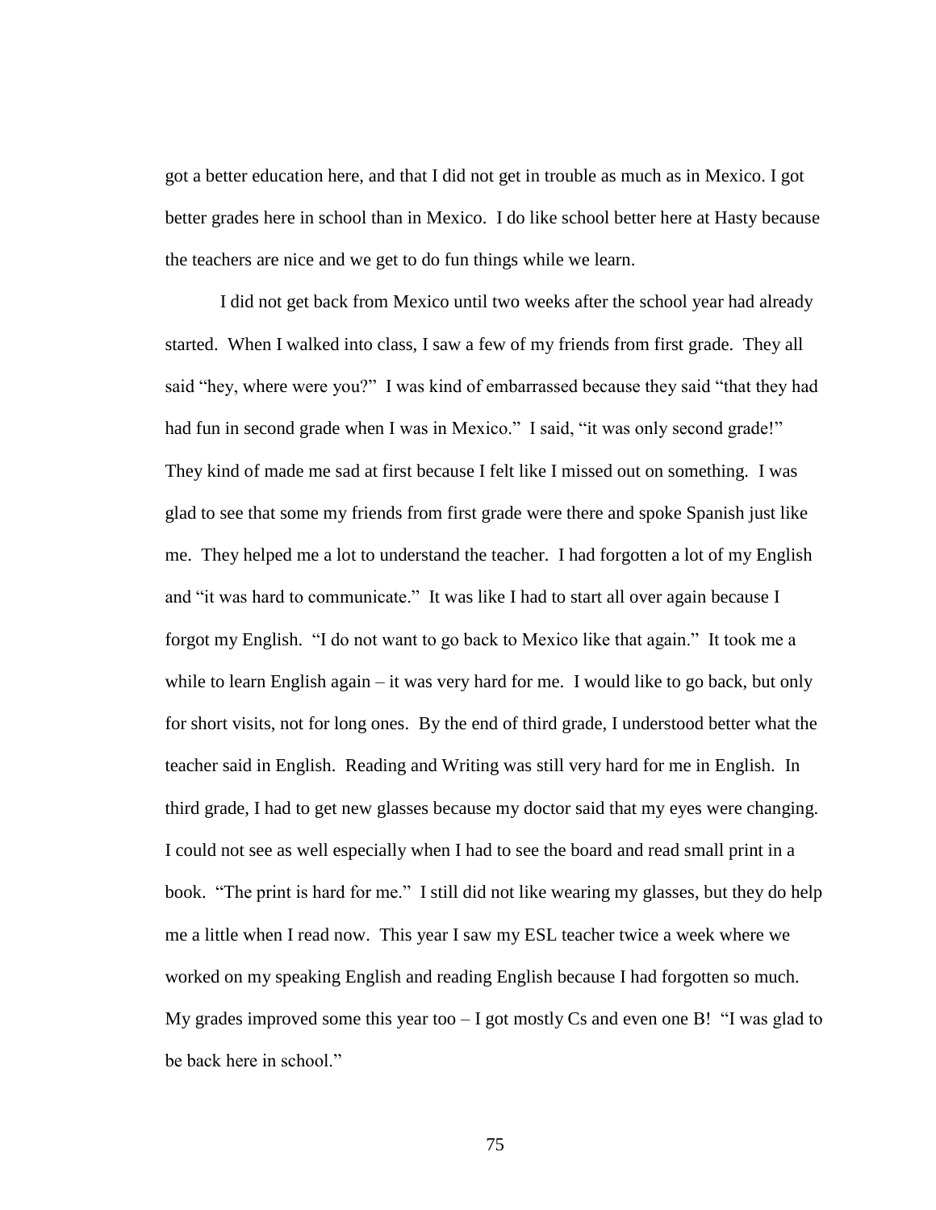got a better education here, and that I did not get in trouble as much as in Mexico. I got better grades here in school than in Mexico. I do like school better here at Hasty because the teachers are nice and we get to do fun things while we learn.

I did not get back from Mexico until two weeks after the school year had already started. When I walked into class, I saw a few of my friends from first grade. They all said "hey, where were you?" I was kind of embarrassed because they said "that they had had fun in second grade when I was in Mexico." I said, "it was only second grade!" They kind of made me sad at first because I felt like I missed out on something. I was glad to see that some my friends from first grade were there and spoke Spanish just like me. They helped me a lot to understand the teacher. I had forgotten a lot of my English and "it was hard to communicate." It was like I had to start all over again because I forgot my English. "I do not want to go back to Mexico like that again." It took me a while to learn English again – it was very hard for me. I would like to go back, but only for short visits, not for long ones. By the end of third grade, I understood better what the teacher said in English. Reading and Writing was still very hard for me in English. In third grade, I had to get new glasses because my doctor said that my eyes were changing. I could not see as well especially when I had to see the board and read small print in a book. "The print is hard for me." I still did not like wearing my glasses, but they do help me a little when I read now. This year I saw my ESL teacher twice a week where we worked on my speaking English and reading English because I had forgotten so much. My grades improved some this year too – I got mostly Cs and even one B! "I was glad to be back here in school."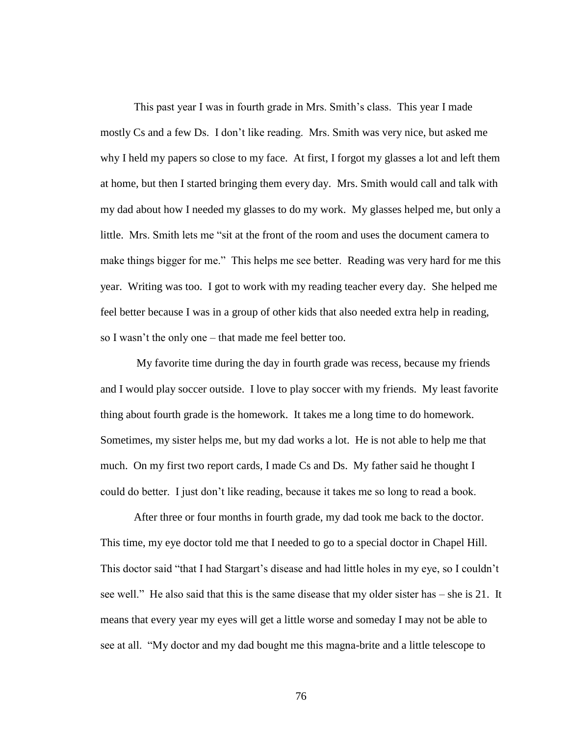This past year I was in fourth grade in Mrs. Smith's class. This year I made mostly Cs and a few Ds. I don't like reading. Mrs. Smith was very nice, but asked me why I held my papers so close to my face. At first, I forgot my glasses a lot and left them at home, but then I started bringing them every day. Mrs. Smith would call and talk with my dad about how I needed my glasses to do my work. My glasses helped me, but only a little. Mrs. Smith lets me "sit at the front of the room and uses the document camera to make things bigger for me." This helps me see better. Reading was very hard for me this year. Writing was too. I got to work with my reading teacher every day. She helped me feel better because I was in a group of other kids that also needed extra help in reading, so I wasn't the only one – that made me feel better too.

My favorite time during the day in fourth grade was recess, because my friends and I would play soccer outside. I love to play soccer with my friends. My least favorite thing about fourth grade is the homework. It takes me a long time to do homework. Sometimes, my sister helps me, but my dad works a lot. He is not able to help me that much. On my first two report cards, I made Cs and Ds. My father said he thought I could do better. I just don't like reading, because it takes me so long to read a book.

After three or four months in fourth grade, my dad took me back to the doctor. This time, my eye doctor told me that I needed to go to a special doctor in Chapel Hill. This doctor said "that I had Stargart's disease and had little holes in my eye, so I couldn't see well." He also said that this is the same disease that my older sister has – she is 21. It means that every year my eyes will get a little worse and someday I may not be able to see at all. "My doctor and my dad bought me this magna-brite and a little telescope to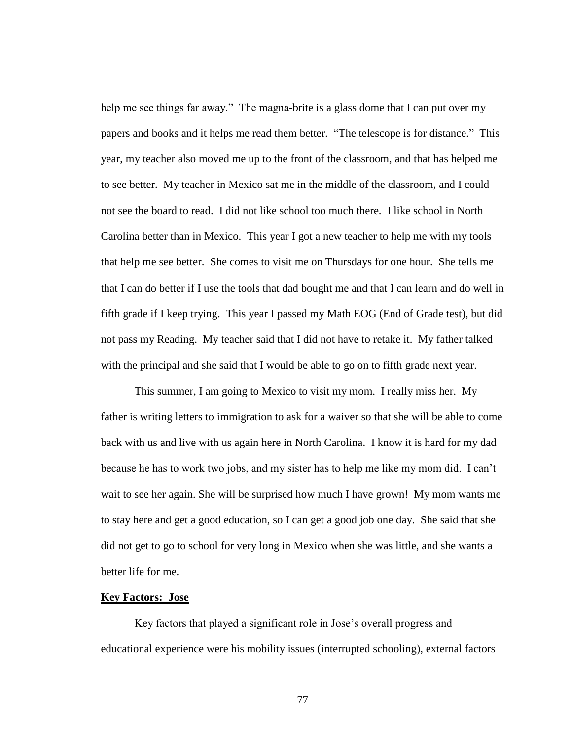help me see things far away." The magna-brite is a glass dome that I can put over my papers and books and it helps me read them better. "The telescope is for distance." This year, my teacher also moved me up to the front of the classroom, and that has helped me to see better. My teacher in Mexico sat me in the middle of the classroom, and I could not see the board to read. I did not like school too much there. I like school in North Carolina better than in Mexico. This year I got a new teacher to help me with my tools that help me see better. She comes to visit me on Thursdays for one hour. She tells me that I can do better if I use the tools that dad bought me and that I can learn and do well in fifth grade if I keep trying. This year I passed my Math EOG (End of Grade test), but did not pass my Reading. My teacher said that I did not have to retake it. My father talked with the principal and she said that I would be able to go on to fifth grade next year.

This summer, I am going to Mexico to visit my mom. I really miss her. My father is writing letters to immigration to ask for a waiver so that she will be able to come back with us and live with us again here in North Carolina. I know it is hard for my dad because he has to work two jobs, and my sister has to help me like my mom did. I can't wait to see her again. She will be surprised how much I have grown! My mom wants me to stay here and get a good education, so I can get a good job one day. She said that she did not get to go to school for very long in Mexico when she was little, and she wants a better life for me.

**Key Factors: Jose**

Key factors that played a significant role in Jose's overall progress and educational experience were his mobility issues (interrupted schooling), external factors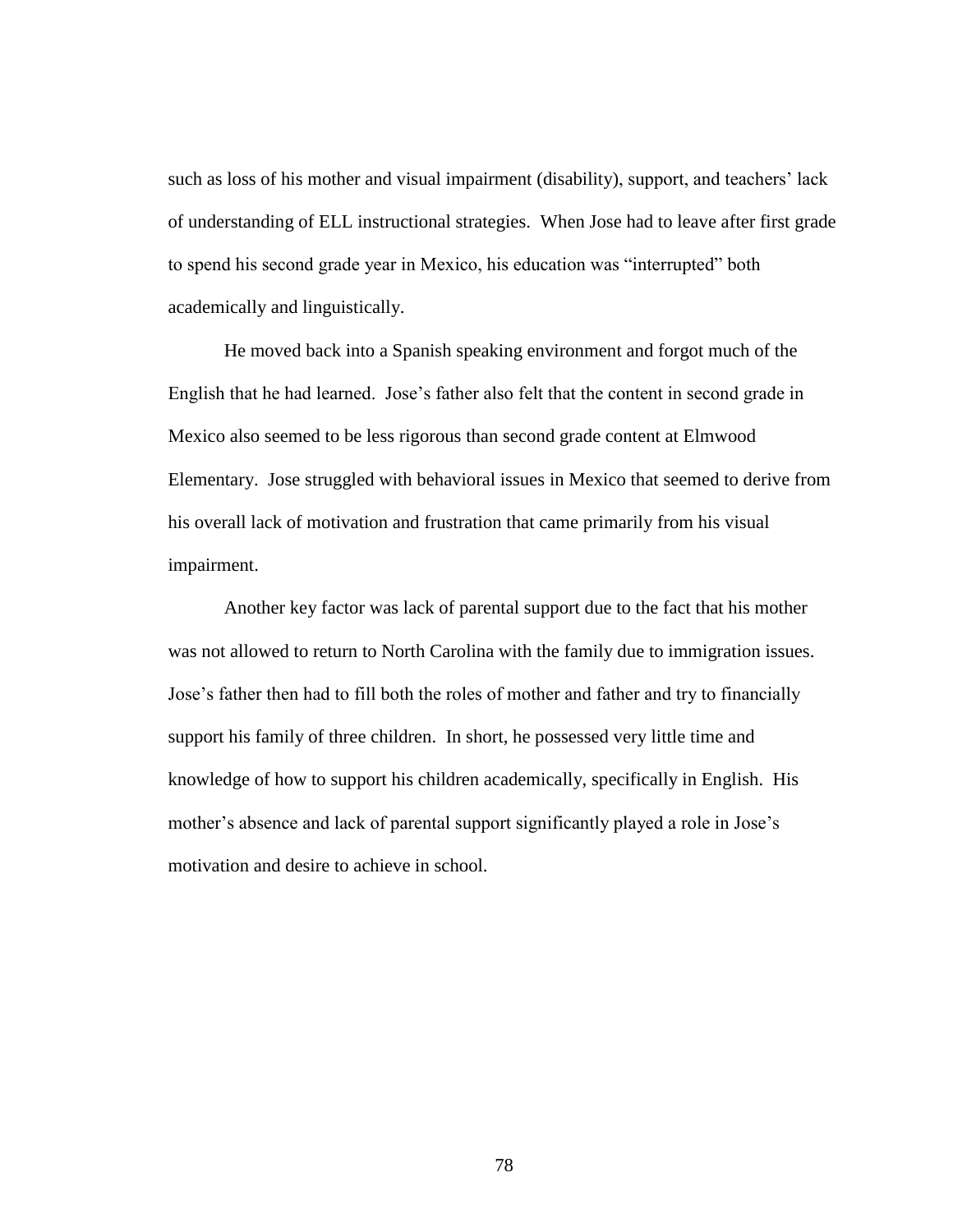such as loss of his mother and visual impairment (disability), support, and teachers' lack of understanding of ELL instructional strategies. When Jose had to leave after first grade to spend his second grade year in Mexico, his education was "interrupted" both academically and linguistically.

He moved back into a Spanish speaking environment and forgot much of the English that he had learned. Jose's father also felt that the content in second grade in Mexico also seemed to be less rigorous than second grade content at Elmwood Elementary. Jose struggled with behavioral issues in Mexico that seemed to derive from his overall lack of motivation and frustration that came primarily from his visual impairment.

Another key factor was lack of parental support due to the fact that his mother was not allowed to return to North Carolina with the family due to immigration issues. Jose's father then had to fill both the roles of mother and father and try to financially support his family of three children. In short, he possessed very little time and knowledge of how to support his children academically, specifically in English. His mother's absence and lack of parental support significantly played a role in Jose's motivation and desire to achieve in school.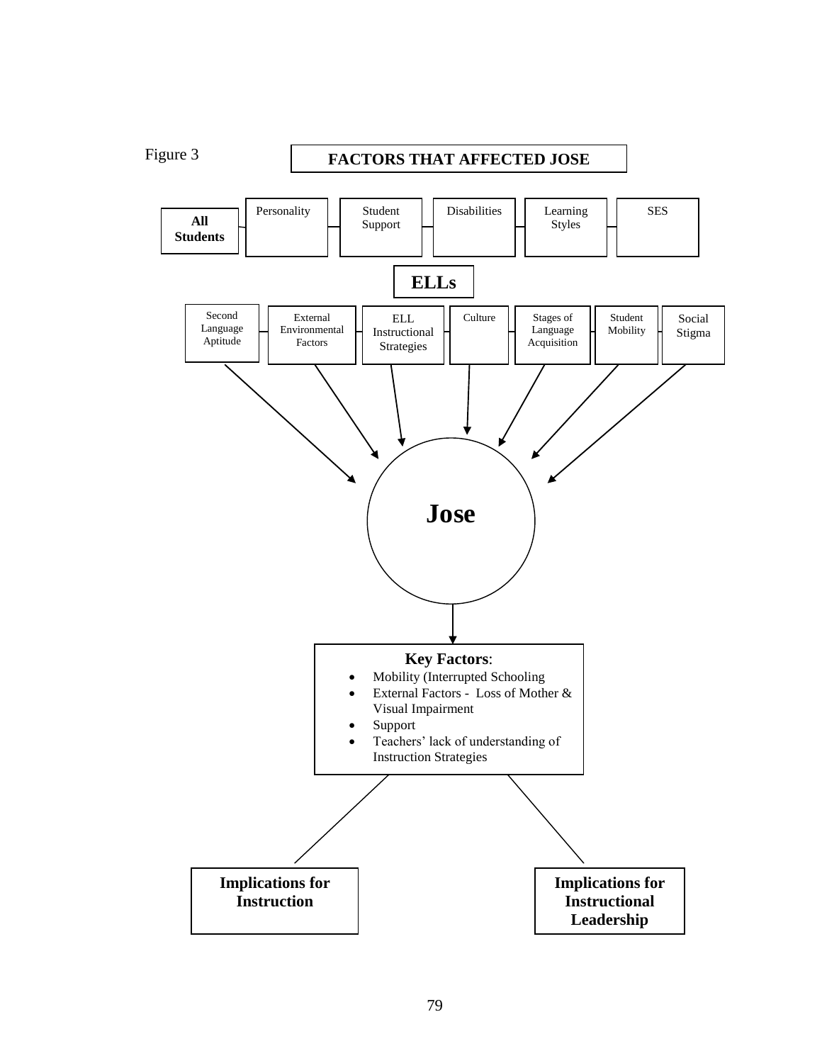Figure 3

**FACTORS THAT AFFECTED JOSE**

**All Students**

- Personality
- Student Support
- Disabilities
- Learning Styles
- SES

**ELLs**

- Second Language Aptitude
- External Environmental Factors
- ELL Instructional Strategies
- Culture
- Stages of Language Acquisition
- Student Mobility
- Social Stigma

**Jose**

**Key Factors**:

- Mobility (Interrupted Schooling
- External Factors - Loss of Mother & Visual Impairment
- Support
- Teachers' lack of understanding of Instruction Strategies

**Implications for Instruction**

**Implications for Instructional Leadership**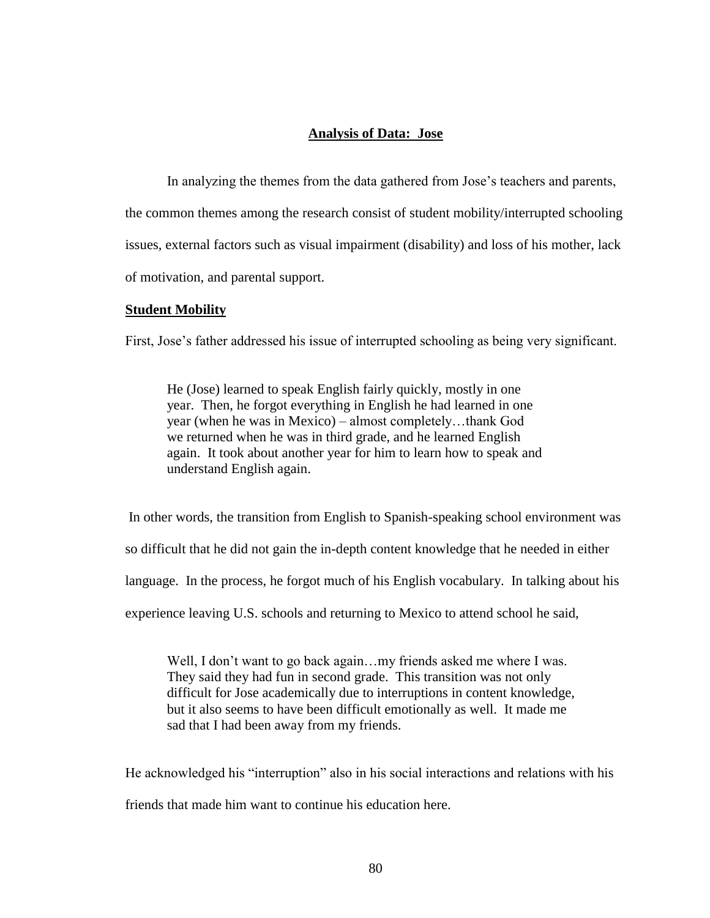## Analysis of Data: Jose

In analyzing the themes from the data gathered from Jose's teachers and parents, the common themes among the research consist of student mobility/interrupted schooling issues, external factors such as visual impairment (disability) and loss of his mother, lack of motivation, and parental support.

### Student Mobility

First, Jose's father addressed his issue of interrupted schooling as being very significant.

> He (Jose) learned to speak English fairly quickly, mostly in one year. Then, he forgot everything in English he had learned in one year (when he was in Mexico) – almost completely…thank God we returned when he was in third grade, and he learned English again. It took about another year for him to learn how to speak and understand English again.

In other words, the transition from English to Spanish-speaking school environment was so difficult that he did not gain the in-depth content knowledge that he needed in either language. In the process, he forgot much of his English vocabulary. In talking about his experience leaving U.S. schools and returning to Mexico to attend school he said,

> Well, I don't want to go back again…my friends asked me where I was. They said they had fun in second grade. This transition was not only difficult for Jose academically due to interruptions in content knowledge, but it also seems to have been difficult emotionally as well. It made me sad that I had been away from my friends.

He acknowledged his "interruption" also in his social interactions and relations with his friends that made him want to continue his education here.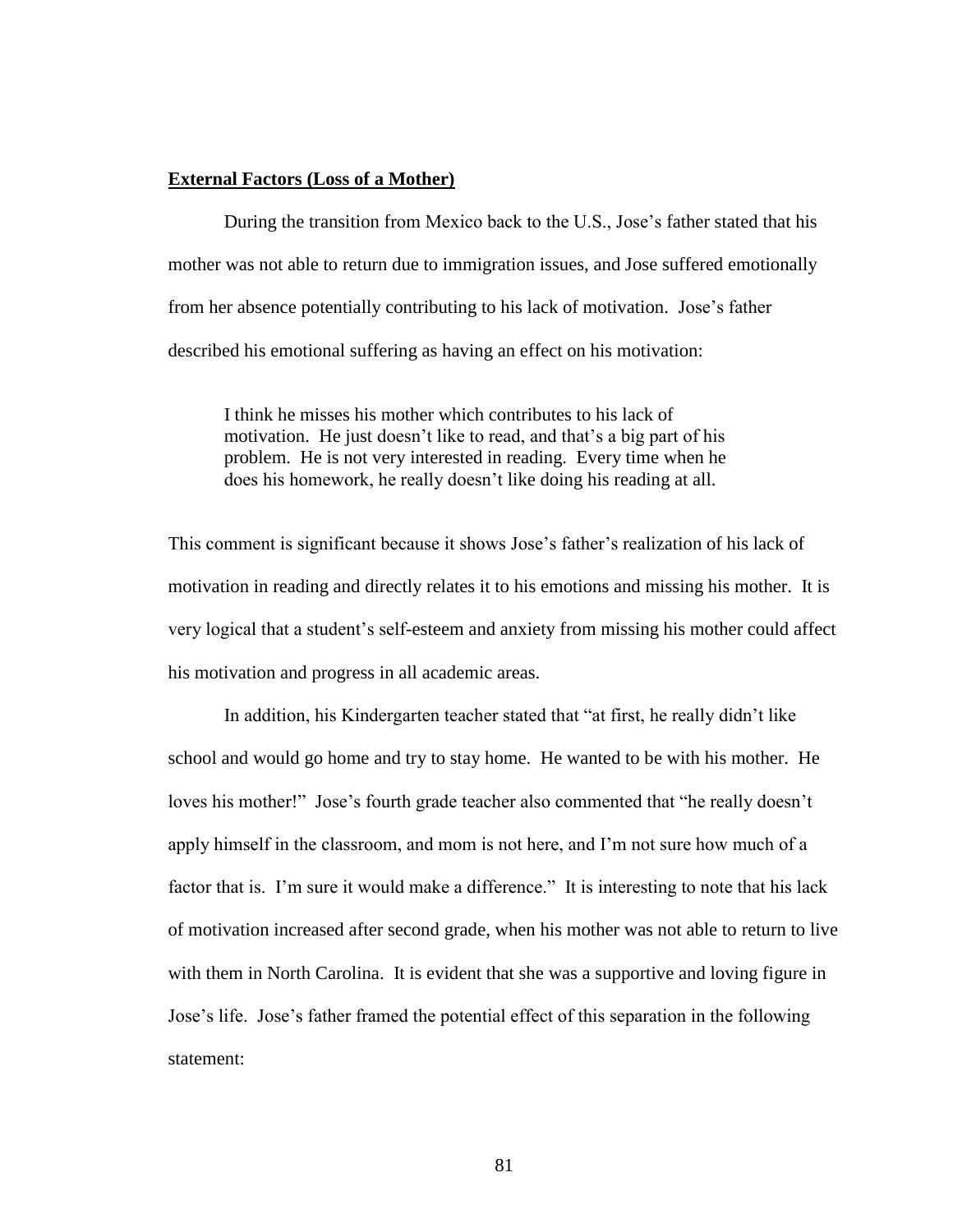**External Factors (Loss of a Mother)**

During the transition from Mexico back to the U.S., Jose's father stated that his mother was not able to return due to immigration issues, and Jose suffered emotionally from her absence potentially contributing to his lack of motivation. Jose's father described his emotional suffering as having an effect on his motivation:

> I think he misses his mother which contributes to his lack of motivation. He just doesn't like to read, and that's a big part of his problem. He is not very interested in reading. Every time when he does his homework, he really doesn't like doing his reading at all.

This comment is significant because it shows Jose's father's realization of his lack of motivation in reading and directly relates it to his emotions and missing his mother. It is very logical that a student's self-esteem and anxiety from missing his mother could affect his motivation and progress in all academic areas.

In addition, his Kindergarten teacher stated that "at first, he really didn't like school and would go home and try to stay home. He wanted to be with his mother. He loves his mother!" Jose's fourth grade teacher also commented that "he really doesn't apply himself in the classroom, and mom is not here, and I'm not sure how much of a factor that is. I'm sure it would make a difference." It is interesting to note that his lack of motivation increased after second grade, when his mother was not able to return to live with them in North Carolina. It is evident that she was a supportive and loving figure in Jose's life. Jose's father framed the potential effect of this separation in the following statement: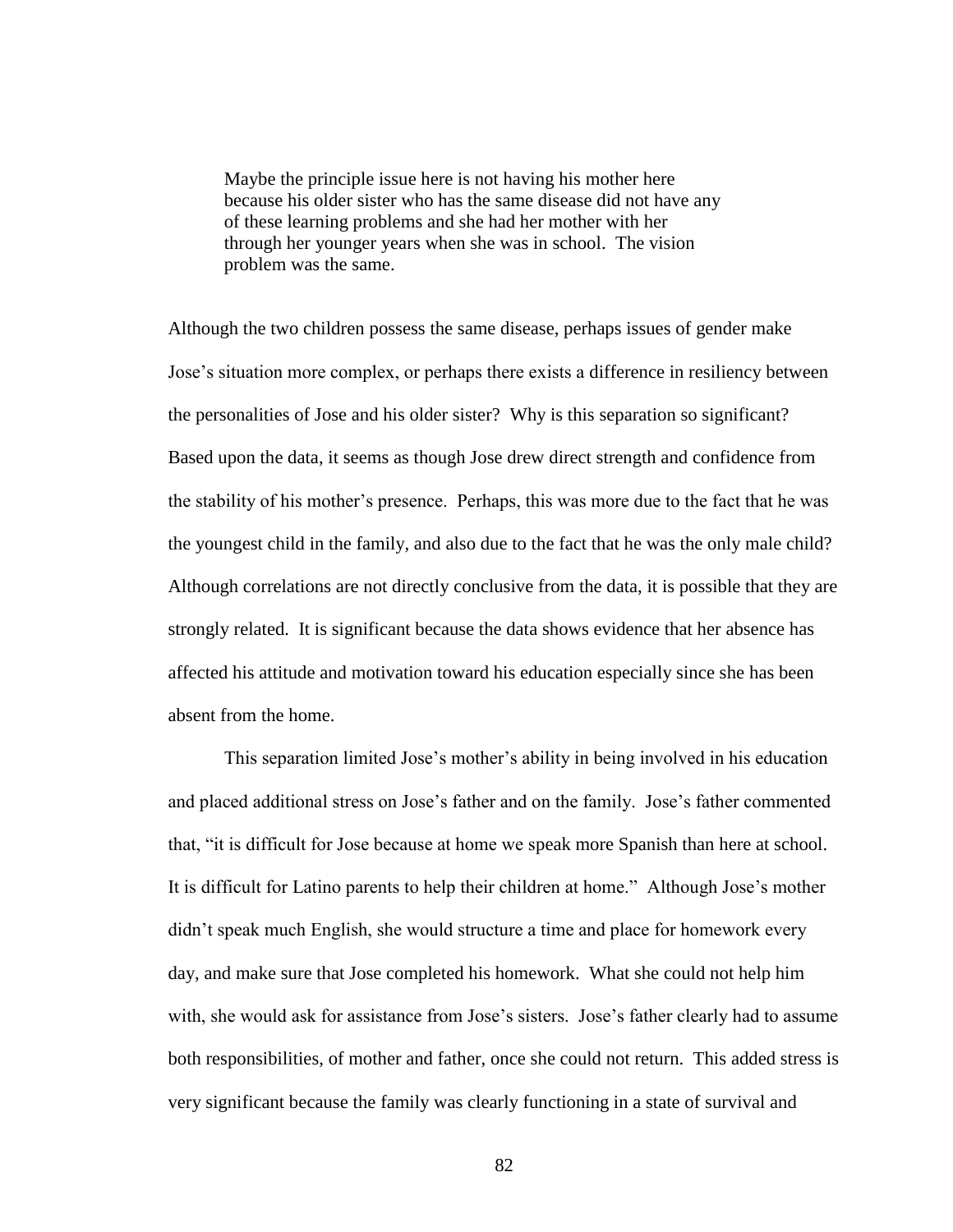> Maybe the principle issue here is not having his mother here because his older sister who has the same disease did not have any of these learning problems and she had her mother with her through her younger years when she was in school. The vision problem was the same.

Although the two children possess the same disease, perhaps issues of gender make Jose's situation more complex, or perhaps there exists a difference in resiliency between the personalities of Jose and his older sister? Why is this separation so significant? Based upon the data, it seems as though Jose drew direct strength and confidence from the stability of his mother's presence. Perhaps, this was more due to the fact that he was the youngest child in the family, and also due to the fact that he was the only male child? Although correlations are not directly conclusive from the data, it is possible that they are strongly related. It is significant because the data shows evidence that her absence has affected his attitude and motivation toward his education especially since she has been absent from the home.

This separation limited Jose's mother's ability in being involved in his education and placed additional stress on Jose's father and on the family. Jose's father commented that, "it is difficult for Jose because at home we speak more Spanish than here at school. It is difficult for Latino parents to help their children at home." Although Jose's mother didn't speak much English, she would structure a time and place for homework every day, and make sure that Jose completed his homework. What she could not help him with, she would ask for assistance from Jose's sisters. Jose's father clearly had to assume both responsibilities, of mother and father, once she could not return. This added stress is very significant because the family was clearly functioning in a state of survival and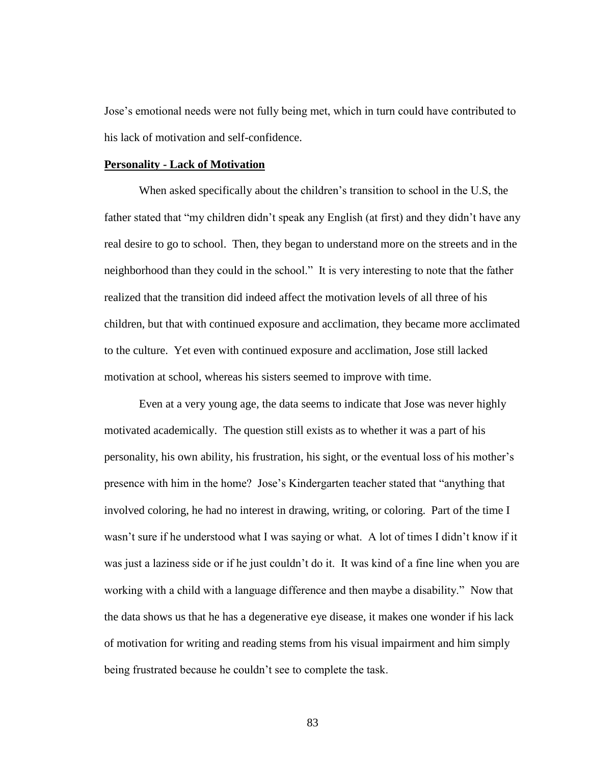Jose's emotional needs were not fully being met, which in turn could have contributed to his lack of motivation and self-confidence.

**Personality - Lack of Motivation**

When asked specifically about the children's transition to school in the U.S, the father stated that "my children didn't speak any English (at first) and they didn't have any real desire to go to school. Then, they began to understand more on the streets and in the neighborhood than they could in the school." It is very interesting to note that the father realized that the transition did indeed affect the motivation levels of all three of his children, but that with continued exposure and acclimation, they became more acclimated to the culture. Yet even with continued exposure and acclimation, Jose still lacked motivation at school, whereas his sisters seemed to improve with time.

Even at a very young age, the data seems to indicate that Jose was never highly motivated academically. The question still exists as to whether it was a part of his personality, his own ability, his frustration, his sight, or the eventual loss of his mother's presence with him in the home? Jose's Kindergarten teacher stated that "anything that involved coloring, he had no interest in drawing, writing, or coloring. Part of the time I wasn't sure if he understood what I was saying or what. A lot of times I didn't know if it was just a laziness side or if he just couldn't do it. It was kind of a fine line when you are working with a child with a language difference and then maybe a disability." Now that the data shows us that he has a degenerative eye disease, it makes one wonder if his lack of motivation for writing and reading stems from his visual impairment and him simply being frustrated because he couldn't see to complete the task.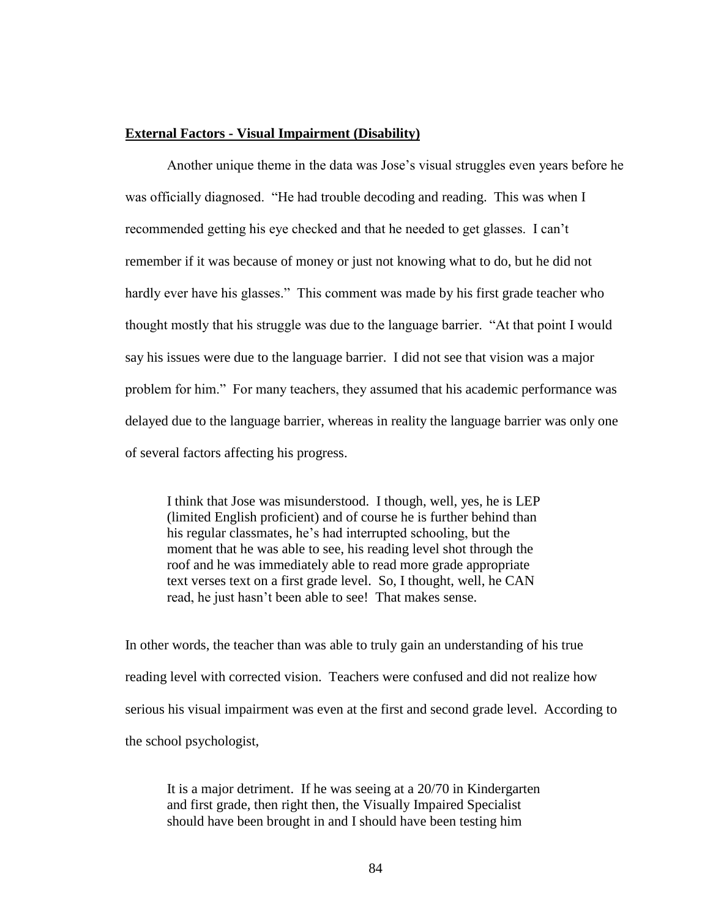**External Factors - Visual Impairment (Disability)**

Another unique theme in the data was Jose's visual struggles even years before he was officially diagnosed. "He had trouble decoding and reading. This was when I recommended getting his eye checked and that he needed to get glasses. I can't remember if it was because of money or just not knowing what to do, but he did not hardly ever have his glasses." This comment was made by his first grade teacher who thought mostly that his struggle was due to the language barrier. "At that point I would say his issues were due to the language barrier. I did not see that vision was a major problem for him." For many teachers, they assumed that his academic performance was delayed due to the language barrier, whereas in reality the language barrier was only one of several factors affecting his progress.

> I think that Jose was misunderstood. I though, well, yes, he is LEP (limited English proficient) and of course he is further behind than his regular classmates, he's had interrupted schooling, but the moment that he was able to see, his reading level shot through the roof and he was immediately able to read more grade appropriate text verses text on a first grade level. So, I thought, well, he CAN read, he just hasn't been able to see! That makes sense.

In other words, the teacher than was able to truly gain an understanding of his true reading level with corrected vision. Teachers were confused and did not realize how serious his visual impairment was even at the first and second grade level. According to the school psychologist,

> It is a major detriment. If he was seeing at a 20/70 in Kindergarten and first grade, then right then, the Visually Impaired Specialist should have been brought in and I should have been testing him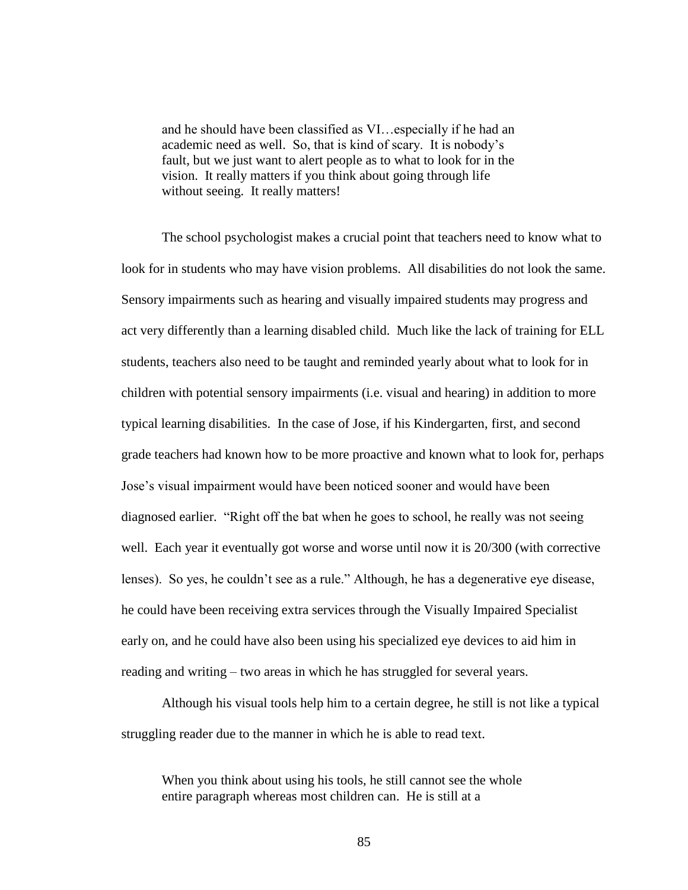> and he should have been classified as VI…especially if he had an academic need as well. So, that is kind of scary. It is nobody's fault, but we just want to alert people as to what to look for in the vision. It really matters if you think about going through life without seeing. It really matters!

The school psychologist makes a crucial point that teachers need to know what to look for in students who may have vision problems. All disabilities do not look the same. Sensory impairments such as hearing and visually impaired students may progress and act very differently than a learning disabled child. Much like the lack of training for ELL students, teachers also need to be taught and reminded yearly about what to look for in children with potential sensory impairments (i.e. visual and hearing) in addition to more typical learning disabilities. In the case of Jose, if his Kindergarten, first, and second grade teachers had known how to be more proactive and known what to look for, perhaps Jose's visual impairment would have been noticed sooner and would have been diagnosed earlier. "Right off the bat when he goes to school, he really was not seeing well. Each year it eventually got worse and worse until now it is 20/300 (with corrective lenses). So yes, he couldn't see as a rule." Although, he has a degenerative eye disease, he could have been receiving extra services through the Visually Impaired Specialist early on, and he could have also been using his specialized eye devices to aid him in reading and writing – two areas in which he has struggled for several years.

Although his visual tools help him to a certain degree, he still is not like a typical struggling reader due to the manner in which he is able to read text.

> When you think about using his tools, he still cannot see the whole entire paragraph whereas most children can. He is still at a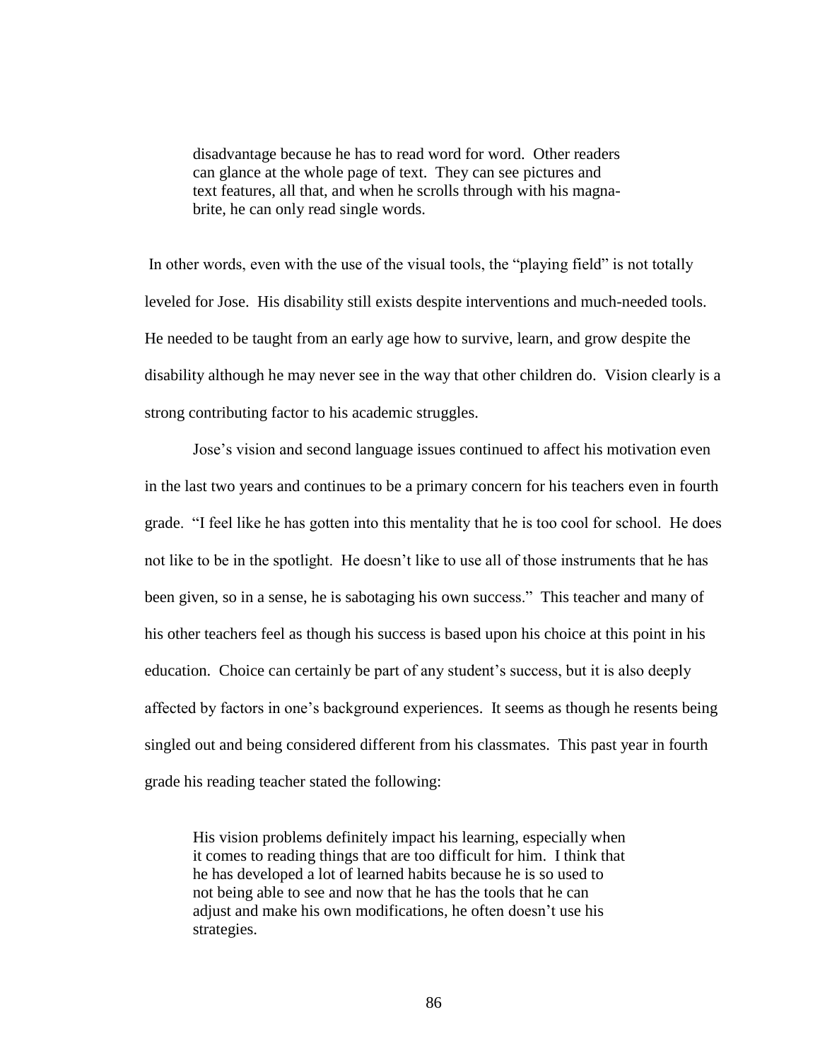> disadvantage because he has to read word for word. Other readers can glance at the whole page of text. They can see pictures and text features, all that, and when he scrolls through with his magna-brite, he can only read single words.

In other words, even with the use of the visual tools, the "playing field" is not totally leveled for Jose. His disability still exists despite interventions and much-needed tools. He needed to be taught from an early age how to survive, learn, and grow despite the disability although he may never see in the way that other children do. Vision clearly is a strong contributing factor to his academic struggles.

Jose's vision and second language issues continued to affect his motivation even in the last two years and continues to be a primary concern for his teachers even in fourth grade. "I feel like he has gotten into this mentality that he is too cool for school. He does not like to be in the spotlight. He doesn't like to use all of those instruments that he has been given, so in a sense, he is sabotaging his own success." This teacher and many of his other teachers feel as though his success is based upon his choice at this point in his education. Choice can certainly be part of any student's success, but it is also deeply affected by factors in one's background experiences. It seems as though he resents being singled out and being considered different from his classmates. This past year in fourth grade his reading teacher stated the following:

> His vision problems definitely impact his learning, especially when it comes to reading things that are too difficult for him. I think that he has developed a lot of learned habits because he is so used to not being able to see and now that he has the tools that he can adjust and make his own modifications, he often doesn't use his strategies.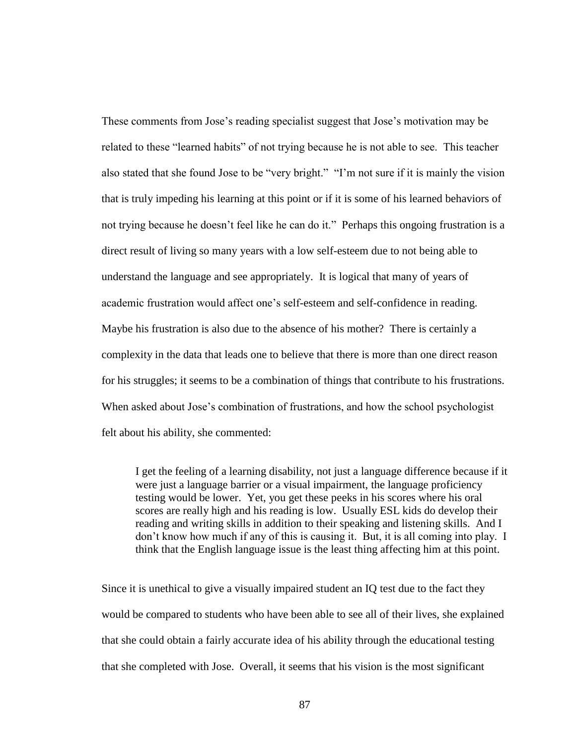These comments from Jose's reading specialist suggest that Jose's motivation may be related to these "learned habits" of not trying because he is not able to see. This teacher also stated that she found Jose to be "very bright." "I'm not sure if it is mainly the vision that is truly impeding his learning at this point or if it is some of his learned behaviors of not trying because he doesn't feel like he can do it." Perhaps this ongoing frustration is a direct result of living so many years with a low self-esteem due to not being able to understand the language and see appropriately. It is logical that many of years of academic frustration would affect one's self-esteem and self-confidence in reading. Maybe his frustration is also due to the absence of his mother? There is certainly a complexity in the data that leads one to believe that there is more than one direct reason for his struggles; it seems to be a combination of things that contribute to his frustrations. When asked about Jose's combination of frustrations, and how the school psychologist felt about his ability, she commented:

> I get the feeling of a learning disability, not just a language difference because if it were just a language barrier or a visual impairment, the language proficiency testing would be lower. Yet, you get these peeks in his scores where his oral scores are really high and his reading is low. Usually ESL kids do develop their reading and writing skills in addition to their speaking and listening skills. And I don't know how much if any of this is causing it. But, it is all coming into play. I think that the English language issue is the least thing affecting him at this point.

Since it is unethical to give a visually impaired student an IQ test due to the fact they would be compared to students who have been able to see all of their lives, she explained that she could obtain a fairly accurate idea of his ability through the educational testing that she completed with Jose. Overall, it seems that his vision is the most significant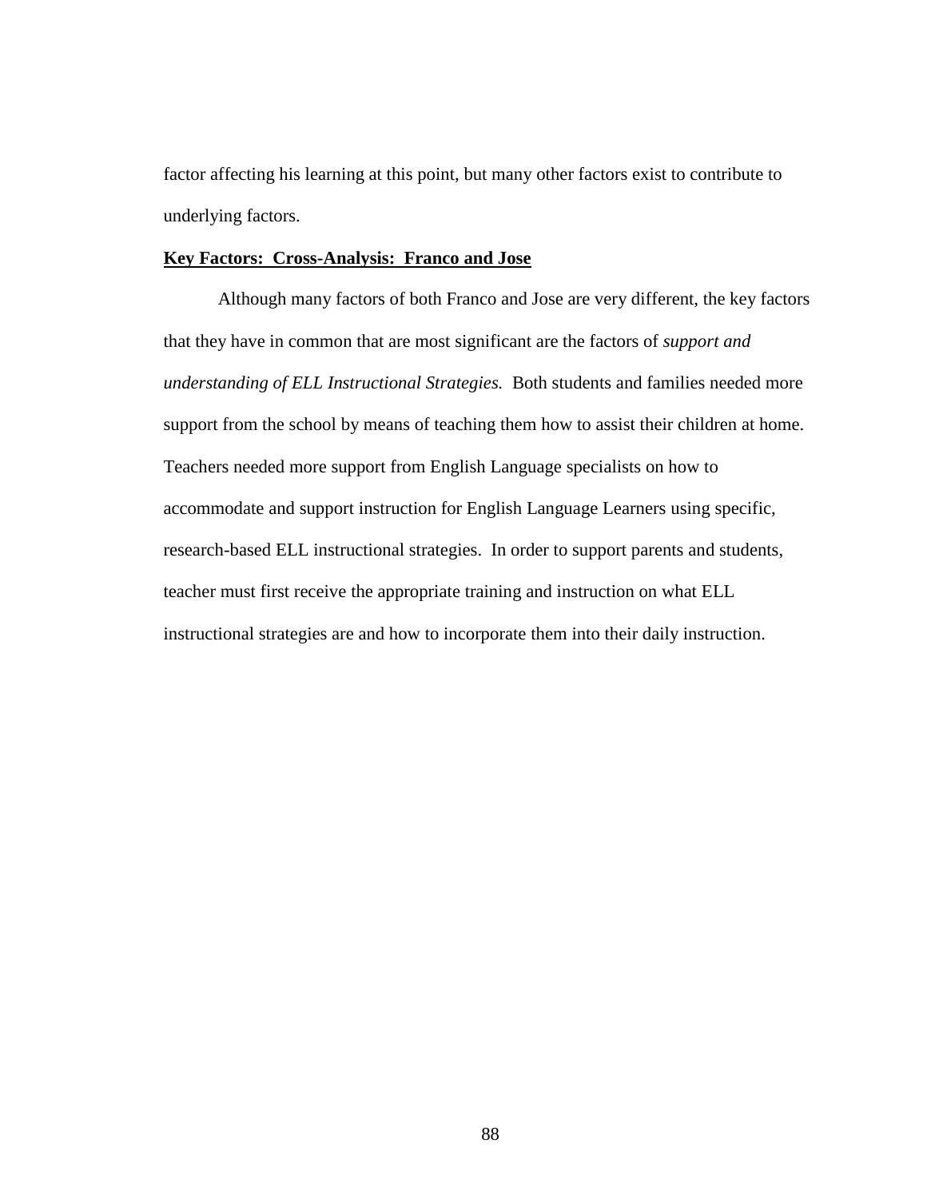factor affecting his learning at this point, but many other factors exist to contribute to underlying factors.

**Key Factors: Cross-Analysis: Franco and Jose**

Although many factors of both Franco and Jose are very different, the key factors that they have in common that are most significant are the factors of *support and understanding of ELL Instructional Strategies.* Both students and families needed more support from the school by means of teaching them how to assist their children at home. Teachers needed more support from English Language specialists on how to accommodate and support instruction for English Language Learners using specific, research-based ELL instructional strategies. In order to support parents and students, teacher must first receive the appropriate training and instruction on what ELL instructional strategies are and how to incorporate them into their daily instruction.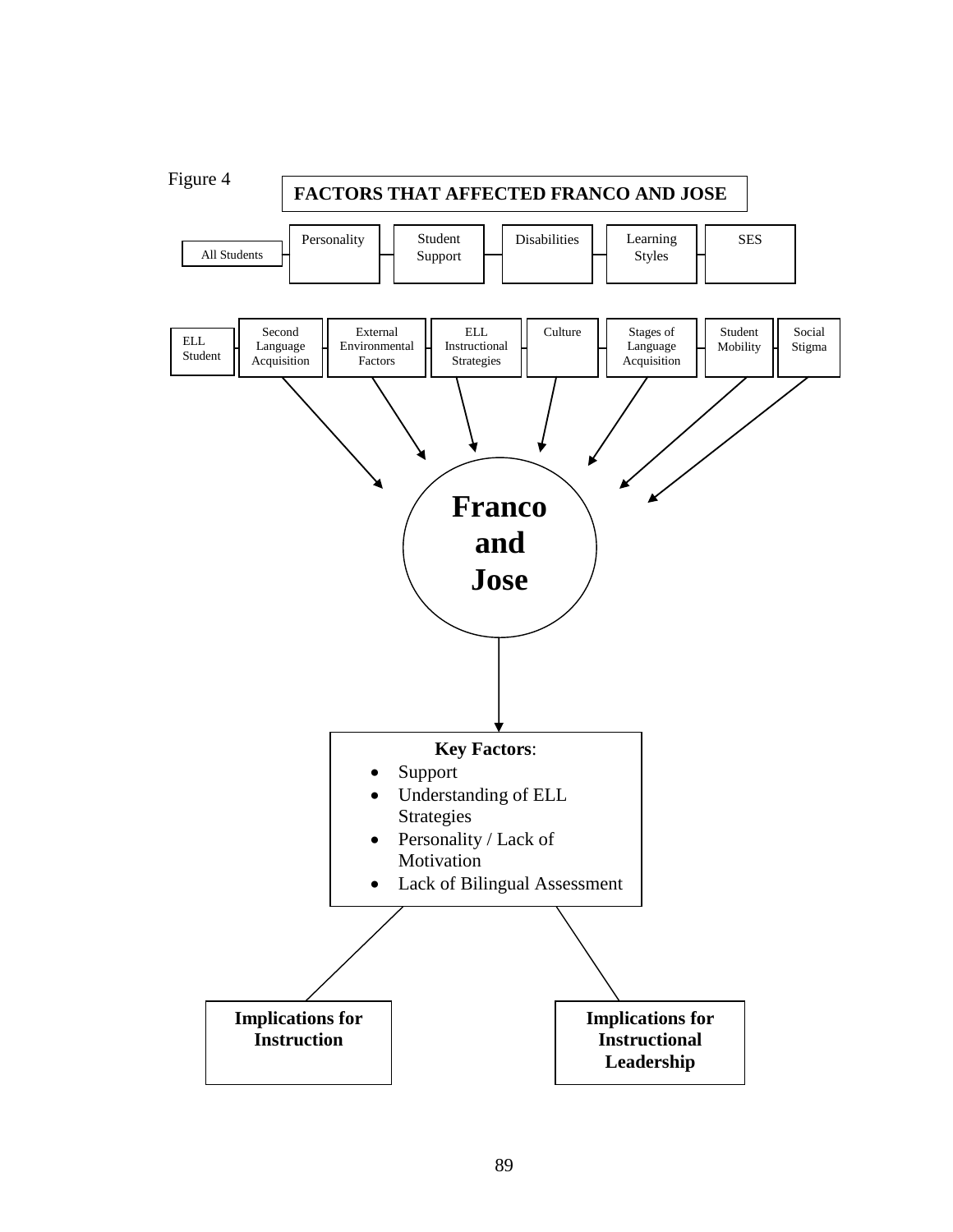Figure 4

**FACTORS THAT AFFECTED FRANCO AND JOSE**

All Students — Personality — Student Support — Disabilities — Learning Styles — SES

ELL Student — Second Language Acquisition — External Environmental Factors — ELL Instructional Strategies — Culture — Stages of Language Acquisition — Student Mobility — Social Stigma

**Franco and Jose**

**Key Factors**:

- Support
- Understanding of ELL Strategies
- Personality / Lack of Motivation
- Lack of Bilingual Assessment

**Implications for Instruction**

**Implications for Instructional Leadership**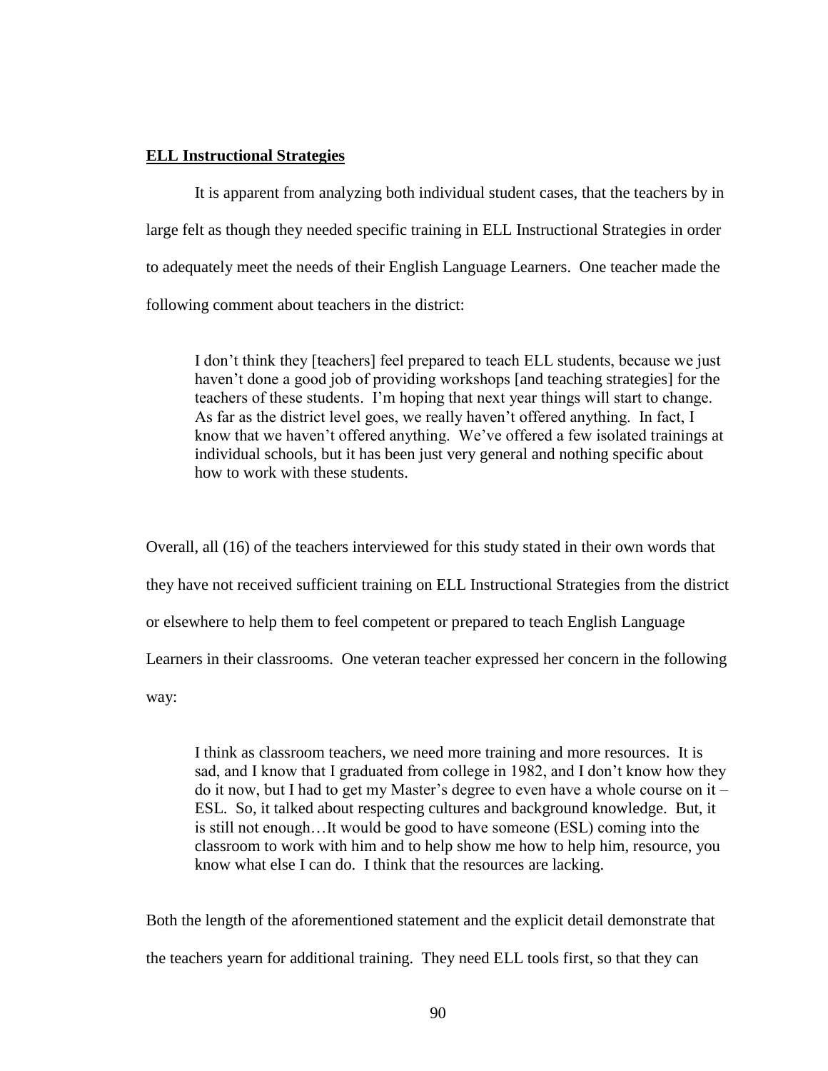**<u>ELL Instructional Strategies</u>**

It is apparent from analyzing both individual student cases, that the teachers by in large felt as though they needed specific training in ELL Instructional Strategies in order to adequately meet the needs of their English Language Learners. One teacher made the following comment about teachers in the district:

> I don't think they [teachers] feel prepared to teach ELL students, because we just haven't done a good job of providing workshops [and teaching strategies] for the teachers of these students. I'm hoping that next year things will start to change. As far as the district level goes, we really haven't offered anything. In fact, I know that we haven't offered anything. We've offered a few isolated trainings at individual schools, but it has been just very general and nothing specific about how to work with these students.

Overall, all (16) of the teachers interviewed for this study stated in their own words that they have not received sufficient training on ELL Instructional Strategies from the district or elsewhere to help them to feel competent or prepared to teach English Language Learners in their classrooms. One veteran teacher expressed her concern in the following way:

> I think as classroom teachers, we need more training and more resources. It is sad, and I know that I graduated from college in 1982, and I don't know how they do it now, but I had to get my Master's degree to even have a whole course on it – ESL. So, it talked about respecting cultures and background knowledge. But, it is still not enough…It would be good to have someone (ESL) coming into the classroom to work with him and to help show me how to help him, resource, you know what else I can do. I think that the resources are lacking.

Both the length of the aforementioned statement and the explicit detail demonstrate that the teachers yearn for additional training. They need ELL tools first, so that they can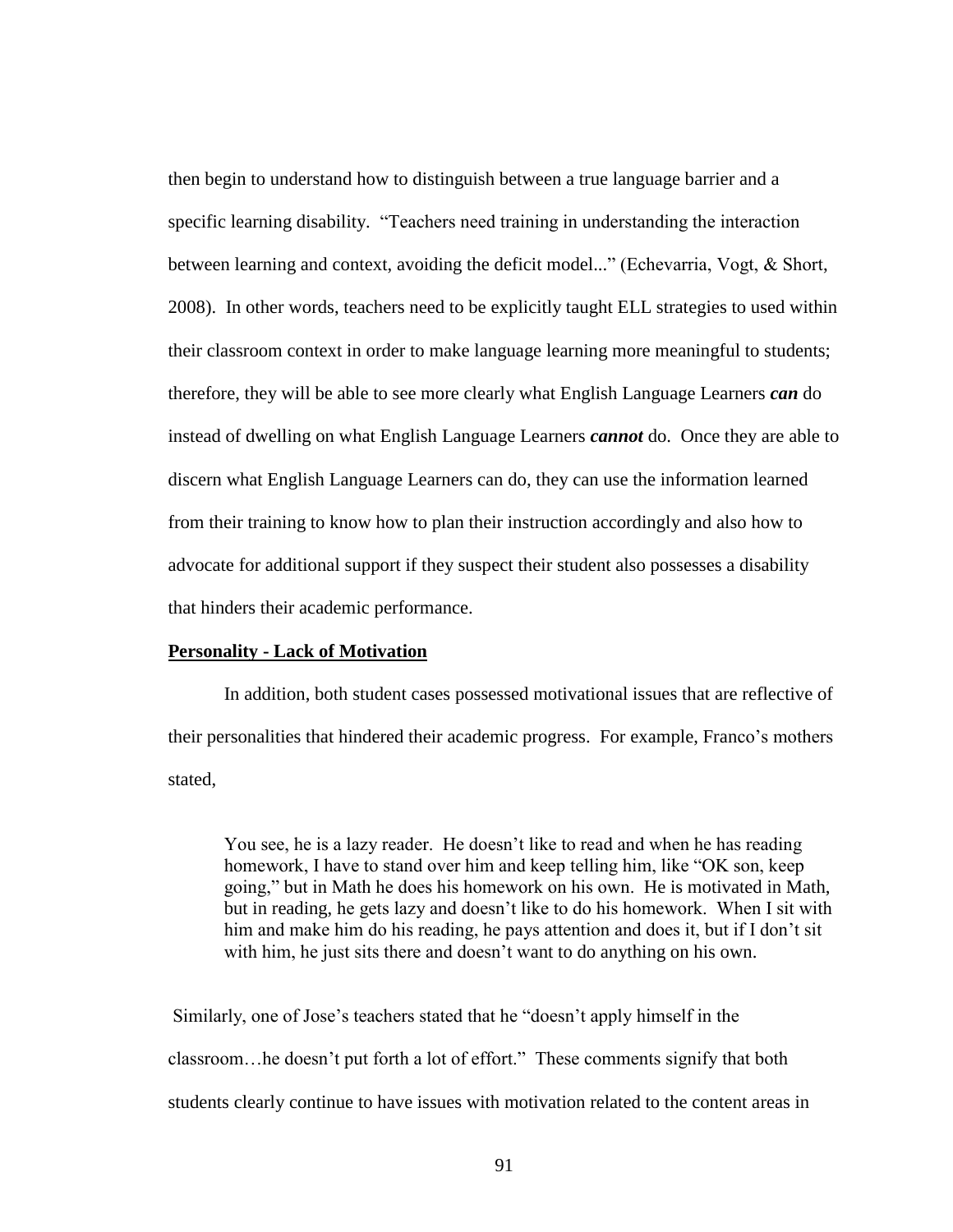then begin to understand how to distinguish between a true language barrier and a specific learning disability. "Teachers need training in understanding the interaction between learning and context, avoiding the deficit model..." (Echevarria, Vogt, & Short, 2008). In other words, teachers need to be explicitly taught ELL strategies to used within their classroom context in order to make language learning more meaningful to students; therefore, they will be able to see more clearly what English Language Learners ***can*** do instead of dwelling on what English Language Learners ***cannot*** do. Once they are able to discern what English Language Learners can do, they can use the information learned from their training to know how to plan their instruction accordingly and also how to advocate for additional support if they suspect their student also possesses a disability that hinders their academic performance.

**Personality - Lack of Motivation**

In addition, both student cases possessed motivational issues that are reflective of their personalities that hindered their academic progress. For example, Franco's mothers stated,

> You see, he is a lazy reader. He doesn't like to read and when he has reading homework, I have to stand over him and keep telling him, like "OK son, keep going," but in Math he does his homework on his own. He is motivated in Math, but in reading, he gets lazy and doesn't like to do his homework. When I sit with him and make him do his reading, he pays attention and does it, but if I don't sit with him, he just sits there and doesn't want to do anything on his own.

Similarly, one of Jose's teachers stated that he "doesn't apply himself in the classroom…he doesn't put forth a lot of effort." These comments signify that both students clearly continue to have issues with motivation related to the content areas in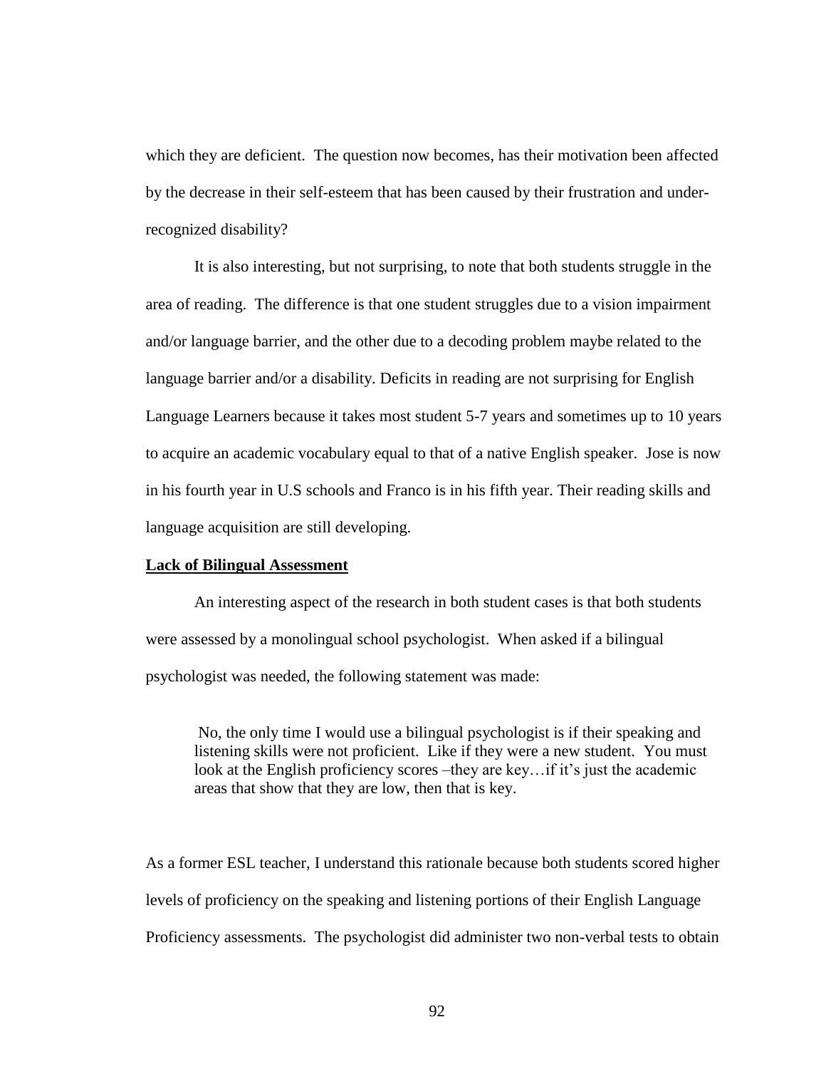which they are deficient. The question now becomes, has their motivation been affected by the decrease in their self-esteem that has been caused by their frustration and under-recognized disability?

It is also interesting, but not surprising, to note that both students struggle in the area of reading. The difference is that one student struggles due to a vision impairment and/or language barrier, and the other due to a decoding problem maybe related to the language barrier and/or a disability. Deficits in reading are not surprising for English Language Learners because it takes most student 5-7 years and sometimes up to 10 years to acquire an academic vocabulary equal to that of a native English speaker. Jose is now in his fourth year in U.S schools and Franco is in his fifth year. Their reading skills and language acquisition are still developing.

**Lack of Bilingual Assessment**

An interesting aspect of the research in both student cases is that both students were assessed by a monolingual school psychologist. When asked if a bilingual psychologist was needed, the following statement was made:

> No, the only time I would use a bilingual psychologist is if their speaking and listening skills were not proficient. Like if they were a new student. You must look at the English proficiency scores –they are key…if it's just the academic areas that show that they are low, then that is key.

As a former ESL teacher, I understand this rationale because both students scored higher levels of proficiency on the speaking and listening portions of their English Language Proficiency assessments. The psychologist did administer two non-verbal tests to obtain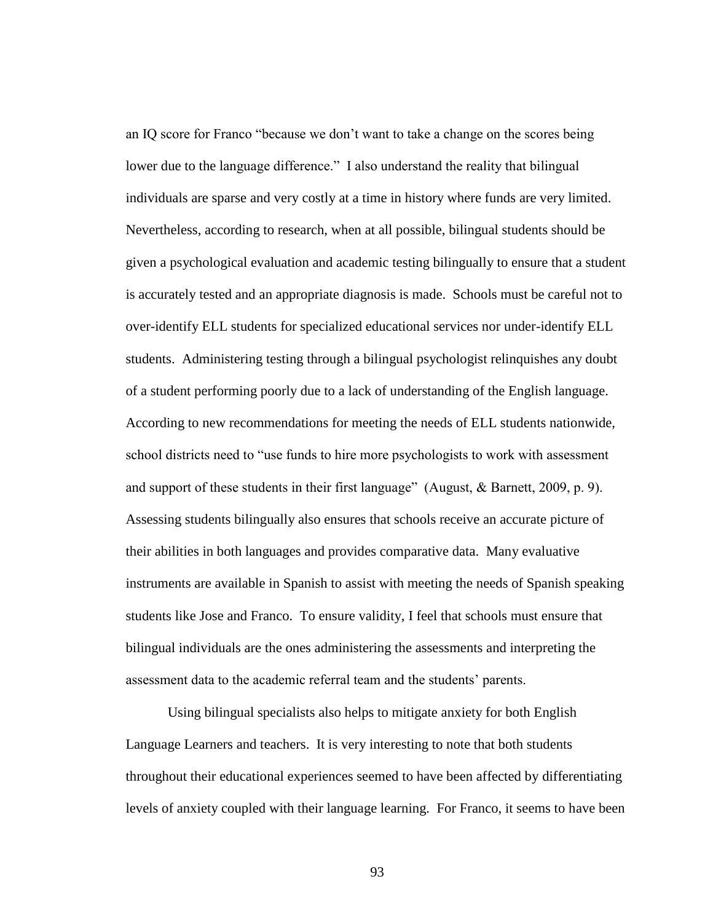an IQ score for Franco "because we don't want to take a change on the scores being lower due to the language difference." I also understand the reality that bilingual individuals are sparse and very costly at a time in history where funds are very limited. Nevertheless, according to research, when at all possible, bilingual students should be given a psychological evaluation and academic testing bilingually to ensure that a student is accurately tested and an appropriate diagnosis is made. Schools must be careful not to over-identify ELL students for specialized educational services nor under-identify ELL students. Administering testing through a bilingual psychologist relinquishes any doubt of a student performing poorly due to a lack of understanding of the English language. According to new recommendations for meeting the needs of ELL students nationwide, school districts need to "use funds to hire more psychologists to work with assessment and support of these students in their first language" (August, & Barnett, 2009, p. 9). Assessing students bilingually also ensures that schools receive an accurate picture of their abilities in both languages and provides comparative data. Many evaluative instruments are available in Spanish to assist with meeting the needs of Spanish speaking students like Jose and Franco. To ensure validity, I feel that schools must ensure that bilingual individuals are the ones administering the assessments and interpreting the assessment data to the academic referral team and the students' parents.

Using bilingual specialists also helps to mitigate anxiety for both English Language Learners and teachers. It is very interesting to note that both students throughout their educational experiences seemed to have been affected by differentiating levels of anxiety coupled with their language learning. For Franco, it seems to have been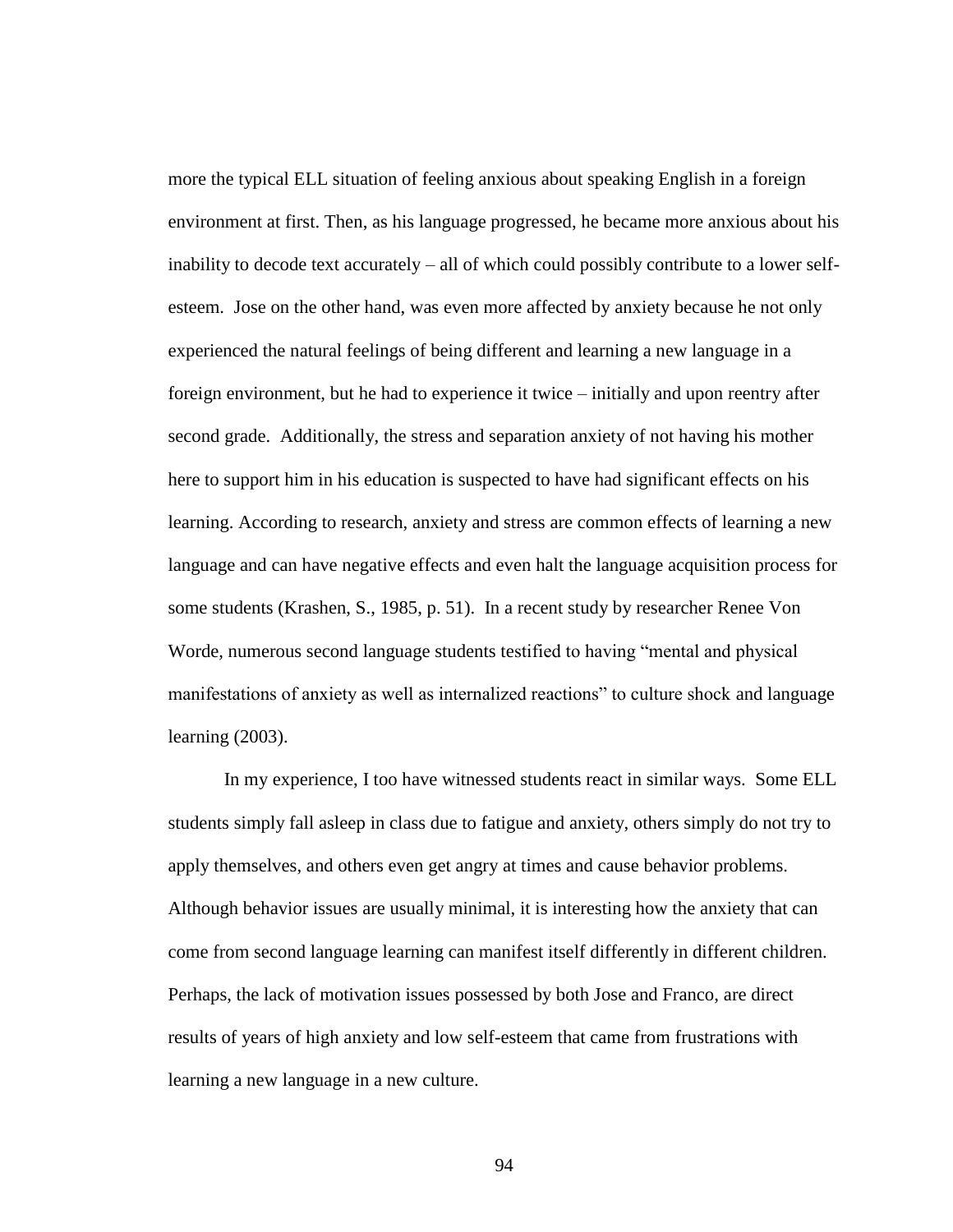more the typical ELL situation of feeling anxious about speaking English in a foreign environment at first. Then, as his language progressed, he became more anxious about his inability to decode text accurately – all of which could possibly contribute to a lower self-esteem. Jose on the other hand, was even more affected by anxiety because he not only experienced the natural feelings of being different and learning a new language in a foreign environment, but he had to experience it twice – initially and upon reentry after second grade. Additionally, the stress and separation anxiety of not having his mother here to support him in his education is suspected to have had significant effects on his learning. According to research, anxiety and stress are common effects of learning a new language and can have negative effects and even halt the language acquisition process for some students (Krashen, S., 1985, p. 51). In a recent study by researcher Renee Von Worde, numerous second language students testified to having "mental and physical manifestations of anxiety as well as internalized reactions" to culture shock and language learning (2003).

In my experience, I too have witnessed students react in similar ways. Some ELL students simply fall asleep in class due to fatigue and anxiety, others simply do not try to apply themselves, and others even get angry at times and cause behavior problems. Although behavior issues are usually minimal, it is interesting how the anxiety that can come from second language learning can manifest itself differently in different children. Perhaps, the lack of motivation issues possessed by both Jose and Franco, are direct results of years of high anxiety and low self-esteem that came from frustrations with learning a new language in a new culture.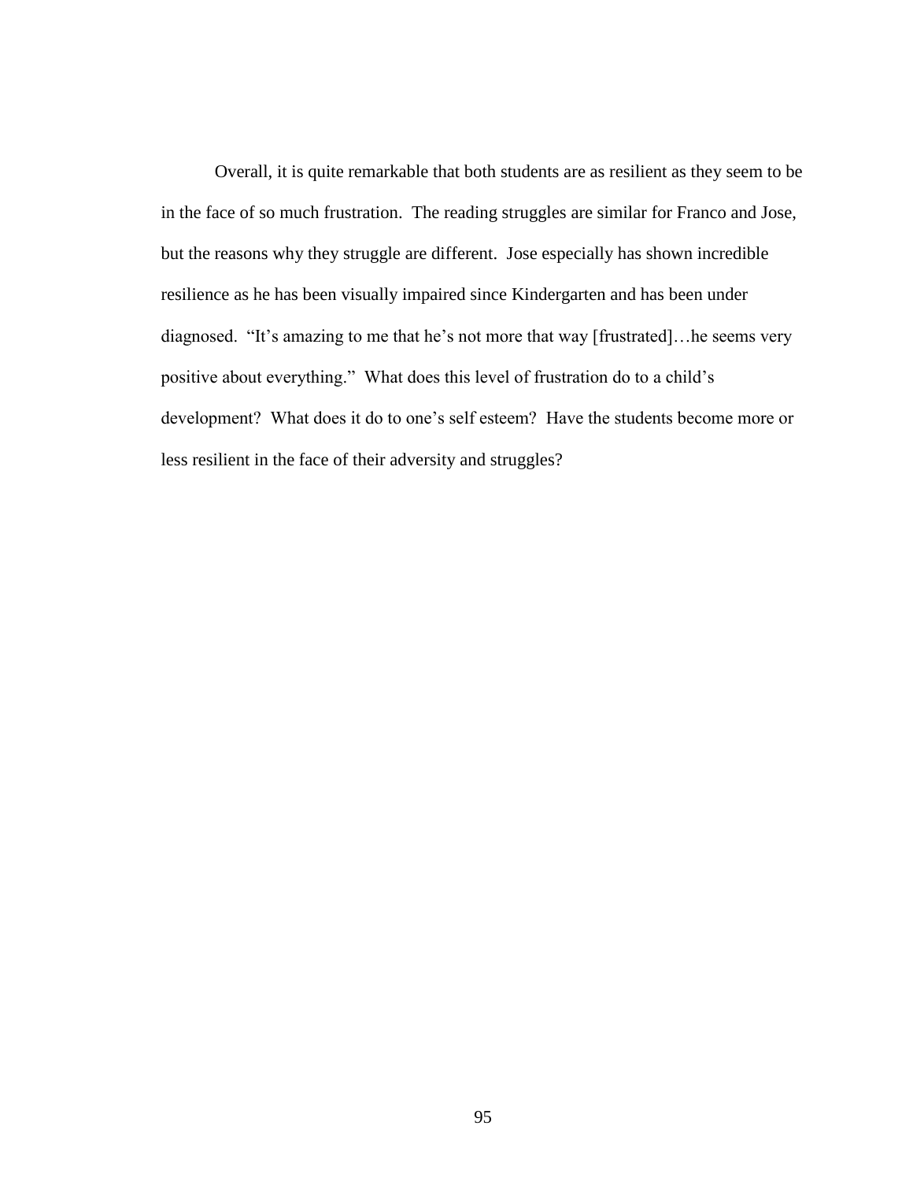Overall, it is quite remarkable that both students are as resilient as they seem to be in the face of so much frustration. The reading struggles are similar for Franco and Jose, but the reasons why they struggle are different. Jose especially has shown incredible resilience as he has been visually impaired since Kindergarten and has been under diagnosed. "It's amazing to me that he's not more that way [frustrated]…he seems very positive about everything." What does this level of frustration do to a child's development? What does it do to one's self esteem? Have the students become more or less resilient in the face of their adversity and struggles?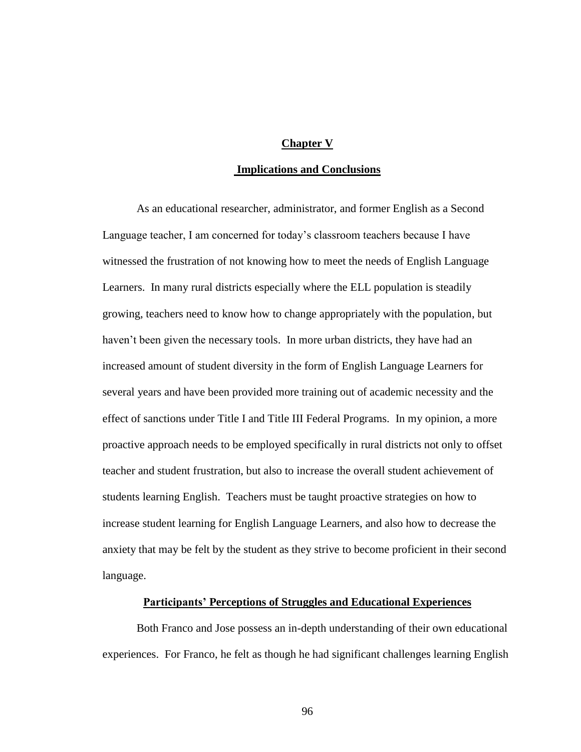# Chapter V

## Implications and Conclusions

As an educational researcher, administrator, and former English as a Second Language teacher, I am concerned for today's classroom teachers because I have witnessed the frustration of not knowing how to meet the needs of English Language Learners. In many rural districts especially where the ELL population is steadily growing, teachers need to know how to change appropriately with the population, but haven't been given the necessary tools. In more urban districts, they have had an increased amount of student diversity in the form of English Language Learners for several years and have been provided more training out of academic necessity and the effect of sanctions under Title I and Title III Federal Programs. In my opinion, a more proactive approach needs to be employed specifically in rural districts not only to offset teacher and student frustration, but also to increase the overall student achievement of students learning English. Teachers must be taught proactive strategies on how to increase student learning for English Language Learners, and also how to decrease the anxiety that may be felt by the student as they strive to become proficient in their second language.

### Participants' Perceptions of Struggles and Educational Experiences

Both Franco and Jose possess an in-depth understanding of their own educational experiences. For Franco, he felt as though he had significant challenges learning English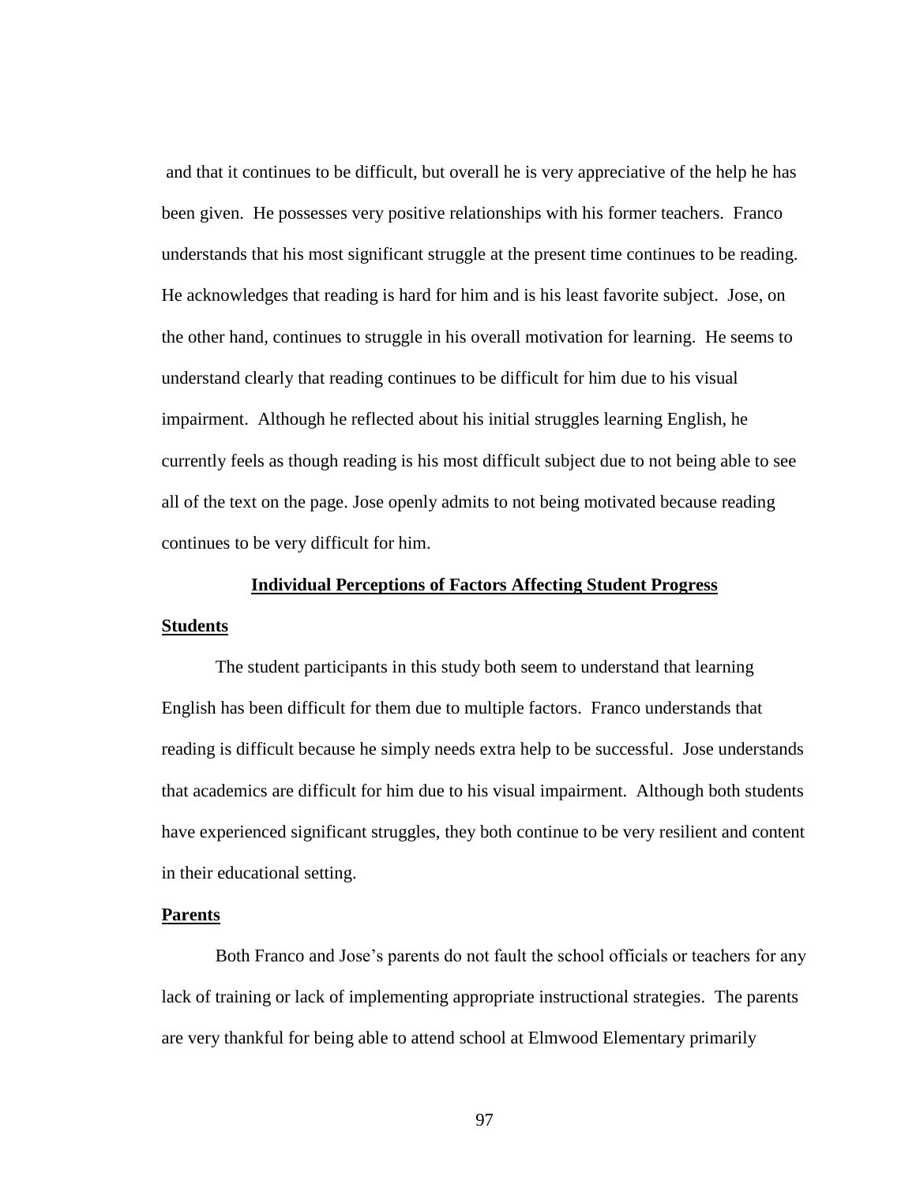and that it continues to be difficult, but overall he is very appreciative of the help he has been given. He possesses very positive relationships with his former teachers. Franco understands that his most significant struggle at the present time continues to be reading. He acknowledges that reading is hard for him and is his least favorite subject. Jose, on the other hand, continues to struggle in his overall motivation for learning. He seems to understand clearly that reading continues to be difficult for him due to his visual impairment. Although he reflected about his initial struggles learning English, he currently feels as though reading is his most difficult subject due to not being able to see all of the text on the page. Jose openly admits to not being motivated because reading continues to be very difficult for him.

## Individual Perceptions of Factors Affecting Student Progress

### Students

The student participants in this study both seem to understand that learning English has been difficult for them due to multiple factors. Franco understands that reading is difficult because he simply needs extra help to be successful. Jose understands that academics are difficult for him due to his visual impairment. Although both students have experienced significant struggles, they both continue to be very resilient and content in their educational setting.

### Parents

Both Franco and Jose's parents do not fault the school officials or teachers for any lack of training or lack of implementing appropriate instructional strategies. The parents are very thankful for being able to attend school at Elmwood Elementary primarily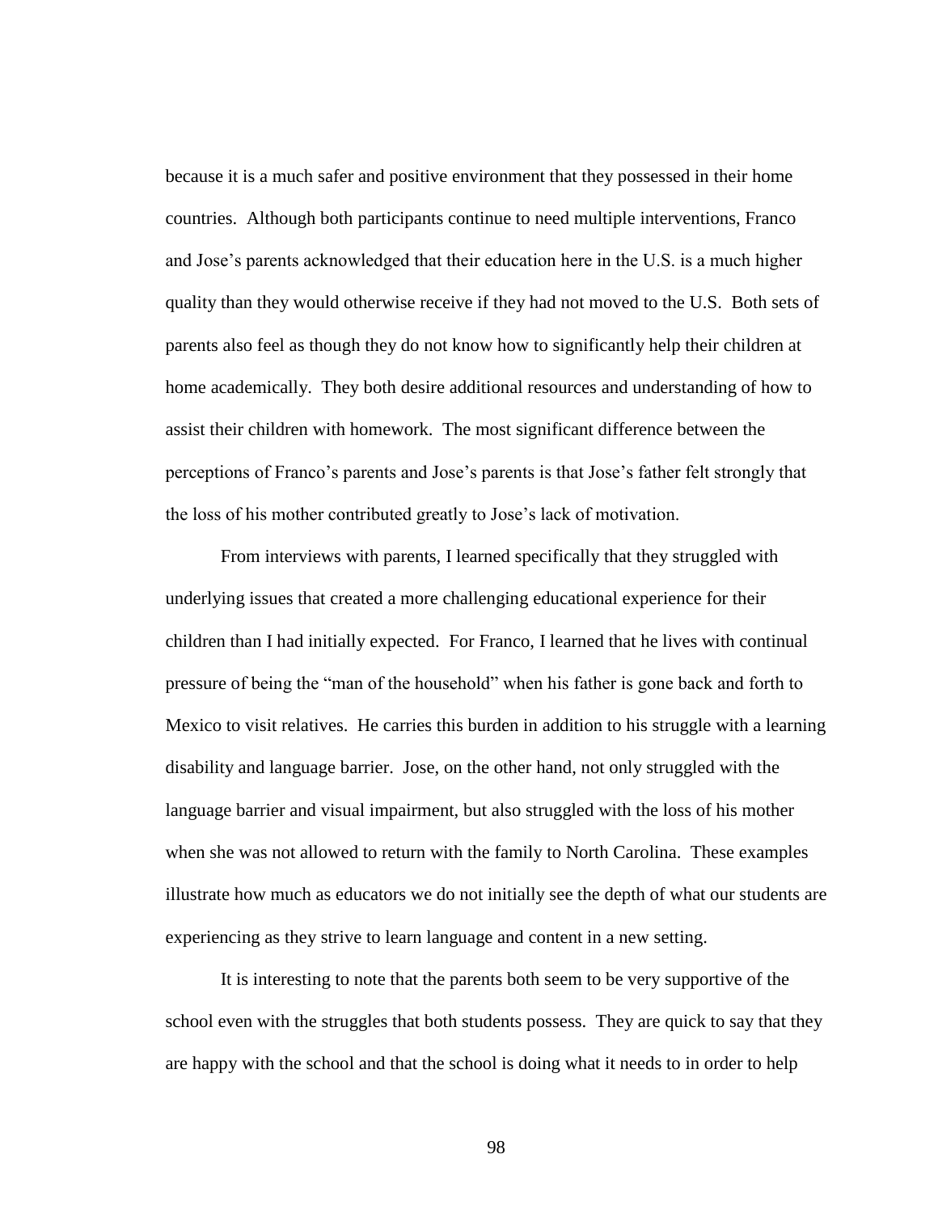because it is a much safer and positive environment that they possessed in their home countries. Although both participants continue to need multiple interventions, Franco and Jose's parents acknowledged that their education here in the U.S. is a much higher quality than they would otherwise receive if they had not moved to the U.S. Both sets of parents also feel as though they do not know how to significantly help their children at home academically. They both desire additional resources and understanding of how to assist their children with homework. The most significant difference between the perceptions of Franco's parents and Jose's parents is that Jose's father felt strongly that the loss of his mother contributed greatly to Jose's lack of motivation.

From interviews with parents, I learned specifically that they struggled with underlying issues that created a more challenging educational experience for their children than I had initially expected. For Franco, I learned that he lives with continual pressure of being the "man of the household" when his father is gone back and forth to Mexico to visit relatives. He carries this burden in addition to his struggle with a learning disability and language barrier. Jose, on the other hand, not only struggled with the language barrier and visual impairment, but also struggled with the loss of his mother when she was not allowed to return with the family to North Carolina. These examples illustrate how much as educators we do not initially see the depth of what our students are experiencing as they strive to learn language and content in a new setting.

It is interesting to note that the parents both seem to be very supportive of the school even with the struggles that both students possess. They are quick to say that they are happy with the school and that the school is doing what it needs to in order to help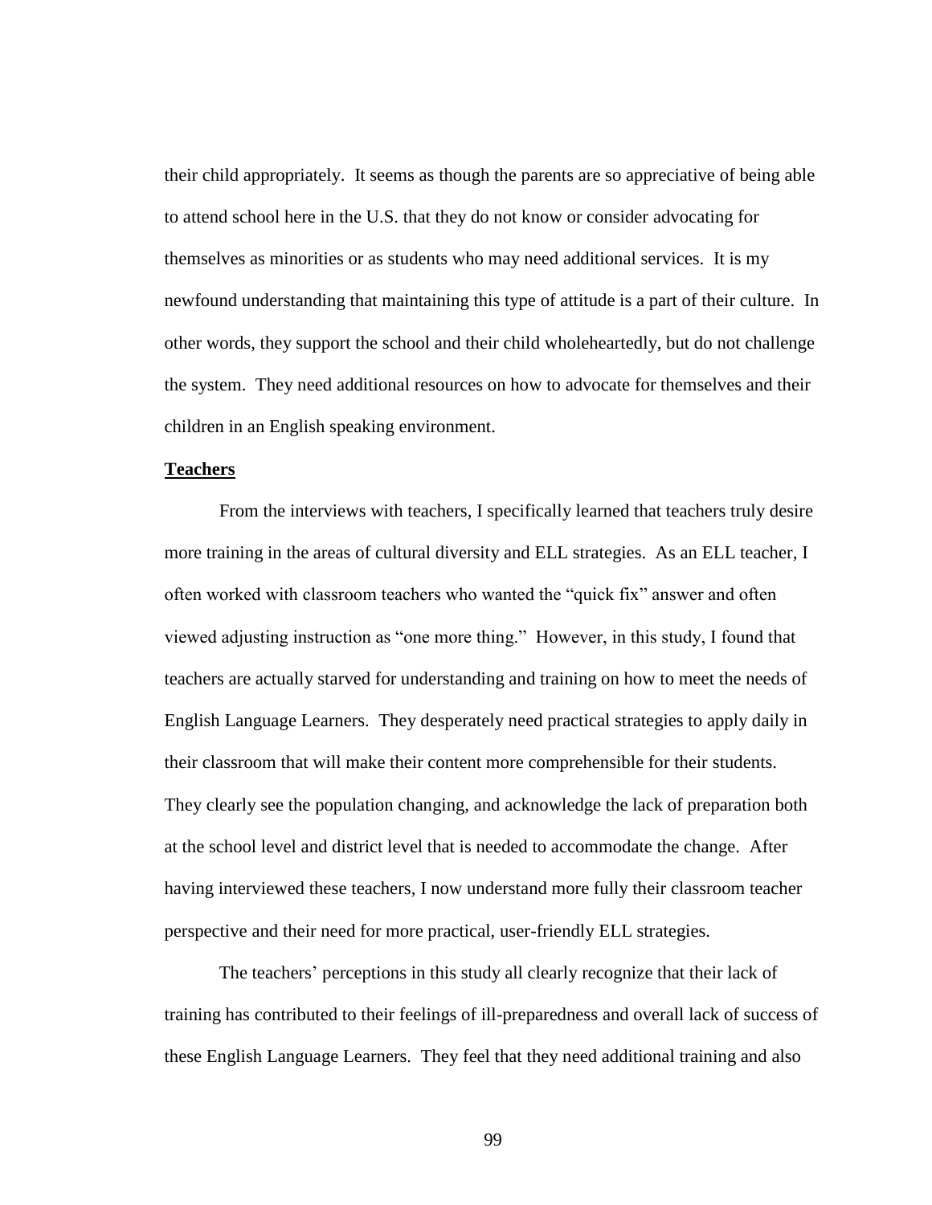their child appropriately. It seems as though the parents are so appreciative of being able to attend school here in the U.S. that they do not know or consider advocating for themselves as minorities or as students who may need additional services. It is my newfound understanding that maintaining this type of attitude is a part of their culture. In other words, they support the school and their child wholeheartedly, but do not challenge the system. They need additional resources on how to advocate for themselves and their children in an English speaking environment.

**Teachers**

From the interviews with teachers, I specifically learned that teachers truly desire more training in the areas of cultural diversity and ELL strategies. As an ELL teacher, I often worked with classroom teachers who wanted the "quick fix" answer and often viewed adjusting instruction as "one more thing." However, in this study, I found that teachers are actually starved for understanding and training on how to meet the needs of English Language Learners. They desperately need practical strategies to apply daily in their classroom that will make their content more comprehensible for their students. They clearly see the population changing, and acknowledge the lack of preparation both at the school level and district level that is needed to accommodate the change. After having interviewed these teachers, I now understand more fully their classroom teacher perspective and their need for more practical, user-friendly ELL strategies.

The teachers' perceptions in this study all clearly recognize that their lack of training has contributed to their feelings of ill-preparedness and overall lack of success of these English Language Learners. They feel that they need additional training and also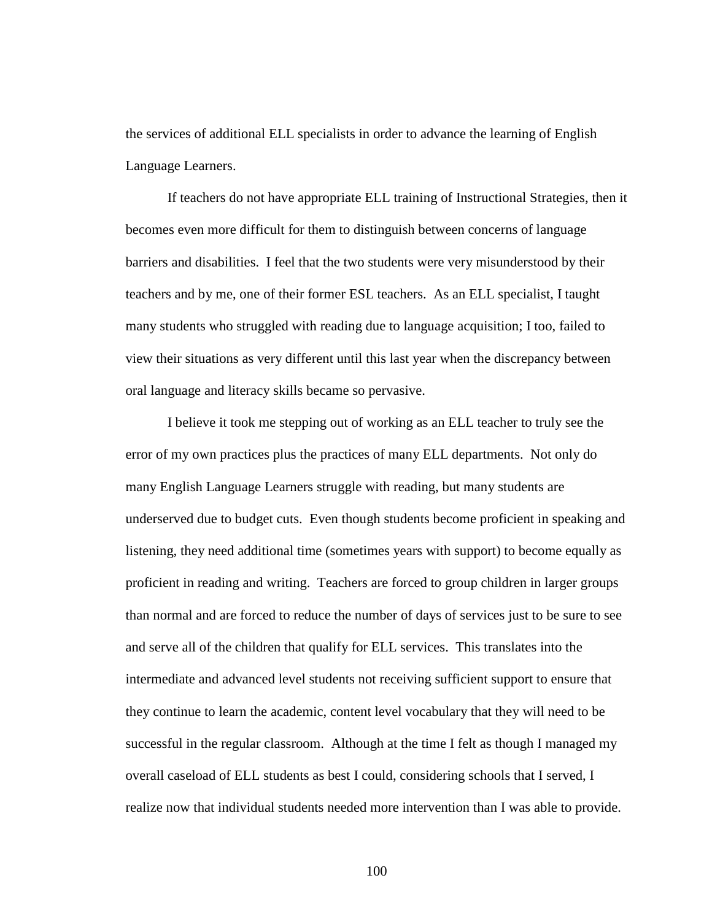the services of additional ELL specialists in order to advance the learning of English Language Learners.

If teachers do not have appropriate ELL training of Instructional Strategies, then it becomes even more difficult for them to distinguish between concerns of language barriers and disabilities. I feel that the two students were very misunderstood by their teachers and by me, one of their former ESL teachers. As an ELL specialist, I taught many students who struggled with reading due to language acquisition; I too, failed to view their situations as very different until this last year when the discrepancy between oral language and literacy skills became so pervasive.

I believe it took me stepping out of working as an ELL teacher to truly see the error of my own practices plus the practices of many ELL departments. Not only do many English Language Learners struggle with reading, but many students are underserved due to budget cuts. Even though students become proficient in speaking and listening, they need additional time (sometimes years with support) to become equally as proficient in reading and writing. Teachers are forced to group children in larger groups than normal and are forced to reduce the number of days of services just to be sure to see and serve all of the children that qualify for ELL services. This translates into the intermediate and advanced level students not receiving sufficient support to ensure that they continue to learn the academic, content level vocabulary that they will need to be successful in the regular classroom. Although at the time I felt as though I managed my overall caseload of ELL students as best I could, considering schools that I served, I realize now that individual students needed more intervention than I was able to provide.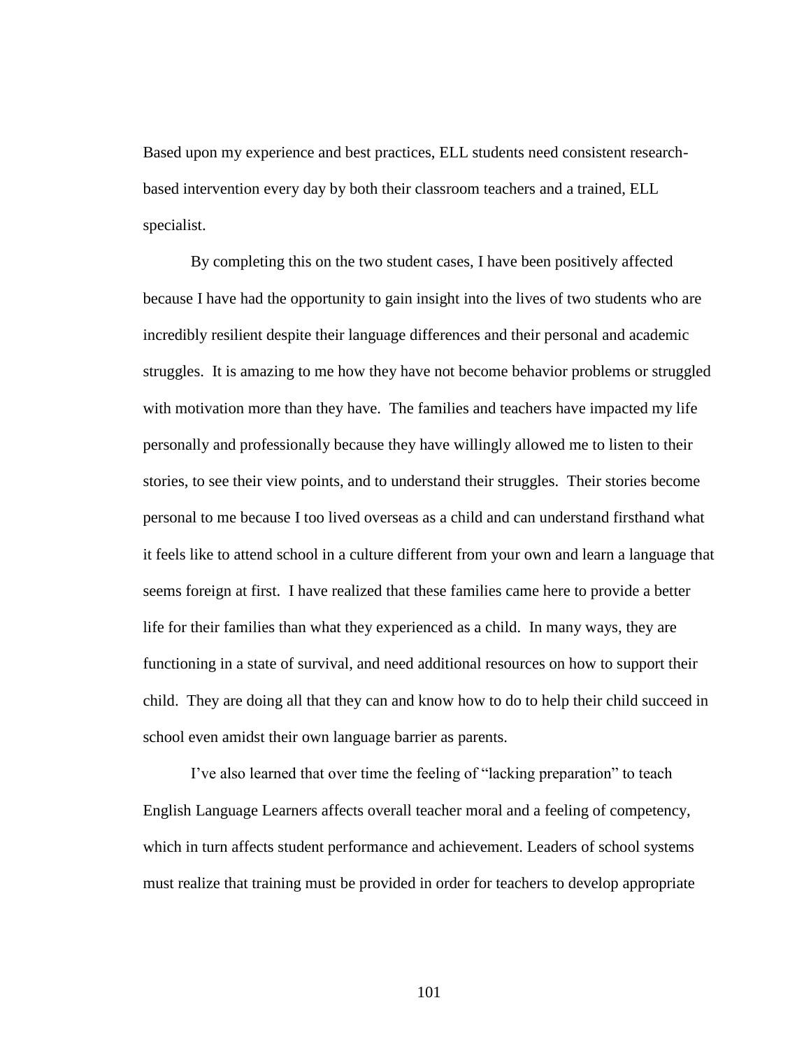Based upon my experience and best practices, ELL students need consistent research-based intervention every day by both their classroom teachers and a trained, ELL specialist.

By completing this on the two student cases, I have been positively affected because I have had the opportunity to gain insight into the lives of two students who are incredibly resilient despite their language differences and their personal and academic struggles. It is amazing to me how they have not become behavior problems or struggled with motivation more than they have. The families and teachers have impacted my life personally and professionally because they have willingly allowed me to listen to their stories, to see their view points, and to understand their struggles. Their stories become personal to me because I too lived overseas as a child and can understand firsthand what it feels like to attend school in a culture different from your own and learn a language that seems foreign at first. I have realized that these families came here to provide a better life for their families than what they experienced as a child. In many ways, they are functioning in a state of survival, and need additional resources on how to support their child. They are doing all that they can and know how to do to help their child succeed in school even amidst their own language barrier as parents.

I've also learned that over time the feeling of "lacking preparation" to teach English Language Learners affects overall teacher moral and a feeling of competency, which in turn affects student performance and achievement. Leaders of school systems must realize that training must be provided in order for teachers to develop appropriate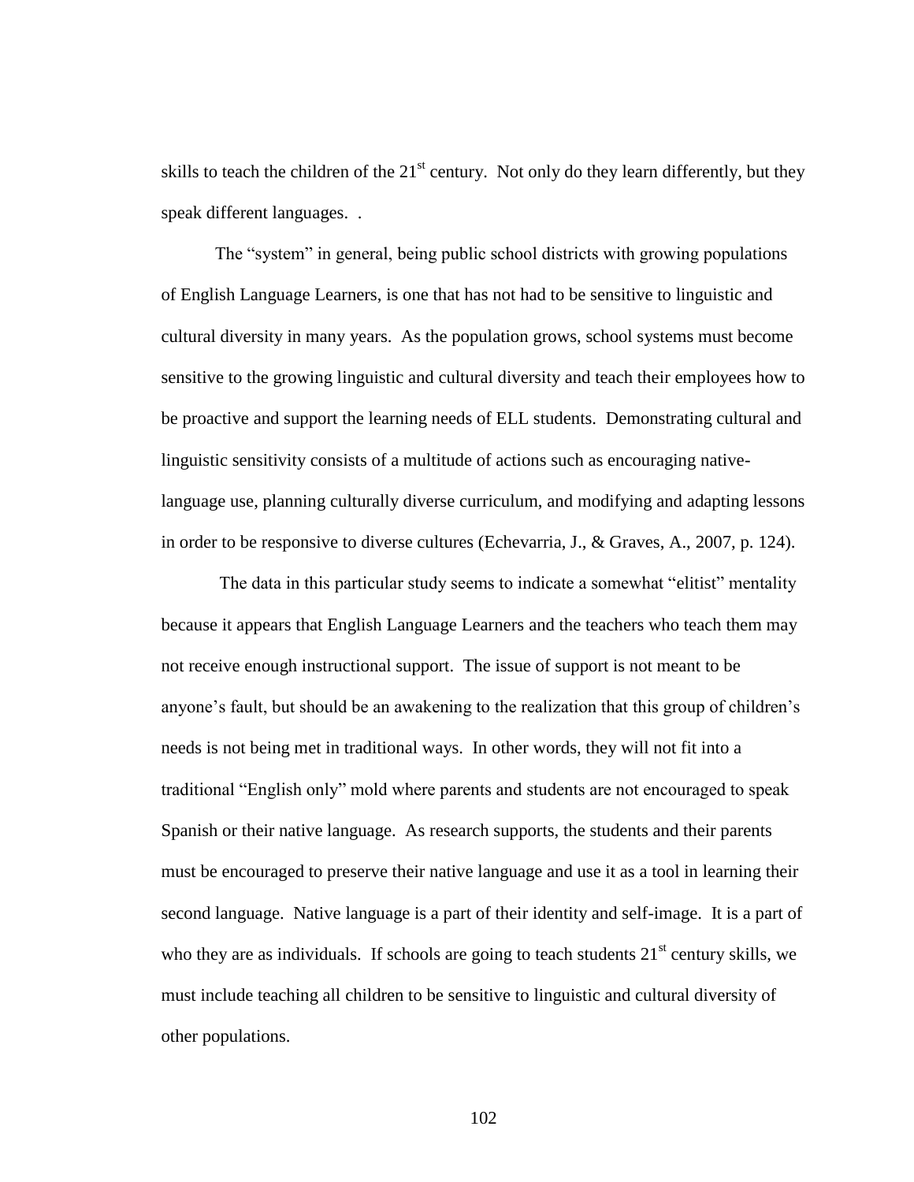skills to teach the children of the 21st century. Not only do they learn differently, but they speak different languages. .

The "system" in general, being public school districts with growing populations of English Language Learners, is one that has not had to be sensitive to linguistic and cultural diversity in many years. As the population grows, school systems must become sensitive to the growing linguistic and cultural diversity and teach their employees how to be proactive and support the learning needs of ELL students. Demonstrating cultural and linguistic sensitivity consists of a multitude of actions such as encouraging native-language use, planning culturally diverse curriculum, and modifying and adapting lessons in order to be responsive to diverse cultures (Echevarria, J., & Graves, A., 2007, p. 124).

The data in this particular study seems to indicate a somewhat "elitist" mentality because it appears that English Language Learners and the teachers who teach them may not receive enough instructional support. The issue of support is not meant to be anyone's fault, but should be an awakening to the realization that this group of children's needs is not being met in traditional ways. In other words, they will not fit into a traditional "English only" mold where parents and students are not encouraged to speak Spanish or their native language. As research supports, the students and their parents must be encouraged to preserve their native language and use it as a tool in learning their second language. Native language is a part of their identity and self-image. It is a part of who they are as individuals. If schools are going to teach students 21st century skills, we must include teaching all children to be sensitive to linguistic and cultural diversity of other populations.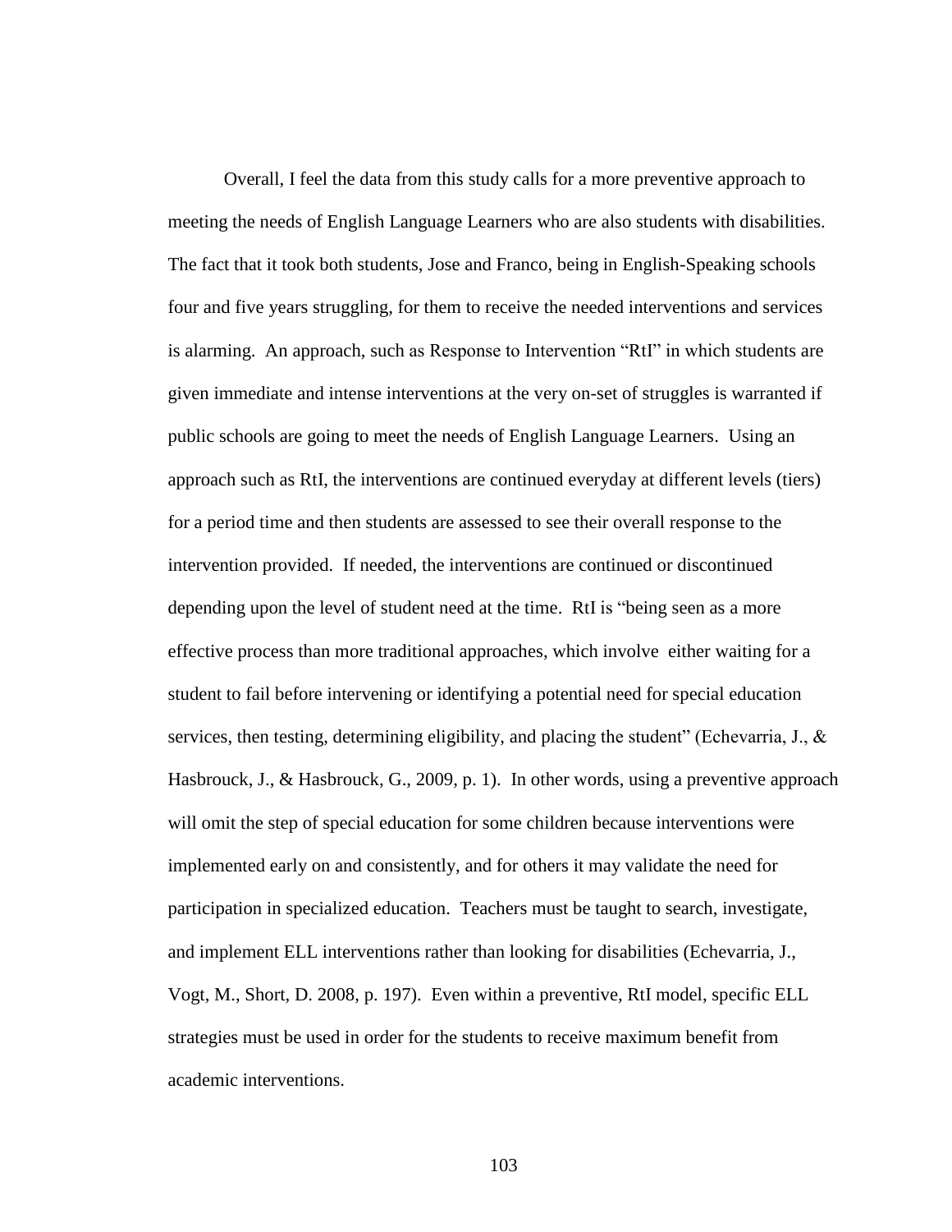Overall, I feel the data from this study calls for a more preventive approach to meeting the needs of English Language Learners who are also students with disabilities. The fact that it took both students, Jose and Franco, being in English-Speaking schools four and five years struggling, for them to receive the needed interventions and services is alarming. An approach, such as Response to Intervention "RtI" in which students are given immediate and intense interventions at the very on-set of struggles is warranted if public schools are going to meet the needs of English Language Learners. Using an approach such as RtI, the interventions are continued everyday at different levels (tiers) for a period time and then students are assessed to see their overall response to the intervention provided. If needed, the interventions are continued or discontinued depending upon the level of student need at the time. RtI is "being seen as a more effective process than more traditional approaches, which involve either waiting for a student to fail before intervening or identifying a potential need for special education services, then testing, determining eligibility, and placing the student" (Echevarria, J., & Hasbrouck, J., & Hasbrouck, G., 2009, p. 1). In other words, using a preventive approach will omit the step of special education for some children because interventions were implemented early on and consistently, and for others it may validate the need for participation in specialized education. Teachers must be taught to search, investigate, and implement ELL interventions rather than looking for disabilities (Echevarria, J., Vogt, M., Short, D. 2008, p. 197). Even within a preventive, RtI model, specific ELL strategies must be used in order for the students to receive maximum benefit from academic interventions.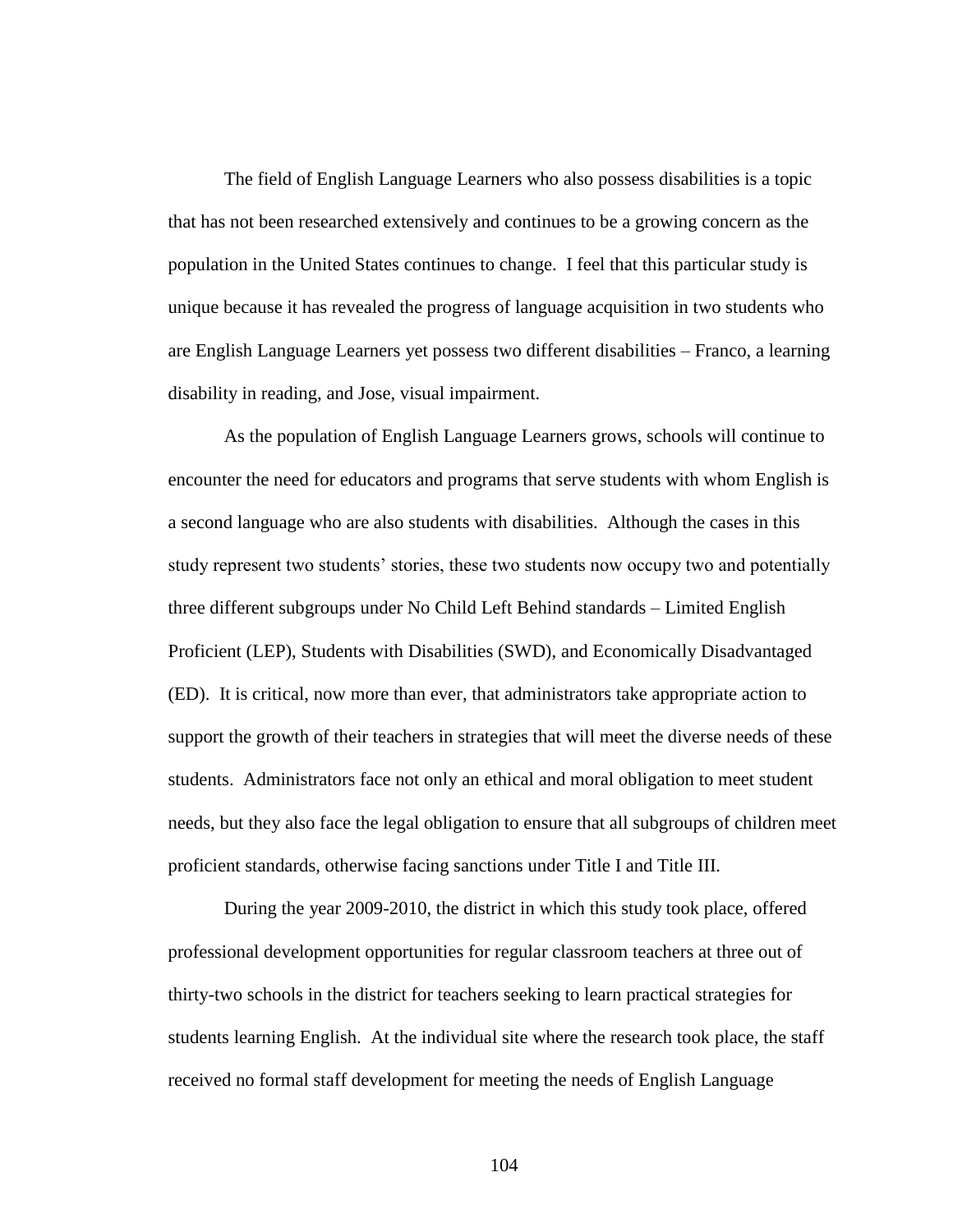The field of English Language Learners who also possess disabilities is a topic that has not been researched extensively and continues to be a growing concern as the population in the United States continues to change. I feel that this particular study is unique because it has revealed the progress of language acquisition in two students who are English Language Learners yet possess two different disabilities – Franco, a learning disability in reading, and Jose, visual impairment.

As the population of English Language Learners grows, schools will continue to encounter the need for educators and programs that serve students with whom English is a second language who are also students with disabilities. Although the cases in this study represent two students' stories, these two students now occupy two and potentially three different subgroups under No Child Left Behind standards – Limited English Proficient (LEP), Students with Disabilities (SWD), and Economically Disadvantaged (ED). It is critical, now more than ever, that administrators take appropriate action to support the growth of their teachers in strategies that will meet the diverse needs of these students. Administrators face not only an ethical and moral obligation to meet student needs, but they also face the legal obligation to ensure that all subgroups of children meet proficient standards, otherwise facing sanctions under Title I and Title III.

During the year 2009-2010, the district in which this study took place, offered professional development opportunities for regular classroom teachers at three out of thirty-two schools in the district for teachers seeking to learn practical strategies for students learning English. At the individual site where the research took place, the staff received no formal staff development for meeting the needs of English Language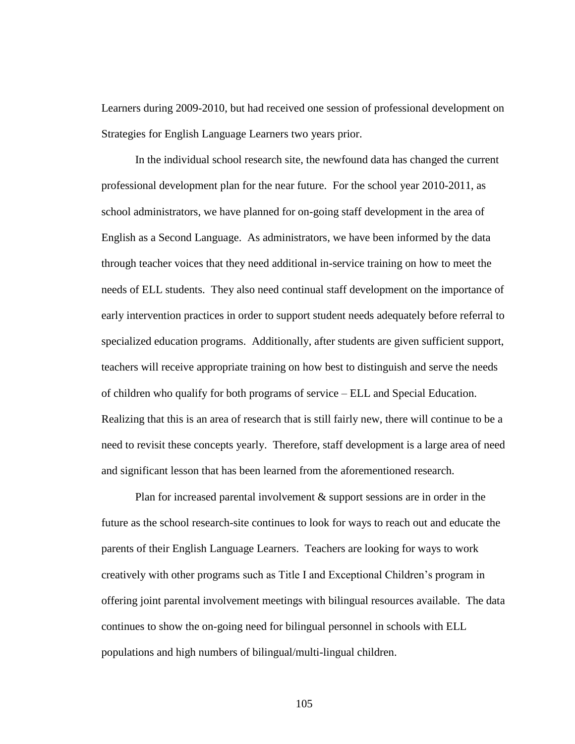Learners during 2009-2010, but had received one session of professional development on Strategies for English Language Learners two years prior.

In the individual school research site, the newfound data has changed the current professional development plan for the near future. For the school year 2010-2011, as school administrators, we have planned for on-going staff development in the area of English as a Second Language. As administrators, we have been informed by the data through teacher voices that they need additional in-service training on how to meet the needs of ELL students. They also need continual staff development on the importance of early intervention practices in order to support student needs adequately before referral to specialized education programs. Additionally, after students are given sufficient support, teachers will receive appropriate training on how best to distinguish and serve the needs of children who qualify for both programs of service – ELL and Special Education. Realizing that this is an area of research that is still fairly new, there will continue to be a need to revisit these concepts yearly. Therefore, staff development is a large area of need and significant lesson that has been learned from the aforementioned research.

Plan for increased parental involvement & support sessions are in order in the future as the school research-site continues to look for ways to reach out and educate the parents of their English Language Learners. Teachers are looking for ways to work creatively with other programs such as Title I and Exceptional Children's program in offering joint parental involvement meetings with bilingual resources available. The data continues to show the on-going need for bilingual personnel in schools with ELL populations and high numbers of bilingual/multi-lingual children.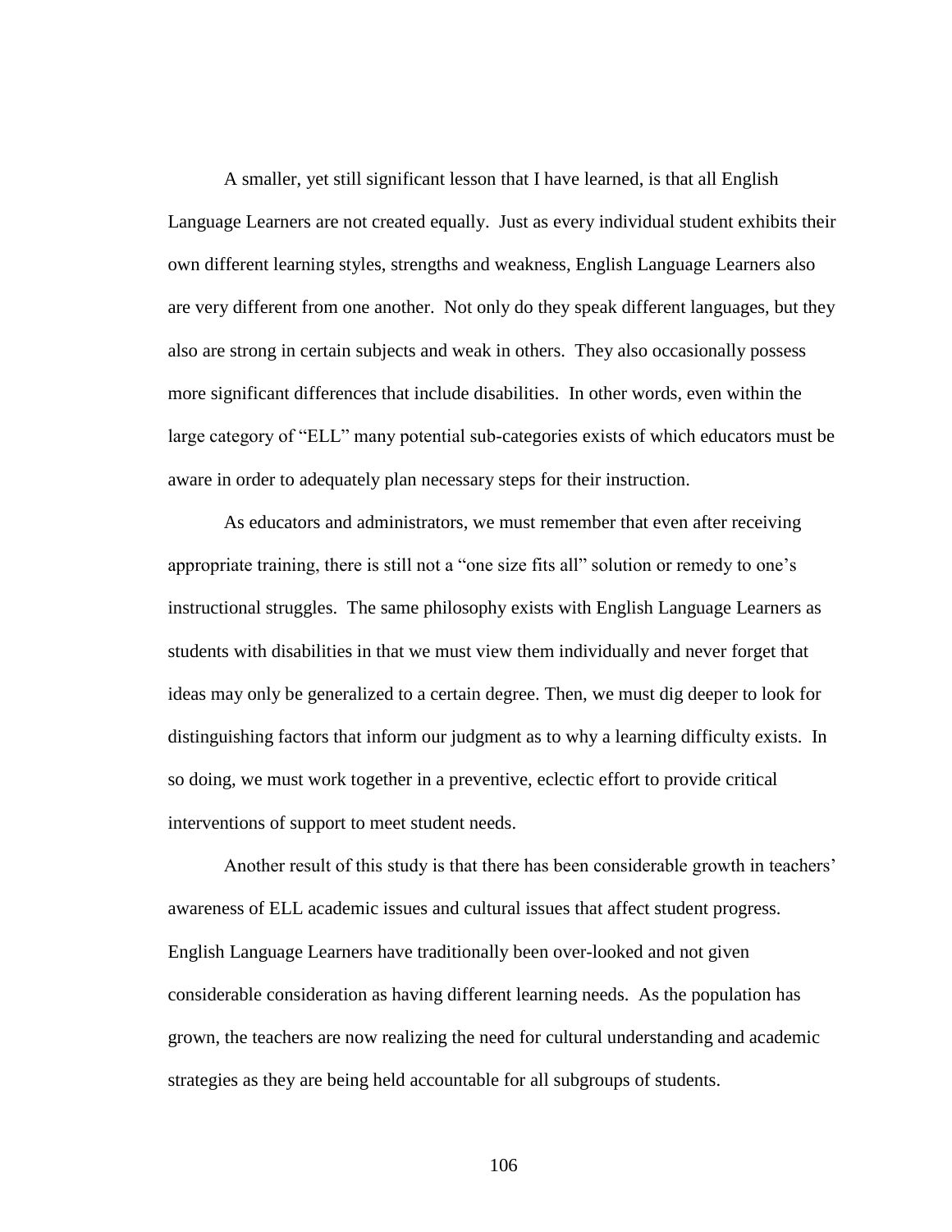A smaller, yet still significant lesson that I have learned, is that all English Language Learners are not created equally. Just as every individual student exhibits their own different learning styles, strengths and weakness, English Language Learners also are very different from one another. Not only do they speak different languages, but they also are strong in certain subjects and weak in others. They also occasionally possess more significant differences that include disabilities. In other words, even within the large category of "ELL" many potential sub-categories exists of which educators must be aware in order to adequately plan necessary steps for their instruction.

As educators and administrators, we must remember that even after receiving appropriate training, there is still not a "one size fits all" solution or remedy to one's instructional struggles. The same philosophy exists with English Language Learners as students with disabilities in that we must view them individually and never forget that ideas may only be generalized to a certain degree. Then, we must dig deeper to look for distinguishing factors that inform our judgment as to why a learning difficulty exists. In so doing, we must work together in a preventive, eclectic effort to provide critical interventions of support to meet student needs.

Another result of this study is that there has been considerable growth in teachers' awareness of ELL academic issues and cultural issues that affect student progress. English Language Learners have traditionally been over-looked and not given considerable consideration as having different learning needs. As the population has grown, the teachers are now realizing the need for cultural understanding and academic strategies as they are being held accountable for all subgroups of students.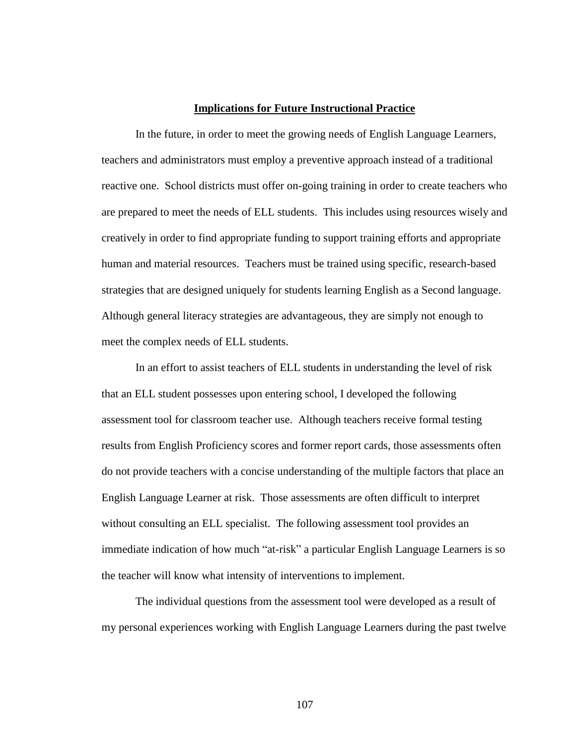## Implications for Future Instructional Practice

In the future, in order to meet the growing needs of English Language Learners, teachers and administrators must employ a preventive approach instead of a traditional reactive one. School districts must offer on-going training in order to create teachers who are prepared to meet the needs of ELL students. This includes using resources wisely and creatively in order to find appropriate funding to support training efforts and appropriate human and material resources. Teachers must be trained using specific, research-based strategies that are designed uniquely for students learning English as a Second language. Although general literacy strategies are advantageous, they are simply not enough to meet the complex needs of ELL students.

In an effort to assist teachers of ELL students in understanding the level of risk that an ELL student possesses upon entering school, I developed the following assessment tool for classroom teacher use. Although teachers receive formal testing results from English Proficiency scores and former report cards, those assessments often do not provide teachers with a concise understanding of the multiple factors that place an English Language Learner at risk. Those assessments are often difficult to interpret without consulting an ELL specialist. The following assessment tool provides an immediate indication of how much "at-risk" a particular English Language Learners is so the teacher will know what intensity of interventions to implement.

The individual questions from the assessment tool were developed as a result of my personal experiences working with English Language Learners during the past twelve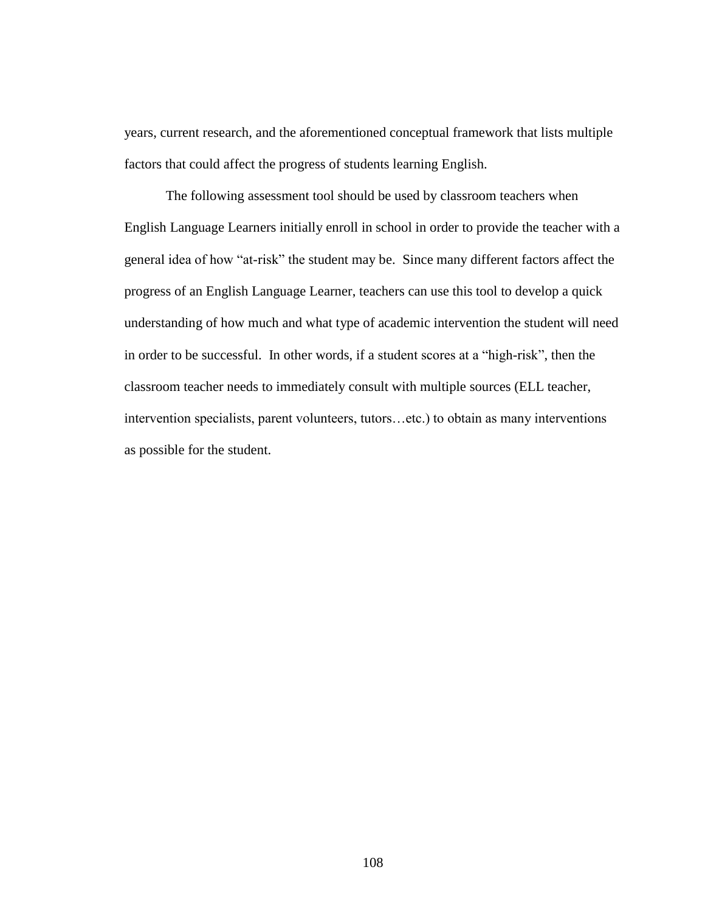years, current research, and the aforementioned conceptual framework that lists multiple factors that could affect the progress of students learning English.

The following assessment tool should be used by classroom teachers when English Language Learners initially enroll in school in order to provide the teacher with a general idea of how "at-risk" the student may be. Since many different factors affect the progress of an English Language Learner, teachers can use this tool to develop a quick understanding of how much and what type of academic intervention the student will need in order to be successful. In other words, if a student scores at a "high-risk", then the classroom teacher needs to immediately consult with multiple sources (ELL teacher, intervention specialists, parent volunteers, tutors…etc.) to obtain as many interventions as possible for the student.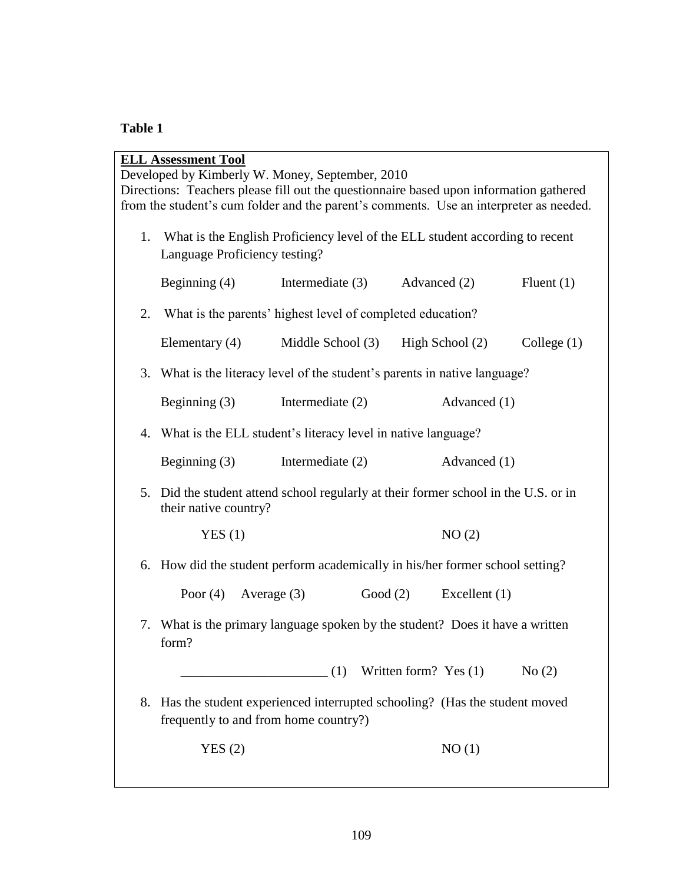**Table 1**

**<u>ELL Assessment Tool</u>**

Developed by Kimberly W. Money, September, 2010

Directions: Teachers please fill out the questionnaire based upon information gathered from the student's cum folder and the parent's comments. Use an interpreter as needed.

1. What is the English Proficiency level of the ELL student according to recent Language Proficiency testing?

   Beginning (4) Intermediate (3) Advanced (2) Fluent (1)

2. What is the parents' highest level of completed education?

   Elementary (4) Middle School (3) High School (2) College (1)

3. What is the literacy level of the student's parents in native language?

   Beginning (3) Intermediate (2) Advanced (1)

4. What is the ELL student's literacy level in native language?

   Beginning (3) Intermediate (2) Advanced (1)

5. Did the student attend school regularly at their former school in the U.S. or in their native country?

   YES (1) NO (2)

6. How did the student perform academically in his/her former school setting?

   Poor (4) Average (3) Good (2) Excellent (1)

7. What is the primary language spoken by the student? Does it have a written form?

   ______________________ (1) Written form? Yes (1) No (2)

8. Has the student experienced interrupted schooling? (Has the student moved frequently to and from home country?)

   YES (2) NO (1)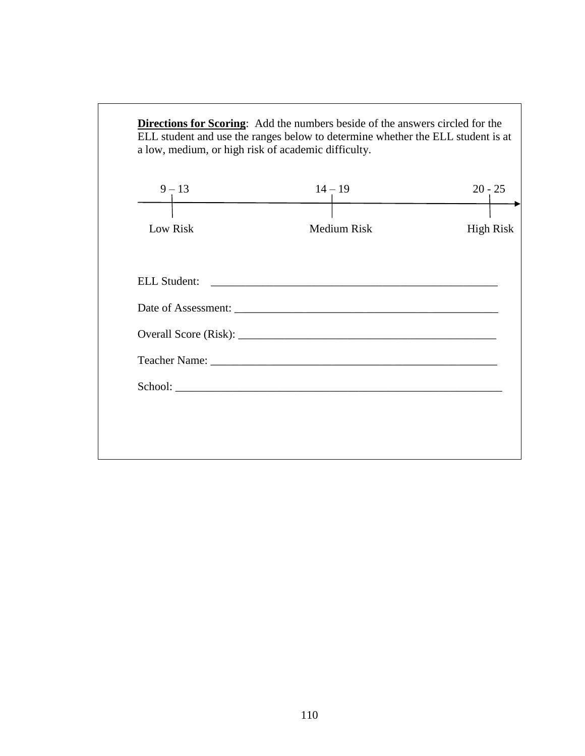**Directions for Scoring**: Add the numbers beside of the answers circled for the ELL student and use the ranges below to determine whether the ELL student is at a low, medium, or high risk of academic difficulty.

| 9 – 13 | 14 – 19 | 20 - 25 |
|---|---|---|
| Low Risk | Medium Risk | High Risk |

ELL Student: ____________________________________________________

Date of Assessment: _______________________________________________

Overall Score (Risk): _______________________________________________

Teacher Name: ___________________________________________________

School: _________________________________________________________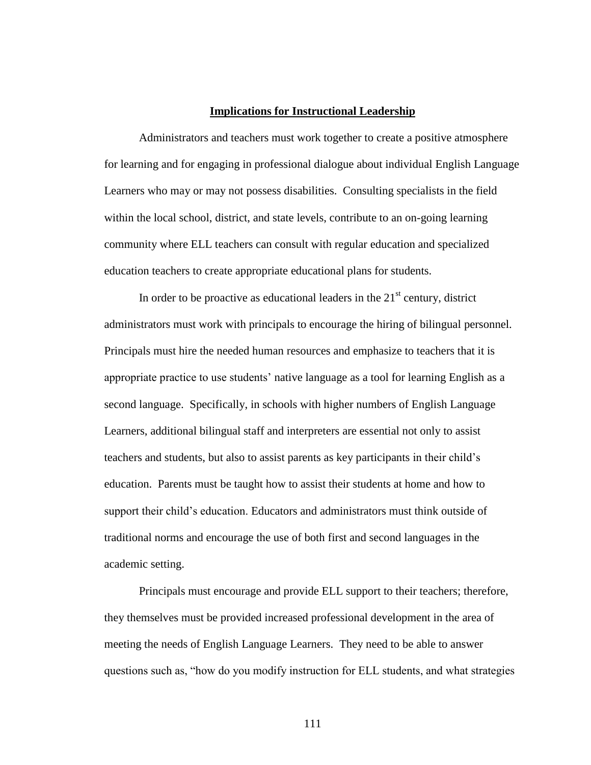## Implications for Instructional Leadership

Administrators and teachers must work together to create a positive atmosphere for learning and for engaging in professional dialogue about individual English Language Learners who may or may not possess disabilities. Consulting specialists in the field within the local school, district, and state levels, contribute to an on-going learning community where ELL teachers can consult with regular education and specialized education teachers to create appropriate educational plans for students.

In order to be proactive as educational leaders in the 21st century, district administrators must work with principals to encourage the hiring of bilingual personnel. Principals must hire the needed human resources and emphasize to teachers that it is appropriate practice to use students' native language as a tool for learning English as a second language. Specifically, in schools with higher numbers of English Language Learners, additional bilingual staff and interpreters are essential not only to assist teachers and students, but also to assist parents as key participants in their child's education. Parents must be taught how to assist their students at home and how to support their child's education. Educators and administrators must think outside of traditional norms and encourage the use of both first and second languages in the academic setting.

Principals must encourage and provide ELL support to their teachers; therefore, they themselves must be provided increased professional development in the area of meeting the needs of English Language Learners. They need to be able to answer questions such as, "how do you modify instruction for ELL students, and what strategies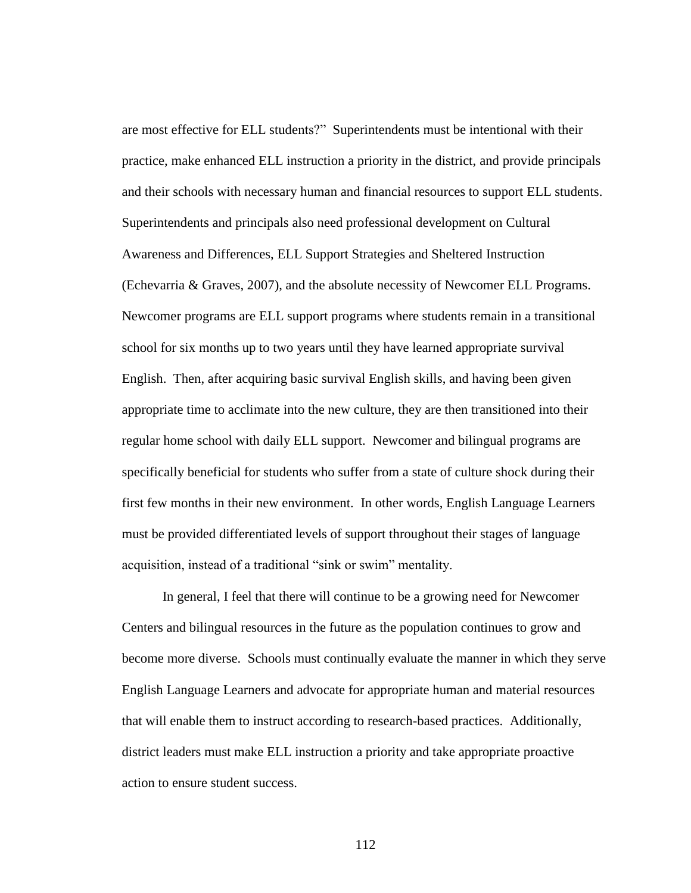are most effective for ELL students?" Superintendents must be intentional with their practice, make enhanced ELL instruction a priority in the district, and provide principals and their schools with necessary human and financial resources to support ELL students. Superintendents and principals also need professional development on Cultural Awareness and Differences, ELL Support Strategies and Sheltered Instruction (Echevarria & Graves, 2007), and the absolute necessity of Newcomer ELL Programs. Newcomer programs are ELL support programs where students remain in a transitional school for six months up to two years until they have learned appropriate survival English. Then, after acquiring basic survival English skills, and having been given appropriate time to acclimate into the new culture, they are then transitioned into their regular home school with daily ELL support. Newcomer and bilingual programs are specifically beneficial for students who suffer from a state of culture shock during their first few months in their new environment. In other words, English Language Learners must be provided differentiated levels of support throughout their stages of language acquisition, instead of a traditional "sink or swim" mentality.

In general, I feel that there will continue to be a growing need for Newcomer Centers and bilingual resources in the future as the population continues to grow and become more diverse. Schools must continually evaluate the manner in which they serve English Language Learners and advocate for appropriate human and material resources that will enable them to instruct according to research-based practices. Additionally, district leaders must make ELL instruction a priority and take appropriate proactive action to ensure student success.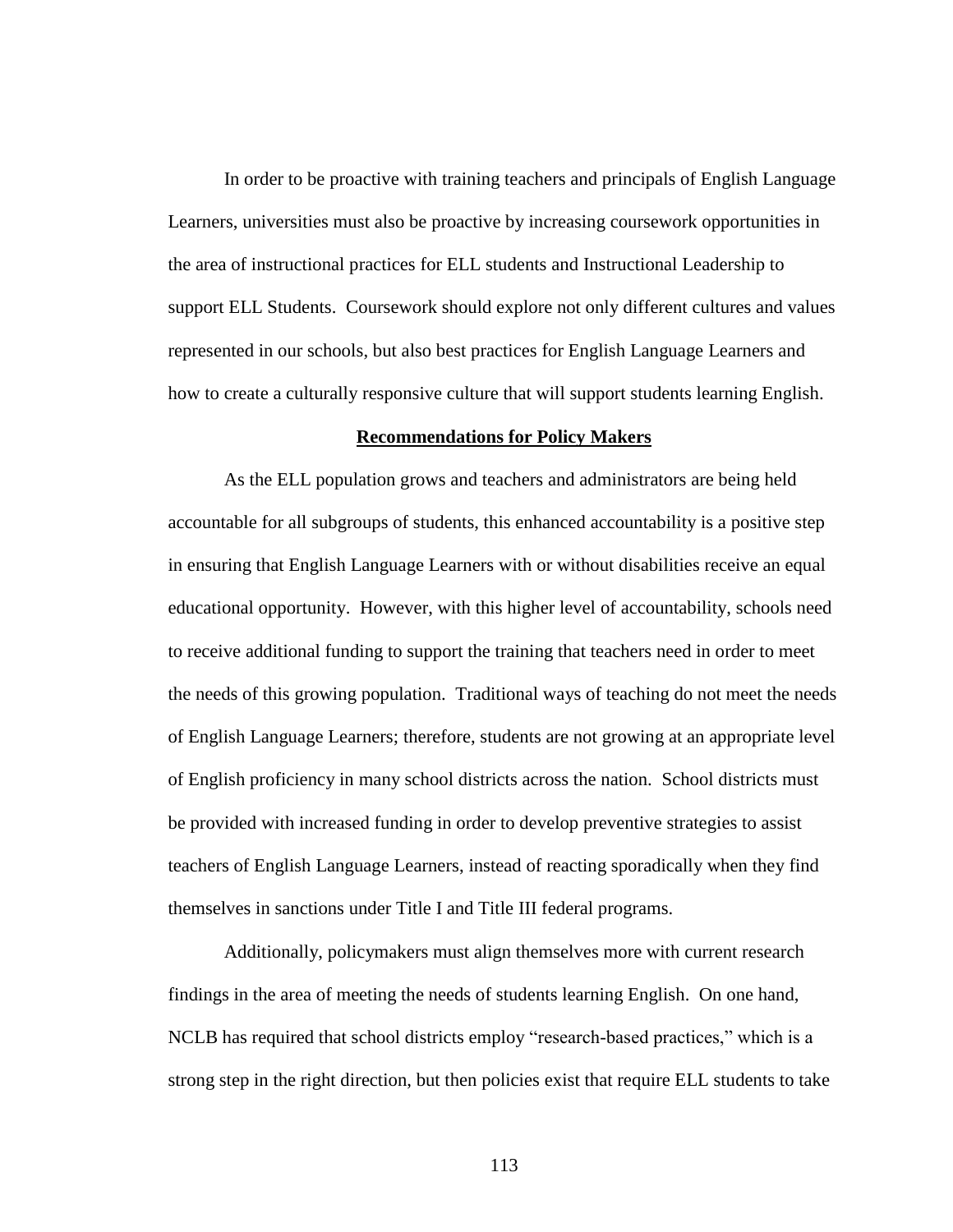In order to be proactive with training teachers and principals of English Language Learners, universities must also be proactive by increasing coursework opportunities in the area of instructional practices for ELL students and Instructional Leadership to support ELL Students. Coursework should explore not only different cultures and values represented in our schools, but also best practices for English Language Learners and how to create a culturally responsive culture that will support students learning English.

## Recommendations for Policy Makers

As the ELL population grows and teachers and administrators are being held accountable for all subgroups of students, this enhanced accountability is a positive step in ensuring that English Language Learners with or without disabilities receive an equal educational opportunity. However, with this higher level of accountability, schools need to receive additional funding to support the training that teachers need in order to meet the needs of this growing population. Traditional ways of teaching do not meet the needs of English Language Learners; therefore, students are not growing at an appropriate level of English proficiency in many school districts across the nation. School districts must be provided with increased funding in order to develop preventive strategies to assist teachers of English Language Learners, instead of reacting sporadically when they find themselves in sanctions under Title I and Title III federal programs.

Additionally, policymakers must align themselves more with current research findings in the area of meeting the needs of students learning English. On one hand, NCLB has required that school districts employ "research-based practices," which is a strong step in the right direction, but then policies exist that require ELL students to take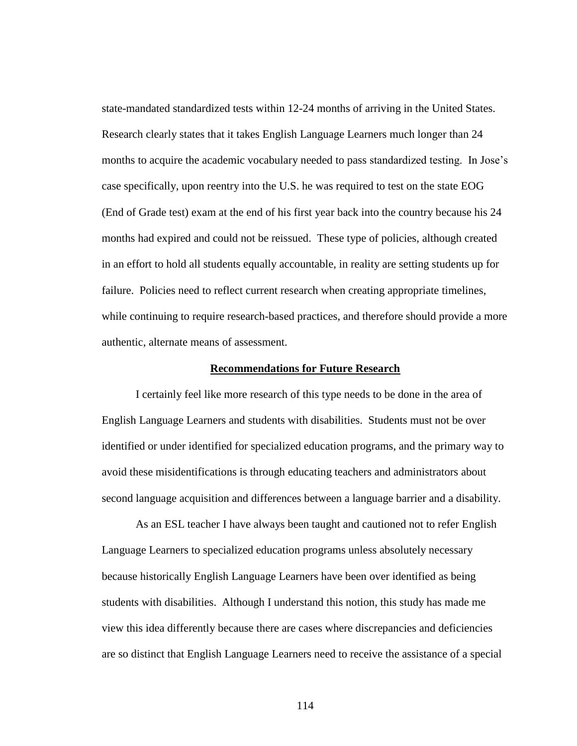state-mandated standardized tests within 12-24 months of arriving in the United States. Research clearly states that it takes English Language Learners much longer than 24 months to acquire the academic vocabulary needed to pass standardized testing. In Jose's case specifically, upon reentry into the U.S. he was required to test on the state EOG (End of Grade test) exam at the end of his first year back into the country because his 24 months had expired and could not be reissued. These type of policies, although created in an effort to hold all students equally accountable, in reality are setting students up for failure. Policies need to reflect current research when creating appropriate timelines, while continuing to require research-based practices, and therefore should provide a more authentic, alternate means of assessment.

## Recommendations for Future Research

I certainly feel like more research of this type needs to be done in the area of English Language Learners and students with disabilities. Students must not be over identified or under identified for specialized education programs, and the primary way to avoid these misidentifications is through educating teachers and administrators about second language acquisition and differences between a language barrier and a disability.

As an ESL teacher I have always been taught and cautioned not to refer English Language Learners to specialized education programs unless absolutely necessary because historically English Language Learners have been over identified as being students with disabilities. Although I understand this notion, this study has made me view this idea differently because there are cases where discrepancies and deficiencies are so distinct that English Language Learners need to receive the assistance of a special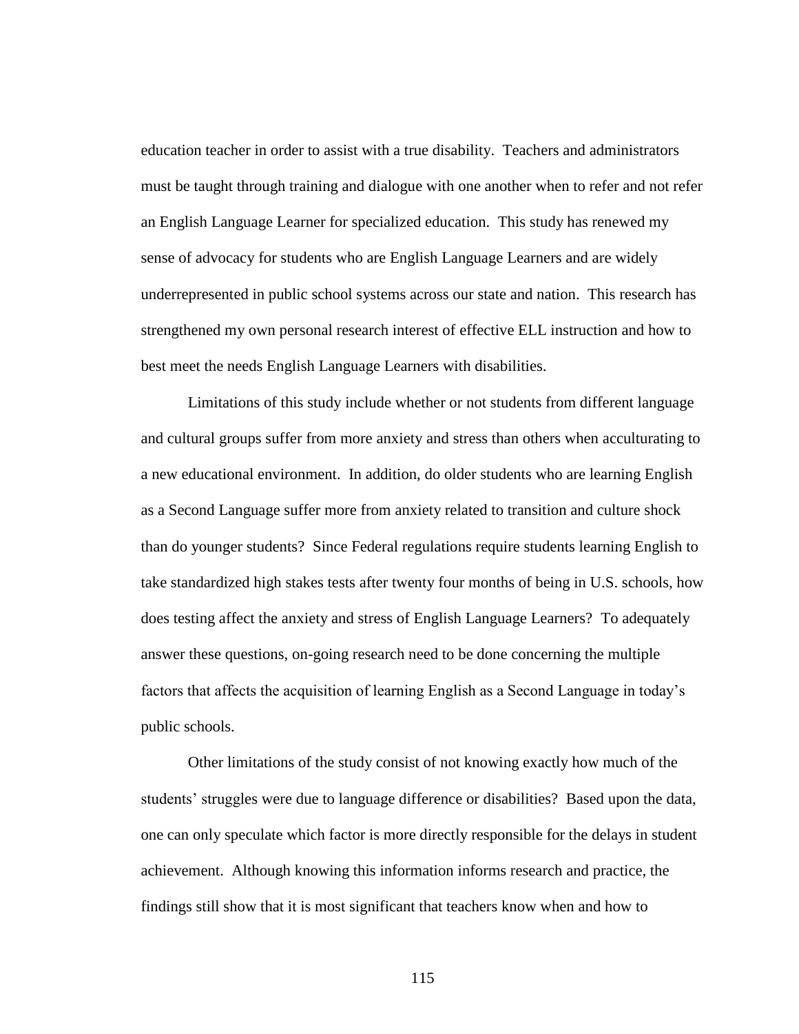education teacher in order to assist with a true disability. Teachers and administrators must be taught through training and dialogue with one another when to refer and not refer an English Language Learner for specialized education. This study has renewed my sense of advocacy for students who are English Language Learners and are widely underrepresented in public school systems across our state and nation. This research has strengthened my own personal research interest of effective ELL instruction and how to best meet the needs English Language Learners with disabilities.

Limitations of this study include whether or not students from different language and cultural groups suffer from more anxiety and stress than others when acculturating to a new educational environment. In addition, do older students who are learning English as a Second Language suffer more from anxiety related to transition and culture shock than do younger students? Since Federal regulations require students learning English to take standardized high stakes tests after twenty four months of being in U.S. schools, how does testing affect the anxiety and stress of English Language Learners? To adequately answer these questions, on-going research need to be done concerning the multiple factors that affects the acquisition of learning English as a Second Language in today's public schools.

Other limitations of the study consist of not knowing exactly how much of the students' struggles were due to language difference or disabilities? Based upon the data, one can only speculate which factor is more directly responsible for the delays in student achievement. Although knowing this information informs research and practice, the findings still show that it is most significant that teachers know when and how to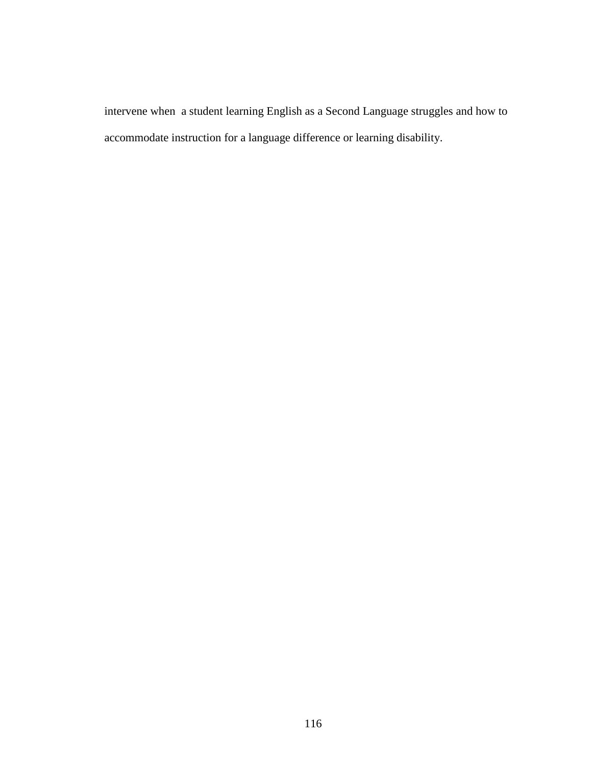intervene when a student learning English as a Second Language struggles and how to accommodate instruction for a language difference or learning disability.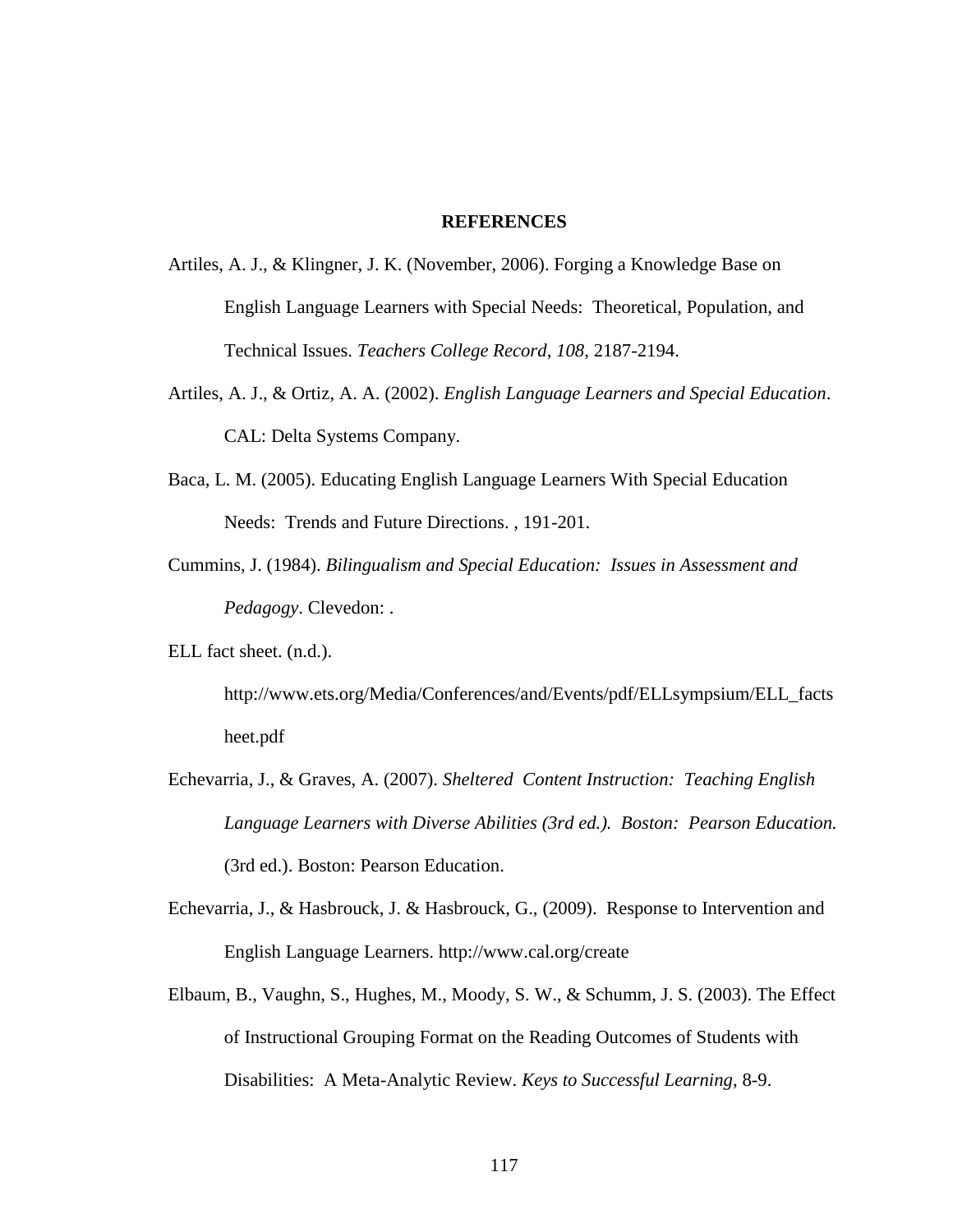# REFERENCES

Artiles, A. J., & Klingner, J. K. (November, 2006). Forging a Knowledge Base on English Language Learners with Special Needs: Theoretical, Population, and Technical Issues. *Teachers College Record*, *108*, 2187-2194.

Artiles, A. J., & Ortiz, A. A. (2002). *English Language Learners and Special Education*. CAL: Delta Systems Company.

Baca, L. M. (2005). Educating English Language Learners With Special Education Needs: Trends and Future Directions. , 191-201.

Cummins, J. (1984). *Bilingualism and Special Education: Issues in Assessment and Pedagogy*. Clevedon: .

ELL fact sheet. (n.d.). http://www.ets.org/Media/Conferences/and/Events/pdf/ELLsympsium/ELL_factsheet.pdf

Echevarria, J., & Graves, A. (2007). *Sheltered Content Instruction: Teaching English Language Learners with Diverse Abilities (3rd ed.). Boston: Pearson Education.* (3rd ed.). Boston: Pearson Education.

Echevarria, J., & Hasbrouck, J. & Hasbrouck, G., (2009). Response to Intervention and English Language Learners. http://www.cal.org/create

Elbaum, B., Vaughn, S., Hughes, M., Moody, S. W., & Schumm, J. S. (2003). The Effect of Instructional Grouping Format on the Reading Outcomes of Students with Disabilities: A Meta-Analytic Review. *Keys to Successful Learning*, 8-9.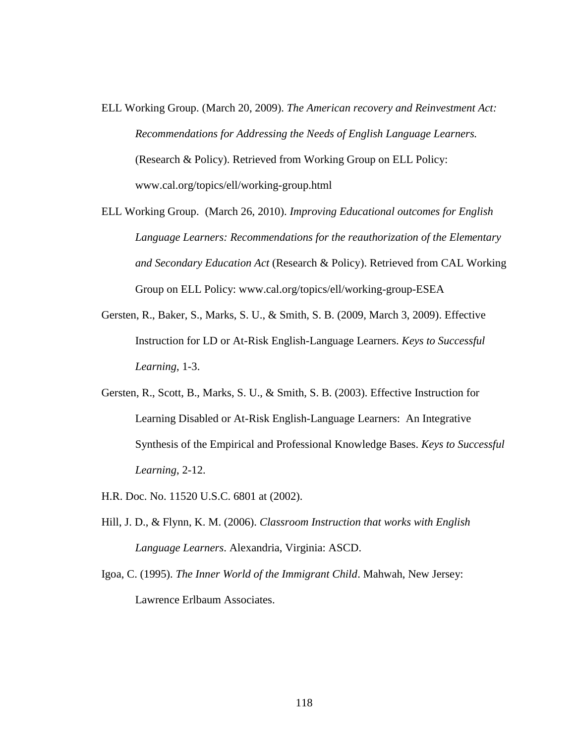ELL Working Group. (March 20, 2009). *The American recovery and Reinvestment Act: Recommendations for Addressing the Needs of English Language Learners.* (Research & Policy). Retrieved from Working Group on ELL Policy: www.cal.org/topics/ell/working-group.html

ELL Working Group. (March 26, 2010). *Improving Educational outcomes for English Language Learners: Recommendations for the reauthorization of the Elementary and Secondary Education Act* (Research & Policy). Retrieved from CAL Working Group on ELL Policy: www.cal.org/topics/ell/working-group-ESEA

Gersten, R., Baker, S., Marks, S. U., & Smith, S. B. (2009, March 3, 2009). Effective Instruction for LD or At-Risk English-Language Learners. *Keys to Successful Learning*, 1-3.

Gersten, R., Scott, B., Marks, S. U., & Smith, S. B. (2003). Effective Instruction for Learning Disabled or At-Risk English-Language Learners: An Integrative Synthesis of the Empirical and Professional Knowledge Bases. *Keys to Successful Learning*, 2-12.

H.R. Doc. No. 11520 U.S.C. 6801 at (2002).

Hill, J. D., & Flynn, K. M. (2006). *Classroom Instruction that works with English Language Learners*. Alexandria, Virginia: ASCD.

Igoa, C. (1995). *The Inner World of the Immigrant Child*. Mahwah, New Jersey: Lawrence Erlbaum Associates.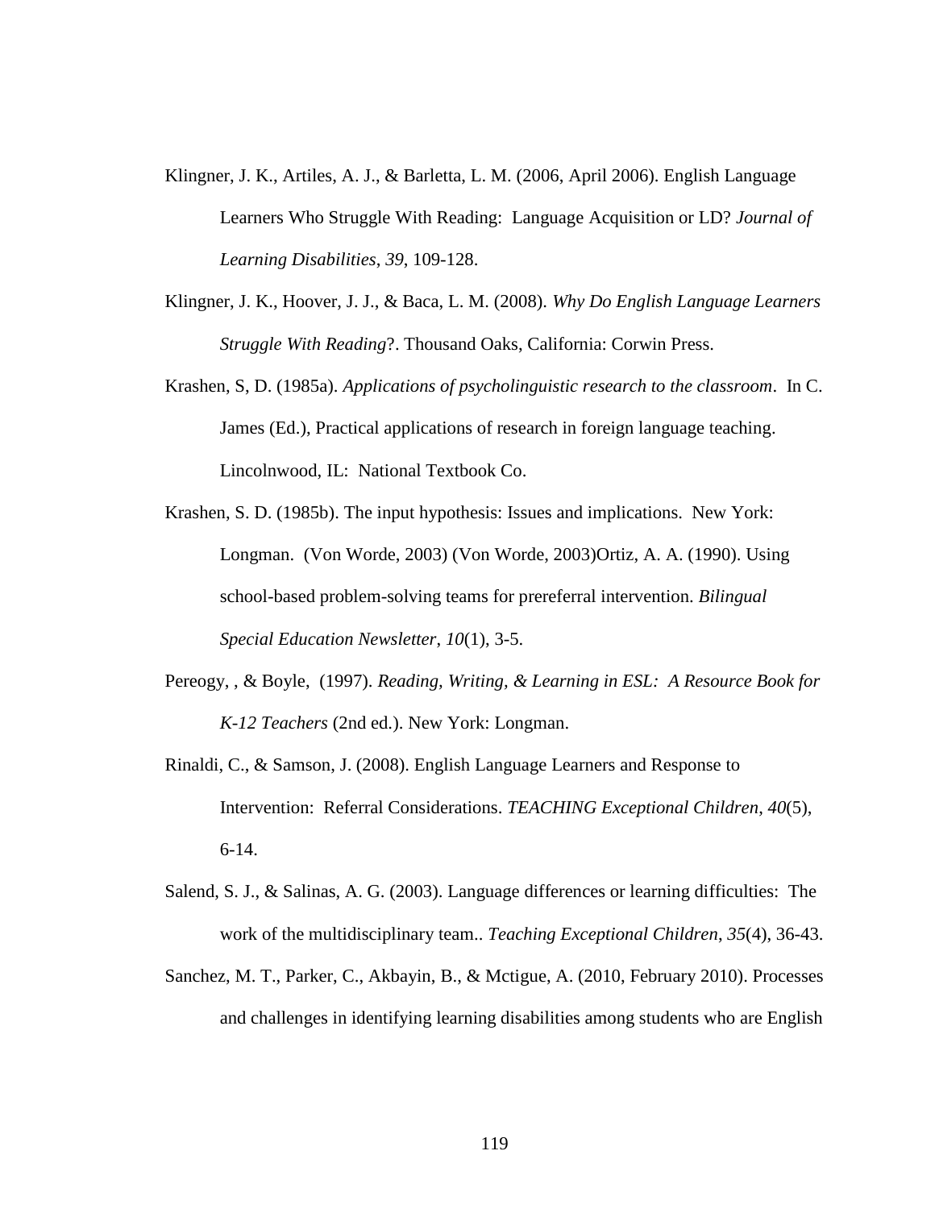Klingner, J. K., Artiles, A. J., & Barletta, L. M. (2006, April 2006). English Language Learners Who Struggle With Reading: Language Acquisition or LD? *Journal of Learning Disabilities*, *39*, 109-128.

Klingner, J. K., Hoover, J. J., & Baca, L. M. (2008). *Why Do English Language Learners Struggle With Reading*?. Thousand Oaks, California: Corwin Press.

Krashen, S, D. (1985a). *Applications of psycholinguistic research to the classroom*. In C. James (Ed.), Practical applications of research in foreign language teaching. Lincolnwood, IL: National Textbook Co.

Krashen, S. D. (1985b). The input hypothesis: Issues and implications. New York: Longman. (Von Worde, 2003) (Von Worde, 2003)Ortiz, A. A. (1990). Using school-based problem-solving teams for prereferral intervention. *Bilingual Special Education Newsletter*, *10*(1), 3-5.

Pereogy, , & Boyle, (1997). *Reading, Writing, & Learning in ESL: A Resource Book for K-12 Teachers* (2nd ed.). New York: Longman.

Rinaldi, C., & Samson, J. (2008). English Language Learners and Response to Intervention: Referral Considerations. *TEACHING Exceptional Children*, *40*(5), 6-14.

Salend, S. J., & Salinas, A. G. (2003). Language differences or learning difficulties: The work of the multidisciplinary team.. *Teaching Exceptional Children*, *35*(4), 36-43.

Sanchez, M. T., Parker, C., Akbayin, B., & Mctigue, A. (2010, February 2010). Processes and challenges in identifying learning disabilities among students who are English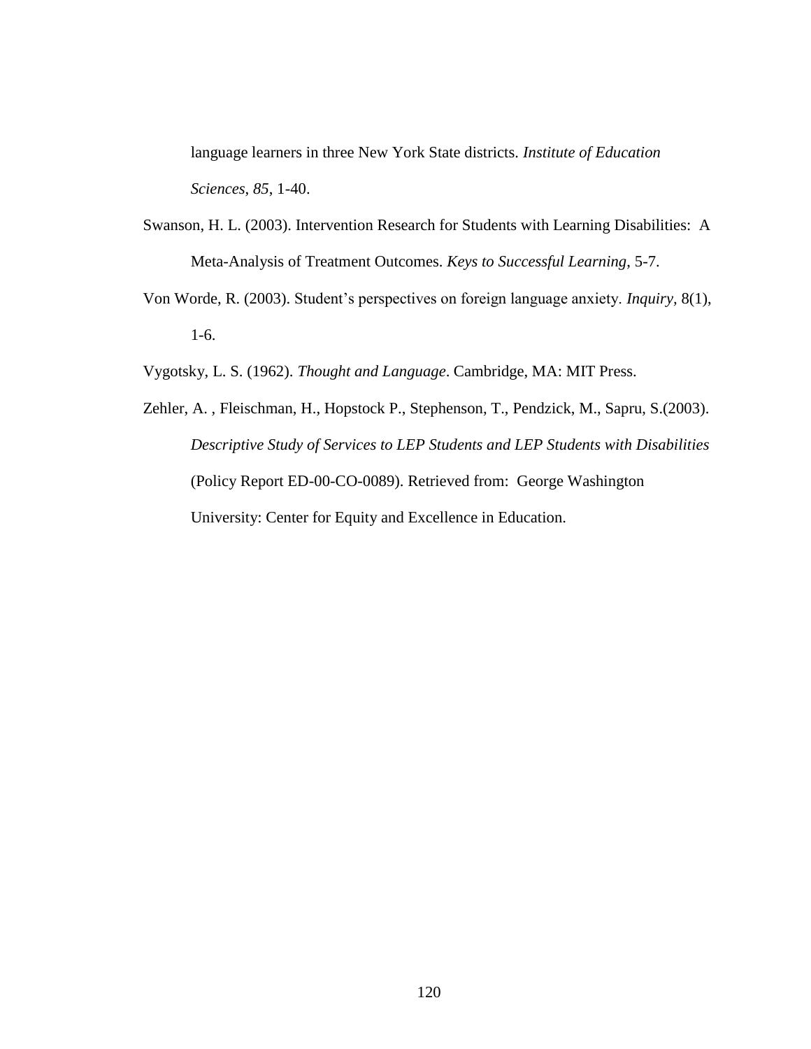language learners in three New York State districts. *Institute of Education Sciences*, *85*, 1-40.

Swanson, H. L. (2003). Intervention Research for Students with Learning Disabilities: A Meta-Analysis of Treatment Outcomes. *Keys to Successful Learning*, 5-7.

Von Worde, R. (2003). Student's perspectives on foreign language anxiety. *Inquiry,* 8(1), 1-6.

Vygotsky, L. S. (1962). *Thought and Language*. Cambridge, MA: MIT Press.

Zehler, A. , Fleischman, H., Hopstock P., Stephenson, T., Pendzick, M., Sapru, S.(2003). *Descriptive Study of Services to LEP Students and LEP Students with Disabilities* (Policy Report ED-00-CO-0089). Retrieved from: George Washington University: Center for Equity and Excellence in Education.